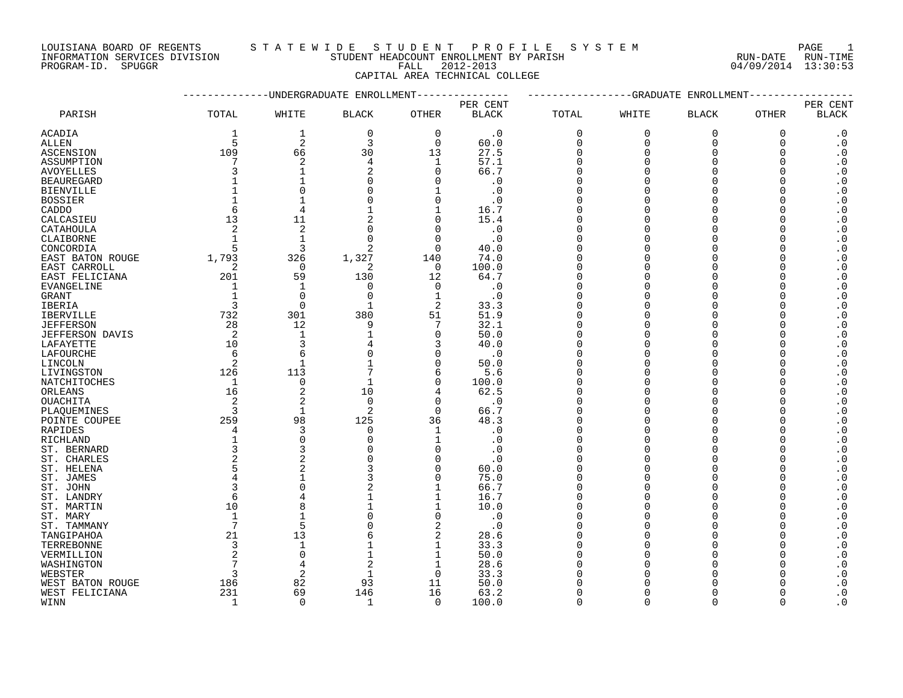LOUISIANA BOARD OF REGENTS — STATEWIDE STUDENT PROFILE SYSTEM
INFORMATION SERVICES DIVISION — STUDENT HEADCOUNT ENROLLMENT BY PARISH — RUN-DATE 04/09/2014 RUN-TIME 13:30:53
PROGRAM-ID. SPUGGR — FALL 2012-2013

CAPITAL AREA TECHNICAL COLLEGE

| | UNDERGRADUATE ENROLLMENT | | | | | GRADUATE ENROLLMENT | | | | |
|---|---|---|---|---|---|---|---|---|---|---|
| PARISH | TOTAL | WHITE | BLACK | OTHER | PER CENT BLACK | TOTAL | WHITE | BLACK | OTHER | PER CENT BLACK |
| ACADIA | 1 | 1 | 0 | 0 | .0 | 0 | 0 | 0 | 0 | .0 |
| ALLEN | 5 | 2 | 3 | 0 | 60.0 | 0 | 0 | 0 | 0 | .0 |
| ASCENSION | 109 | 66 | 30 | 13 | 27.5 | 0 | 0 | 0 | 0 | .0 |
| ASSUMPTION | 7 | 2 | 4 | 1 | 57.1 | 0 | 0 | 0 | 0 | .0 |
| AVOYELLES | 3 | 1 | 2 | 0 | 66.7 | 0 | 0 | 0 | 0 | .0 |
| BEAUREGARD | 1 | 1 | 0 | 0 | .0 | 0 | 0 | 0 | 0 | .0 |
| BIENVILLE | 1 | 0 | 0 | 1 | .0 | 0 | 0 | 0 | 0 | .0 |
| BOSSIER | 1 | 1 | 0 | 0 | .0 | 0 | 0 | 0 | 0 | .0 |
| CADDO | 6 | 4 | 1 | 1 | 16.7 | 0 | 0 | 0 | 0 | .0 |
| CALCASIEU | 13 | 11 | 2 | 0 | 15.4 | 0 | 0 | 0 | 0 | .0 |
| CATAHOULA | 2 | 2 | 0 | 0 | .0 | 0 | 0 | 0 | 0 | .0 |
| CLAIBORNE | 1 | 1 | 0 | 0 | .0 | 0 | 0 | 0 | 0 | .0 |
| CONCORDIA | 5 | 3 | 2 | 0 | 40.0 | 0 | 0 | 0 | 0 | .0 |
| EAST BATON ROUGE | 1,793 | 326 | 1,327 | 140 | 74.0 | 0 | 0 | 0 | 0 | .0 |
| EAST CARROLL | 2 | 0 | 2 | 0 | 100.0 | 0 | 0 | 0 | 0 | .0 |
| EAST FELICIANA | 201 | 59 | 130 | 12 | 64.7 | 0 | 0 | 0 | 0 | .0 |
| EVANGELINE | 1 | 1 | 0 | 0 | .0 | 0 | 0 | 0 | 0 | .0 |
| GRANT | 1 | 0 | 0 | 1 | .0 | 0 | 0 | 0 | 0 | .0 |
| IBERIA | 3 | 0 | 1 | 2 | 33.3 | 0 | 0 | 0 | 0 | .0 |
| IBERVILLE | 732 | 301 | 380 | 51 | 51.9 | 0 | 0 | 0 | 0 | .0 |
| JEFFERSON | 28 | 12 | 9 | 7 | 32.1 | 0 | 0 | 0 | 0 | .0 |
| JEFFERSON DAVIS | 2 | 1 | 1 | 0 | 50.0 | 0 | 0 | 0 | 0 | .0 |
| LAFAYETTE | 10 | 3 | 4 | 3 | 40.0 | 0 | 0 | 0 | 0 | .0 |
| LAFOURCHE | 6 | 6 | 0 | 0 | .0 | 0 | 0 | 0 | 0 | .0 |
| LINCOLN | 2 | 1 | 1 | 0 | 50.0 | 0 | 0 | 0 | 0 | .0 |
| LIVINGSTON | 126 | 113 | 7 | 6 | 5.6 | 0 | 0 | 0 | 0 | .0 |
| NATCHITOCHES | 1 | 0 | 1 | 0 | 100.0 | 0 | 0 | 0 | 0 | .0 |
| ORLEANS | 16 | 2 | 10 | 4 | 62.5 | 0 | 0 | 0 | 0 | .0 |
| OUACHITA | 2 | 2 | 0 | 0 | .0 | 0 | 0 | 0 | 0 | .0 |
| PLAQUEMINES | 3 | 1 | 2 | 0 | 66.7 | 0 | 0 | 0 | 0 | .0 |
| POINTE COUPEE | 259 | 98 | 125 | 36 | 48.3 | 0 | 0 | 0 | 0 | .0 |
| RAPIDES | 4 | 3 | 0 | 1 | .0 | 0 | 0 | 0 | 0 | .0 |
| RICHLAND | 1 | 0 | 0 | 1 | .0 | 0 | 0 | 0 | 0 | .0 |
| ST. BERNARD | 3 | 3 | 0 | 0 | .0 | 0 | 0 | 0 | 0 | .0 |
| ST. CHARLES | 2 | 2 | 0 | 0 | .0 | 0 | 0 | 0 | 0 | .0 |
| ST. HELENA | 5 | 2 | 3 | 0 | 60.0 | 0 | 0 | 0 | 0 | .0 |
| ST. JAMES | 4 | 1 | 3 | 0 | 75.0 | 0 | 0 | 0 | 0 | .0 |
| ST. JOHN | 3 | 0 | 2 | 1 | 66.7 | 0 | 0 | 0 | 0 | .0 |
| ST. LANDRY | 6 | 4 | 1 | 1 | 16.7 | 0 | 0 | 0 | 0 | .0 |
| ST. MARTIN | 10 | 8 | 1 | 1 | 10.0 | 0 | 0 | 0 | 0 | .0 |
| ST. MARY | 1 | 1 | 0 | 0 | .0 | 0 | 0 | 0 | 0 | .0 |
| ST. TAMMANY | 7 | 5 | 0 | 2 | .0 | 0 | 0 | 0 | 0 | .0 |
| TANGIPAHOA | 21 | 13 | 6 | 2 | 28.6 | 0 | 0 | 0 | 0 | .0 |
| TERREBONNE | 3 | 1 | 1 | 1 | 33.3 | 0 | 0 | 0 | 0 | .0 |
| VERMILLION | 2 | 0 | 1 | 1 | 50.0 | 0 | 0 | 0 | 0 | .0 |
| WASHINGTON | 7 | 4 | 2 | 1 | 28.6 | 0 | 0 | 0 | 0 | .0 |
| WEBSTER | 3 | 2 | 1 | 0 | 33.3 | 0 | 0 | 0 | 0 | .0 |
| WEST BATON ROUGE | 186 | 82 | 93 | 11 | 50.0 | 0 | 0 | 0 | 0 | .0 |
| WEST FELICIANA | 231 | 69 | 146 | 16 | 63.2 | 0 | 0 | 0 | 0 | .0 |
| WINN | 1 | 0 | 1 | 0 | 100.0 | 0 | 0 | 0 | 0 | .0 |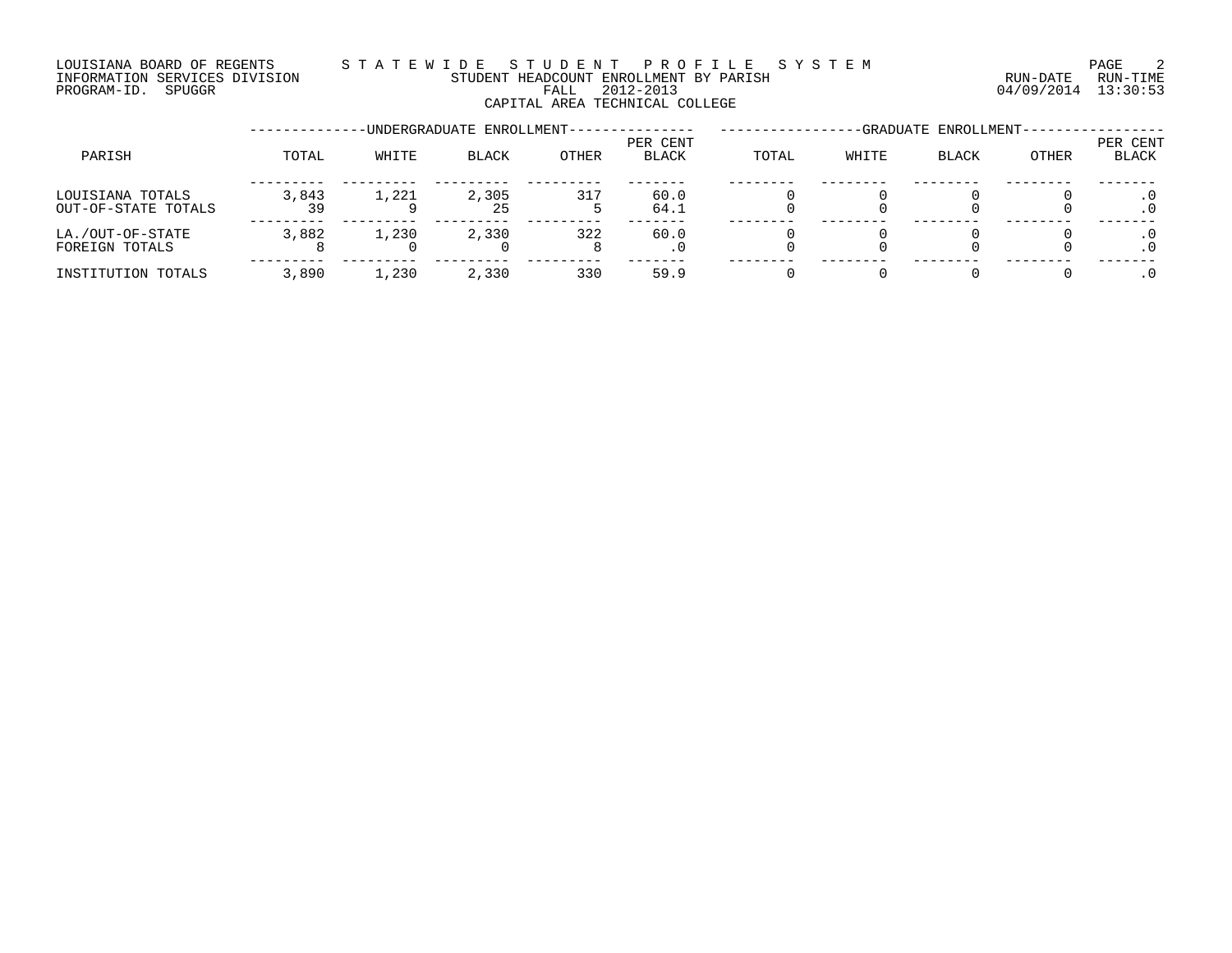LOUISIANA BOARD OF REGENTS — STATEWIDE STUDENT PROFILE SYSTEM
INFORMATION SERVICES DIVISION — STUDENT HEADCOUNT ENROLLMENT BY PARISH — RUN-DATE 04/09/2014 RUN-TIME 13:30:53
PROGRAM-ID. SPUGGR — FALL 2012-2013

## CAPITAL AREA TECHNICAL COLLEGE

| PARISH | UNDERGRADUATE ENROLLMENT TOTAL | WHITE | BLACK | OTHER | PER CENT BLACK | GRADUATE ENROLLMENT TOTAL | WHITE | BLACK | OTHER | PER CENT BLACK |
|---|---|---|---|---|---|---|---|---|---|---|
| LOUISIANA TOTALS | 3,843 | 1,221 | 2,305 | 317 | 60.0 | 0 | 0 | 0 | 0 | .0 |
| OUT-OF-STATE TOTALS | 39 | 9 | 25 | 5 | 64.1 | 0 | 0 | 0 | 0 | .0 |
| LA./OUT-OF-STATE | 3,882 | 1,230 | 2,330 | 322 | 60.0 | 0 | 0 | 0 | 0 | .0 |
| FOREIGN TOTALS | 8 | 0 | 0 | 8 | .0 | 0 | 0 | 0 | 0 | .0 |
| INSTITUTION TOTALS | 3,890 | 1,230 | 2,330 | 330 | 59.9 | 0 | 0 | 0 | 0 | .0 |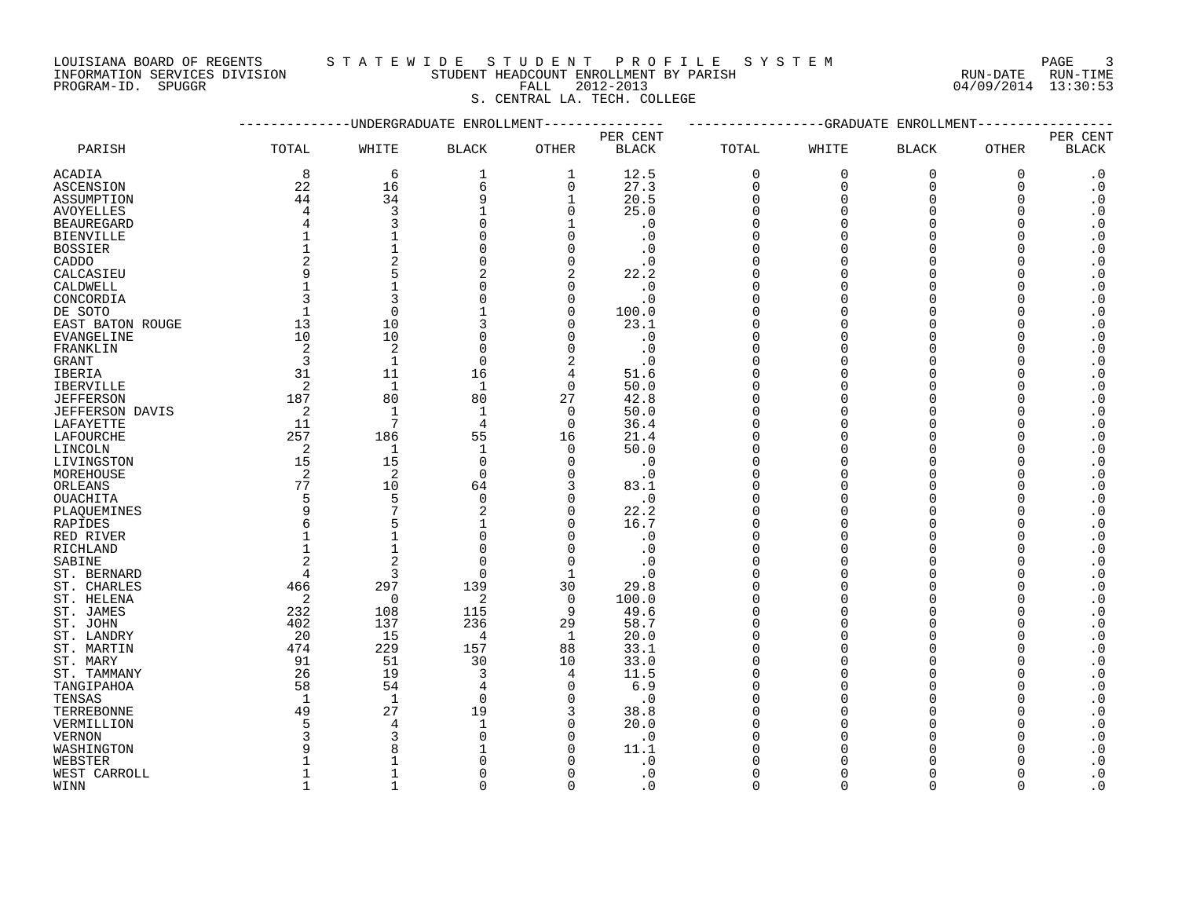LOUISIANA BOARD OF REGENTS — S T A T E W I D E   S T U D E N T   P R O F I L E   S Y S T E M
INFORMATION SERVICES DIVISION — STUDENT HEADCOUNT ENROLLMENT BY PARISH — RUN-DATE 04/09/2014 RUN-TIME 13:30:53
PROGRAM-ID. SPUGGR — FALL 2012-2013

S. CENTRAL LA. TECH. COLLEGE

| | UNDERGRADUATE ENROLLMENT | | | | | GRADUATE ENROLLMENT | | | | |
|---|---|---|---|---|---|---|---|---|---|---|
| PARISH | TOTAL | WHITE | BLACK | OTHER | PER CENT BLACK | TOTAL | WHITE | BLACK | OTHER | PER CENT BLACK |
| ACADIA | 8 | 6 | 1 | 1 | 12.5 | 0 | 0 | 0 | 0 | .0 |
| ASCENSION | 22 | 16 | 6 | 0 | 27.3 | 0 | 0 | 0 | 0 | .0 |
| ASSUMPTION | 44 | 34 | 9 | 1 | 20.5 | 0 | 0 | 0 | 0 | .0 |
| AVOYELLES | 4 | 3 | 1 | 0 | 25.0 | 0 | 0 | 0 | 0 | .0 |
| BEAUREGARD | 4 | 3 | 0 | 1 | .0 | 0 | 0 | 0 | 0 | .0 |
| BIENVILLE | 1 | 1 | 0 | 0 | .0 | 0 | 0 | 0 | 0 | .0 |
| BOSSIER | 1 | 1 | 0 | 0 | .0 | 0 | 0 | 0 | 0 | .0 |
| CADDO | 2 | 2 | 0 | 0 | .0 | 0 | 0 | 0 | 0 | .0 |
| CALCASIEU | 9 | 5 | 2 | 2 | 22.2 | 0 | 0 | 0 | 0 | .0 |
| CALDWELL | 1 | 1 | 0 | 0 | .0 | 0 | 0 | 0 | 0 | .0 |
| CONCORDIA | 3 | 3 | 0 | 0 | .0 | 0 | 0 | 0 | 0 | .0 |
| DE SOTO | 1 | 0 | 1 | 0 | 100.0 | 0 | 0 | 0 | 0 | .0 |
| EAST BATON ROUGE | 13 | 10 | 3 | 0 | 23.1 | 0 | 0 | 0 | 0 | .0 |
| EVANGELINE | 10 | 10 | 0 | 0 | .0 | 0 | 0 | 0 | 0 | .0 |
| FRANKLIN | 2 | 2 | 0 | 0 | .0 | 0 | 0 | 0 | 0 | .0 |
| GRANT | 3 | 1 | 0 | 2 | .0 | 0 | 0 | 0 | 0 | .0 |
| IBERIA | 31 | 11 | 16 | 4 | 51.6 | 0 | 0 | 0 | 0 | .0 |
| IBERVILLE | 2 | 1 | 1 | 0 | 50.0 | 0 | 0 | 0 | 0 | .0 |
| JEFFERSON | 187 | 80 | 80 | 27 | 42.8 | 0 | 0 | 0 | 0 | .0 |
| JEFFERSON DAVIS | 2 | 1 | 1 | 0 | 50.0 | 0 | 0 | 0 | 0 | .0 |
| LAFAYETTE | 11 | 7 | 4 | 0 | 36.4 | 0 | 0 | 0 | 0 | .0 |
| LAFOURCHE | 257 | 186 | 55 | 16 | 21.4 | 0 | 0 | 0 | 0 | .0 |
| LINCOLN | 2 | 1 | 1 | 0 | 50.0 | 0 | 0 | 0 | 0 | .0 |
| LIVINGSTON | 15 | 15 | 0 | 0 | .0 | 0 | 0 | 0 | 0 | .0 |
| MOREHOUSE | 2 | 2 | 0 | 0 | .0 | 0 | 0 | 0 | 0 | .0 |
| ORLEANS | 77 | 10 | 64 | 3 | 83.1 | 0 | 0 | 0 | 0 | .0 |
| OUACHITA | 5 | 5 | 0 | 0 | .0 | 0 | 0 | 0 | 0 | .0 |
| PLAQUEMINES | 9 | 7 | 2 | 0 | 22.2 | 0 | 0 | 0 | 0 | .0 |
| RAPIDES | 6 | 5 | 1 | 0 | 16.7 | 0 | 0 | 0 | 0 | .0 |
| RED RIVER | 1 | 1 | 0 | 0 | .0 | 0 | 0 | 0 | 0 | .0 |
| RICHLAND | 1 | 1 | 0 | 0 | .0 | 0 | 0 | 0 | 0 | .0 |
| SABINE | 2 | 2 | 0 | 0 | .0 | 0 | 0 | 0 | 0 | .0 |
| ST. BERNARD | 4 | 3 | 0 | 1 | .0 | 0 | 0 | 0 | 0 | .0 |
| ST. CHARLES | 466 | 297 | 139 | 30 | 29.8 | 0 | 0 | 0 | 0 | .0 |
| ST. HELENA | 2 | 0 | 2 | 0 | 100.0 | 0 | 0 | 0 | 0 | .0 |
| ST. JAMES | 232 | 108 | 115 | 9 | 49.6 | 0 | 0 | 0 | 0 | .0 |
| ST. JOHN | 402 | 137 | 236 | 29 | 58.7 | 0 | 0 | 0 | 0 | .0 |
| ST. LANDRY | 20 | 15 | 4 | 1 | 20.0 | 0 | 0 | 0 | 0 | .0 |
| ST. MARTIN | 474 | 229 | 157 | 88 | 33.1 | 0 | 0 | 0 | 0 | .0 |
| ST. MARY | 91 | 51 | 30 | 10 | 33.0 | 0 | 0 | 0 | 0 | .0 |
| ST. TAMMANY | 26 | 19 | 3 | 4 | 11.5 | 0 | 0 | 0 | 0 | .0 |
| TANGIPAHOA | 58 | 54 | 4 | 0 | 6.9 | 0 | 0 | 0 | 0 | .0 |
| TENSAS | 1 | 1 | 0 | 0 | .0 | 0 | 0 | 0 | 0 | .0 |
| TERREBONNE | 49 | 27 | 19 | 3 | 38.8 | 0 | 0 | 0 | 0 | .0 |
| VERMILLION | 5 | 4 | 1 | 0 | 20.0 | 0 | 0 | 0 | 0 | .0 |
| VERNON | 3 | 3 | 0 | 0 | .0 | 0 | 0 | 0 | 0 | .0 |
| WASHINGTON | 9 | 8 | 1 | 0 | 11.1 | 0 | 0 | 0 | 0 | .0 |
| WEBSTER | 1 | 1 | 0 | 0 | .0 | 0 | 0 | 0 | 0 | .0 |
| WEST CARROLL | 1 | 1 | 0 | 0 | .0 | 0 | 0 | 0 | 0 | .0 |
| WINN | 1 | 1 | 0 | 0 | .0 | 0 | 0 | 0 | 0 | .0 |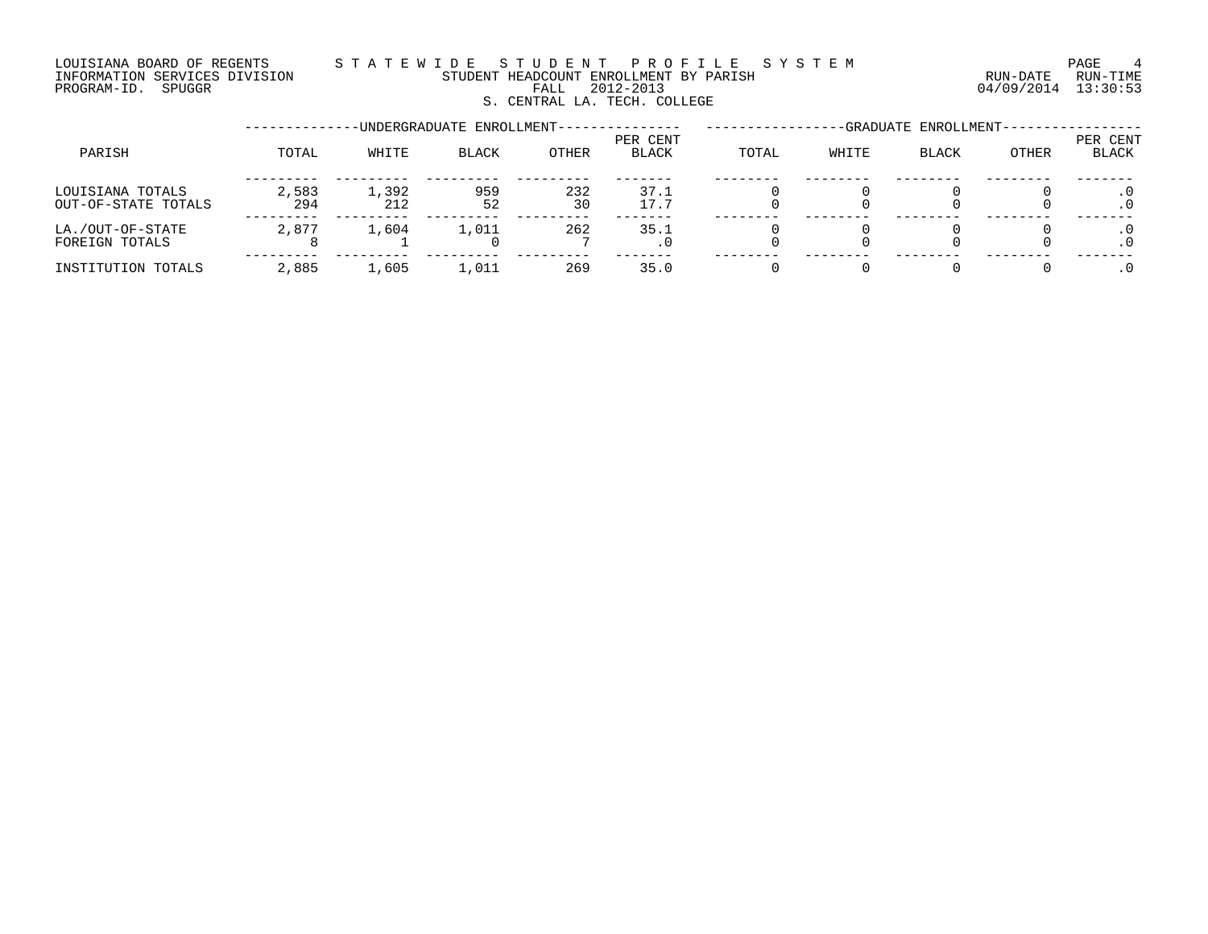LOUISIANA BOARD OF REGENTS — STATEWIDE STUDENT PROFILE SYSTEM
INFORMATION SERVICES DIVISION — STUDENT HEADCOUNT ENROLLMENT BY PARISH
PROGRAM-ID. SPUGGR — FALL 2012-2013 — RUN-DATE 04/09/2014 RUN-TIME 13:30:53

S. CENTRAL LA. TECH. COLLEGE

| PARISH | UNDERGRADUATE ENROLLMENT | | | | | GRADUATE ENROLLMENT | | | | |
|---|---|---|---|---|---|---|---|---|---|---|
| | TOTAL | WHITE | BLACK | OTHER | PER CENT BLACK | TOTAL | WHITE | BLACK | OTHER | PER CENT BLACK |
| LOUISIANA TOTALS | 2,583 | 1,392 | 959 | 232 | 37.1 | 0 | 0 | 0 | 0 | .0 |
| OUT-OF-STATE TOTALS | 294 | 212 | 52 | 30 | 17.7 | 0 | 0 | 0 | 0 | .0 |
| LA./OUT-OF-STATE | 2,877 | 1,604 | 1,011 | 262 | 35.1 | 0 | 0 | 0 | 0 | .0 |
| FOREIGN TOTALS | 8 | 1 | 0 | 7 | .0 | 0 | 0 | 0 | 0 | .0 |
| INSTITUTION TOTALS | 2,885 | 1,605 | 1,011 | 269 | 35.0 | 0 | 0 | 0 | 0 | .0 |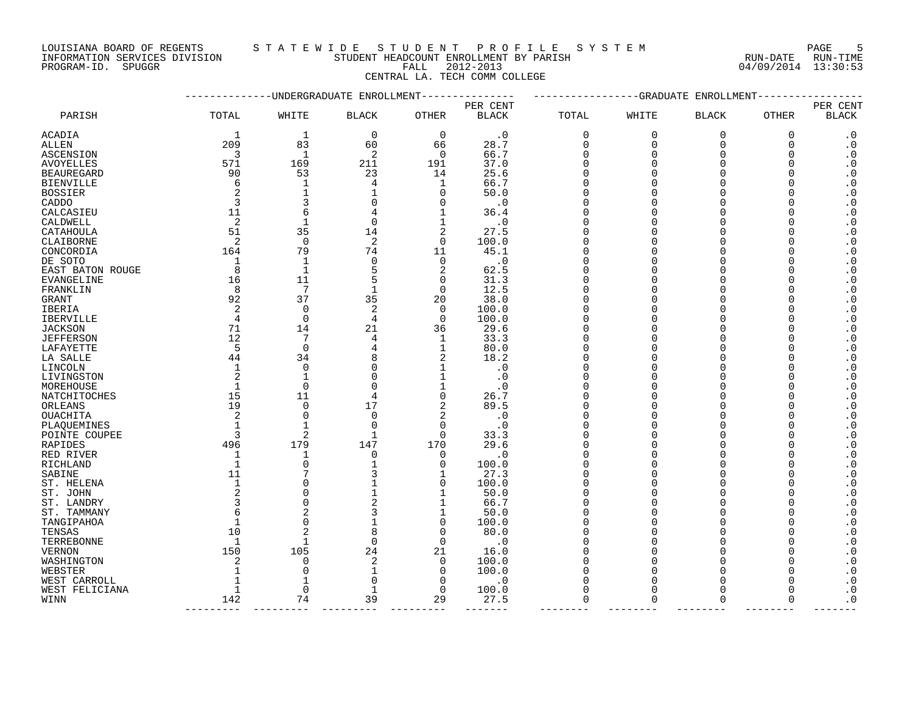LOUISIANA BOARD OF REGENTS — S T A T E W I D E  S T U D E N T  P R O F I L E  S Y S T E M

INFORMATION SERVICES DIVISION — STUDENT HEADCOUNT ENROLLMENT BY PARISH — RUN-DATE 04/09/2014 RUN-TIME 13:30:53

PROGRAM-ID. SPUGGR — FALL 2012-2013

CENTRAL LA. TECH COMM COLLEGE

| PARISH | UNDERGRADUATE ENROLLMENT TOTAL | WHITE | BLACK | OTHER | PER CENT BLACK | GRADUATE ENROLLMENT TOTAL | WHITE | BLACK | OTHER | PER CENT BLACK |
|---|---|---|---|---|---|---|---|---|---|---|
| ACADIA | 1 | 1 | 0 | 0 | .0 | 0 | 0 | 0 | 0 | .0 |
| ALLEN | 209 | 83 | 60 | 66 | 28.7 | 0 | 0 | 0 | 0 | .0 |
| ASCENSION | 3 | 1 | 2 | 0 | 66.7 | 0 | 0 | 0 | 0 | .0 |
| AVOYELLES | 571 | 169 | 211 | 191 | 37.0 | 0 | 0 | 0 | 0 | .0 |
| BEAUREGARD | 90 | 53 | 23 | 14 | 25.6 | 0 | 0 | 0 | 0 | .0 |
| BIENVILLE | 6 | 1 | 4 | 1 | 66.7 | 0 | 0 | 0 | 0 | .0 |
| BOSSIER | 2 | 1 | 1 | 0 | 50.0 | 0 | 0 | 0 | 0 | .0 |
| CADDO | 3 | 3 | 0 | 0 | .0 | 0 | 0 | 0 | 0 | .0 |
| CALCASIEU | 11 | 6 | 4 | 1 | 36.4 | 0 | 0 | 0 | 0 | .0 |
| CALDWELL | 2 | 1 | 0 | 1 | .0 | 0 | 0 | 0 | 0 | .0 |
| CATAHOULA | 51 | 35 | 14 | 2 | 27.5 | 0 | 0 | 0 | 0 | .0 |
| CLAIBORNE | 2 | 0 | 2 | 0 | 100.0 | 0 | 0 | 0 | 0 | .0 |
| CONCORDIA | 164 | 79 | 74 | 11 | 45.1 | 0 | 0 | 0 | 0 | .0 |
| DE SOTO | 1 | 1 | 0 | 0 | .0 | 0 | 0 | 0 | 0 | .0 |
| EAST BATON ROUGE | 8 | 1 | 5 | 2 | 62.5 | 0 | 0 | 0 | 0 | .0 |
| EVANGELINE | 16 | 11 | 5 | 0 | 31.3 | 0 | 0 | 0 | 0 | .0 |
| FRANKLIN | 8 | 7 | 1 | 0 | 12.5 | 0 | 0 | 0 | 0 | .0 |
| GRANT | 92 | 37 | 35 | 20 | 38.0 | 0 | 0 | 0 | 0 | .0 |
| IBERIA | 2 | 0 | 2 | 0 | 100.0 | 0 | 0 | 0 | 0 | .0 |
| IBERVILLE | 4 | 0 | 4 | 0 | 100.0 | 0 | 0 | 0 | 0 | .0 |
| JACKSON | 71 | 14 | 21 | 36 | 29.6 | 0 | 0 | 0 | 0 | .0 |
| JEFFERSON | 12 | 7 | 4 | 1 | 33.3 | 0 | 0 | 0 | 0 | .0 |
| LAFAYETTE | 5 | 0 | 4 | 1 | 80.0 | 0 | 0 | 0 | 0 | .0 |
| LA SALLE | 44 | 34 | 8 | 2 | 18.2 | 0 | 0 | 0 | 0 | .0 |
| LINCOLN | 1 | 0 | 0 | 1 | .0 | 0 | 0 | 0 | 0 | .0 |
| LIVINGSTON | 2 | 1 | 0 | 1 | .0 | 0 | 0 | 0 | 0 | .0 |
| MOREHOUSE | 1 | 0 | 0 | 1 | .0 | 0 | 0 | 0 | 0 | .0 |
| NATCHITOCHES | 15 | 11 | 4 | 0 | 26.7 | 0 | 0 | 0 | 0 | .0 |
| ORLEANS | 19 | 0 | 17 | 2 | 89.5 | 0 | 0 | 0 | 0 | .0 |
| OUACHITA | 2 | 0 | 0 | 2 | .0 | 0 | 0 | 0 | 0 | .0 |
| PLAQUEMINES | 1 | 1 | 0 | 0 | .0 | 0 | 0 | 0 | 0 | .0 |
| POINTE COUPEE | 3 | 2 | 1 | 0 | 33.3 | 0 | 0 | 0 | 0 | .0 |
| RAPIDES | 496 | 179 | 147 | 170 | 29.6 | 0 | 0 | 0 | 0 | .0 |
| RED RIVER | 1 | 1 | 0 | 0 | .0 | 0 | 0 | 0 | 0 | .0 |
| RICHLAND | 1 | 0 | 1 | 0 | 100.0 | 0 | 0 | 0 | 0 | .0 |
| SABINE | 11 | 7 | 3 | 1 | 27.3 | 0 | 0 | 0 | 0 | .0 |
| ST. HELENA | 1 | 0 | 1 | 0 | 100.0 | 0 | 0 | 0 | 0 | .0 |
| ST. JOHN | 2 | 0 | 1 | 1 | 50.0 | 0 | 0 | 0 | 0 | .0 |
| ST. LANDRY | 3 | 0 | 2 | 1 | 66.7 | 0 | 0 | 0 | 0 | .0 |
| ST. TAMMANY | 6 | 2 | 3 | 1 | 50.0 | 0 | 0 | 0 | 0 | .0 |
| TANGIPAHOA | 1 | 0 | 1 | 0 | 100.0 | 0 | 0 | 0 | 0 | .0 |
| TENSAS | 10 | 2 | 8 | 0 | 80.0 | 0 | 0 | 0 | 0 | .0 |
| TERREBONNE | 1 | 1 | 0 | 0 | .0 | 0 | 0 | 0 | 0 | .0 |
| VERNON | 150 | 105 | 24 | 21 | 16.0 | 0 | 0 | 0 | 0 | .0 |
| WASHINGTON | 2 | 0 | 2 | 0 | 100.0 | 0 | 0 | 0 | 0 | .0 |
| WEBSTER | 1 | 0 | 1 | 0 | 100.0 | 0 | 0 | 0 | 0 | .0 |
| WEST CARROLL | 1 | 1 | 0 | 0 | .0 | 0 | 0 | 0 | 0 | .0 |
| WEST FELICIANA | 1 | 0 | 1 | 0 | 100.0 | 0 | 0 | 0 | 0 | .0 |
| WINN | 142 | 74 | 39 | 29 | 27.5 | 0 | 0 | 0 | 0 | .0 |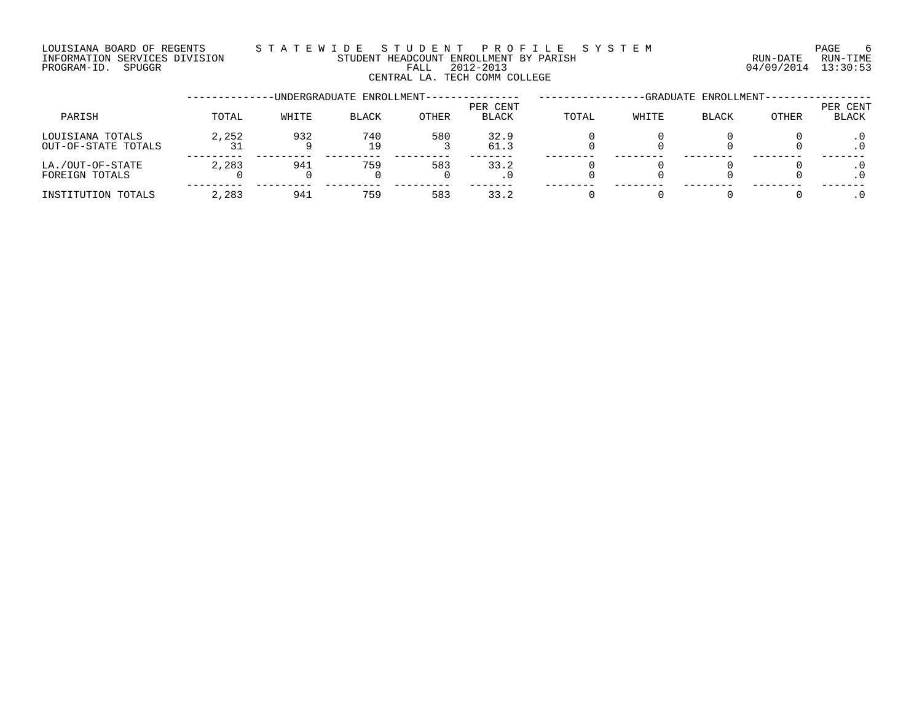LOUISIANA BOARD OF REGENTS — STATEWIDE STUDENT PROFILE SYSTEM

INFORMATION SERVICES DIVISION — STUDENT HEADCOUNT ENROLLMENT BY PARISH — RUN-DATE 04/09/2014 RUN-TIME 13:30:53

PROGRAM-ID. SPUGGR — FALL 2012-2013

CENTRAL LA. TECH COMM COLLEGE

| PARISH | UNDERGRADUATE ENROLLMENT | | | | | GRADUATE ENROLLMENT | | | | |
|---|---|---|---|---|---|---|---|---|---|---|
| | TOTAL | WHITE | BLACK | OTHER | PER CENT BLACK | TOTAL | WHITE | BLACK | OTHER | PER CENT BLACK |
| LOUISIANA TOTALS | 2,252 | 932 | 740 | 580 | 32.9 | 0 | 0 | 0 | 0 | .0 |
| OUT-OF-STATE TOTALS | 31 | 9 | 19 | 3 | 61.3 | 0 | 0 | 0 | 0 | .0 |
| LA./OUT-OF-STATE | 2,283 | 941 | 759 | 583 | 33.2 | 0 | 0 | 0 | 0 | .0 |
| FOREIGN TOTALS | 0 | 0 | 0 | 0 | .0 | 0 | 0 | 0 | 0 | .0 |
| INSTITUTION TOTALS | 2,283 | 941 | 759 | 583 | 33.2 | 0 | 0 | 0 | 0 | .0 |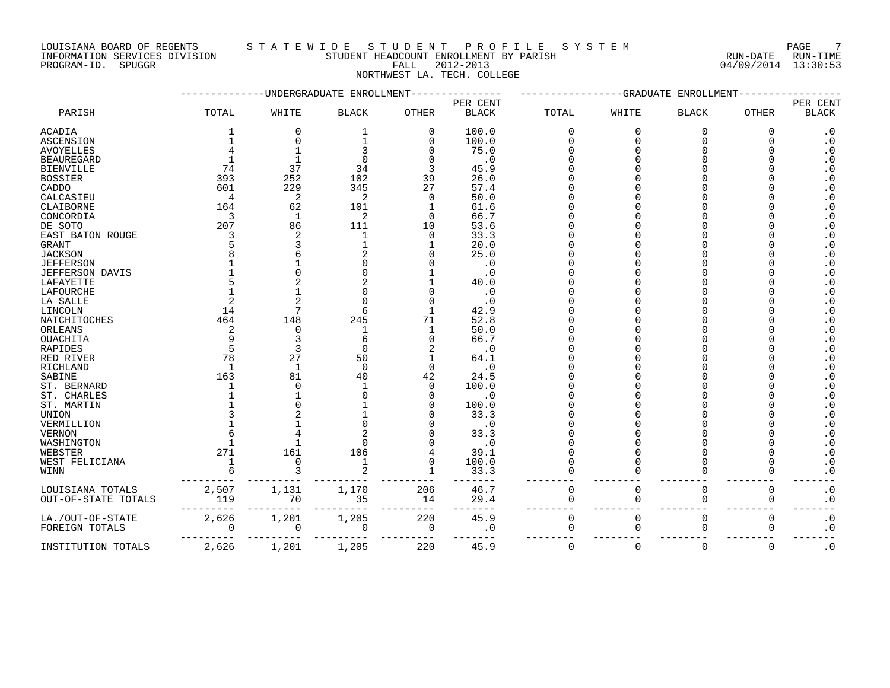LOUISIANA BOARD OF REGENTS — STATEWIDE STUDENT PROFILE SYSTEM
INFORMATION SERVICES DIVISION — STUDENT HEADCOUNT ENROLLMENT BY PARISH — RUN-DATE 04/09/2014 RUN-TIME 13:30:53
PROGRAM-ID. SPUGGR — FALL 2012-2013

NORTHWEST LA. TECH. COLLEGE

| PARISH | UNDERGRADUATE ENROLLMENT TOTAL | WHITE | BLACK | OTHER | PER CENT BLACK | GRADUATE ENROLLMENT TOTAL | WHITE | BLACK | OTHER | PER CENT BLACK |
|---|---|---|---|---|---|---|---|---|---|---|
| ACADIA | 1 | 0 | 1 | 0 | 100.0 | 0 | 0 | 0 | 0 | .0 |
| ASCENSION | 1 | 0 | 1 | 0 | 100.0 | 0 | 0 | 0 | 0 | .0 |
| AVOYELLES | 4 | 1 | 3 | 0 | 75.0 | 0 | 0 | 0 | 0 | .0 |
| BEAUREGARD | 1 | 1 | 0 | 0 | .0 | 0 | 0 | 0 | 0 | .0 |
| BIENVILLE | 74 | 37 | 34 | 3 | 45.9 | 0 | 0 | 0 | 0 | .0 |
| BOSSIER | 393 | 252 | 102 | 39 | 26.0 | 0 | 0 | 0 | 0 | .0 |
| CADDO | 601 | 229 | 345 | 27 | 57.4 | 0 | 0 | 0 | 0 | .0 |
| CALCASIEU | 4 | 2 | 2 | 0 | 50.0 | 0 | 0 | 0 | 0 | .0 |
| CLAIBORNE | 164 | 62 | 101 | 1 | 61.6 | 0 | 0 | 0 | 0 | .0 |
| CONCORDIA | 3 | 1 | 2 | 0 | 66.7 | 0 | 0 | 0 | 0 | .0 |
| DE SOTO | 207 | 86 | 111 | 10 | 53.6 | 0 | 0 | 0 | 0 | .0 |
| EAST BATON ROUGE | 3 | 2 | 1 | 0 | 33.3 | 0 | 0 | 0 | 0 | .0 |
| GRANT | 5 | 3 | 1 | 1 | 20.0 | 0 | 0 | 0 | 0 | .0 |
| JACKSON | 8 | 6 | 2 | 0 | 25.0 | 0 | 0 | 0 | 0 | .0 |
| JEFFERSON | 1 | 1 | 0 | 0 | .0 | 0 | 0 | 0 | 0 | .0 |
| JEFFERSON DAVIS | 1 | 0 | 0 | 1 | .0 | 0 | 0 | 0 | 0 | .0 |
| LAFAYETTE | 5 | 2 | 2 | 1 | 40.0 | 0 | 0 | 0 | 0 | .0 |
| LAFOURCHE | 1 | 1 | 0 | 0 | .0 | 0 | 0 | 0 | 0 | .0 |
| LA SALLE | 2 | 2 | 0 | 0 | .0 | 0 | 0 | 0 | 0 | .0 |
| LINCOLN | 14 | 7 | 6 | 1 | 42.9 | 0 | 0 | 0 | 0 | .0 |
| NATCHITOCHES | 464 | 148 | 245 | 71 | 52.8 | 0 | 0 | 0 | 0 | .0 |
| ORLEANS | 2 | 0 | 1 | 1 | 50.0 | 0 | 0 | 0 | 0 | .0 |
| OUACHITA | 9 | 3 | 6 | 0 | 66.7 | 0 | 0 | 0 | 0 | .0 |
| RAPIDES | 5 | 3 | 0 | 2 | .0 | 0 | 0 | 0 | 0 | .0 |
| RED RIVER | 78 | 27 | 50 | 1 | 64.1 | 0 | 0 | 0 | 0 | .0 |
| RICHLAND | 1 | 1 | 0 | 0 | .0 | 0 | 0 | 0 | 0 | .0 |
| SABINE | 163 | 81 | 40 | 42 | 24.5 | 0 | 0 | 0 | 0 | .0 |
| ST. BERNARD | 1 | 0 | 1 | 0 | 100.0 | 0 | 0 | 0 | 0 | .0 |
| ST. CHARLES | 1 | 1 | 0 | 0 | .0 | 0 | 0 | 0 | 0 | .0 |
| ST. MARTIN | 1 | 0 | 1 | 0 | 100.0 | 0 | 0 | 0 | 0 | .0 |
| UNION | 3 | 2 | 1 | 0 | 33.3 | 0 | 0 | 0 | 0 | .0 |
| VERMILLION | 1 | 1 | 0 | 0 | .0 | 0 | 0 | 0 | 0 | .0 |
| VERNON | 6 | 4 | 2 | 0 | 33.3 | 0 | 0 | 0 | 0 | .0 |
| WASHINGTON | 1 | 1 | 0 | 0 | .0 | 0 | 0 | 0 | 0 | .0 |
| WEBSTER | 271 | 161 | 106 | 4 | 39.1 | 0 | 0 | 0 | 0 | .0 |
| WEST FELICIANA | 1 | 0 | 1 | 0 | 100.0 | 0 | 0 | 0 | 0 | .0 |
| WINN | 6 | 3 | 2 | 1 | 33.3 | 0 | 0 | 0 | 0 | .0 |
| LOUISIANA TOTALS | 2,507 | 1,131 | 1,170 | 206 | 46.7 | 0 | 0 | 0 | 0 | .0 |
| OUT-OF-STATE TOTALS | 119 | 70 | 35 | 14 | 29.4 | 0 | 0 | 0 | 0 | .0 |
| LA./OUT-OF-STATE | 2,626 | 1,201 | 1,205 | 220 | 45.9 | 0 | 0 | 0 | 0 | .0 |
| FOREIGN TOTALS | 0 | 0 | 0 | 0 | .0 | 0 | 0 | 0 | 0 | .0 |
| INSTITUTION TOTALS | 2,626 | 1,201 | 1,205 | 220 | 45.9 | 0 | 0 | 0 | 0 | .0 |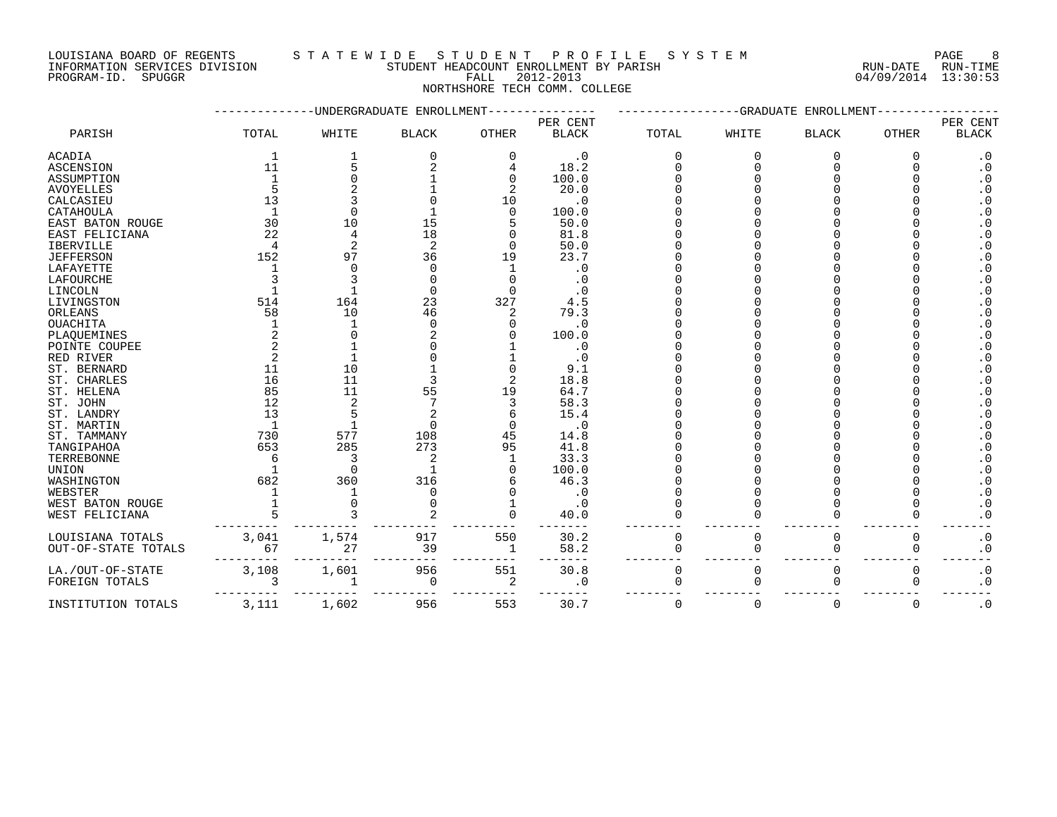LOUISIANA BOARD OF REGENTS S T A T E W I D E S T U D E N T P R O F I L E S Y S T E M
INFORMATION SERVICES DIVISION STUDENT HEADCOUNT ENROLLMENT BY PARISH RUN-DATE RUN-TIME
PROGRAM-ID. SPUGGR FALL 2012-2013 04/09/2014 13:30:53

NORTHSHORE TECH COMM. COLLEGE

| PARISH | UNDERGRADUATE ENROLLMENT TOTAL | WHITE | BLACK | OTHER | PER CENT BLACK | GRADUATE ENROLLMENT TOTAL | WHITE | BLACK | OTHER | PER CENT BLACK |
|---|---|---|---|---|---|---|---|---|---|---|
| ACADIA | 1 | 1 | 0 | 0 | .0 | 0 | 0 | 0 | 0 | .0 |
| ASCENSION | 11 | 5 | 2 | 4 | 18.2 | 0 | 0 | 0 | 0 | .0 |
| ASSUMPTION | 1 | 0 | 1 | 0 | 100.0 | 0 | 0 | 0 | 0 | .0 |
| AVOYELLES | 5 | 2 | 1 | 2 | 20.0 | 0 | 0 | 0 | 0 | .0 |
| CALCASIEU | 13 | 3 | 0 | 10 | .0 | 0 | 0 | 0 | 0 | .0 |
| CATAHOULA | 1 | 0 | 1 | 0 | 100.0 | 0 | 0 | 0 | 0 | .0 |
| EAST BATON ROUGE | 30 | 10 | 15 | 5 | 50.0 | 0 | 0 | 0 | 0 | .0 |
| EAST FELICIANA | 22 | 4 | 18 | 0 | 81.8 | 0 | 0 | 0 | 0 | .0 |
| IBERVILLE | 4 | 2 | 2 | 0 | 50.0 | 0 | 0 | 0 | 0 | .0 |
| JEFFERSON | 152 | 97 | 36 | 19 | 23.7 | 0 | 0 | 0 | 0 | .0 |
| LAFAYETTE | 1 | 0 | 0 | 1 | .0 | 0 | 0 | 0 | 0 | .0 |
| LAFOURCHE | 3 | 3 | 0 | 0 | .0 | 0 | 0 | 0 | 0 | .0 |
| LINCOLN | 1 | 1 | 0 | 0 | .0 | 0 | 0 | 0 | 0 | .0 |
| LIVINGSTON | 514 | 164 | 23 | 327 | 4.5 | 0 | 0 | 0 | 0 | .0 |
| ORLEANS | 58 | 10 | 46 | 2 | 79.3 | 0 | 0 | 0 | 0 | .0 |
| OUACHITA | 1 | 1 | 0 | 0 | .0 | 0 | 0 | 0 | 0 | .0 |
| PLAQUEMINES | 2 | 0 | 2 | 0 | 100.0 | 0 | 0 | 0 | 0 | .0 |
| POINTE COUPEE | 2 | 1 | 0 | 1 | .0 | 0 | 0 | 0 | 0 | .0 |
| RED RIVER | 2 | 1 | 0 | 1 | .0 | 0 | 0 | 0 | 0 | .0 |
| ST. BERNARD | 11 | 10 | 1 | 0 | 9.1 | 0 | 0 | 0 | 0 | .0 |
| ST. CHARLES | 16 | 11 | 3 | 2 | 18.8 | 0 | 0 | 0 | 0 | .0 |
| ST. HELENA | 85 | 11 | 55 | 19 | 64.7 | 0 | 0 | 0 | 0 | .0 |
| ST. JOHN | 12 | 2 | 7 | 3 | 58.3 | 0 | 0 | 0 | 0 | .0 |
| ST. LANDRY | 13 | 5 | 2 | 6 | 15.4 | 0 | 0 | 0 | 0 | .0 |
| ST. MARTIN | 1 | 1 | 0 | 0 | .0 | 0 | 0 | 0 | 0 | .0 |
| ST. TAMMANY | 730 | 577 | 108 | 45 | 14.8 | 0 | 0 | 0 | 0 | .0 |
| TANGIPAHOA | 653 | 285 | 273 | 95 | 41.8 | 0 | 0 | 0 | 0 | .0 |
| TERREBONNE | 6 | 3 | 2 | 1 | 33.3 | 0 | 0 | 0 | 0 | .0 |
| UNION | 1 | 0 | 1 | 0 | 100.0 | 0 | 0 | 0 | 0 | .0 |
| WASHINGTON | 682 | 360 | 316 | 6 | 46.3 | 0 | 0 | 0 | 0 | .0 |
| WEBSTER | 1 | 1 | 0 | 0 | .0 | 0 | 0 | 0 | 0 | .0 |
| WEST BATON ROUGE | 1 | 0 | 0 | 1 | .0 | 0 | 0 | 0 | 0 | .0 |
| WEST FELICIANA | 5 | 3 | 2 | 0 | 40.0 | 0 | 0 | 0 | 0 | .0 |
| LOUISIANA TOTALS | 3,041 | 1,574 | 917 | 550 | 30.2 | 0 | 0 | 0 | 0 | .0 |
| OUT-OF-STATE TOTALS | 67 | 27 | 39 | 1 | 58.2 | 0 | 0 | 0 | 0 | .0 |
| LA./OUT-OF-STATE | 3,108 | 1,601 | 956 | 551 | 30.8 | 0 | 0 | 0 | 0 | .0 |
| FOREIGN TOTALS | 3 | 1 | 0 | 2 | .0 | 0 | 0 | 0 | 0 | .0 |
| INSTITUTION TOTALS | 3,111 | 1,602 | 956 | 553 | 30.7 | 0 | 0 | 0 | 0 | .0 |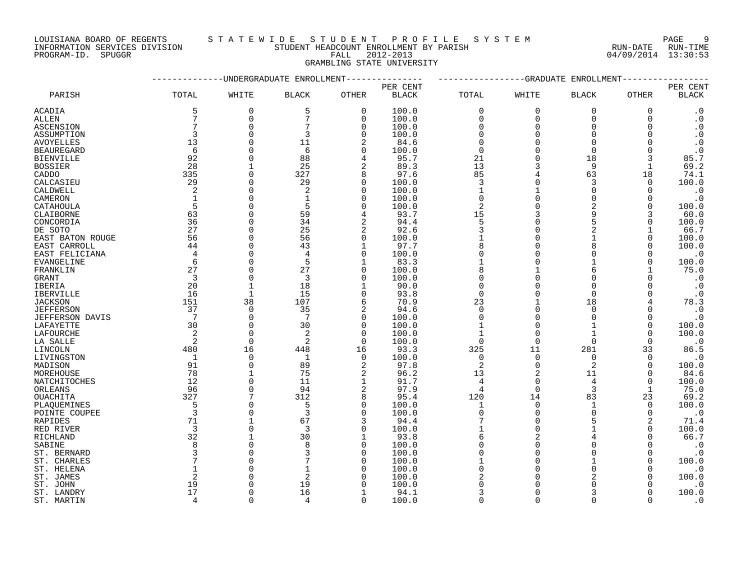LOUISIANA BOARD OF REGENTS — STATEWIDE STUDENT PROFILE SYSTEM
INFORMATION SERVICES DIVISION — STUDENT HEADCOUNT ENROLLMENT BY PARISH — RUN-DATE 04/09/2014 RUN-TIME 13:30:53
PROGRAM-ID. SPUGGR — FALL 2012-2013

GRAMBLING STATE UNIVERSITY

| PARISH | UNDERGRADUATE ENROLLMENT | | | | | GRADUATE ENROLLMENT | | | | |
|---|---|---|---|---|---|---|---|---|---|---|
| | TOTAL | WHITE | BLACK | OTHER | PER CENT BLACK | TOTAL | WHITE | BLACK | OTHER | PER CENT BLACK |
| ACADIA | 5 | 0 | 5 | 0 | 100.0 | 0 | 0 | 0 | 0 | .0 |
| ALLEN | 7 | 0 | 7 | 0 | 100.0 | 0 | 0 | 0 | 0 | .0 |
| ASCENSION | 7 | 0 | 7 | 0 | 100.0 | 0 | 0 | 0 | 0 | .0 |
| ASSUMPTION | 3 | 0 | 3 | 0 | 100.0 | 0 | 0 | 0 | 0 | .0 |
| AVOYELLES | 13 | 0 | 11 | 2 | 84.6 | 0 | 0 | 0 | 0 | .0 |
| BEAUREGARD | 6 | 0 | 6 | 0 | 100.0 | 0 | 0 | 0 | 0 | .0 |
| BIENVILLE | 92 | 0 | 88 | 4 | 95.7 | 21 | 0 | 18 | 3 | 85.7 |
| BOSSIER | 28 | 1 | 25 | 2 | 89.3 | 13 | 3 | 9 | 1 | 69.2 |
| CADDO | 335 | 0 | 327 | 8 | 97.6 | 85 | 4 | 63 | 18 | 74.1 |
| CALCASIEU | 29 | 0 | 29 | 0 | 100.0 | 3 | 0 | 3 | 0 | 100.0 |
| CALDWELL | 2 | 0 | 2 | 0 | 100.0 | 1 | 1 | 0 | 0 | .0 |
| CAMERON | 1 | 0 | 1 | 0 | 100.0 | 0 | 0 | 0 | 0 | .0 |
| CATAHOULA | 5 | 0 | 5 | 0 | 100.0 | 2 | 0 | 2 | 0 | 100.0 |
| CLAIBORNE | 63 | 0 | 59 | 4 | 93.7 | 15 | 3 | 9 | 3 | 60.0 |
| CONCORDIA | 36 | 0 | 34 | 2 | 94.4 | 5 | 0 | 5 | 0 | 100.0 |
| DE SOTO | 27 | 0 | 25 | 2 | 92.6 | 3 | 0 | 2 | 1 | 66.7 |
| EAST BATON ROUGE | 56 | 0 | 56 | 0 | 100.0 | 1 | 0 | 1 | 0 | 100.0 |
| EAST CARROLL | 44 | 0 | 43 | 1 | 97.7 | 8 | 0 | 8 | 0 | 100.0 |
| EAST FELICIANA | 4 | 0 | 4 | 0 | 100.0 | 0 | 0 | 0 | 0 | .0 |
| EVANGELINE | 6 | 0 | 5 | 1 | 83.3 | 1 | 0 | 1 | 0 | 100.0 |
| FRANKLIN | 27 | 0 | 27 | 0 | 100.0 | 8 | 1 | 6 | 1 | 75.0 |
| GRANT | 3 | 0 | 3 | 0 | 100.0 | 0 | 0 | 0 | 0 | .0 |
| IBERIA | 20 | 1 | 18 | 1 | 90.0 | 0 | 0 | 0 | 0 | .0 |
| IBERVILLE | 16 | 1 | 15 | 0 | 93.8 | 0 | 0 | 0 | 0 | .0 |
| JACKSON | 151 | 38 | 107 | 6 | 70.9 | 23 | 1 | 18 | 4 | 78.3 |
| JEFFERSON | 37 | 0 | 35 | 2 | 94.6 | 0 | 0 | 0 | 0 | .0 |
| JEFFERSON DAVIS | 7 | 0 | 7 | 0 | 100.0 | 0 | 0 | 0 | 0 | .0 |
| LAFAYETTE | 30 | 0 | 30 | 0 | 100.0 | 1 | 0 | 1 | 0 | 100.0 |
| LAFOURCHE | 2 | 0 | 2 | 0 | 100.0 | 1 | 0 | 1 | 0 | 100.0 |
| LA SALLE | 2 | 0 | 2 | 0 | 100.0 | 0 | 0 | 0 | 0 | .0 |
| LINCOLN | 480 | 16 | 448 | 16 | 93.3 | 325 | 11 | 281 | 33 | 86.5 |
| LIVINGSTON | 1 | 0 | 1 | 0 | 100.0 | 0 | 0 | 0 | 0 | .0 |
| MADISON | 91 | 0 | 89 | 2 | 97.8 | 2 | 0 | 2 | 0 | 100.0 |
| MOREHOUSE | 78 | 1 | 75 | 2 | 96.2 | 13 | 2 | 11 | 0 | 84.6 |
| NATCHITOCHES | 12 | 0 | 11 | 1 | 91.7 | 4 | 0 | 4 | 0 | 100.0 |
| ORLEANS | 96 | 0 | 94 | 2 | 97.9 | 4 | 0 | 3 | 1 | 75.0 |
| OUACHITA | 327 | 7 | 312 | 8 | 95.4 | 120 | 14 | 83 | 23 | 69.2 |
| PLAQUEMINES | 5 | 0 | 5 | 0 | 100.0 | 1 | 0 | 1 | 0 | 100.0 |
| POINTE COUPEE | 3 | 0 | 3 | 0 | 100.0 | 0 | 0 | 0 | 0 | .0 |
| RAPIDES | 71 | 1 | 67 | 3 | 94.4 | 7 | 0 | 5 | 2 | 71.4 |
| RED RIVER | 3 | 0 | 3 | 0 | 100.0 | 1 | 0 | 1 | 0 | 100.0 |
| RICHLAND | 32 | 1 | 30 | 1 | 93.8 | 6 | 2 | 4 | 0 | 66.7 |
| SABINE | 8 | 0 | 8 | 0 | 100.0 | 0 | 0 | 0 | 0 | .0 |
| ST. BERNARD | 3 | 0 | 3 | 0 | 100.0 | 0 | 0 | 0 | 0 | .0 |
| ST. CHARLES | 7 | 0 | 7 | 0 | 100.0 | 1 | 0 | 1 | 0 | 100.0 |
| ST. HELENA | 1 | 0 | 1 | 0 | 100.0 | 0 | 0 | 0 | 0 | .0 |
| ST. JAMES | 2 | 0 | 2 | 0 | 100.0 | 2 | 0 | 2 | 0 | 100.0 |
| ST. JOHN | 19 | 0 | 19 | 0 | 100.0 | 0 | 0 | 0 | 0 | .0 |
| ST. LANDRY | 17 | 0 | 16 | 1 | 94.1 | 3 | 0 | 3 | 0 | 100.0 |
| ST. MARTIN | 4 | 0 | 4 | 0 | 100.0 | 0 | 0 | 0 | 0 | .0 |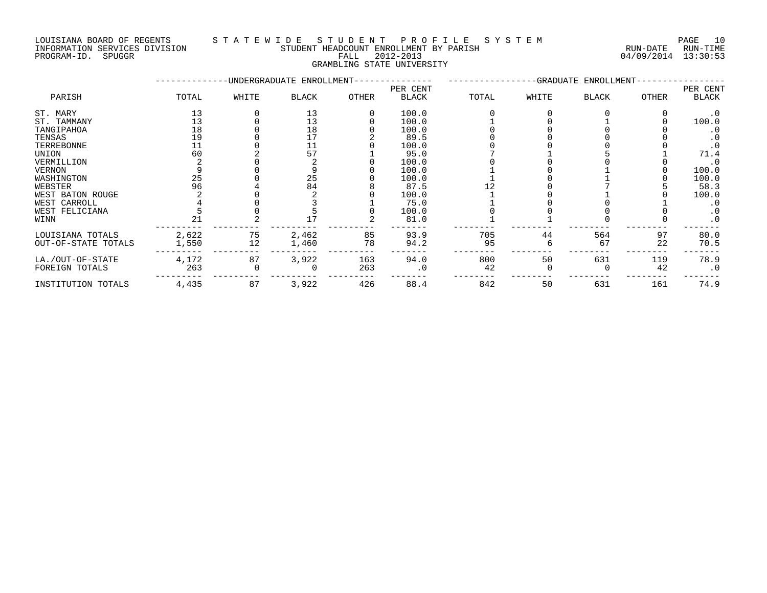LOUISIANA BOARD OF REGENTS — STATEWIDE STUDENT PROFILE SYSTEM
INFORMATION SERVICES DIVISION — STUDENT HEADCOUNT ENROLLMENT BY PARISH — RUN-DATE 04/09/2014 RUN-TIME 13:30:53
PROGRAM-ID. SPUGGR — FALL 2012-2013

## GRAMBLING STATE UNIVERSITY

| PARISH | UNDERGRADUATE ENROLLMENT TOTAL | WHITE | BLACK | OTHER | PER CENT BLACK | GRADUATE ENROLLMENT TOTAL | WHITE | BLACK | OTHER | PER CENT BLACK |
|---|---|---|---|---|---|---|---|---|---|---|
| ST. MARY | 13 | 0 | 13 | 0 | 100.0 | 0 | 0 | 0 | 0 | .0 |
| ST. TAMMANY | 13 | 0 | 13 | 0 | 100.0 | 1 | 0 | 1 | 0 | 100.0 |
| TANGIPAHOA | 18 | 0 | 18 | 0 | 100.0 | 0 | 0 | 0 | 0 | .0 |
| TENSAS | 19 | 0 | 17 | 2 | 89.5 | 0 | 0 | 0 | 0 | .0 |
| TERREBONNE | 11 | 0 | 11 | 0 | 100.0 | 0 | 0 | 0 | 0 | .0 |
| UNION | 60 | 2 | 57 | 1 | 95.0 | 7 | 1 | 5 | 1 | 71.4 |
| VERMILLION | 2 | 0 | 2 | 0 | 100.0 | 0 | 0 | 0 | 0 | .0 |
| VERNON | 9 | 0 | 9 | 0 | 100.0 | 1 | 0 | 1 | 0 | 100.0 |
| WASHINGTON | 25 | 0 | 25 | 0 | 100.0 | 1 | 0 | 1 | 0 | 100.0 |
| WEBSTER | 96 | 4 | 84 | 8 | 87.5 | 12 | 0 | 7 | 5 | 58.3 |
| WEST BATON ROUGE | 2 | 0 | 2 | 0 | 100.0 | 1 | 0 | 1 | 0 | 100.0 |
| WEST CARROLL | 4 | 0 | 3 | 1 | 75.0 | 1 | 0 | 0 | 1 | .0 |
| WEST FELICIANA | 5 | 0 | 5 | 0 | 100.0 | 0 | 0 | 0 | 0 | .0 |
| WINN | 21 | 2 | 17 | 2 | 81.0 | 1 | 1 | 0 | 0 | .0 |
| LOUISIANA TOTALS | 2,622 | 75 | 2,462 | 85 | 93.9 | 705 | 44 | 564 | 97 | 80.0 |
| OUT-OF-STATE TOTALS | 1,550 | 12 | 1,460 | 78 | 94.2 | 95 | 6 | 67 | 22 | 70.5 |
| LA./OUT-OF-STATE | 4,172 | 87 | 3,922 | 163 | 94.0 | 800 | 50 | 631 | 119 | 78.9 |
| FOREIGN TOTALS | 263 | 0 | 0 | 263 | .0 | 42 | 0 | 0 | 42 | .0 |
| INSTITUTION TOTALS | 4,435 | 87 | 3,922 | 426 | 88.4 | 842 | 50 | 631 | 161 | 74.9 |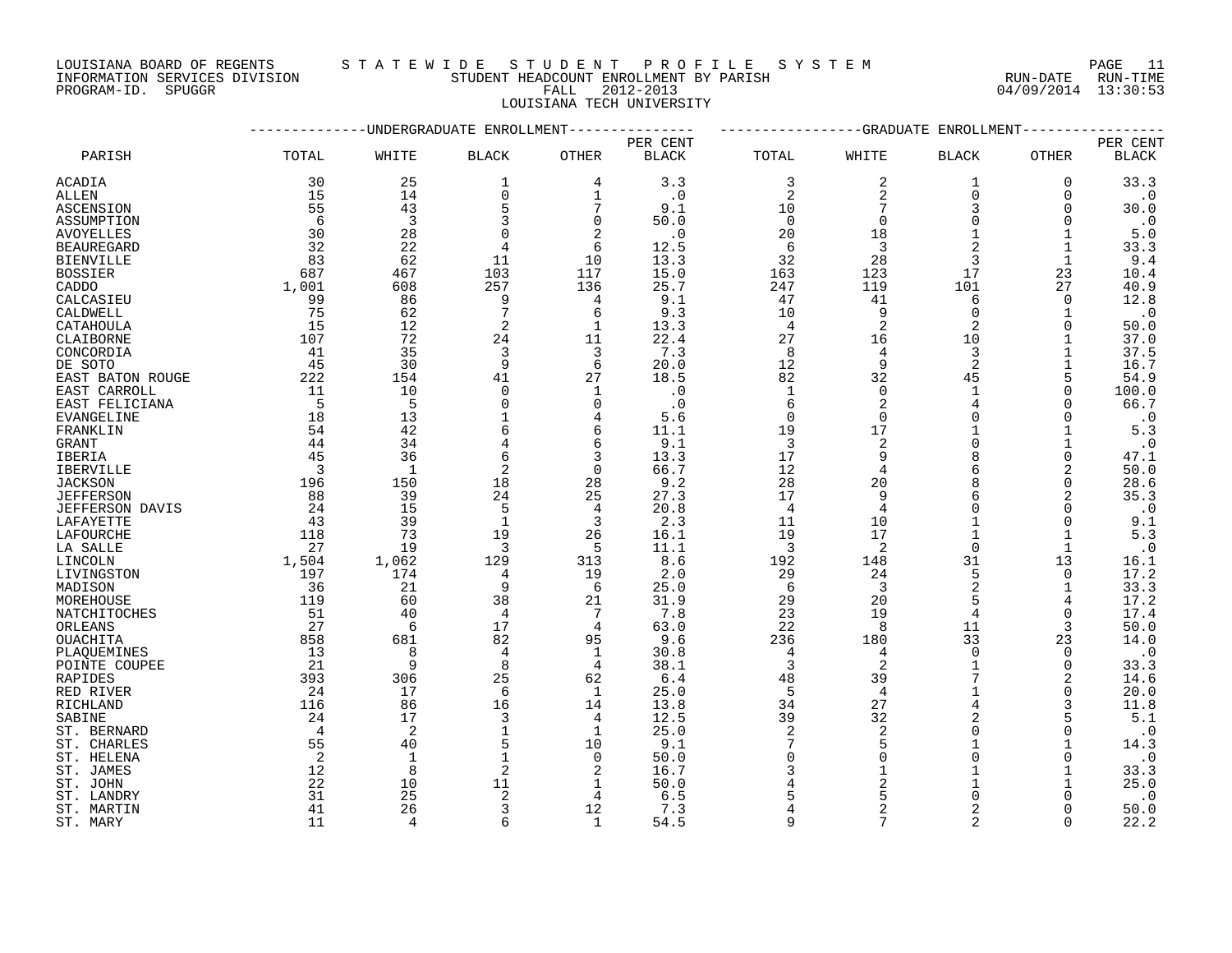LOUISIANA BOARD OF REGENTS
INFORMATION SERVICES DIVISION
PROGRAM-ID. SPUGGR

STATEWIDE STUDENT PROFILE SYSTEM
STUDENT HEADCOUNT ENROLLMENT BY PARISH
FALL 2012-2013
LOUISIANA TECH UNIVERSITY

RUN-DATE 04/09/2014 RUN-TIME 13:30:53

| PARISH | UNDERGRADUATE ENROLLMENT TOTAL | WHITE | BLACK | OTHER | PER CENT BLACK | GRADUATE ENROLLMENT TOTAL | WHITE | BLACK | OTHER | PER CENT BLACK |
|---|---|---|---|---|---|---|---|---|---|---|
| ACADIA | 30 | 25 | 1 | 4 | 3.3 | 3 | 2 | 1 | 0 | 33.3 |
| ALLEN | 15 | 14 | 0 | 1 | .0 | 2 | 2 | 0 | 0 | .0 |
| ASCENSION | 55 | 43 | 5 | 7 | 9.1 | 10 | 7 | 3 | 0 | 30.0 |
| ASSUMPTION | 6 | 3 | 3 | 0 | 50.0 | 0 | 0 | 0 | 0 | .0 |
| AVOYELLES | 30 | 28 | 0 | 2 | .0 | 20 | 18 | 1 | 1 | 5.0 |
| BEAUREGARD | 32 | 22 | 4 | 6 | 12.5 | 6 | 3 | 2 | 1 | 33.3 |
| BIENVILLE | 83 | 62 | 11 | 10 | 13.3 | 32 | 28 | 3 | 1 | 9.4 |
| BOSSIER | 687 | 467 | 103 | 117 | 15.0 | 163 | 123 | 17 | 23 | 10.4 |
| CADDO | 1,001 | 608 | 257 | 136 | 25.7 | 247 | 119 | 101 | 27 | 40.9 |
| CALCASIEU | 99 | 86 | 9 | 4 | 9.1 | 47 | 41 | 6 | 0 | 12.8 |
| CALDWELL | 75 | 62 | 7 | 6 | 9.3 | 10 | 9 | 0 | 1 | .0 |
| CATAHOULA | 15 | 12 | 2 | 1 | 13.3 | 4 | 2 | 2 | 0 | 50.0 |
| CLAIBORNE | 107 | 72 | 24 | 11 | 22.4 | 27 | 16 | 10 | 1 | 37.0 |
| CONCORDIA | 41 | 35 | 3 | 3 | 7.3 | 8 | 4 | 3 | 1 | 37.5 |
| DE SOTO | 45 | 30 | 9 | 6 | 20.0 | 12 | 9 | 2 | 1 | 16.7 |
| EAST BATON ROUGE | 222 | 154 | 41 | 27 | 18.5 | 82 | 32 | 45 | 5 | 54.9 |
| EAST CARROLL | 11 | 10 | 0 | 1 | .0 | 1 | 0 | 1 | 0 | 100.0 |
| EAST FELICIANA | 5 | 5 | 0 | 0 | .0 | 6 | 2 | 4 | 0 | 66.7 |
| EVANGELINE | 18 | 13 | 1 | 4 | 5.6 | 0 | 0 | 0 | 0 | .0 |
| FRANKLIN | 54 | 42 | 6 | 6 | 11.1 | 19 | 17 | 1 | 1 | 5.3 |
| GRANT | 44 | 34 | 4 | 6 | 9.1 | 3 | 2 | 0 | 1 | .0 |
| IBERIA | 45 | 36 | 6 | 3 | 13.3 | 17 | 9 | 8 | 0 | 47.1 |
| IBERVILLE | 3 | 1 | 2 | 0 | 66.7 | 12 | 4 | 6 | 2 | 50.0 |
| JACKSON | 196 | 150 | 18 | 28 | 9.2 | 28 | 20 | 8 | 0 | 28.6 |
| JEFFERSON | 88 | 39 | 24 | 25 | 27.3 | 17 | 9 | 6 | 2 | 35.3 |
| JEFFERSON DAVIS | 24 | 15 | 5 | 4 | 20.8 | 4 | 4 | 0 | 0 | .0 |
| LAFAYETTE | 43 | 39 | 1 | 3 | 2.3 | 11 | 10 | 1 | 0 | 9.1 |
| LAFOURCHE | 118 | 73 | 19 | 26 | 16.1 | 19 | 17 | 1 | 1 | 5.3 |
| LA SALLE | 27 | 19 | 3 | 5 | 11.1 | 3 | 2 | 0 | 1 | .0 |
| LINCOLN | 1,504 | 1,062 | 129 | 313 | 8.6 | 192 | 148 | 31 | 13 | 16.1 |
| LIVINGSTON | 197 | 174 | 4 | 19 | 2.0 | 29 | 24 | 5 | 0 | 17.2 |
| MADISON | 36 | 21 | 9 | 6 | 25.0 | 6 | 3 | 2 | 1 | 33.3 |
| MOREHOUSE | 119 | 60 | 38 | 21 | 31.9 | 29 | 20 | 5 | 4 | 17.2 |
| NATCHITOCHES | 51 | 40 | 4 | 7 | 7.8 | 23 | 19 | 4 | 0 | 17.4 |
| ORLEANS | 27 | 6 | 17 | 4 | 63.0 | 22 | 8 | 11 | 3 | 50.0 |
| OUACHITA | 858 | 681 | 82 | 95 | 9.6 | 236 | 180 | 33 | 23 | 14.0 |
| PLAQUEMINES | 13 | 8 | 4 | 1 | 30.8 | 4 | 4 | 0 | 0 | .0 |
| POINTE COUPEE | 21 | 9 | 8 | 4 | 38.1 | 3 | 2 | 1 | 0 | 33.3 |
| RAPIDES | 393 | 306 | 25 | 62 | 6.4 | 48 | 39 | 7 | 2 | 14.6 |
| RED RIVER | 24 | 17 | 6 | 1 | 25.0 | 5 | 4 | 1 | 0 | 20.0 |
| RICHLAND | 116 | 86 | 16 | 14 | 13.8 | 34 | 27 | 4 | 3 | 11.8 |
| SABINE | 24 | 17 | 3 | 4 | 12.5 | 39 | 32 | 2 | 5 | 5.1 |
| ST. BERNARD | 4 | 2 | 1 | 1 | 25.0 | 2 | 2 | 0 | 0 | .0 |
| ST. CHARLES | 55 | 40 | 5 | 10 | 9.1 | 7 | 5 | 1 | 1 | 14.3 |
| ST. HELENA | 2 | 1 | 1 | 0 | 50.0 | 0 | 0 | 0 | 0 | .0 |
| ST. JAMES | 12 | 8 | 2 | 2 | 16.7 | 3 | 1 | 1 | 1 | 33.3 |
| ST. JOHN | 22 | 10 | 11 | 1 | 50.0 | 4 | 2 | 1 | 1 | 25.0 |
| ST. LANDRY | 31 | 25 | 2 | 4 | 6.5 | 5 | 5 | 0 | 0 | .0 |
| ST. MARTIN | 41 | 26 | 3 | 12 | 7.3 | 4 | 2 | 2 | 0 | 50.0 |
| ST. MARY | 11 | 4 | 6 | 1 | 54.5 | 9 | 7 | 2 | 0 | 22.2 |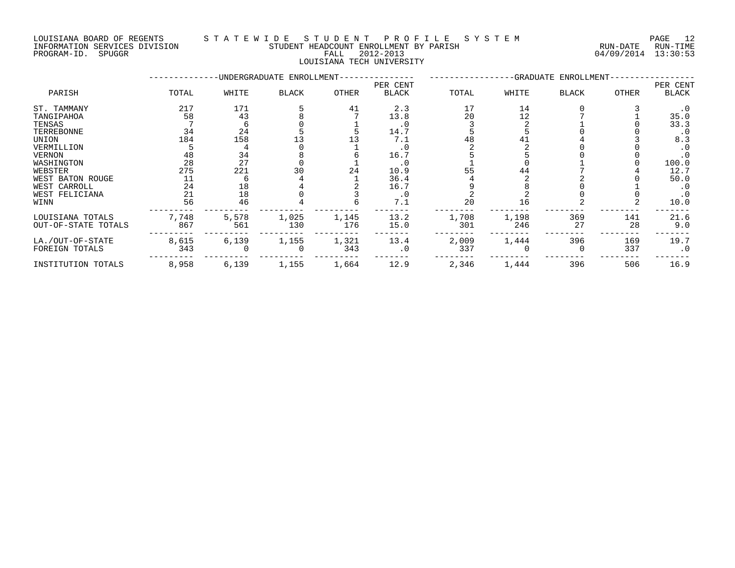LOUISIANA BOARD OF REGENTS — STATEWIDE STUDENT PROFILE SYSTEM

INFORMATION SERVICES DIVISION — STUDENT HEADCOUNT ENROLLMENT BY PARISH — RUN-DATE 04/09/2014 RUN-TIME 13:30:53

PROGRAM-ID. SPUGGR — FALL 2012-2013

LOUISIANA TECH UNIVERSITY

| PARISH | UNDERGRADUATE ENROLLMENT TOTAL | WHITE | BLACK | OTHER | PER CENT BLACK | GRADUATE ENROLLMENT TOTAL | WHITE | BLACK | OTHER | PER CENT BLACK |
|---|---|---|---|---|---|---|---|---|---|---|
| ST. TAMMANY | 217 | 171 | 5 | 41 | 2.3 | 17 | 14 | 0 | 3 | .0 |
| TANGIPAHOA | 58 | 43 | 8 | 7 | 13.8 | 20 | 12 | 7 | 1 | 35.0 |
| TENSAS | 7 | 6 | 0 | 1 | .0 | 3 | 2 | 1 | 0 | 33.3 |
| TERREBONNE | 34 | 24 | 5 | 5 | 14.7 | 5 | 5 | 0 | 0 | .0 |
| UNION | 184 | 158 | 13 | 13 | 7.1 | 48 | 41 | 4 | 3 | 8.3 |
| VERMILLION | 5 | 4 | 0 | 1 | .0 | 2 | 2 | 0 | 0 | .0 |
| VERNON | 48 | 34 | 8 | 6 | 16.7 | 5 | 5 | 0 | 0 | .0 |
| WASHINGTON | 28 | 27 | 0 | 1 | .0 | 1 | 0 | 1 | 0 | 100.0 |
| WEBSTER | 275 | 221 | 30 | 24 | 10.9 | 55 | 44 | 7 | 4 | 12.7 |
| WEST BATON ROUGE | 11 | 6 | 4 | 1 | 36.4 | 4 | 2 | 2 | 0 | 50.0 |
| WEST CARROLL | 24 | 18 | 4 | 2 | 16.7 | 9 | 8 | 0 | 1 | .0 |
| WEST FELICIANA | 21 | 18 | 0 | 3 | .0 | 2 | 2 | 0 | 0 | .0 |
| WINN | 56 | 46 | 4 | 6 | 7.1 | 20 | 16 | 2 | 2 | 10.0 |
| LOUISIANA TOTALS | 7,748 | 5,578 | 1,025 | 1,145 | 13.2 | 1,708 | 1,198 | 369 | 141 | 21.6 |
| OUT-OF-STATE TOTALS | 867 | 561 | 130 | 176 | 15.0 | 301 | 246 | 27 | 28 | 9.0 |
| LA./OUT-OF-STATE | 8,615 | 6,139 | 1,155 | 1,321 | 13.4 | 2,009 | 1,444 | 396 | 169 | 19.7 |
| FOREIGN TOTALS | 343 | 0 | 0 | 343 | .0 | 337 | 0 | 0 | 337 | .0 |
| INSTITUTION TOTALS | 8,958 | 6,139 | 1,155 | 1,664 | 12.9 | 2,346 | 1,444 | 396 | 506 | 16.9 |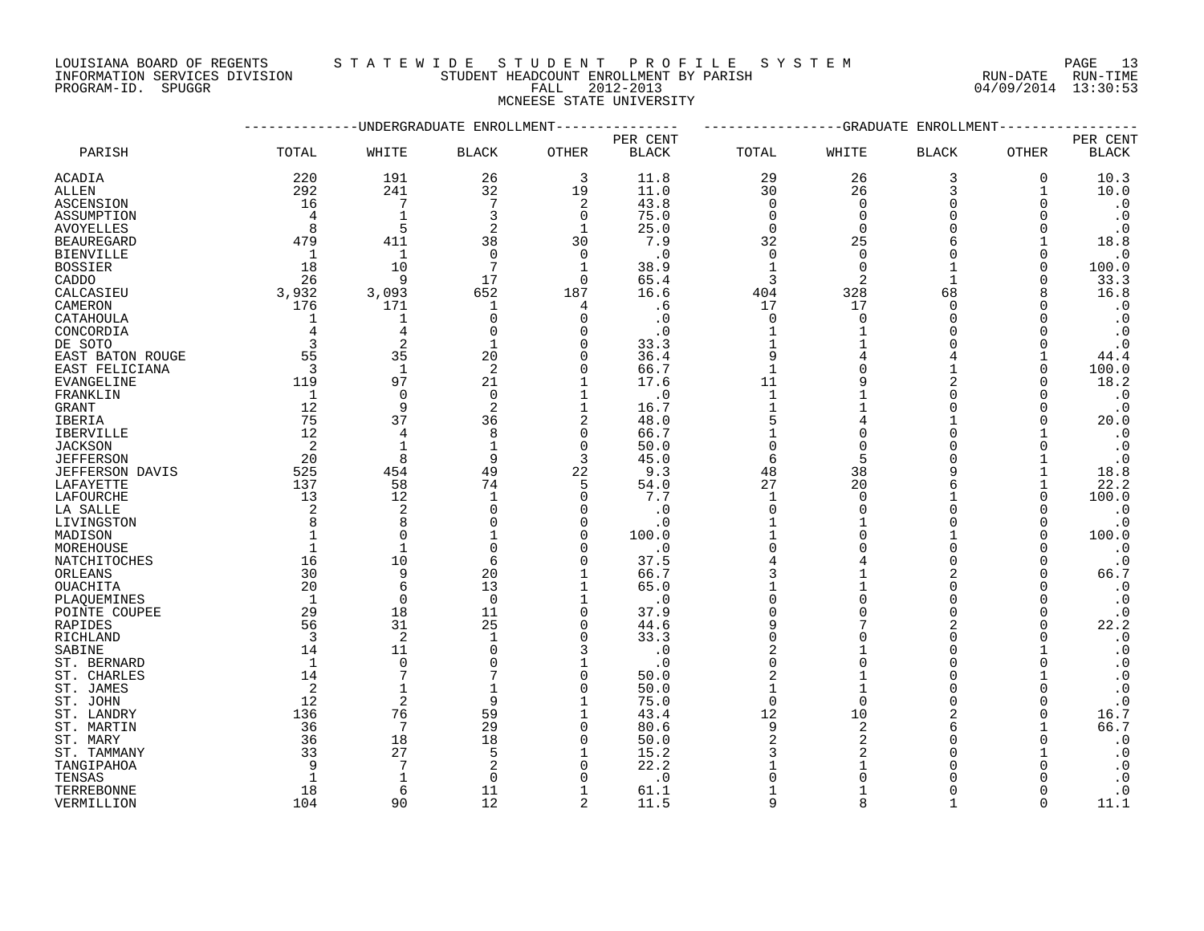LOUISIANA BOARD OF REGENTS — STATEWIDE STUDENT PROFILE SYSTEM
INFORMATION SERVICES DIVISION — STUDENT HEADCOUNT ENROLLMENT BY PARISH — RUN-DATE 04/09/2014 RUN-TIME 13:30:53
PROGRAM-ID. SPUGGR — FALL 2012-2013

MCNEESE STATE UNIVERSITY

| PARISH | UNDERGRADUATE ENROLLMENT | | | | | GRADUATE ENROLLMENT | | | | |
|---|---|---|---|---|---|---|---|---|---|---|
| | TOTAL | WHITE | BLACK | OTHER | PER CENT BLACK | TOTAL | WHITE | BLACK | OTHER | PER CENT BLACK |
| ACADIA | 220 | 191 | 26 | 3 | 11.8 | 29 | 26 | 3 | 0 | 10.3 |
| ALLEN | 292 | 241 | 32 | 19 | 11.0 | 30 | 26 | 3 | 1 | 10.0 |
| ASCENSION | 16 | 7 | 7 | 2 | 43.8 | 0 | 0 | 0 | 0 | .0 |
| ASSUMPTION | 4 | 1 | 3 | 0 | 75.0 | 0 | 0 | 0 | 0 | .0 |
| AVOYELLES | 8 | 5 | 2 | 1 | 25.0 | 0 | 0 | 0 | 0 | .0 |
| BEAUREGARD | 479 | 411 | 38 | 30 | 7.9 | 32 | 25 | 6 | 1 | 18.8 |
| BIENVILLE | 1 | 1 | 0 | 0 | .0 | 0 | 0 | 0 | 0 | .0 |
| BOSSIER | 18 | 10 | 7 | 1 | 38.9 | 1 | 0 | 1 | 0 | 100.0 |
| CADDO | 26 | 9 | 17 | 0 | 65.4 | 3 | 2 | 1 | 0 | 33.3 |
| CALCASIEU | 3,932 | 3,093 | 652 | 187 | 16.6 | 404 | 328 | 68 | 8 | 16.8 |
| CAMERON | 176 | 171 | 1 | 4 | .6 | 17 | 17 | 0 | 0 | .0 |
| CATAHOULA | 1 | 1 | 0 | 0 | .0 | 0 | 0 | 0 | 0 | .0 |
| CONCORDIA | 4 | 4 | 0 | 0 | .0 | 1 | 1 | 0 | 0 | .0 |
| DE SOTO | 3 | 2 | 1 | 0 | 33.3 | 1 | 1 | 0 | 0 | .0 |
| EAST BATON ROUGE | 55 | 35 | 20 | 0 | 36.4 | 9 | 4 | 4 | 1 | 44.4 |
| EAST FELICIANA | 3 | 1 | 2 | 0 | 66.7 | 1 | 0 | 1 | 0 | 100.0 |
| EVANGELINE | 119 | 97 | 21 | 1 | 17.6 | 11 | 9 | 2 | 0 | 18.2 |
| FRANKLIN | 1 | 0 | 0 | 1 | .0 | 1 | 1 | 0 | 0 | .0 |
| GRANT | 12 | 9 | 2 | 1 | 16.7 | 1 | 1 | 0 | 0 | .0 |
| IBERIA | 75 | 37 | 36 | 2 | 48.0 | 5 | 4 | 1 | 0 | 20.0 |
| IBERVILLE | 12 | 4 | 8 | 0 | 66.7 | 1 | 0 | 0 | 1 | .0 |
| JACKSON | 2 | 1 | 1 | 0 | 50.0 | 0 | 0 | 0 | 0 | .0 |
| JEFFERSON | 20 | 8 | 9 | 3 | 45.0 | 6 | 5 | 0 | 1 | .0 |
| JEFFERSON DAVIS | 525 | 454 | 49 | 22 | 9.3 | 48 | 38 | 9 | 1 | 18.8 |
| LAFAYETTE | 137 | 58 | 74 | 5 | 54.0 | 27 | 20 | 6 | 1 | 22.2 |
| LAFOURCHE | 13 | 12 | 1 | 0 | 7.7 | 1 | 0 | 1 | 0 | 100.0 |
| LA SALLE | 2 | 2 | 0 | 0 | .0 | 0 | 0 | 0 | 0 | .0 |
| LIVINGSTON | 8 | 8 | 0 | 0 | .0 | 1 | 1 | 0 | 0 | .0 |
| MADISON | 1 | 0 | 1 | 0 | 100.0 | 1 | 0 | 1 | 0 | 100.0 |
| MOREHOUSE | 1 | 1 | 0 | 0 | .0 | 0 | 0 | 0 | 0 | .0 |
| NATCHITOCHES | 16 | 10 | 6 | 0 | 37.5 | 4 | 4 | 0 | 0 | .0 |
| ORLEANS | 30 | 9 | 20 | 1 | 66.7 | 3 | 1 | 2 | 0 | 66.7 |
| OUACHITA | 20 | 6 | 13 | 1 | 65.0 | 1 | 1 | 0 | 0 | .0 |
| PLAQUEMINES | 1 | 0 | 0 | 1 | .0 | 0 | 0 | 0 | 0 | .0 |
| POINTE COUPEE | 29 | 18 | 11 | 0 | 37.9 | 0 | 0 | 0 | 0 | .0 |
| RAPIDES | 56 | 31 | 25 | 0 | 44.6 | 9 | 7 | 2 | 0 | 22.2 |
| RICHLAND | 3 | 2 | 1 | 0 | 33.3 | 0 | 0 | 0 | 0 | .0 |
| SABINE | 14 | 11 | 0 | 3 | .0 | 2 | 1 | 0 | 1 | .0 |
| ST. BERNARD | 1 | 0 | 0 | 1 | .0 | 0 | 0 | 0 | 0 | .0 |
| ST. CHARLES | 14 | 7 | 7 | 0 | 50.0 | 2 | 1 | 0 | 1 | .0 |
| ST. JAMES | 2 | 1 | 1 | 0 | 50.0 | 1 | 1 | 0 | 0 | .0 |
| ST. JOHN | 12 | 2 | 9 | 1 | 75.0 | 0 | 0 | 0 | 0 | .0 |
| ST. LANDRY | 136 | 76 | 59 | 1 | 43.4 | 12 | 10 | 2 | 0 | 16.7 |
| ST. MARTIN | 36 | 7 | 29 | 0 | 80.6 | 9 | 2 | 6 | 1 | 66.7 |
| ST. MARY | 36 | 18 | 18 | 0 | 50.0 | 2 | 2 | 0 | 0 | .0 |
| ST. TAMMANY | 33 | 27 | 5 | 1 | 15.2 | 3 | 2 | 0 | 1 | .0 |
| TANGIPAHOA | 9 | 7 | 2 | 0 | 22.2 | 1 | 1 | 0 | 0 | .0 |
| TENSAS | 1 | 1 | 0 | 0 | .0 | 0 | 0 | 0 | 0 | .0 |
| TERREBONNE | 18 | 6 | 11 | 1 | 61.1 | 1 | 1 | 0 | 0 | .0 |
| VERMILLION | 104 | 90 | 12 | 2 | 11.5 | 9 | 8 | 1 | 0 | 11.1 |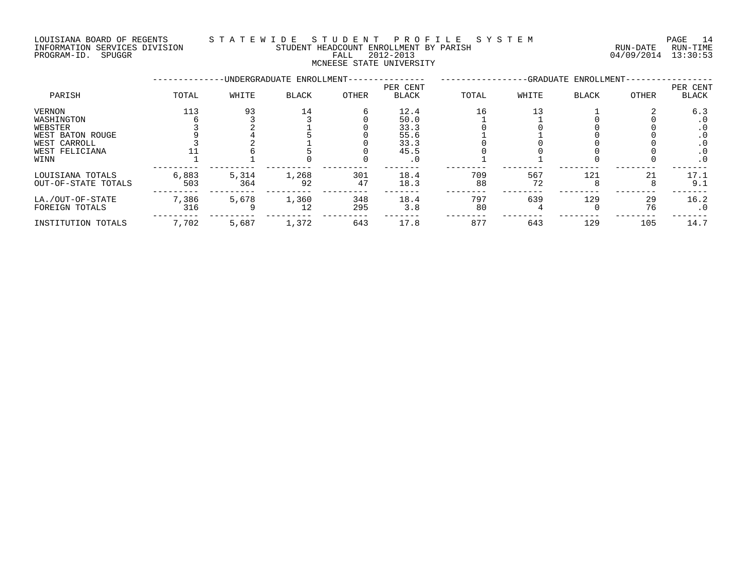LOUISIANA BOARD OF REGENTS — STATEWIDE STUDENT PROFILE SYSTEM

INFORMATION SERVICES DIVISION — STUDENT HEADCOUNT ENROLLMENT BY PARISH — RUN-DATE 04/09/2014 RUN-TIME 13:30:53

PROGRAM-ID. SPUGGR — FALL 2012-2013

MCNEESE STATE UNIVERSITY

| PARISH | UNDERGRADUATE ENROLLMENT | | | | | GRADUATE ENROLLMENT | | | | |
|---|---|---|---|---|---|---|---|---|---|---|
| | TOTAL | WHITE | BLACK | OTHER | PER CENT BLACK | TOTAL | WHITE | BLACK | OTHER | PER CENT BLACK |
| VERNON | 113 | 93 | 14 | 6 | 12.4 | 16 | 13 | 1 | 2 | 6.3 |
| WASHINGTON | 6 | 3 | 3 | 0 | 50.0 | 1 | 1 | 0 | 0 | .0 |
| WEBSTER | 3 | 2 | 1 | 0 | 33.3 | 0 | 0 | 0 | 0 | .0 |
| WEST BATON ROUGE | 9 | 4 | 5 | 0 | 55.6 | 1 | 1 | 0 | 0 | .0 |
| WEST CARROLL | 3 | 2 | 1 | 0 | 33.3 | 0 | 0 | 0 | 0 | .0 |
| WEST FELICIANA | 11 | 6 | 5 | 0 | 45.5 | 0 | 0 | 0 | 0 | .0 |
| WINN | 1 | 1 | 0 | 0 | .0 | 1 | 1 | 0 | 0 | .0 |
| LOUISIANA TOTALS | 6,883 | 5,314 | 1,268 | 301 | 18.4 | 709 | 567 | 121 | 21 | 17.1 |
| OUT-OF-STATE TOTALS | 503 | 364 | 92 | 47 | 18.3 | 88 | 72 | 8 | 8 | 9.1 |
| LA./OUT-OF-STATE | 7,386 | 5,678 | 1,360 | 348 | 18.4 | 797 | 639 | 129 | 29 | 16.2 |
| FOREIGN TOTALS | 316 | 9 | 12 | 295 | 3.8 | 80 | 4 | 0 | 76 | .0 |
| INSTITUTION TOTALS | 7,702 | 5,687 | 1,372 | 643 | 17.8 | 877 | 643 | 129 | 105 | 14.7 |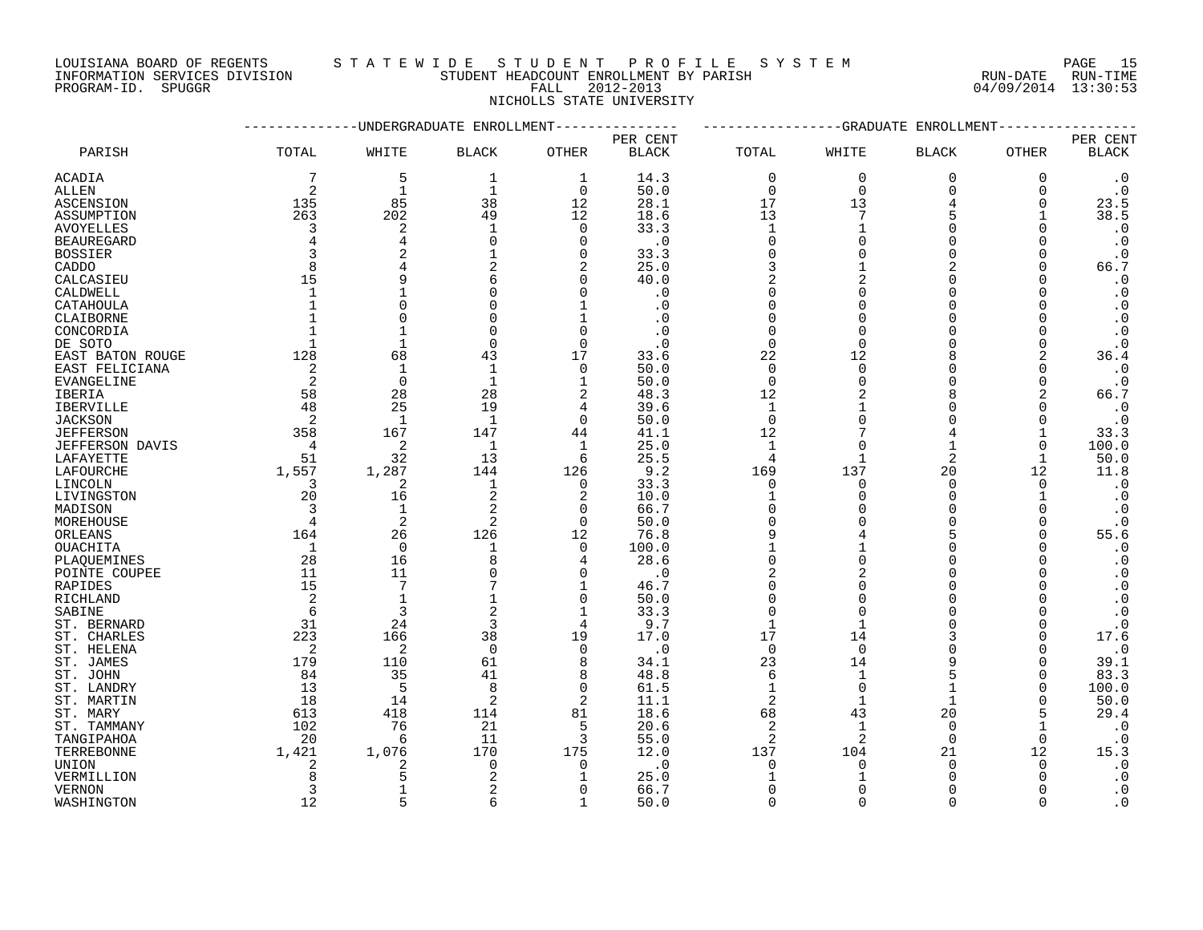LOUISIANA BOARD OF REGENTS — S T A T E W I D E   S T U D E N T   P R O F I L E   S Y S T E M
INFORMATION SERVICES DIVISION — STUDENT HEADCOUNT ENROLLMENT BY PARISH — RUN-DATE 04/09/2014 RUN-TIME 13:30:53
PROGRAM-ID. SPUGGR — FALL 2012-2013

NICHOLLS STATE UNIVERSITY

| PARISH | UNDERGRADUATE ENROLLMENT TOTAL | WHITE | BLACK | OTHER | PER CENT BLACK | GRADUATE ENROLLMENT TOTAL | WHITE | BLACK | OTHER | PER CENT BLACK |
|---|---|---|---|---|---|---|---|---|---|---|
| ACADIA | 7 | 5 | 1 | 1 | 14.3 | 0 | 0 | 0 | 0 | .0 |
| ALLEN | 2 | 1 | 1 | 0 | 50.0 | 0 | 0 | 0 | 0 | .0 |
| ASCENSION | 135 | 85 | 38 | 12 | 28.1 | 17 | 13 | 4 | 0 | 23.5 |
| ASSUMPTION | 263 | 202 | 49 | 12 | 18.6 | 13 | 7 | 5 | 1 | 38.5 |
| AVOYELLES | 3 | 2 | 1 | 0 | 33.3 | 1 | 1 | 0 | 0 | .0 |
| BEAUREGARD | 4 | 4 | 0 | 0 | .0 | 0 | 0 | 0 | 0 | .0 |
| BOSSIER | 3 | 2 | 1 | 0 | 33.3 | 0 | 0 | 0 | 0 | .0 |
| CADDO | 8 | 4 | 2 | 2 | 25.0 | 3 | 1 | 2 | 0 | 66.7 |
| CALCASIEU | 15 | 9 | 6 | 0 | 40.0 | 2 | 2 | 0 | 0 | .0 |
| CALDWELL | 1 | 1 | 0 | 0 | .0 | 0 | 0 | 0 | 0 | .0 |
| CATAHOULA | 1 | 0 | 0 | 1 | .0 | 0 | 0 | 0 | 0 | .0 |
| CLAIBORNE | 1 | 0 | 0 | 1 | .0 | 0 | 0 | 0 | 0 | .0 |
| CONCORDIA | 1 | 1 | 0 | 0 | .0 | 0 | 0 | 0 | 0 | .0 |
| DE SOTO | 1 | 1 | 0 | 0 | .0 | 0 | 0 | 0 | 0 | .0 |
| EAST BATON ROUGE | 128 | 68 | 43 | 17 | 33.6 | 22 | 12 | 8 | 2 | 36.4 |
| EAST FELICIANA | 2 | 1 | 1 | 0 | 50.0 | 0 | 0 | 0 | 0 | .0 |
| EVANGELINE | 2 | 0 | 1 | 1 | 50.0 | 0 | 0 | 0 | 0 | .0 |
| IBERIA | 58 | 28 | 28 | 2 | 48.3 | 12 | 2 | 8 | 2 | 66.7 |
| IBERVILLE | 48 | 25 | 19 | 4 | 39.6 | 1 | 1 | 0 | 0 | .0 |
| JACKSON | 2 | 1 | 1 | 0 | 50.0 | 0 | 0 | 0 | 0 | .0 |
| JEFFERSON | 358 | 167 | 147 | 44 | 41.1 | 12 | 7 | 4 | 1 | 33.3 |
| JEFFERSON DAVIS | 4 | 2 | 1 | 1 | 25.0 | 1 | 0 | 1 | 0 | 100.0 |
| LAFAYETTE | 51 | 32 | 13 | 6 | 25.5 | 4 | 1 | 2 | 1 | 50.0 |
| LAFOURCHE | 1,557 | 1,287 | 144 | 126 | 9.2 | 169 | 137 | 20 | 12 | 11.8 |
| LINCOLN | 3 | 2 | 1 | 0 | 33.3 | 0 | 0 | 0 | 0 | .0 |
| LIVINGSTON | 20 | 16 | 2 | 2 | 10.0 | 1 | 0 | 0 | 1 | .0 |
| MADISON | 3 | 1 | 2 | 0 | 66.7 | 0 | 0 | 0 | 0 | .0 |
| MOREHOUSE | 4 | 2 | 2 | 0 | 50.0 | 0 | 0 | 0 | 0 | .0 |
| ORLEANS | 164 | 26 | 126 | 12 | 76.8 | 9 | 4 | 5 | 0 | 55.6 |
| OUACHITA | 1 | 0 | 1 | 0 | 100.0 | 1 | 1 | 0 | 0 | .0 |
| PLAQUEMINES | 28 | 16 | 8 | 4 | 28.6 | 0 | 0 | 0 | 0 | .0 |
| POINTE COUPEE | 11 | 11 | 0 | 0 | .0 | 2 | 2 | 0 | 0 | .0 |
| RAPIDES | 15 | 7 | 7 | 1 | 46.7 | 0 | 0 | 0 | 0 | .0 |
| RICHLAND | 2 | 1 | 1 | 0 | 50.0 | 0 | 0 | 0 | 0 | .0 |
| SABINE | 6 | 3 | 2 | 1 | 33.3 | 0 | 0 | 0 | 0 | .0 |
| ST. BERNARD | 31 | 24 | 3 | 4 | 9.7 | 1 | 1 | 0 | 0 | .0 |
| ST. CHARLES | 223 | 166 | 38 | 19 | 17.0 | 17 | 14 | 3 | 0 | 17.6 |
| ST. HELENA | 2 | 2 | 0 | 0 | .0 | 0 | 0 | 0 | 0 | .0 |
| ST. JAMES | 179 | 110 | 61 | 8 | 34.1 | 23 | 14 | 9 | 0 | 39.1 |
| ST. JOHN | 84 | 35 | 41 | 8 | 48.8 | 6 | 1 | 5 | 0 | 83.3 |
| ST. LANDRY | 13 | 5 | 8 | 0 | 61.5 | 1 | 0 | 1 | 0 | 100.0 |
| ST. MARTIN | 18 | 14 | 2 | 2 | 11.1 | 2 | 1 | 1 | 0 | 50.0 |
| ST. MARY | 613 | 418 | 114 | 81 | 18.6 | 68 | 43 | 20 | 5 | 29.4 |
| ST. TAMMANY | 102 | 76 | 21 | 5 | 20.6 | 2 | 1 | 0 | 1 | .0 |
| TANGIPAHOA | 20 | 6 | 11 | 3 | 55.0 | 2 | 2 | 0 | 0 | .0 |
| TERREBONNE | 1,421 | 1,076 | 170 | 175 | 12.0 | 137 | 104 | 21 | 12 | 15.3 |
| UNION | 2 | 2 | 0 | 0 | .0 | 0 | 0 | 0 | 0 | .0 |
| VERMILLION | 8 | 5 | 2 | 1 | 25.0 | 1 | 1 | 0 | 0 | .0 |
| VERNON | 3 | 1 | 2 | 0 | 66.7 | 0 | 0 | 0 | 0 | .0 |
| WASHINGTON | 12 | 5 | 6 | 1 | 50.0 | 0 | 0 | 0 | 0 | .0 |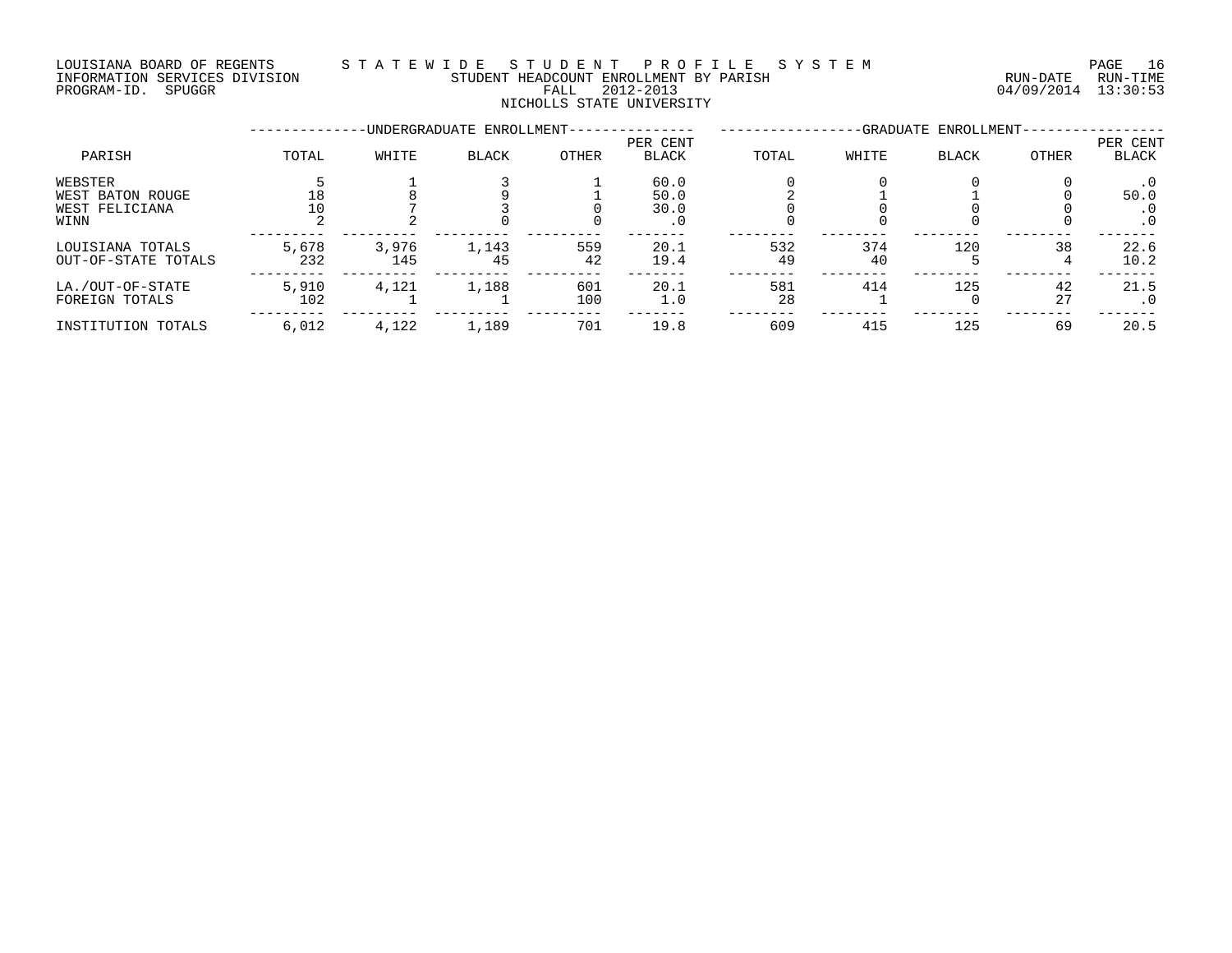LOUISIANA BOARD OF REGENTS — STATEWIDE STUDENT PROFILE SYSTEM
INFORMATION SERVICES DIVISION — STUDENT HEADCOUNT ENROLLMENT BY PARISH — RUN-DATE 04/09/2014 RUN-TIME 13:30:53
PROGRAM-ID. SPUGGR — FALL 2012-2013

NICHOLLS STATE UNIVERSITY

| PARISH | UNDERGRADUATE ENROLLMENT | | | | | GRADUATE ENROLLMENT | | | | |
|---|---|---|---|---|---|---|---|---|---|---|
| | TOTAL | WHITE | BLACK | OTHER | PER CENT BLACK | TOTAL | WHITE | BLACK | OTHER | PER CENT BLACK |
| WEBSTER | 5 | 1 | 3 | 1 | 60.0 | 0 | 0 | 0 | 0 | .0 |
| WEST BATON ROUGE | 18 | 8 | 9 | 1 | 50.0 | 2 | 1 | 1 | 0 | 50.0 |
| WEST FELICIANA | 10 | 7 | 3 | 0 | 30.0 | 0 | 0 | 0 | 0 | .0 |
| WINN | 2 | 2 | 0 | 0 | .0 | 0 | 0 | 0 | 0 | .0 |
| LOUISIANA TOTALS | 5,678 | 3,976 | 1,143 | 559 | 20.1 | 532 | 374 | 120 | 38 | 22.6 |
| OUT-OF-STATE TOTALS | 232 | 145 | 45 | 42 | 19.4 | 49 | 40 | 5 | 4 | 10.2 |
| LA./OUT-OF-STATE | 5,910 | 4,121 | 1,188 | 601 | 20.1 | 581 | 414 | 125 | 42 | 21.5 |
| FOREIGN TOTALS | 102 | 1 | 1 | 100 | 1.0 | 28 | 1 | 0 | 27 | .0 |
| INSTITUTION TOTALS | 6,012 | 4,122 | 1,189 | 701 | 19.8 | 609 | 415 | 125 | 69 | 20.5 |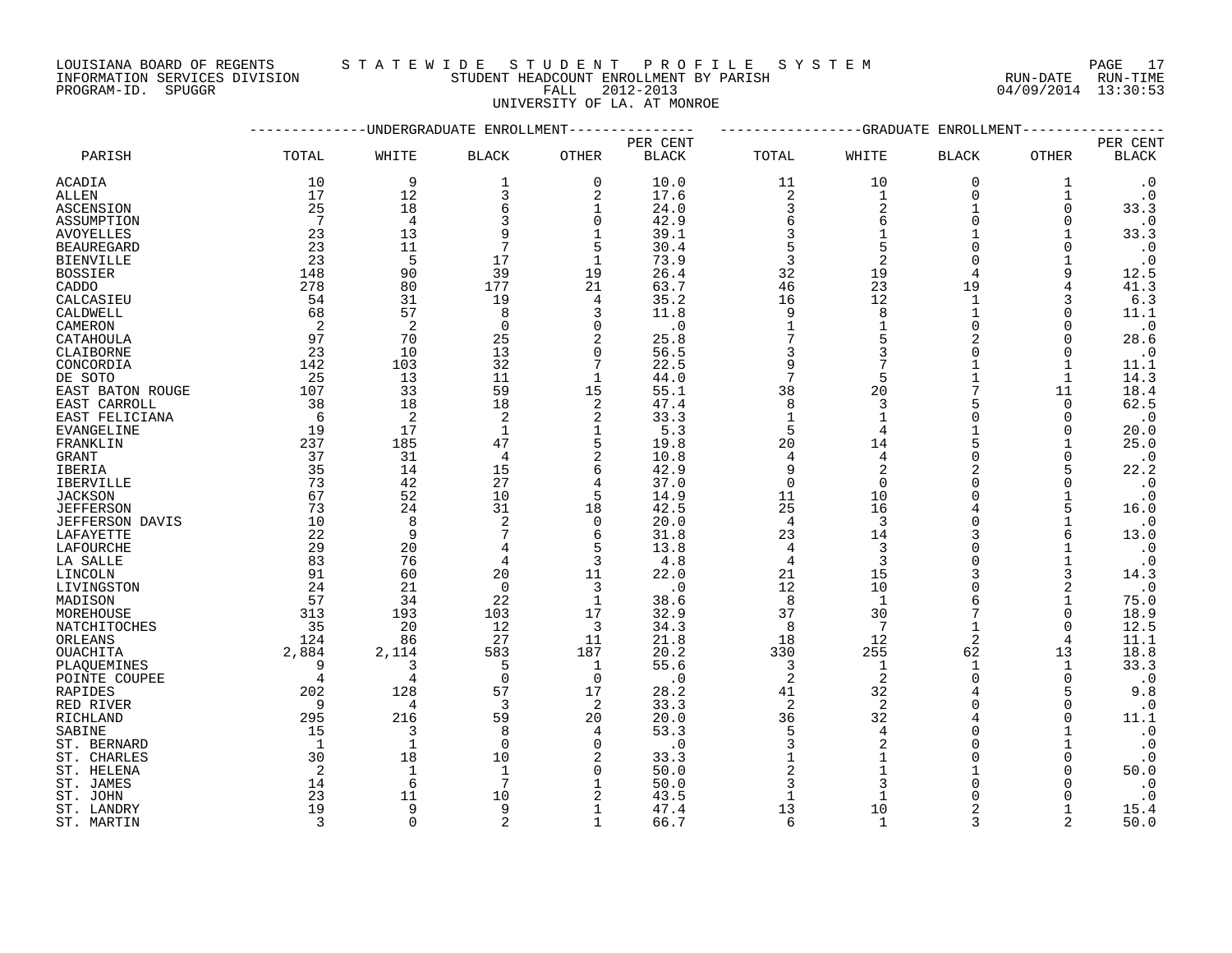LOUISIANA BOARD OF REGENTS — STATEWIDE STUDENT PROFILE SYSTEM
INFORMATION SERVICES DIVISION — STUDENT HEADCOUNT ENROLLMENT BY PARISH — RUN-DATE 04/09/2014 RUN-TIME 13:30:53
PROGRAM-ID. SPUGGR — FALL 2012-2013

UNIVERSITY OF LA. AT MONROE

| PARISH | UNDERGRADUATE ENROLLMENT | | | | | GRADUATE ENROLLMENT | | | | |
|---|---|---|---|---|---|---|---|---|---|---|
| | TOTAL | WHITE | BLACK | OTHER | PER CENT BLACK | TOTAL | WHITE | BLACK | OTHER | PER CENT BLACK |
| ACADIA | 10 | 9 | 1 | 0 | 10.0 | 11 | 10 | 0 | 1 | .0 |
| ALLEN | 17 | 12 | 3 | 2 | 17.6 | 2 | 1 | 0 | 1 | .0 |
| ASCENSION | 25 | 18 | 6 | 1 | 24.0 | 3 | 2 | 1 | 0 | 33.3 |
| ASSUMPTION | 7 | 4 | 3 | 0 | 42.9 | 6 | 6 | 0 | 0 | .0 |
| AVOYELLES | 23 | 13 | 9 | 1 | 39.1 | 3 | 1 | 1 | 1 | 33.3 |
| BEAUREGARD | 23 | 11 | 7 | 5 | 30.4 | 5 | 5 | 0 | 0 | .0 |
| BIENVILLE | 23 | 5 | 17 | 1 | 73.9 | 3 | 2 | 0 | 1 | .0 |
| BOSSIER | 148 | 90 | 39 | 19 | 26.4 | 32 | 19 | 4 | 9 | 12.5 |
| CADDO | 278 | 80 | 177 | 21 | 63.7 | 46 | 23 | 19 | 4 | 41.3 |
| CALCASIEU | 54 | 31 | 19 | 4 | 35.2 | 16 | 12 | 1 | 3 | 6.3 |
| CALDWELL | 68 | 57 | 8 | 3 | 11.8 | 9 | 8 | 1 | 0 | 11.1 |
| CAMERON | 2 | 2 | 0 | 0 | .0 | 1 | 1 | 0 | 0 | .0 |
| CATAHOULA | 97 | 70 | 25 | 2 | 25.8 | 7 | 5 | 2 | 0 | 28.6 |
| CLAIBORNE | 23 | 10 | 13 | 0 | 56.5 | 3 | 3 | 0 | 0 | .0 |
| CONCORDIA | 142 | 103 | 32 | 7 | 22.5 | 9 | 7 | 1 | 1 | 11.1 |
| DE SOTO | 25 | 13 | 11 | 1 | 44.0 | 7 | 5 | 1 | 1 | 14.3 |
| EAST BATON ROUGE | 107 | 33 | 59 | 15 | 55.1 | 38 | 20 | 7 | 11 | 18.4 |
| EAST CARROLL | 38 | 18 | 18 | 2 | 47.4 | 8 | 3 | 5 | 0 | 62.5 |
| EAST FELICIANA | 6 | 2 | 2 | 2 | 33.3 | 1 | 1 | 0 | 0 | .0 |
| EVANGELINE | 19 | 17 | 1 | 1 | 5.3 | 5 | 4 | 1 | 0 | 20.0 |
| FRANKLIN | 237 | 185 | 47 | 5 | 19.8 | 20 | 14 | 5 | 1 | 25.0 |
| GRANT | 37 | 31 | 4 | 2 | 10.8 | 4 | 4 | 0 | 0 | .0 |
| IBERIA | 35 | 14 | 15 | 6 | 42.9 | 9 | 2 | 2 | 5 | 22.2 |
| IBERVILLE | 73 | 42 | 27 | 4 | 37.0 | 0 | 0 | 0 | 0 | .0 |
| JACKSON | 67 | 52 | 10 | 5 | 14.9 | 11 | 10 | 0 | 1 | .0 |
| JEFFERSON | 73 | 24 | 31 | 18 | 42.5 | 25 | 16 | 4 | 5 | 16.0 |
| JEFFERSON DAVIS | 10 | 8 | 2 | 0 | 20.0 | 4 | 3 | 0 | 1 | .0 |
| LAFAYETTE | 22 | 9 | 7 | 6 | 31.8 | 23 | 14 | 3 | 6 | 13.0 |
| LAFOURCHE | 29 | 20 | 4 | 5 | 13.8 | 4 | 3 | 0 | 1 | .0 |
| LA SALLE | 83 | 76 | 4 | 3 | 4.8 | 4 | 3 | 0 | 1 | .0 |
| LINCOLN | 91 | 60 | 20 | 11 | 22.0 | 21 | 15 | 3 | 3 | 14.3 |
| LIVINGSTON | 24 | 21 | 0 | 3 | .0 | 12 | 10 | 0 | 2 | .0 |
| MADISON | 57 | 34 | 22 | 1 | 38.6 | 8 | 1 | 6 | 1 | 75.0 |
| MOREHOUSE | 313 | 193 | 103 | 17 | 32.9 | 37 | 30 | 7 | 0 | 18.9 |
| NATCHITOCHES | 35 | 20 | 12 | 3 | 34.3 | 8 | 7 | 1 | 0 | 12.5 |
| ORLEANS | 124 | 86 | 27 | 11 | 21.8 | 18 | 12 | 2 | 4 | 11.1 |
| OUACHITA | 2,884 | 2,114 | 583 | 187 | 20.2 | 330 | 255 | 62 | 13 | 18.8 |
| PLAQUEMINES | 9 | 3 | 5 | 1 | 55.6 | 3 | 1 | 1 | 1 | 33.3 |
| POINTE COUPEE | 4 | 4 | 0 | 0 | .0 | 2 | 2 | 0 | 0 | .0 |
| RAPIDES | 202 | 128 | 57 | 17 | 28.2 | 41 | 32 | 4 | 5 | 9.8 |
| RED RIVER | 9 | 4 | 3 | 2 | 33.3 | 2 | 2 | 0 | 0 | .0 |
| RICHLAND | 295 | 216 | 59 | 20 | 20.0 | 36 | 32 | 4 | 0 | 11.1 |
| SABINE | 15 | 3 | 8 | 4 | 53.3 | 5 | 4 | 0 | 1 | .0 |
| ST. BERNARD | 1 | 1 | 0 | 0 | .0 | 3 | 2 | 0 | 1 | .0 |
| ST. CHARLES | 30 | 18 | 10 | 2 | 33.3 | 1 | 1 | 0 | 0 | .0 |
| ST. HELENA | 2 | 1 | 1 | 0 | 50.0 | 2 | 1 | 1 | 0 | 50.0 |
| ST. JAMES | 14 | 6 | 7 | 1 | 50.0 | 3 | 3 | 0 | 0 | .0 |
| ST. JOHN | 23 | 11 | 10 | 2 | 43.5 | 1 | 1 | 0 | 0 | .0 |
| ST. LANDRY | 19 | 9 | 9 | 1 | 47.4 | 13 | 10 | 2 | 1 | 15.4 |
| ST. MARTIN | 3 | 0 | 2 | 1 | 66.7 | 6 | 1 | 3 | 2 | 50.0 |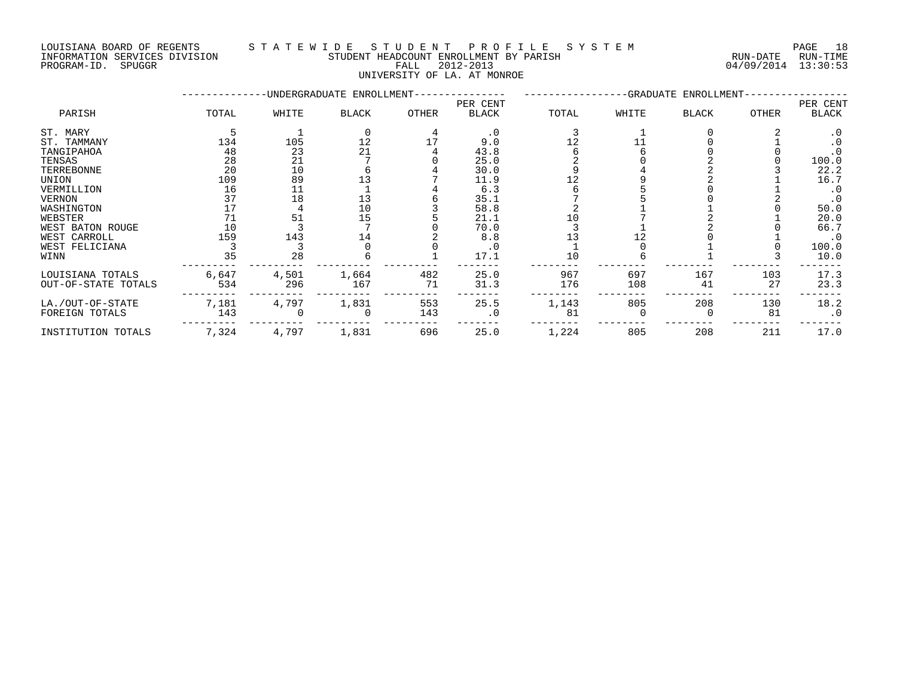LOUISIANA BOARD OF REGENTS — STATEWIDE STUDENT PROFILE SYSTEM
INFORMATION SERVICES DIVISION — STUDENT HEADCOUNT ENROLLMENT BY PARISH — RUN-DATE 04/09/2014 RUN-TIME 13:30:53
PROGRAM-ID. SPUGGR — FALL 2012-2013

UNIVERSITY OF LA. AT MONROE

| PARISH | UNDERGRADUATE ENROLLMENT TOTAL | WHITE | BLACK | OTHER | PER CENT BLACK | GRADUATE ENROLLMENT TOTAL | WHITE | BLACK | OTHER | PER CENT BLACK |
|---|---|---|---|---|---|---|---|---|---|---|
| ST. MARY | 5 | 1 | 0 | 4 | .0 | 3 | 1 | 0 | 2 | .0 |
| ST. TAMMANY | 134 | 105 | 12 | 17 | 9.0 | 12 | 11 | 0 | 1 | .0 |
| TANGIPAHOA | 48 | 23 | 21 | 4 | 43.8 | 6 | 6 | 0 | 0 | .0 |
| TENSAS | 28 | 21 | 7 | 0 | 25.0 | 2 | 0 | 2 | 0 | 100.0 |
| TERREBONNE | 20 | 10 | 6 | 4 | 30.0 | 9 | 4 | 2 | 3 | 22.2 |
| UNION | 109 | 89 | 13 | 7 | 11.9 | 12 | 9 | 2 | 1 | 16.7 |
| VERMILLION | 16 | 11 | 1 | 4 | 6.3 | 6 | 5 | 0 | 1 | .0 |
| VERNON | 37 | 18 | 13 | 6 | 35.1 | 7 | 5 | 0 | 2 | .0 |
| WASHINGTON | 17 | 4 | 10 | 3 | 58.8 | 2 | 1 | 1 | 0 | 50.0 |
| WEBSTER | 71 | 51 | 15 | 5 | 21.1 | 10 | 7 | 2 | 1 | 20.0 |
| WEST BATON ROUGE | 10 | 3 | 7 | 0 | 70.0 | 3 | 1 | 2 | 0 | 66.7 |
| WEST CARROLL | 159 | 143 | 14 | 2 | 8.8 | 13 | 12 | 0 | 1 | .0 |
| WEST FELICIANA | 3 | 3 | 0 | 0 | .0 | 1 | 0 | 1 | 0 | 100.0 |
| WINN | 35 | 28 | 6 | 1 | 17.1 | 10 | 6 | 1 | 3 | 10.0 |
| LOUISIANA TOTALS | 6,647 | 4,501 | 1,664 | 482 | 25.0 | 967 | 697 | 167 | 103 | 17.3 |
| OUT-OF-STATE TOTALS | 534 | 296 | 167 | 71 | 31.3 | 176 | 108 | 41 | 27 | 23.3 |
| LA./OUT-OF-STATE | 7,181 | 4,797 | 1,831 | 553 | 25.5 | 1,143 | 805 | 208 | 130 | 18.2 |
| FOREIGN TOTALS | 143 | 0 | 0 | 143 | .0 | 81 | 0 | 0 | 81 | .0 |
| INSTITUTION TOTALS | 7,324 | 4,797 | 1,831 | 696 | 25.0 | 1,224 | 805 | 208 | 211 | 17.0 |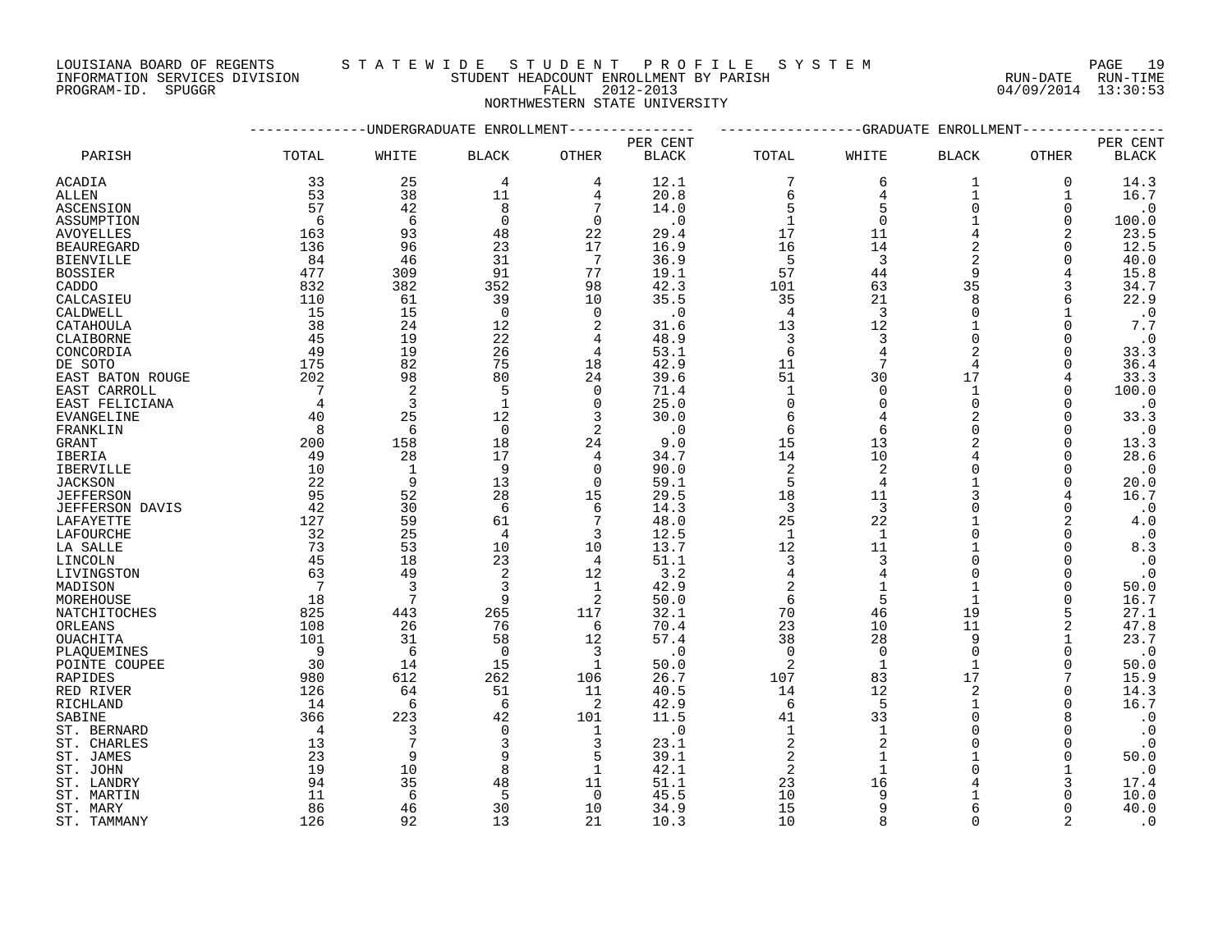LOUISIANA BOARD OF REGENTS — STATEWIDE STUDENT PROFILE SYSTEM
INFORMATION SERVICES DIVISION — STUDENT HEADCOUNT ENROLLMENT BY PARISH — RUN-DATE 04/09/2014 RUN-TIME 13:30:53
PROGRAM-ID. SPUGGR — FALL 2012-2013

NORTHWESTERN STATE UNIVERSITY

| PARISH | UNDERGRADUATE ENROLLMENT | | | | | GRADUATE ENROLLMENT | | | | |
|---|---|---|---|---|---|---|---|---|---|---|
| | TOTAL | WHITE | BLACK | OTHER | PER CENT BLACK | TOTAL | WHITE | BLACK | OTHER | PER CENT BLACK |
| ACADIA | 33 | 25 | 4 | 4 | 12.1 | 7 | 6 | 1 | 0 | 14.3 |
| ALLEN | 53 | 38 | 11 | 4 | 20.8 | 6 | 4 | 1 | 1 | 16.7 |
| ASCENSION | 57 | 42 | 8 | 7 | 14.0 | 5 | 5 | 0 | 0 | .0 |
| ASSUMPTION | 6 | 6 | 0 | 0 | .0 | 1 | 0 | 1 | 0 | 100.0 |
| AVOYELLES | 163 | 93 | 48 | 22 | 29.4 | 17 | 11 | 4 | 2 | 23.5 |
| BEAUREGARD | 136 | 96 | 23 | 17 | 16.9 | 16 | 14 | 2 | 0 | 12.5 |
| BIENVILLE | 84 | 46 | 31 | 7 | 36.9 | 5 | 3 | 2 | 0 | 40.0 |
| BOSSIER | 477 | 309 | 91 | 77 | 19.1 | 57 | 44 | 9 | 4 | 15.8 |
| CADDO | 832 | 382 | 352 | 98 | 42.3 | 101 | 63 | 35 | 3 | 34.7 |
| CALCASIEU | 110 | 61 | 39 | 10 | 35.5 | 35 | 21 | 8 | 6 | 22.9 |
| CALDWELL | 15 | 15 | 0 | 0 | .0 | 4 | 3 | 0 | 1 | .0 |
| CATAHOULA | 38 | 24 | 12 | 2 | 31.6 | 13 | 12 | 1 | 0 | 7.7 |
| CLAIBORNE | 45 | 19 | 22 | 4 | 48.9 | 3 | 3 | 0 | 0 | .0 |
| CONCORDIA | 49 | 19 | 26 | 4 | 53.1 | 6 | 4 | 2 | 0 | 33.3 |
| DE SOTO | 175 | 82 | 75 | 18 | 42.9 | 11 | 7 | 4 | 0 | 36.4 |
| EAST BATON ROUGE | 202 | 98 | 80 | 24 | 39.6 | 51 | 30 | 17 | 4 | 33.3 |
| EAST CARROLL | 7 | 2 | 5 | 0 | 71.4 | 1 | 0 | 1 | 0 | 100.0 |
| EAST FELICIANA | 4 | 3 | 1 | 0 | 25.0 | 0 | 0 | 0 | 0 | .0 |
| EVANGELINE | 40 | 25 | 12 | 3 | 30.0 | 6 | 4 | 2 | 0 | 33.3 |
| FRANKLIN | 8 | 6 | 0 | 2 | .0 | 6 | 6 | 0 | 0 | .0 |
| GRANT | 200 | 158 | 18 | 24 | 9.0 | 15 | 13 | 2 | 0 | 13.3 |
| IBERIA | 49 | 28 | 17 | 4 | 34.7 | 14 | 10 | 4 | 0 | 28.6 |
| IBERVILLE | 10 | 1 | 9 | 0 | 90.0 | 2 | 2 | 0 | 0 | .0 |
| JACKSON | 22 | 9 | 13 | 0 | 59.1 | 5 | 4 | 1 | 0 | 20.0 |
| JEFFERSON | 95 | 52 | 28 | 15 | 29.5 | 18 | 11 | 3 | 4 | 16.7 |
| JEFFERSON DAVIS | 42 | 30 | 6 | 6 | 14.3 | 3 | 3 | 0 | 0 | .0 |
| LAFAYETTE | 127 | 59 | 61 | 7 | 48.0 | 25 | 22 | 1 | 2 | 4.0 |
| LAFOURCHE | 32 | 25 | 4 | 3 | 12.5 | 1 | 1 | 0 | 0 | .0 |
| LA SALLE | 73 | 53 | 10 | 10 | 13.7 | 12 | 11 | 1 | 0 | 8.3 |
| LINCOLN | 45 | 18 | 23 | 4 | 51.1 | 3 | 3 | 0 | 0 | .0 |
| LIVINGSTON | 63 | 49 | 2 | 12 | 3.2 | 4 | 4 | 0 | 0 | .0 |
| MADISON | 7 | 3 | 3 | 1 | 42.9 | 2 | 1 | 1 | 0 | 50.0 |
| MOREHOUSE | 18 | 7 | 9 | 2 | 50.0 | 6 | 5 | 1 | 0 | 16.7 |
| NATCHITOCHES | 825 | 443 | 265 | 117 | 32.1 | 70 | 46 | 19 | 5 | 27.1 |
| ORLEANS | 108 | 26 | 76 | 6 | 70.4 | 23 | 10 | 11 | 2 | 47.8 |
| OUACHITA | 101 | 31 | 58 | 12 | 57.4 | 38 | 28 | 9 | 1 | 23.7 |
| PLAQUEMINES | 9 | 6 | 0 | 3 | .0 | 0 | 0 | 0 | 0 | .0 |
| POINTE COUPEE | 30 | 14 | 15 | 1 | 50.0 | 2 | 1 | 1 | 0 | 50.0 |
| RAPIDES | 980 | 612 | 262 | 106 | 26.7 | 107 | 83 | 17 | 7 | 15.9 |
| RED RIVER | 126 | 64 | 51 | 11 | 40.5 | 14 | 12 | 2 | 0 | 14.3 |
| RICHLAND | 14 | 6 | 6 | 2 | 42.9 | 6 | 5 | 1 | 0 | 16.7 |
| SABINE | 366 | 223 | 42 | 101 | 11.5 | 41 | 33 | 0 | 8 | .0 |
| ST. BERNARD | 4 | 3 | 0 | 1 | .0 | 1 | 1 | 0 | 0 | .0 |
| ST. CHARLES | 13 | 7 | 3 | 3 | 23.1 | 2 | 2 | 0 | 0 | .0 |
| ST. JAMES | 23 | 9 | 9 | 5 | 39.1 | 2 | 1 | 1 | 0 | 50.0 |
| ST. JOHN | 19 | 10 | 8 | 1 | 42.1 | 2 | 1 | 0 | 1 | .0 |
| ST. LANDRY | 94 | 35 | 48 | 11 | 51.1 | 23 | 16 | 4 | 3 | 17.4 |
| ST. MARTIN | 11 | 6 | 5 | 0 | 45.5 | 10 | 9 | 1 | 0 | 10.0 |
| ST. MARY | 86 | 46 | 30 | 10 | 34.9 | 15 | 9 | 6 | 0 | 40.0 |
| ST. TAMMANY | 126 | 92 | 13 | 21 | 10.3 | 10 | 8 | 0 | 2 | .0 |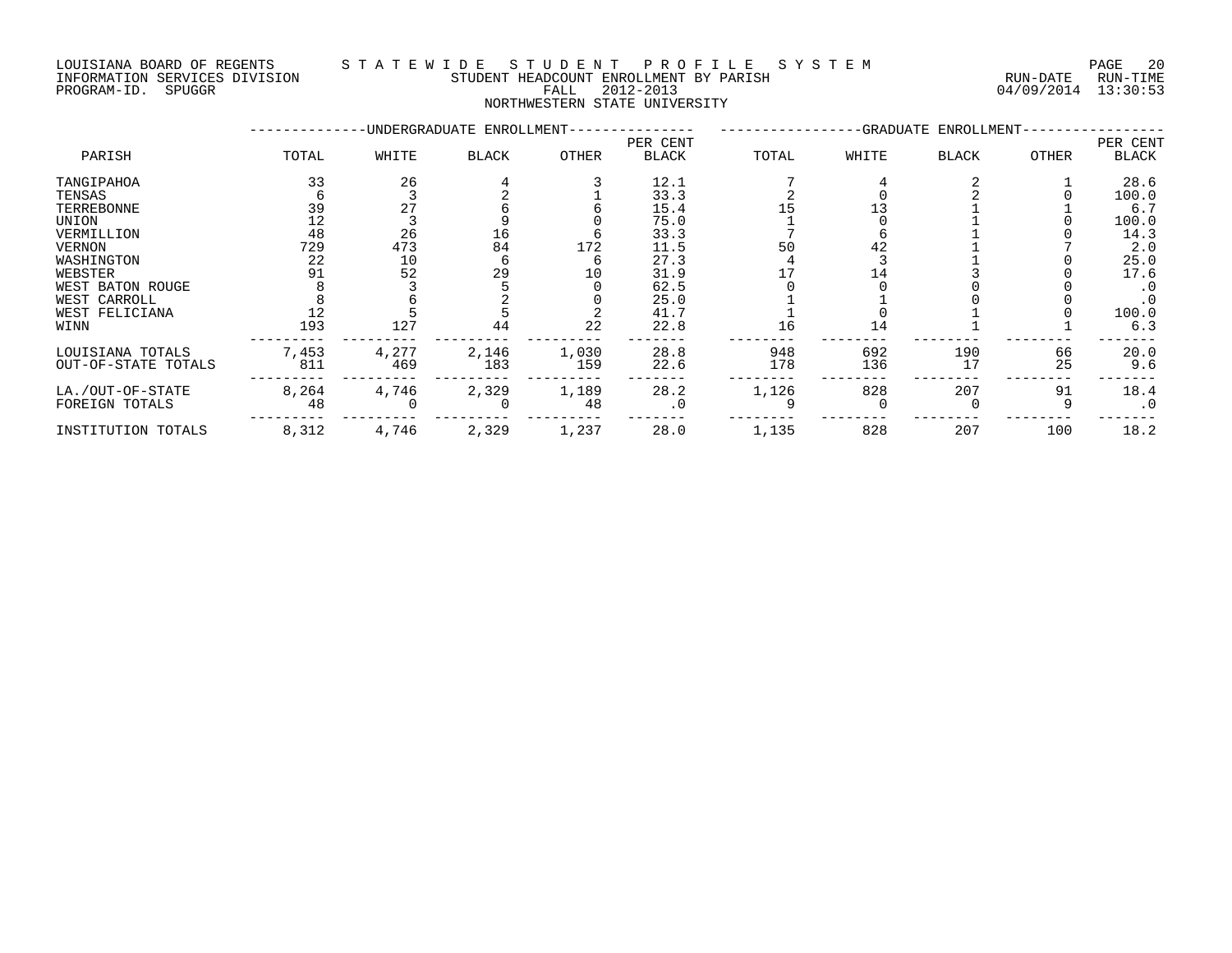LOUISIANA BOARD OF REGENTS — STATEWIDE STUDENT PROFILE SYSTEM
INFORMATION SERVICES DIVISION — STUDENT HEADCOUNT ENROLLMENT BY PARISH — RUN-DATE 04/09/2014 RUN-TIME 13:30:53
PROGRAM-ID. SPUGGR — FALL 2012-2013

NORTHWESTERN STATE UNIVERSITY

| PARISH | UNDERGRADUATE ENROLLMENT TOTAL | WHITE | BLACK | OTHER | PER CENT BLACK | GRADUATE ENROLLMENT TOTAL | WHITE | BLACK | OTHER | PER CENT BLACK |
|---|---|---|---|---|---|---|---|---|---|---|
| TANGIPAHOA | 33 | 26 | 4 | 3 | 12.1 | 7 | 4 | 2 | 1 | 28.6 |
| TENSAS | 6 | 3 | 2 | 1 | 33.3 | 2 | 0 | 2 | 0 | 100.0 |
| TERREBONNE | 39 | 27 | 6 | 6 | 15.4 | 15 | 13 | 1 | 1 | 6.7 |
| UNION | 12 | 3 | 9 | 0 | 75.0 | 1 | 0 | 1 | 0 | 100.0 |
| VERMILLION | 48 | 26 | 16 | 6 | 33.3 | 7 | 6 | 1 | 0 | 14.3 |
| VERNON | 729 | 473 | 84 | 172 | 11.5 | 50 | 42 | 1 | 7 | 2.0 |
| WASHINGTON | 22 | 10 | 6 | 6 | 27.3 | 4 | 3 | 1 | 0 | 25.0 |
| WEBSTER | 91 | 52 | 29 | 10 | 31.9 | 17 | 14 | 3 | 0 | 17.6 |
| WEST BATON ROUGE | 8 | 3 | 5 | 0 | 62.5 | 0 | 0 | 0 | 0 | .0 |
| WEST CARROLL | 8 | 6 | 2 | 0 | 25.0 | 1 | 1 | 0 | 0 | .0 |
| WEST FELICIANA | 12 | 5 | 5 | 2 | 41.7 | 1 | 0 | 1 | 0 | 100.0 |
| WINN | 193 | 127 | 44 | 22 | 22.8 | 16 | 14 | 1 | 1 | 6.3 |
| LOUISIANA TOTALS | 7,453 | 4,277 | 2,146 | 1,030 | 28.8 | 948 | 692 | 190 | 66 | 20.0 |
| OUT-OF-STATE TOTALS | 811 | 469 | 183 | 159 | 22.6 | 178 | 136 | 17 | 25 | 9.6 |
| LA./OUT-OF-STATE | 8,264 | 4,746 | 2,329 | 1,189 | 28.2 | 1,126 | 828 | 207 | 91 | 18.4 |
| FOREIGN TOTALS | 48 | 0 | 0 | 48 | .0 | 9 | 0 | 0 | 9 | .0 |
| INSTITUTION TOTALS | 8,312 | 4,746 | 2,329 | 1,237 | 28.0 | 1,135 | 828 | 207 | 100 | 18.2 |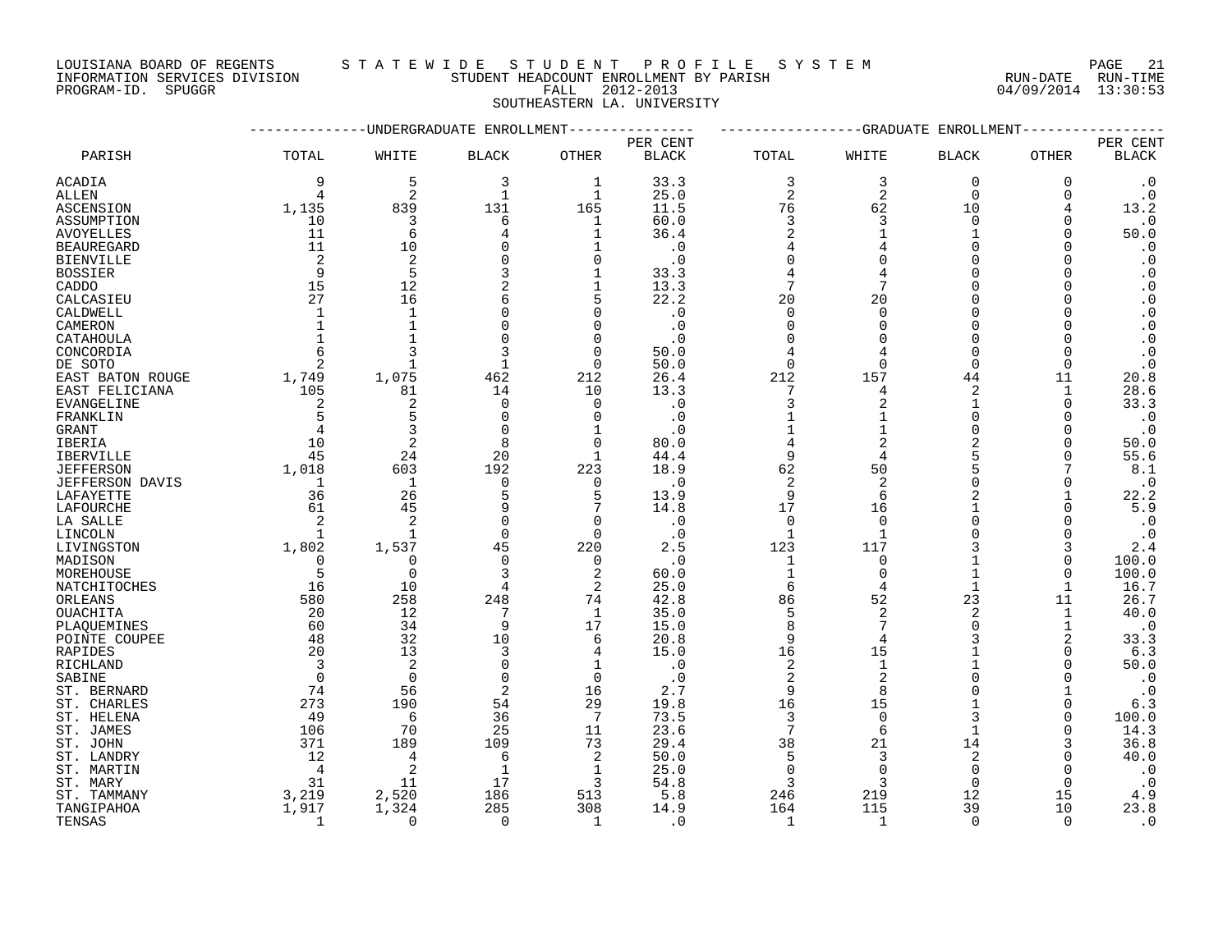LOUISIANA BOARD OF REGENTS — STATEWIDE STUDENT PROFILE SYSTEM
INFORMATION SERVICES DIVISION — STUDENT HEADCOUNT ENROLLMENT BY PARISH — RUN-DATE 04/09/2014 RUN-TIME 13:30:53
PROGRAM-ID. SPUGGR — FALL 2012-2013

SOUTHEASTERN LA. UNIVERSITY

| PARISH | UNDERGRADUATE ENROLLMENT TOTAL | WHITE | BLACK | OTHER | PER CENT BLACK | GRADUATE ENROLLMENT TOTAL | WHITE | BLACK | OTHER | PER CENT BLACK |
|---|---|---|---|---|---|---|---|---|---|---|
| ACADIA | 9 | 5 | 3 | 1 | 33.3 | 3 | 3 | 0 | 0 | .0 |
| ALLEN | 4 | 2 | 1 | 1 | 25.0 | 2 | 2 | 0 | 0 | .0 |
| ASCENSION | 1,135 | 839 | 131 | 165 | 11.5 | 76 | 62 | 10 | 4 | 13.2 |
| ASSUMPTION | 10 | 3 | 6 | 1 | 60.0 | 3 | 3 | 0 | 0 | .0 |
| AVOYELLES | 11 | 6 | 4 | 1 | 36.4 | 2 | 1 | 1 | 0 | 50.0 |
| BEAUREGARD | 11 | 10 | 0 | 1 | .0 | 4 | 4 | 0 | 0 | .0 |
| BIENVILLE | 2 | 2 | 0 | 0 | .0 | 0 | 0 | 0 | 0 | .0 |
| BOSSIER | 9 | 5 | 3 | 1 | 33.3 | 4 | 4 | 0 | 0 | .0 |
| CADDO | 15 | 12 | 2 | 1 | 13.3 | 7 | 7 | 0 | 0 | .0 |
| CALCASIEU | 27 | 16 | 6 | 5 | 22.2 | 20 | 20 | 0 | 0 | .0 |
| CALDWELL | 1 | 1 | 0 | 0 | .0 | 0 | 0 | 0 | 0 | .0 |
| CAMERON | 1 | 1 | 0 | 0 | .0 | 0 | 0 | 0 | 0 | .0 |
| CATAHOULA | 1 | 1 | 0 | 0 | .0 | 0 | 0 | 0 | 0 | .0 |
| CONCORDIA | 6 | 3 | 3 | 0 | 50.0 | 4 | 4 | 0 | 0 | .0 |
| DE SOTO | 2 | 1 | 1 | 0 | 50.0 | 0 | 0 | 0 | 0 | .0 |
| EAST BATON ROUGE | 1,749 | 1,075 | 462 | 212 | 26.4 | 212 | 157 | 44 | 11 | 20.8 |
| EAST FELICIANA | 105 | 81 | 14 | 10 | 13.3 | 7 | 4 | 2 | 1 | 28.6 |
| EVANGELINE | 2 | 2 | 0 | 0 | .0 | 3 | 2 | 1 | 0 | 33.3 |
| FRANKLIN | 5 | 5 | 0 | 0 | .0 | 1 | 1 | 0 | 0 | .0 |
| GRANT | 4 | 3 | 0 | 1 | .0 | 1 | 1 | 0 | 0 | .0 |
| IBERIA | 10 | 2 | 8 | 0 | 80.0 | 4 | 2 | 2 | 0 | 50.0 |
| IBERVILLE | 45 | 24 | 20 | 1 | 44.4 | 9 | 4 | 5 | 0 | 55.6 |
| JEFFERSON | 1,018 | 603 | 192 | 223 | 18.9 | 62 | 50 | 5 | 7 | 8.1 |
| JEFFERSON DAVIS | 1 | 1 | 0 | 0 | .0 | 2 | 2 | 0 | 0 | .0 |
| LAFAYETTE | 36 | 26 | 5 | 5 | 13.9 | 9 | 6 | 2 | 1 | 22.2 |
| LAFOURCHE | 61 | 45 | 9 | 7 | 14.8 | 17 | 16 | 1 | 0 | 5.9 |
| LA SALLE | 2 | 2 | 0 | 0 | .0 | 0 | 0 | 0 | 0 | .0 |
| LINCOLN | 1 | 1 | 0 | 0 | .0 | 1 | 1 | 0 | 0 | .0 |
| LIVINGSTON | 1,802 | 1,537 | 45 | 220 | 2.5 | 123 | 117 | 3 | 3 | 2.4 |
| MADISON | 0 | 0 | 0 | 0 | .0 | 1 | 0 | 1 | 0 | 100.0 |
| MOREHOUSE | 5 | 0 | 3 | 2 | 60.0 | 1 | 0 | 1 | 0 | 100.0 |
| NATCHITOCHES | 16 | 10 | 4 | 2 | 25.0 | 6 | 4 | 1 | 1 | 16.7 |
| ORLEANS | 580 | 258 | 248 | 74 | 42.8 | 86 | 52 | 23 | 11 | 26.7 |
| OUACHITA | 20 | 12 | 7 | 1 | 35.0 | 5 | 2 | 2 | 1 | 40.0 |
| PLAQUEMINES | 60 | 34 | 9 | 17 | 15.0 | 8 | 7 | 0 | 1 | .0 |
| POINTE COUPEE | 48 | 32 | 10 | 6 | 20.8 | 9 | 4 | 3 | 2 | 33.3 |
| RAPIDES | 20 | 13 | 3 | 4 | 15.0 | 16 | 15 | 1 | 0 | 6.3 |
| RICHLAND | 3 | 2 | 0 | 1 | .0 | 2 | 1 | 1 | 0 | 50.0 |
| SABINE | 0 | 0 | 0 | 0 | .0 | 2 | 2 | 0 | 0 | .0 |
| ST. BERNARD | 74 | 56 | 2 | 16 | 2.7 | 9 | 8 | 0 | 1 | .0 |
| ST. CHARLES | 273 | 190 | 54 | 29 | 19.8 | 16 | 15 | 1 | 0 | 6.3 |
| ST. HELENA | 49 | 6 | 36 | 7 | 73.5 | 3 | 0 | 3 | 0 | 100.0 |
| ST. JAMES | 106 | 70 | 25 | 11 | 23.6 | 7 | 6 | 1 | 0 | 14.3 |
| ST. JOHN | 371 | 189 | 109 | 73 | 29.4 | 38 | 21 | 14 | 3 | 36.8 |
| ST. LANDRY | 12 | 4 | 6 | 2 | 50.0 | 5 | 3 | 2 | 0 | 40.0 |
| ST. MARTIN | 4 | 2 | 1 | 1 | 25.0 | 0 | 0 | 0 | 0 | .0 |
| ST. MARY | 31 | 11 | 17 | 3 | 54.8 | 3 | 3 | 0 | 0 | .0 |
| ST. TAMMANY | 3,219 | 2,520 | 186 | 513 | 5.8 | 246 | 219 | 12 | 15 | 4.9 |
| TANGIPAHOA | 1,917 | 1,324 | 285 | 308 | 14.9 | 164 | 115 | 39 | 10 | 23.8 |
| TENSAS | 1 | 0 | 0 | 1 | .0 | 1 | 1 | 0 | 0 | .0 |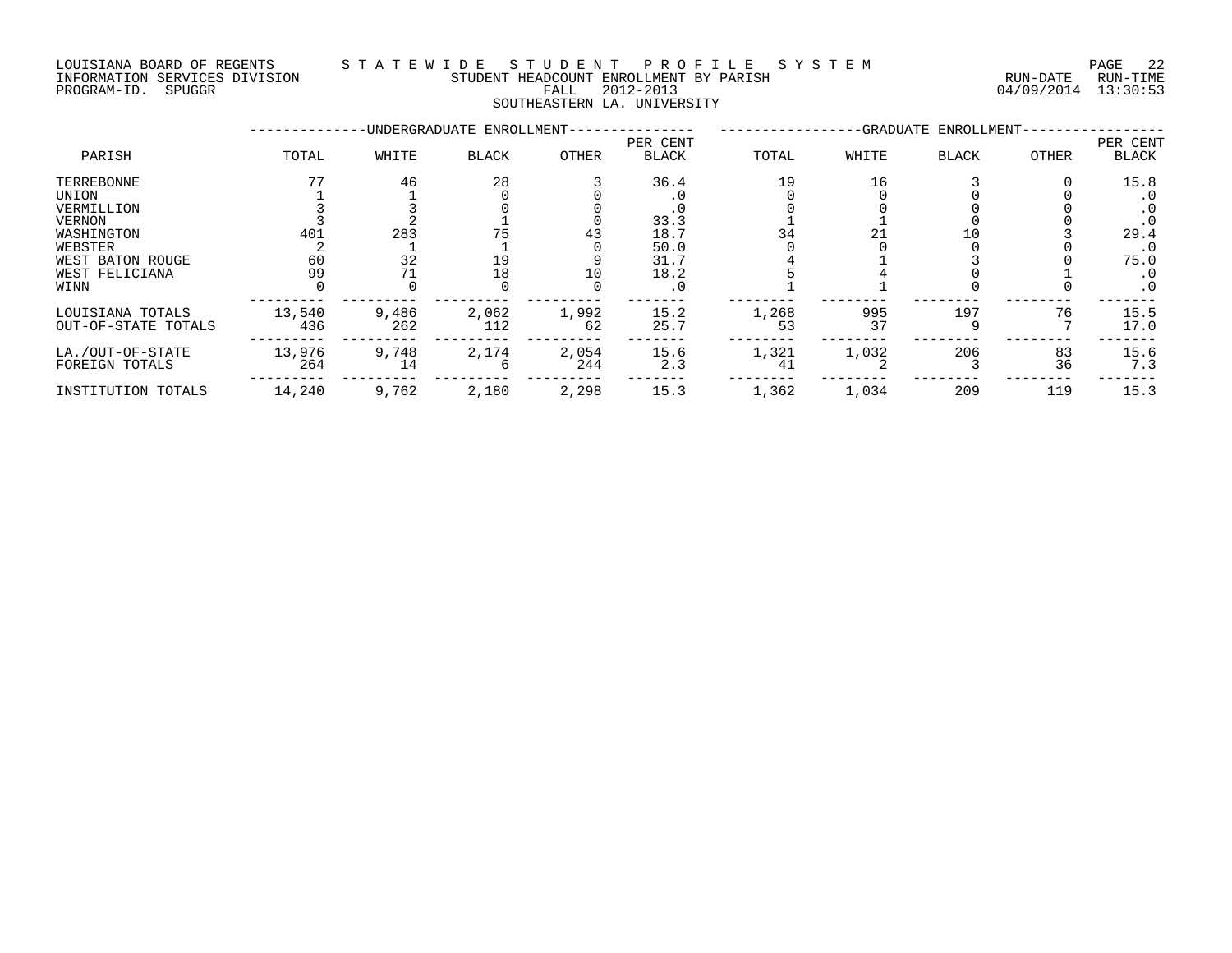LOUISIANA BOARD OF REGENTS — STATEWIDE STUDENT PROFILE SYSTEM

INFORMATION SERVICES DIVISION — STUDENT HEADCOUNT ENROLLMENT BY PARISH — RUN-DATE 04/09/2014 RUN-TIME 13:30:53

PROGRAM-ID. SPUGGR — FALL 2012-2013

SOUTHEASTERN LA. UNIVERSITY

| PARISH | UNDERGRADUATE ENROLLMENT TOTAL | WHITE | BLACK | OTHER | PER CENT BLACK | GRADUATE ENROLLMENT TOTAL | WHITE | BLACK | OTHER | PER CENT BLACK |
|---|---|---|---|---|---|---|---|---|---|---|
| TERREBONNE | 77 | 46 | 28 | 3 | 36.4 | 19 | 16 | 3 | 0 | 15.8 |
| UNION | 1 | 1 | 0 | 0 | .0 | 0 | 0 | 0 | 0 | .0 |
| VERMILLION | 3 | 3 | 0 | 0 | .0 | 0 | 0 | 0 | 0 | .0 |
| VERNON | 3 | 2 | 1 | 0 | 33.3 | 1 | 1 | 0 | 0 | .0 |
| WASHINGTON | 401 | 283 | 75 | 43 | 18.7 | 34 | 21 | 10 | 3 | 29.4 |
| WEBSTER | 2 | 1 | 1 | 0 | 50.0 | 0 | 0 | 0 | 0 | .0 |
| WEST BATON ROUGE | 60 | 32 | 19 | 9 | 31.7 | 4 | 1 | 3 | 0 | 75.0 |
| WEST FELICIANA | 99 | 71 | 18 | 10 | 18.2 | 5 | 4 | 0 | 1 | .0 |
| WINN | 0 | 0 | 0 | 0 | .0 | 1 | 1 | 0 | 0 | .0 |
| LOUISIANA TOTALS | 13,540 | 9,486 | 2,062 | 1,992 | 15.2 | 1,268 | 995 | 197 | 76 | 15.5 |
| OUT-OF-STATE TOTALS | 436 | 262 | 112 | 62 | 25.7 | 53 | 37 | 9 | 7 | 17.0 |
| LA./OUT-OF-STATE | 13,976 | 9,748 | 2,174 | 2,054 | 15.6 | 1,321 | 1,032 | 206 | 83 | 15.6 |
| FOREIGN TOTALS | 264 | 14 | 6 | 244 | 2.3 | 41 | 2 | 3 | 36 | 7.3 |
| INSTITUTION TOTALS | 14,240 | 9,762 | 2,180 | 2,298 | 15.3 | 1,362 | 1,034 | 209 | 119 | 15.3 |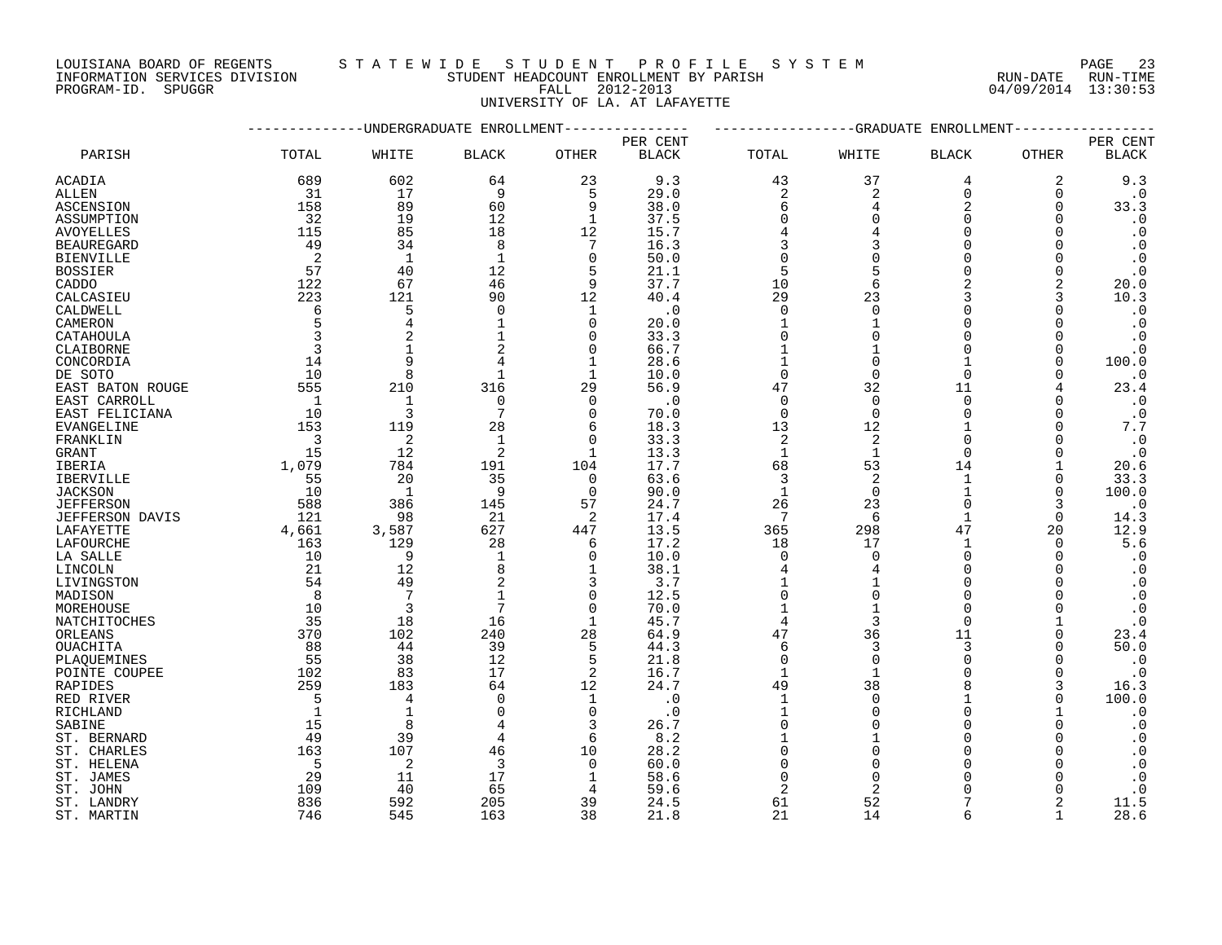LOUISIANA BOARD OF REGENTS — STATEWIDE STUDENT PROFILE SYSTEM
INFORMATION SERVICES DIVISION — STUDENT HEADCOUNT ENROLLMENT BY PARISH — RUN-DATE 04/09/2014 RUN-TIME 13:30:53
PROGRAM-ID. SPUGGR — FALL 2012-2013

UNIVERSITY OF LA. AT LAFAYETTE

| | UNDERGRADUATE ENROLLMENT | | | | | GRADUATE ENROLLMENT | | | | |
|---|---|---|---|---|---|---|---|---|---|---|
| PARISH | TOTAL | WHITE | BLACK | OTHER | PER CENT BLACK | TOTAL | WHITE | BLACK | OTHER | PER CENT BLACK |
| ACADIA | 689 | 602 | 64 | 23 | 9.3 | 43 | 37 | 4 | 2 | 9.3 |
| ALLEN | 31 | 17 | 9 | 5 | 29.0 | 2 | 2 | 0 | 0 | .0 |
| ASCENSION | 158 | 89 | 60 | 9 | 38.0 | 6 | 4 | 2 | 0 | 33.3 |
| ASSUMPTION | 32 | 19 | 12 | 1 | 37.5 | 0 | 0 | 0 | 0 | .0 |
| AVOYELLES | 115 | 85 | 18 | 12 | 15.7 | 4 | 4 | 0 | 0 | .0 |
| BEAUREGARD | 49 | 34 | 8 | 7 | 16.3 | 3 | 3 | 0 | 0 | .0 |
| BIENVILLE | 2 | 1 | 1 | 0 | 50.0 | 0 | 0 | 0 | 0 | .0 |
| BOSSIER | 57 | 40 | 12 | 5 | 21.1 | 5 | 5 | 0 | 0 | .0 |
| CADDO | 122 | 67 | 46 | 9 | 37.7 | 10 | 6 | 2 | 2 | 20.0 |
| CALCASIEU | 223 | 121 | 90 | 12 | 40.4 | 29 | 23 | 3 | 3 | 10.3 |
| CALDWELL | 6 | 5 | 0 | 1 | .0 | 0 | 0 | 0 | 0 | .0 |
| CAMERON | 5 | 4 | 1 | 0 | 20.0 | 1 | 1 | 0 | 0 | .0 |
| CATAHOULA | 3 | 2 | 1 | 0 | 33.3 | 0 | 0 | 0 | 0 | .0 |
| CLAIBORNE | 3 | 1 | 2 | 0 | 66.7 | 1 | 1 | 0 | 0 | .0 |
| CONCORDIA | 14 | 9 | 4 | 1 | 28.6 | 1 | 0 | 1 | 0 | 100.0 |
| DE SOTO | 10 | 8 | 1 | 1 | 10.0 | 0 | 0 | 0 | 0 | .0 |
| EAST BATON ROUGE | 555 | 210 | 316 | 29 | 56.9 | 47 | 32 | 11 | 4 | 23.4 |
| EAST CARROLL | 1 | 1 | 0 | 0 | .0 | 0 | 0 | 0 | 0 | .0 |
| EAST FELICIANA | 10 | 3 | 7 | 0 | 70.0 | 0 | 0 | 0 | 0 | .0 |
| EVANGELINE | 153 | 119 | 28 | 6 | 18.3 | 13 | 12 | 1 | 0 | 7.7 |
| FRANKLIN | 3 | 2 | 1 | 0 | 33.3 | 2 | 2 | 0 | 0 | .0 |
| GRANT | 15 | 12 | 2 | 1 | 13.3 | 1 | 1 | 0 | 0 | .0 |
| IBERIA | 1,079 | 784 | 191 | 104 | 17.7 | 68 | 53 | 14 | 1 | 20.6 |
| IBERVILLE | 55 | 20 | 35 | 0 | 63.6 | 3 | 2 | 1 | 0 | 33.3 |
| JACKSON | 10 | 1 | 9 | 0 | 90.0 | 1 | 0 | 1 | 0 | 100.0 |
| JEFFERSON | 588 | 386 | 145 | 57 | 24.7 | 26 | 23 | 0 | 3 | .0 |
| JEFFERSON DAVIS | 121 | 98 | 21 | 2 | 17.4 | 7 | 6 | 1 | 0 | 14.3 |
| LAFAYETTE | 4,661 | 3,587 | 627 | 447 | 13.5 | 365 | 298 | 47 | 20 | 12.9 |
| LAFOURCHE | 163 | 129 | 28 | 6 | 17.2 | 18 | 17 | 1 | 0 | 5.6 |
| LA SALLE | 10 | 9 | 1 | 0 | 10.0 | 0 | 0 | 0 | 0 | .0 |
| LINCOLN | 21 | 12 | 8 | 1 | 38.1 | 4 | 4 | 0 | 0 | .0 |
| LIVINGSTON | 54 | 49 | 2 | 3 | 3.7 | 1 | 1 | 0 | 0 | .0 |
| MADISON | 8 | 7 | 1 | 0 | 12.5 | 0 | 0 | 0 | 0 | .0 |
| MOREHOUSE | 10 | 3 | 7 | 0 | 70.0 | 1 | 1 | 0 | 0 | .0 |
| NATCHITOCHES | 35 | 18 | 16 | 1 | 45.7 | 4 | 3 | 0 | 1 | .0 |
| ORLEANS | 370 | 102 | 240 | 28 | 64.9 | 47 | 36 | 11 | 0 | 23.4 |
| OUACHITA | 88 | 44 | 39 | 5 | 44.3 | 6 | 3 | 3 | 0 | 50.0 |
| PLAQUEMINES | 55 | 38 | 12 | 5 | 21.8 | 0 | 0 | 0 | 0 | .0 |
| POINTE COUPEE | 102 | 83 | 17 | 2 | 16.7 | 1 | 1 | 0 | 0 | .0 |
| RAPIDES | 259 | 183 | 64 | 12 | 24.7 | 49 | 38 | 8 | 3 | 16.3 |
| RED RIVER | 5 | 4 | 0 | 1 | .0 | 1 | 0 | 1 | 0 | 100.0 |
| RICHLAND | 1 | 1 | 0 | 0 | .0 | 1 | 0 | 0 | 1 | .0 |
| SABINE | 15 | 8 | 4 | 3 | 26.7 | 0 | 0 | 0 | 0 | .0 |
| ST. BERNARD | 49 | 39 | 4 | 6 | 8.2 | 1 | 1 | 0 | 0 | .0 |
| ST. CHARLES | 163 | 107 | 46 | 10 | 28.2 | 0 | 0 | 0 | 0 | .0 |
| ST. HELENA | 5 | 2 | 3 | 0 | 60.0 | 0 | 0 | 0 | 0 | .0 |
| ST. JAMES | 29 | 11 | 17 | 1 | 58.6 | 0 | 0 | 0 | 0 | .0 |
| ST. JOHN | 109 | 40 | 65 | 4 | 59.6 | 2 | 2 | 0 | 0 | .0 |
| ST. LANDRY | 836 | 592 | 205 | 39 | 24.5 | 61 | 52 | 7 | 2 | 11.5 |
| ST. MARTIN | 746 | 545 | 163 | 38 | 21.8 | 21 | 14 | 6 | 1 | 28.6 |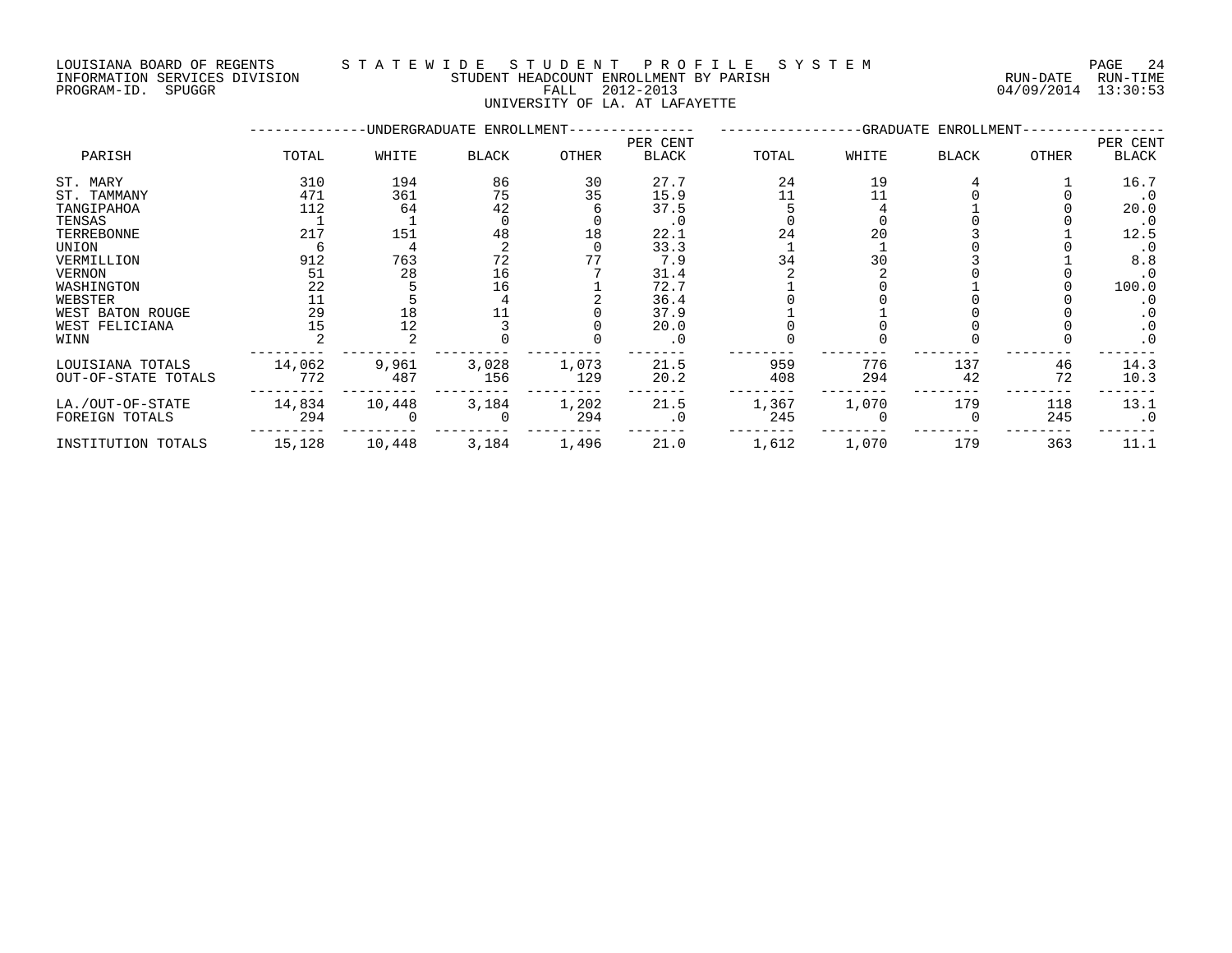LOUISIANA BOARD OF REGENTS — STATEWIDE STUDENT PROFILE SYSTEM
INFORMATION SERVICES DIVISION — STUDENT HEADCOUNT ENROLLMENT BY PARISH — RUN-DATE 04/09/2014 RUN-TIME 13:30:53
PROGRAM-ID. SPUGGR — FALL 2012-2013

UNIVERSITY OF LA. AT LAFAYETTE

| PARISH | UNDERGRADUATE ENROLLMENT TOTAL | WHITE | BLACK | OTHER | PER CENT BLACK | GRADUATE ENROLLMENT TOTAL | WHITE | BLACK | OTHER | PER CENT BLACK |
|---|---|---|---|---|---|---|---|---|---|---|
| ST. MARY | 310 | 194 | 86 | 30 | 27.7 | 24 | 19 | 4 | 1 | 16.7 |
| ST. TAMMANY | 471 | 361 | 75 | 35 | 15.9 | 11 | 11 | 0 | 0 | .0 |
| TANGIPAHOA | 112 | 64 | 42 | 6 | 37.5 | 5 | 4 | 1 | 0 | 20.0 |
| TENSAS | 1 | 1 | 0 | 0 | .0 | 0 | 0 | 0 | 0 | .0 |
| TERREBONNE | 217 | 151 | 48 | 18 | 22.1 | 24 | 20 | 3 | 1 | 12.5 |
| UNION | 6 | 4 | 2 | 0 | 33.3 | 1 | 1 | 0 | 0 | .0 |
| VERMILLION | 912 | 763 | 72 | 77 | 7.9 | 34 | 30 | 3 | 1 | 8.8 |
| VERNON | 51 | 28 | 16 | 7 | 31.4 | 2 | 2 | 0 | 0 | .0 |
| WASHINGTON | 22 | 5 | 16 | 1 | 72.7 | 1 | 0 | 1 | 0 | 100.0 |
| WEBSTER | 11 | 5 | 4 | 2 | 36.4 | 0 | 0 | 0 | 0 | .0 |
| WEST BATON ROUGE | 29 | 18 | 11 | 0 | 37.9 | 1 | 1 | 0 | 0 | .0 |
| WEST FELICIANA | 15 | 12 | 3 | 0 | 20.0 | 0 | 0 | 0 | 0 | .0 |
| WINN | 2 | 2 | 0 | 0 | .0 | 0 | 0 | 0 | 0 | .0 |
| LOUISIANA TOTALS | 14,062 | 9,961 | 3,028 | 1,073 | 21.5 | 959 | 776 | 137 | 46 | 14.3 |
| OUT-OF-STATE TOTALS | 772 | 487 | 156 | 129 | 20.2 | 408 | 294 | 42 | 72 | 10.3 |
| LA./OUT-OF-STATE | 14,834 | 10,448 | 3,184 | 1,202 | 21.5 | 1,367 | 1,070 | 179 | 118 | 13.1 |
| FOREIGN TOTALS | 294 | 0 | 0 | 294 | .0 | 245 | 0 | 0 | 245 | .0 |
| INSTITUTION TOTALS | 15,128 | 10,448 | 3,184 | 1,496 | 21.0 | 1,612 | 1,070 | 179 | 363 | 11.1 |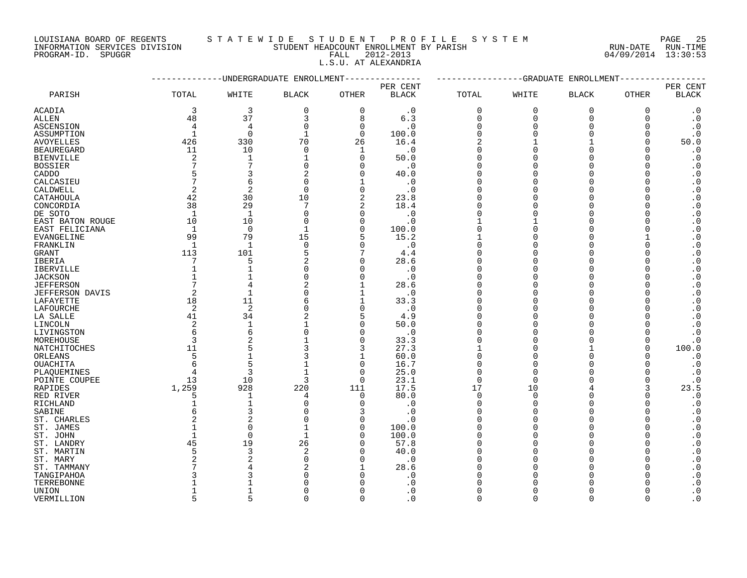LOUISIANA BOARD OF REGENTS — STATEWIDE STUDENT PROFILE SYSTEM
INFORMATION SERVICES DIVISION — STUDENT HEADCOUNT ENROLLMENT BY PARISH — RUN-DATE 04/09/2014 RUN-TIME 13:30:53
PROGRAM-ID. SPUGGR — FALL 2012-2013

L.S.U. AT ALEXANDRIA

| PARISH | UNDERGRADUATE ENROLLMENT | | | | | GRADUATE ENROLLMENT | | | | |
|---|---|---|---|---|---|---|---|---|---|---|
| | TOTAL | WHITE | BLACK | OTHER | PER CENT BLACK | TOTAL | WHITE | BLACK | OTHER | PER CENT BLACK |
| ACADIA | 3 | 3 | 0 | 0 | .0 | 0 | 0 | 0 | 0 | .0 |
| ALLEN | 48 | 37 | 3 | 8 | 6.3 | 0 | 0 | 0 | 0 | .0 |
| ASCENSION | 4 | 4 | 0 | 0 | .0 | 0 | 0 | 0 | 0 | .0 |
| ASSUMPTION | 1 | 0 | 1 | 0 | 100.0 | 0 | 0 | 0 | 0 | .0 |
| AVOYELLES | 426 | 330 | 70 | 26 | 16.4 | 2 | 1 | 1 | 0 | 50.0 |
| BEAUREGARD | 11 | 10 | 0 | 1 | .0 | 0 | 0 | 0 | 0 | .0 |
| BIENVILLE | 2 | 1 | 1 | 0 | 50.0 | 0 | 0 | 0 | 0 | .0 |
| BOSSIER | 7 | 7 | 0 | 0 | .0 | 0 | 0 | 0 | 0 | .0 |
| CADDO | 5 | 3 | 2 | 0 | 40.0 | 0 | 0 | 0 | 0 | .0 |
| CALCASIEU | 7 | 6 | 0 | 1 | .0 | 0 | 0 | 0 | 0 | .0 |
| CALDWELL | 2 | 2 | 0 | 0 | .0 | 0 | 0 | 0 | 0 | .0 |
| CATAHOULA | 42 | 30 | 10 | 2 | 23.8 | 0 | 0 | 0 | 0 | .0 |
| CONCORDIA | 38 | 29 | 7 | 2 | 18.4 | 0 | 0 | 0 | 0 | .0 |
| DE SOTO | 1 | 1 | 0 | 0 | .0 | 0 | 0 | 0 | 0 | .0 |
| EAST BATON ROUGE | 10 | 10 | 0 | 0 | .0 | 1 | 1 | 0 | 0 | .0 |
| EAST FELICIANA | 1 | 0 | 1 | 0 | 100.0 | 0 | 0 | 0 | 0 | .0 |
| EVANGELINE | 99 | 79 | 15 | 5 | 15.2 | 1 | 0 | 0 | 1 | .0 |
| FRANKLIN | 1 | 1 | 0 | 0 | .0 | 0 | 0 | 0 | 0 | .0 |
| GRANT | 113 | 101 | 5 | 7 | 4.4 | 0 | 0 | 0 | 0 | .0 |
| IBERIA | 7 | 5 | 2 | 0 | 28.6 | 0 | 0 | 0 | 0 | .0 |
| IBERVILLE | 1 | 1 | 0 | 0 | .0 | 0 | 0 | 0 | 0 | .0 |
| JACKSON | 1 | 1 | 0 | 0 | .0 | 0 | 0 | 0 | 0 | .0 |
| JEFFERSON | 7 | 4 | 2 | 1 | 28.6 | 0 | 0 | 0 | 0 | .0 |
| JEFFERSON DAVIS | 2 | 1 | 0 | 1 | .0 | 0 | 0 | 0 | 0 | .0 |
| LAFAYETTE | 18 | 11 | 6 | 1 | 33.3 | 0 | 0 | 0 | 0 | .0 |
| LAFOURCHE | 2 | 2 | 0 | 0 | .0 | 0 | 0 | 0 | 0 | .0 |
| LA SALLE | 41 | 34 | 2 | 5 | 4.9 | 0 | 0 | 0 | 0 | .0 |
| LINCOLN | 2 | 1 | 1 | 0 | 50.0 | 0 | 0 | 0 | 0 | .0 |
| LIVINGSTON | 6 | 6 | 0 | 0 | .0 | 0 | 0 | 0 | 0 | .0 |
| MOREHOUSE | 3 | 2 | 1 | 0 | 33.3 | 0 | 0 | 0 | 0 | .0 |
| NATCHITOCHES | 11 | 5 | 3 | 3 | 27.3 | 1 | 0 | 1 | 0 | 100.0 |
| ORLEANS | 5 | 1 | 3 | 1 | 60.0 | 0 | 0 | 0 | 0 | .0 |
| OUACHITA | 6 | 5 | 1 | 0 | 16.7 | 0 | 0 | 0 | 0 | .0 |
| PLAQUEMINES | 4 | 3 | 1 | 0 | 25.0 | 0 | 0 | 0 | 0 | .0 |
| POINTE COUPEE | 13 | 10 | 3 | 0 | 23.1 | 0 | 0 | 0 | 0 | .0 |
| RAPIDES | 1,259 | 928 | 220 | 111 | 17.5 | 17 | 10 | 4 | 3 | 23.5 |
| RED RIVER | 5 | 1 | 4 | 0 | 80.0 | 0 | 0 | 0 | 0 | .0 |
| RICHLAND | 1 | 1 | 0 | 0 | .0 | 0 | 0 | 0 | 0 | .0 |
| SABINE | 6 | 3 | 0 | 3 | .0 | 0 | 0 | 0 | 0 | .0 |
| ST. CHARLES | 2 | 2 | 0 | 0 | .0 | 0 | 0 | 0 | 0 | .0 |
| ST. JAMES | 1 | 0 | 1 | 0 | 100.0 | 0 | 0 | 0 | 0 | .0 |
| ST. JOHN | 1 | 0 | 1 | 0 | 100.0 | 0 | 0 | 0 | 0 | .0 |
| ST. LANDRY | 45 | 19 | 26 | 0 | 57.8 | 0 | 0 | 0 | 0 | .0 |
| ST. MARTIN | 5 | 3 | 2 | 0 | 40.0 | 0 | 0 | 0 | 0 | .0 |
| ST. MARY | 2 | 2 | 0 | 0 | .0 | 0 | 0 | 0 | 0 | .0 |
| ST. TAMMANY | 7 | 4 | 2 | 1 | 28.6 | 0 | 0 | 0 | 0 | .0 |
| TANGIPAHOA | 3 | 3 | 0 | 0 | .0 | 0 | 0 | 0 | 0 | .0 |
| TERREBONNE | 1 | 1 | 0 | 0 | .0 | 0 | 0 | 0 | 0 | .0 |
| UNION | 1 | 1 | 0 | 0 | .0 | 0 | 0 | 0 | 0 | .0 |
| VERMILLION | 5 | 5 | 0 | 0 | .0 | 0 | 0 | 0 | 0 | .0 |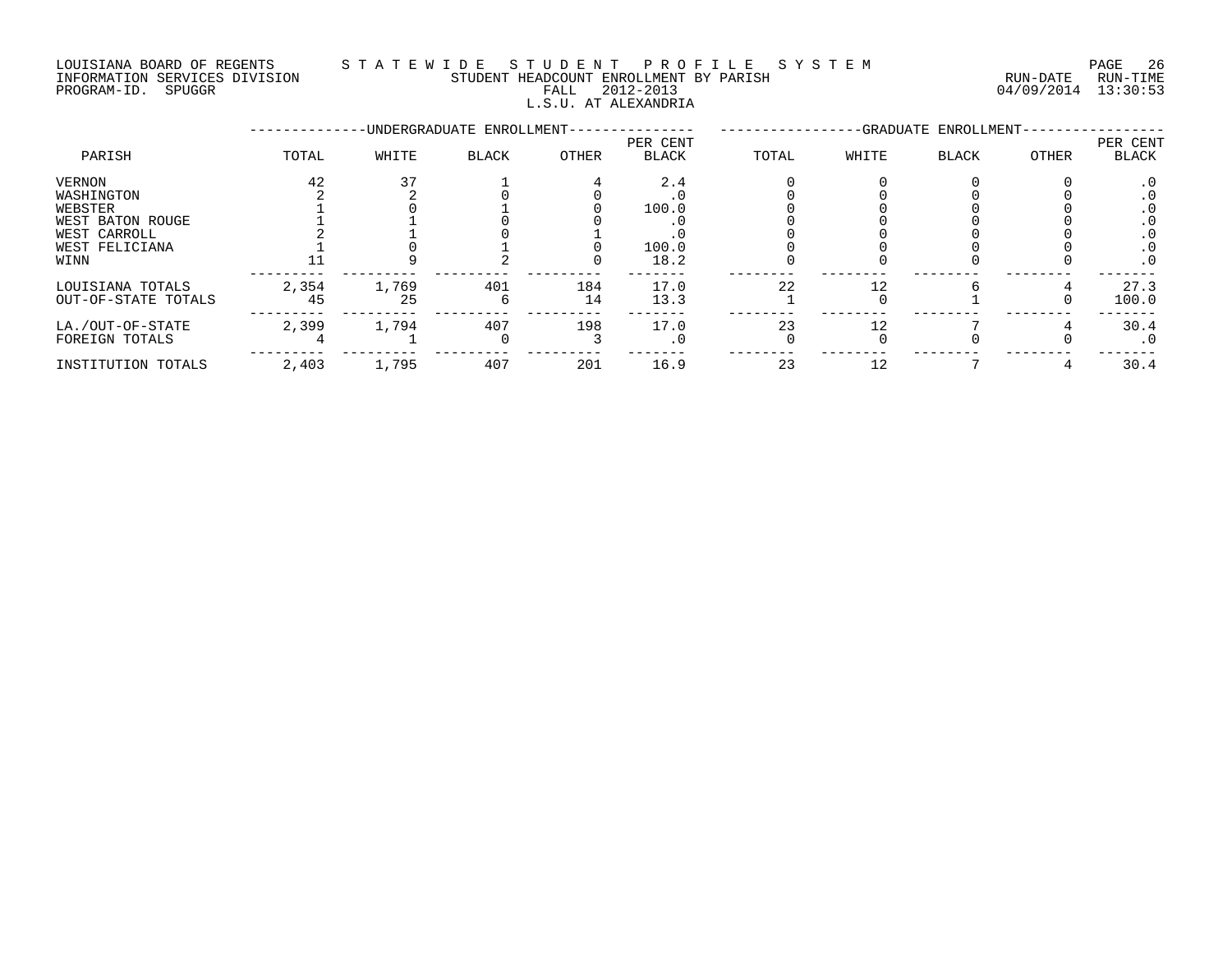LOUISIANA BOARD OF REGENTS — STATEWIDE STUDENT PROFILE SYSTEM
INFORMATION SERVICES DIVISION — STUDENT HEADCOUNT ENROLLMENT BY PARISH — RUN-DATE 04/09/2014 RUN-TIME 13:30:53
PROGRAM-ID. SPUGGR — FALL 2012-2013

L.S.U. AT ALEXANDRIA

| PARISH | UNDERGRADUATE ENROLLMENT TOTAL | WHITE | BLACK | OTHER | PER CENT BLACK | GRADUATE ENROLLMENT TOTAL | WHITE | BLACK | OTHER | PER CENT BLACK |
|---|---|---|---|---|---|---|---|---|---|---|
| VERNON | 42 | 37 | 1 | 4 | 2.4 | 0 | 0 | 0 | 0 | .0 |
| WASHINGTON | 2 | 2 | 0 | 0 | .0 | 0 | 0 | 0 | 0 | .0 |
| WEBSTER | 1 | 0 | 1 | 0 | 100.0 | 0 | 0 | 0 | 0 | .0 |
| WEST BATON ROUGE | 1 | 1 | 0 | 0 | .0 | 0 | 0 | 0 | 0 | .0 |
| WEST CARROLL | 2 | 1 | 0 | 1 | .0 | 0 | 0 | 0 | 0 | .0 |
| WEST FELICIANA | 1 | 0 | 1 | 0 | 100.0 | 0 | 0 | 0 | 0 | .0 |
| WINN | 11 | 9 | 2 | 0 | 18.2 | 0 | 0 | 0 | 0 | .0 |
| LOUISIANA TOTALS | 2,354 | 1,769 | 401 | 184 | 17.0 | 22 | 12 | 6 | 4 | 27.3 |
| OUT-OF-STATE TOTALS | 45 | 25 | 6 | 14 | 13.3 | 1 | 0 | 1 | 0 | 100.0 |
| LA./OUT-OF-STATE | 2,399 | 1,794 | 407 | 198 | 17.0 | 23 | 12 | 7 | 4 | 30.4 |
| FOREIGN TOTALS | 4 | 1 | 0 | 3 | .0 | 0 | 0 | 0 | 0 | .0 |
| INSTITUTION TOTALS | 2,403 | 1,795 | 407 | 201 | 16.9 | 23 | 12 | 7 | 4 | 30.4 |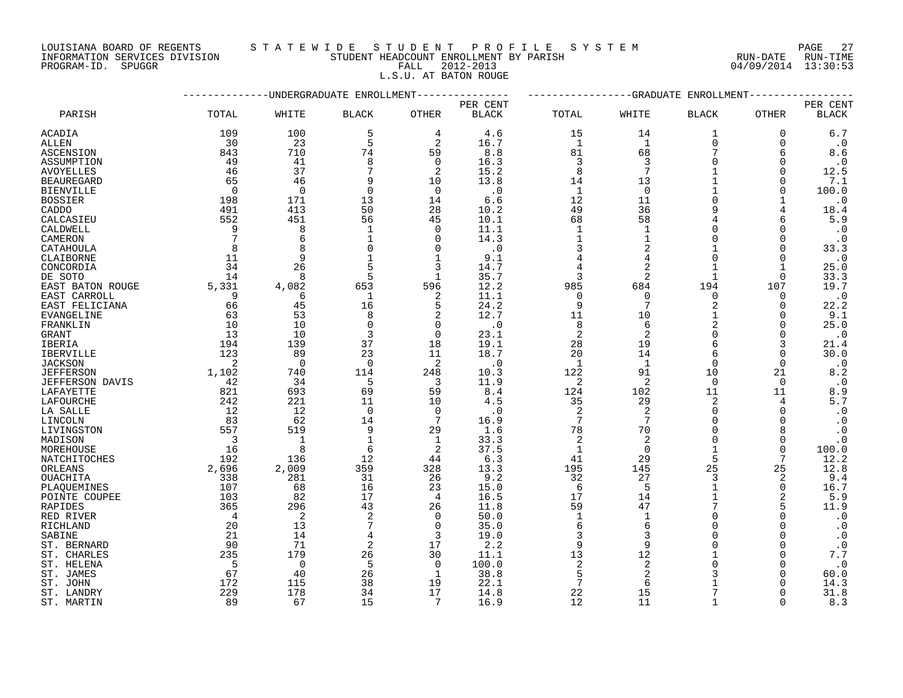LOUISIANA BOARD OF REGENTS — STATEWIDE STUDENT PROFILE SYSTEM
INFORMATION SERVICES DIVISION — STUDENT HEADCOUNT ENROLLMENT BY PARISH — RUN-DATE 04/09/2014 RUN-TIME 13:30:53
PROGRAM-ID. SPUGGR — FALL 2012-2013

L.S.U. AT BATON ROUGE

| PARISH | UNDERGRADUATE ENROLLMENT | | | | | GRADUATE ENROLLMENT | | | | |
|---|---|---|---|---|---|---|---|---|---|---|
| | TOTAL | WHITE | BLACK | OTHER | PER CENT BLACK | TOTAL | WHITE | BLACK | OTHER | PER CENT BLACK |
| ACADIA | 109 | 100 | 5 | 4 | 4.6 | 15 | 14 | 1 | 0 | 6.7 |
| ALLEN | 30 | 23 | 5 | 2 | 16.7 | 1 | 1 | 0 | 0 | .0 |
| ASCENSION | 843 | 710 | 74 | 59 | 8.8 | 81 | 68 | 7 | 6 | 8.6 |
| ASSUMPTION | 49 | 41 | 8 | 0 | 16.3 | 3 | 3 | 0 | 0 | .0 |
| AVOYELLES | 46 | 37 | 7 | 2 | 15.2 | 8 | 7 | 1 | 0 | 12.5 |
| BEAUREGARD | 65 | 46 | 9 | 10 | 13.8 | 14 | 13 | 1 | 0 | 7.1 |
| BIENVILLE | 0 | 0 | 0 | 0 | .0 | 1 | 0 | 1 | 0 | 100.0 |
| BOSSIER | 198 | 171 | 13 | 14 | 6.6 | 12 | 11 | 0 | 1 | .0 |
| CADDO | 491 | 413 | 50 | 28 | 10.2 | 49 | 36 | 9 | 4 | 18.4 |
| CALCASIEU | 552 | 451 | 56 | 45 | 10.1 | 68 | 58 | 4 | 6 | 5.9 |
| CALDWELL | 9 | 8 | 1 | 0 | 11.1 | 1 | 1 | 0 | 0 | .0 |
| CAMERON | 7 | 6 | 1 | 0 | 14.3 | 1 | 1 | 0 | 0 | .0 |
| CATAHOULA | 8 | 8 | 0 | 0 | .0 | 3 | 2 | 1 | 0 | 33.3 |
| CLAIBORNE | 11 | 9 | 1 | 1 | 9.1 | 4 | 4 | 0 | 0 | .0 |
| CONCORDIA | 34 | 26 | 5 | 3 | 14.7 | 4 | 2 | 1 | 1 | 25.0 |
| DE SOTO | 14 | 8 | 5 | 1 | 35.7 | 3 | 2 | 1 | 0 | 33.3 |
| EAST BATON ROUGE | 5,331 | 4,082 | 653 | 596 | 12.2 | 985 | 684 | 194 | 107 | 19.7 |
| EAST CARROLL | 9 | 6 | 1 | 2 | 11.1 | 0 | 0 | 0 | 0 | .0 |
| EAST FELICIANA | 66 | 45 | 16 | 5 | 24.2 | 9 | 7 | 2 | 0 | 22.2 |
| EVANGELINE | 63 | 53 | 8 | 2 | 12.7 | 11 | 10 | 1 | 0 | 9.1 |
| FRANKLIN | 10 | 10 | 0 | 0 | .0 | 8 | 6 | 2 | 0 | 25.0 |
| GRANT | 13 | 10 | 3 | 0 | 23.1 | 2 | 2 | 0 | 0 | .0 |
| IBERIA | 194 | 139 | 37 | 18 | 19.1 | 28 | 19 | 6 | 3 | 21.4 |
| IBERVILLE | 123 | 89 | 23 | 11 | 18.7 | 20 | 14 | 6 | 0 | 30.0 |
| JACKSON | 2 | 0 | 0 | 2 | .0 | 1 | 1 | 0 | 0 | .0 |
| JEFFERSON | 1,102 | 740 | 114 | 248 | 10.3 | 122 | 91 | 10 | 21 | 8.2 |
| JEFFERSON DAVIS | 42 | 34 | 5 | 3 | 11.9 | 2 | 2 | 0 | 0 | .0 |
| LAFAYETTE | 821 | 693 | 69 | 59 | 8.4 | 124 | 102 | 11 | 11 | 8.9 |
| LAFOURCHE | 242 | 221 | 11 | 10 | 4.5 | 35 | 29 | 2 | 4 | 5.7 |
| LA SALLE | 12 | 12 | 0 | 0 | .0 | 2 | 2 | 0 | 0 | .0 |
| LINCOLN | 83 | 62 | 14 | 7 | 16.9 | 7 | 7 | 0 | 0 | .0 |
| LIVINGSTON | 557 | 519 | 9 | 29 | 1.6 | 78 | 70 | 0 | 8 | .0 |
| MADISON | 3 | 1 | 1 | 1 | 33.3 | 2 | 2 | 0 | 0 | .0 |
| MOREHOUSE | 16 | 8 | 6 | 2 | 37.5 | 1 | 0 | 1 | 0 | 100.0 |
| NATCHITOCHES | 192 | 136 | 12 | 44 | 6.3 | 41 | 29 | 5 | 7 | 12.2 |
| ORLEANS | 2,696 | 2,009 | 359 | 328 | 13.3 | 195 | 145 | 25 | 25 | 12.8 |
| OUACHITA | 338 | 281 | 31 | 26 | 9.2 | 32 | 27 | 3 | 2 | 9.4 |
| PLAQUEMINES | 107 | 68 | 16 | 23 | 15.0 | 6 | 5 | 1 | 0 | 16.7 |
| POINTE COUPEE | 103 | 82 | 17 | 4 | 16.5 | 17 | 14 | 1 | 2 | 5.9 |
| RAPIDES | 365 | 296 | 43 | 26 | 11.8 | 59 | 47 | 7 | 5 | 11.9 |
| RED RIVER | 4 | 2 | 2 | 0 | 50.0 | 1 | 1 | 0 | 0 | .0 |
| RICHLAND | 20 | 13 | 7 | 0 | 35.0 | 6 | 6 | 0 | 0 | .0 |
| SABINE | 21 | 14 | 4 | 3 | 19.0 | 3 | 3 | 0 | 0 | .0 |
| ST. BERNARD | 90 | 71 | 2 | 17 | 2.2 | 9 | 9 | 0 | 0 | .0 |
| ST. CHARLES | 235 | 179 | 26 | 30 | 11.1 | 13 | 12 | 1 | 0 | 7.7 |
| ST. HELENA | 5 | 0 | 5 | 0 | 100.0 | 2 | 2 | 0 | 0 | .0 |
| ST. JAMES | 67 | 40 | 26 | 1 | 38.8 | 5 | 2 | 3 | 0 | 60.0 |
| ST. JOHN | 172 | 115 | 38 | 19 | 22.1 | 7 | 6 | 1 | 0 | 14.3 |
| ST. LANDRY | 229 | 178 | 34 | 17 | 14.8 | 22 | 15 | 7 | 0 | 31.8 |
| ST. MARTIN | 89 | 67 | 15 | 7 | 16.9 | 12 | 11 | 1 | 0 | 8.3 |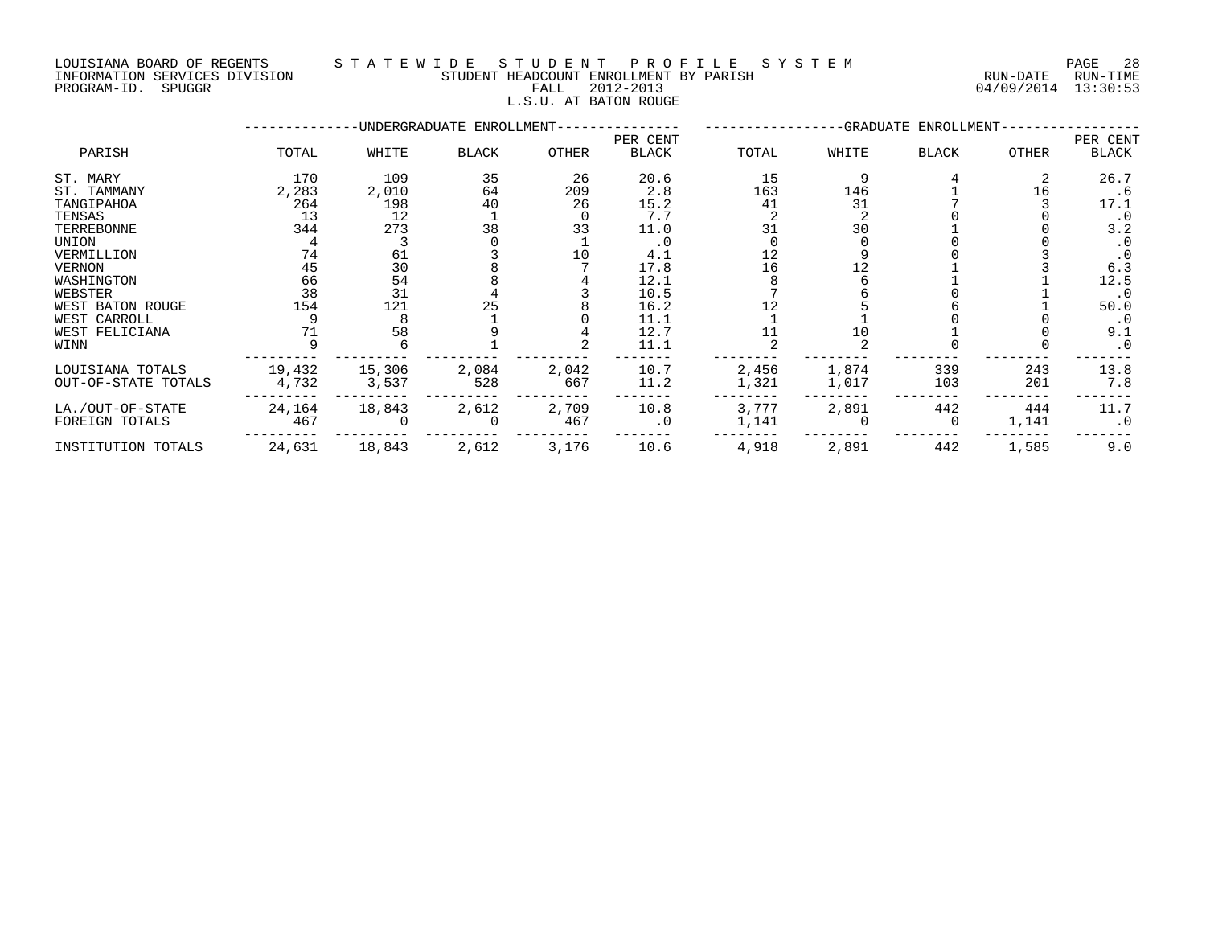LOUISIANA BOARD OF REGENTS
INFORMATION SERVICES DIVISION
PROGRAM-ID. SPUGGR

STATEWIDE STUDENT PROFILE SYSTEM
STUDENT HEADCOUNT ENROLLMENT BY PARISH
FALL 2012-2013
L.S.U. AT BATON ROUGE

RUN-DATE 04/09/2014 RUN-TIME 13:30:53

| PARISH | UNDERGRADUATE ENROLLMENT TOTAL | WHITE | BLACK | OTHER | PER CENT BLACK | GRADUATE ENROLLMENT TOTAL | WHITE | BLACK | OTHER | PER CENT BLACK |
|---|---|---|---|---|---|---|---|---|---|---|
| ST. MARY | 170 | 109 | 35 | 26 | 20.6 | 15 | 9 | 4 | 2 | 26.7 |
| ST. TAMMANY | 2,283 | 2,010 | 64 | 209 | 2.8 | 163 | 146 | 1 | 16 | .6 |
| TANGIPAHOA | 264 | 198 | 40 | 26 | 15.2 | 41 | 31 | 7 | 3 | 17.1 |
| TENSAS | 13 | 12 | 1 | 0 | 7.7 | 2 | 2 | 0 | 0 | .0 |
| TERREBONNE | 344 | 273 | 38 | 33 | 11.0 | 31 | 30 | 1 | 0 | 3.2 |
| UNION | 4 | 3 | 0 | 1 | .0 | 0 | 0 | 0 | 0 | .0 |
| VERMILLION | 74 | 61 | 3 | 10 | 4.1 | 12 | 9 | 0 | 3 | .0 |
| VERNON | 45 | 30 | 8 | 7 | 17.8 | 16 | 12 | 1 | 3 | 6.3 |
| WASHINGTON | 66 | 54 | 8 | 4 | 12.1 | 8 | 6 | 1 | 1 | 12.5 |
| WEBSTER | 38 | 31 | 4 | 3 | 10.5 | 7 | 6 | 0 | 1 | .0 |
| WEST BATON ROUGE | 154 | 121 | 25 | 8 | 16.2 | 12 | 5 | 6 | 1 | 50.0 |
| WEST CARROLL | 9 | 8 | 1 | 0 | 11.1 | 1 | 1 | 0 | 0 | .0 |
| WEST FELICIANA | 71 | 58 | 9 | 4 | 12.7 | 11 | 10 | 1 | 0 | 9.1 |
| WINN | 9 | 6 | 1 | 2 | 11.1 | 2 | 2 | 0 | 0 | .0 |
| LOUISIANA TOTALS | 19,432 | 15,306 | 2,084 | 2,042 | 10.7 | 2,456 | 1,874 | 339 | 243 | 13.8 |
| OUT-OF-STATE TOTALS | 4,732 | 3,537 | 528 | 667 | 11.2 | 1,321 | 1,017 | 103 | 201 | 7.8 |
| LA./OUT-OF-STATE | 24,164 | 18,843 | 2,612 | 2,709 | 10.8 | 3,777 | 2,891 | 442 | 444 | 11.7 |
| FOREIGN TOTALS | 467 | 0 | 0 | 467 | .0 | 1,141 | 0 | 0 | 1,141 | .0 |
| INSTITUTION TOTALS | 24,631 | 18,843 | 2,612 | 3,176 | 10.6 | 4,918 | 2,891 | 442 | 1,585 | 9.0 |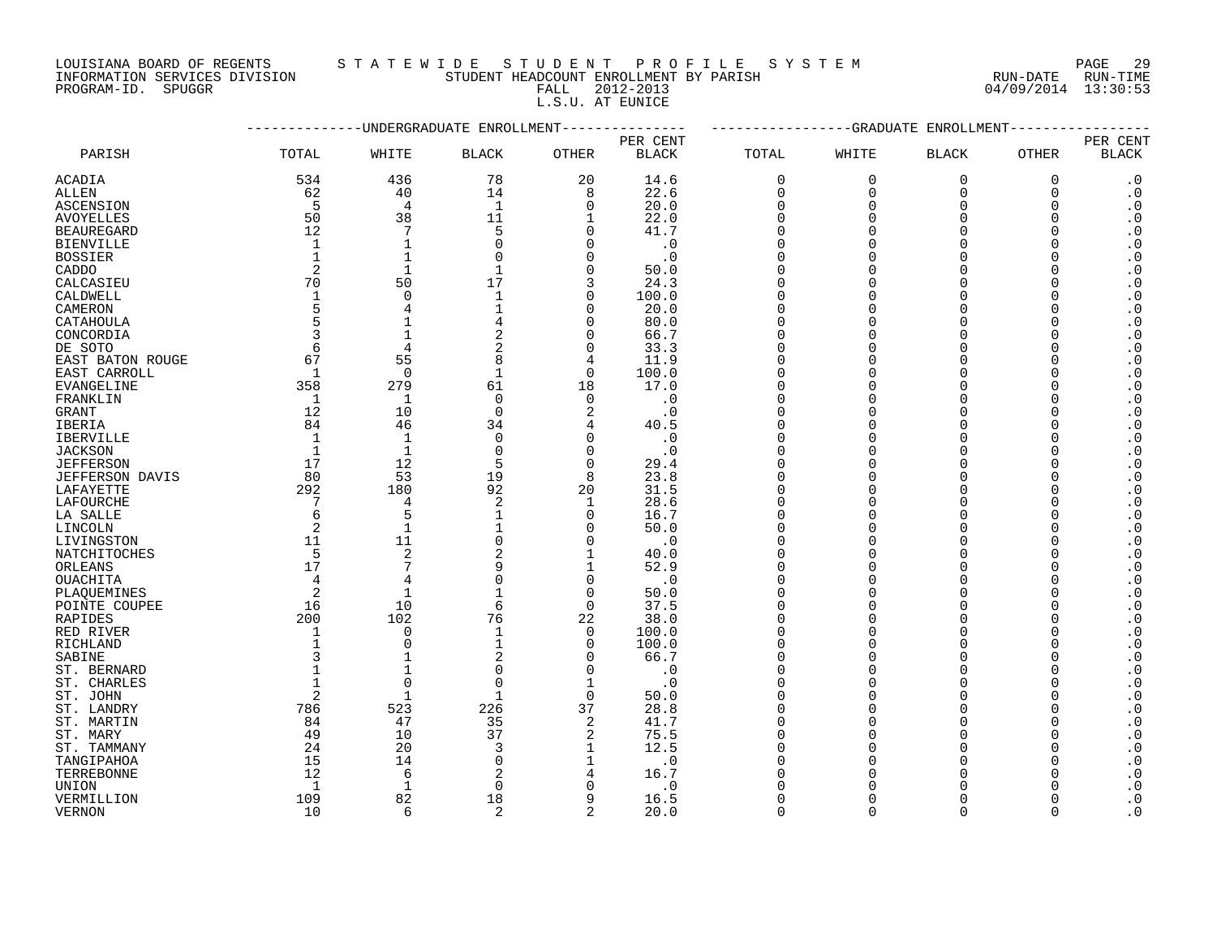LOUISIANA BOARD OF REGENTS — STATEWIDE STUDENT PROFILE SYSTEM
INFORMATION SERVICES DIVISION — STUDENT HEADCOUNT ENROLLMENT BY PARISH — RUN-DATE 04/09/2014 RUN-TIME 13:30:53
PROGRAM-ID. SPUGGR — FALL 2012-2013

L.S.U. AT EUNICE

| PARISH | UNDERGRADUATE ENROLLMENT TOTAL | WHITE | BLACK | OTHER | PER CENT BLACK | GRADUATE ENROLLMENT TOTAL | WHITE | BLACK | OTHER | PER CENT BLACK |
|---|---|---|---|---|---|---|---|---|---|---|
| ACADIA | 534 | 436 | 78 | 20 | 14.6 | 0 | 0 | 0 | 0 | .0 |
| ALLEN | 62 | 40 | 14 | 8 | 22.6 | 0 | 0 | 0 | 0 | .0 |
| ASCENSION | 5 | 4 | 1 | 0 | 20.0 | 0 | 0 | 0 | 0 | .0 |
| AVOYELLES | 50 | 38 | 11 | 1 | 22.0 | 0 | 0 | 0 | 0 | .0 |
| BEAUREGARD | 12 | 7 | 5 | 0 | 41.7 | 0 | 0 | 0 | 0 | .0 |
| BIENVILLE | 1 | 1 | 0 | 0 | .0 | 0 | 0 | 0 | 0 | .0 |
| BOSSIER | 1 | 1 | 0 | 0 | .0 | 0 | 0 | 0 | 0 | .0 |
| CADDO | 2 | 1 | 1 | 0 | 50.0 | 0 | 0 | 0 | 0 | .0 |
| CALCASIEU | 70 | 50 | 17 | 3 | 24.3 | 0 | 0 | 0 | 0 | .0 |
| CALDWELL | 1 | 0 | 1 | 0 | 100.0 | 0 | 0 | 0 | 0 | .0 |
| CAMERON | 5 | 4 | 1 | 0 | 20.0 | 0 | 0 | 0 | 0 | .0 |
| CATAHOULA | 5 | 1 | 4 | 0 | 80.0 | 0 | 0 | 0 | 0 | .0 |
| CONCORDIA | 3 | 1 | 2 | 0 | 66.7 | 0 | 0 | 0 | 0 | .0 |
| DE SOTO | 6 | 4 | 2 | 0 | 33.3 | 0 | 0 | 0 | 0 | .0 |
| EAST BATON ROUGE | 67 | 55 | 8 | 4 | 11.9 | 0 | 0 | 0 | 0 | .0 |
| EAST CARROLL | 1 | 0 | 1 | 0 | 100.0 | 0 | 0 | 0 | 0 | .0 |
| EVANGELINE | 358 | 279 | 61 | 18 | 17.0 | 0 | 0 | 0 | 0 | .0 |
| FRANKLIN | 1 | 1 | 0 | 0 | .0 | 0 | 0 | 0 | 0 | .0 |
| GRANT | 12 | 10 | 0 | 2 | .0 | 0 | 0 | 0 | 0 | .0 |
| IBERIA | 84 | 46 | 34 | 4 | 40.5 | 0 | 0 | 0 | 0 | .0 |
| IBERVILLE | 1 | 1 | 0 | 0 | .0 | 0 | 0 | 0 | 0 | .0 |
| JACKSON | 1 | 1 | 0 | 0 | .0 | 0 | 0 | 0 | 0 | .0 |
| JEFFERSON | 17 | 12 | 5 | 0 | 29.4 | 0 | 0 | 0 | 0 | .0 |
| JEFFERSON DAVIS | 80 | 53 | 19 | 8 | 23.8 | 0 | 0 | 0 | 0 | .0 |
| LAFAYETTE | 292 | 180 | 92 | 20 | 31.5 | 0 | 0 | 0 | 0 | .0 |
| LAFOURCHE | 7 | 4 | 2 | 1 | 28.6 | 0 | 0 | 0 | 0 | .0 |
| LA SALLE | 6 | 5 | 1 | 0 | 16.7 | 0 | 0 | 0 | 0 | .0 |
| LINCOLN | 2 | 1 | 1 | 0 | 50.0 | 0 | 0 | 0 | 0 | .0 |
| LIVINGSTON | 11 | 11 | 0 | 0 | .0 | 0 | 0 | 0 | 0 | .0 |
| NATCHITOCHES | 5 | 2 | 2 | 1 | 40.0 | 0 | 0 | 0 | 0 | .0 |
| ORLEANS | 17 | 7 | 9 | 1 | 52.9 | 0 | 0 | 0 | 0 | .0 |
| OUACHITA | 4 | 4 | 0 | 0 | .0 | 0 | 0 | 0 | 0 | .0 |
| PLAQUEMINES | 2 | 1 | 1 | 0 | 50.0 | 0 | 0 | 0 | 0 | .0 |
| POINTE COUPEE | 16 | 10 | 6 | 0 | 37.5 | 0 | 0 | 0 | 0 | .0 |
| RAPIDES | 200 | 102 | 76 | 22 | 38.0 | 0 | 0 | 0 | 0 | .0 |
| RED RIVER | 1 | 0 | 1 | 0 | 100.0 | 0 | 0 | 0 | 0 | .0 |
| RICHLAND | 1 | 0 | 1 | 0 | 100.0 | 0 | 0 | 0 | 0 | .0 |
| SABINE | 3 | 1 | 2 | 0 | 66.7 | 0 | 0 | 0 | 0 | .0 |
| ST. BERNARD | 1 | 1 | 0 | 0 | .0 | 0 | 0 | 0 | 0 | .0 |
| ST. CHARLES | 1 | 0 | 0 | 1 | .0 | 0 | 0 | 0 | 0 | .0 |
| ST. JOHN | 2 | 1 | 1 | 0 | 50.0 | 0 | 0 | 0 | 0 | .0 |
| ST. LANDRY | 786 | 523 | 226 | 37 | 28.8 | 0 | 0 | 0 | 0 | .0 |
| ST. MARTIN | 84 | 47 | 35 | 2 | 41.7 | 0 | 0 | 0 | 0 | .0 |
| ST. MARY | 49 | 10 | 37 | 2 | 75.5 | 0 | 0 | 0 | 0 | .0 |
| ST. TAMMANY | 24 | 20 | 3 | 1 | 12.5 | 0 | 0 | 0 | 0 | .0 |
| TANGIPAHOA | 15 | 14 | 0 | 1 | .0 | 0 | 0 | 0 | 0 | .0 |
| TERREBONNE | 12 | 6 | 2 | 4 | 16.7 | 0 | 0 | 0 | 0 | .0 |
| UNION | 1 | 1 | 0 | 0 | .0 | 0 | 0 | 0 | 0 | .0 |
| VERMILLION | 109 | 82 | 18 | 9 | 16.5 | 0 | 0 | 0 | 0 | .0 |
| VERNON | 10 | 6 | 2 | 2 | 20.0 | 0 | 0 | 0 | 0 | .0 |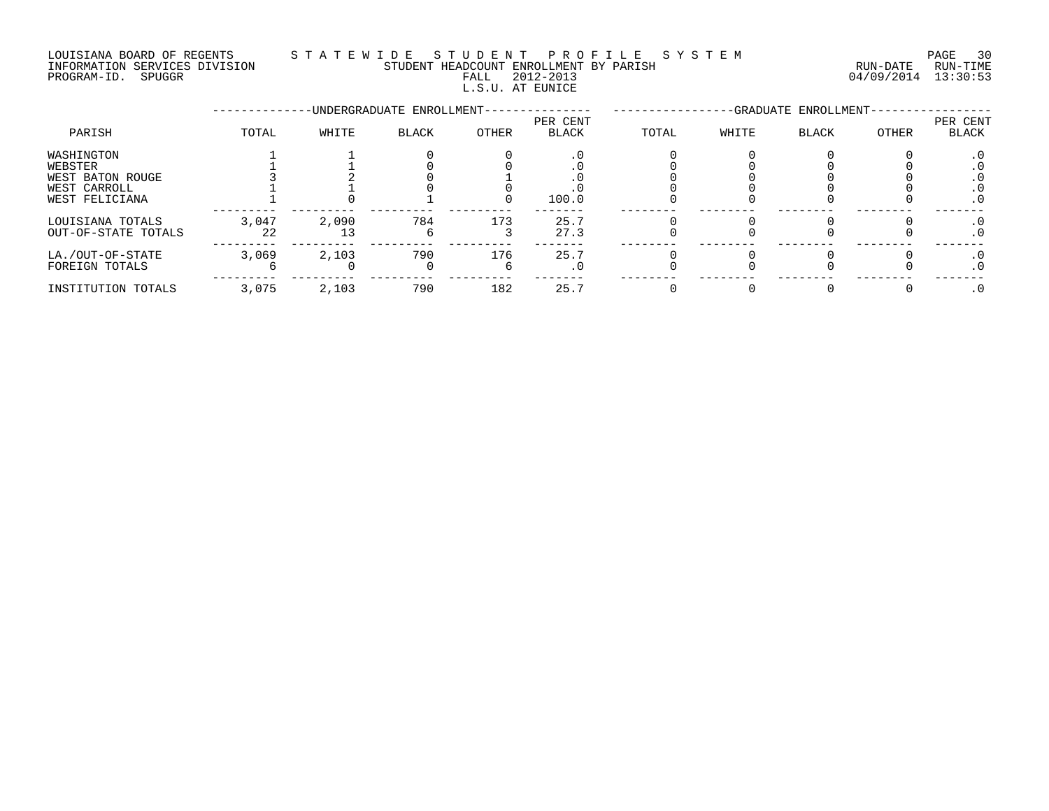LOUISIANA BOARD OF REGENTS — STATEWIDE STUDENT PROFILE SYSTEM
INFORMATION SERVICES DIVISION — STUDENT HEADCOUNT ENROLLMENT BY PARISH — RUN-DATE 04/09/2014 RUN-TIME 13:30:53
PROGRAM-ID. SPUGGR — FALL 2012-2013
L.S.U. AT EUNICE

| PARISH | UNDERGRADUATE ENROLLMENT TOTAL | WHITE | BLACK | OTHER | PER CENT BLACK | GRADUATE ENROLLMENT TOTAL | WHITE | BLACK | OTHER | PER CENT BLACK |
|---|---|---|---|---|---|---|---|---|---|---|
| WASHINGTON | 1 | 1 | 0 | 0 | .0 | 0 | 0 | 0 | 0 | .0 |
| WEBSTER | 1 | 1 | 0 | 0 | .0 | 0 | 0 | 0 | 0 | .0 |
| WEST BATON ROUGE | 3 | 2 | 0 | 1 | .0 | 0 | 0 | 0 | 0 | .0 |
| WEST CARROLL | 1 | 1 | 0 | 0 | .0 | 0 | 0 | 0 | 0 | .0 |
| WEST FELICIANA | 1 | 0 | 1 | 0 | 100.0 | 0 | 0 | 0 | 0 | .0 |
| LOUISIANA TOTALS | 3,047 | 2,090 | 784 | 173 | 25.7 | 0 | 0 | 0 | 0 | .0 |
| OUT-OF-STATE TOTALS | 22 | 13 | 6 | 3 | 27.3 | 0 | 0 | 0 | 0 | .0 |
| LA./OUT-OF-STATE | 3,069 | 2,103 | 790 | 176 | 25.7 | 0 | 0 | 0 | 0 | .0 |
| FOREIGN TOTALS | 6 | 0 | 0 | 6 | .0 | 0 | 0 | 0 | 0 | .0 |
| INSTITUTION TOTALS | 3,075 | 2,103 | 790 | 182 | 25.7 | 0 | 0 | 0 | 0 | .0 |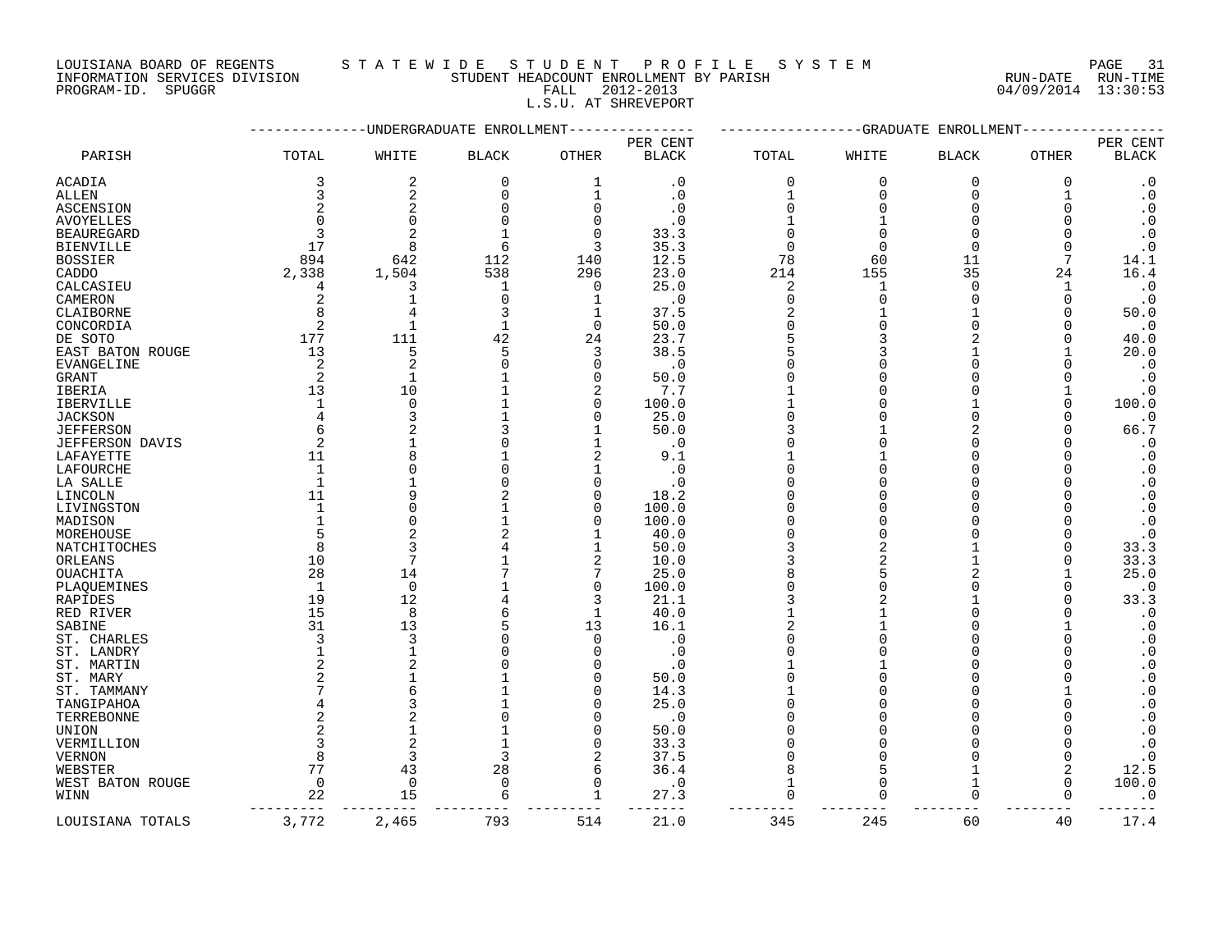LOUISIANA BOARD OF REGENTS — S T A T E W I D E   S T U D E N T   P R O F I L E   S Y S T E M

INFORMATION SERVICES DIVISION — STUDENT HEADCOUNT ENROLLMENT BY PARISH — RUN-DATE 04/09/2014 RUN-TIME 13:30:53

PROGRAM-ID. SPUGGR — FALL 2012-2013

L.S.U. AT SHREVEPORT

| PARISH | UNDERGRADUATE ENROLLMENT | | | | | GRADUATE ENROLLMENT | | | | |
|---|---|---|---|---|---|---|---|---|---|---|
| | TOTAL | WHITE | BLACK | OTHER | PER CENT BLACK | TOTAL | WHITE | BLACK | OTHER | PER CENT BLACK |
| ACADIA | 3 | 2 | 0 | 1 | .0 | 0 | 0 | 0 | 0 | .0 |
| ALLEN | 3 | 2 | 0 | 1 | .0 | 1 | 0 | 0 | 1 | .0 |
| ASCENSION | 2 | 2 | 0 | 0 | .0 | 0 | 0 | 0 | 0 | .0 |
| AVOYELLES | 0 | 0 | 0 | 0 | .0 | 1 | 1 | 0 | 0 | .0 |
| BEAUREGARD | 3 | 2 | 1 | 0 | 33.3 | 0 | 0 | 0 | 0 | .0 |
| BIENVILLE | 17 | 8 | 6 | 3 | 35.3 | 0 | 0 | 0 | 0 | .0 |
| BOSSIER | 894 | 642 | 112 | 140 | 12.5 | 78 | 60 | 11 | 7 | 14.1 |
| CADDO | 2,338 | 1,504 | 538 | 296 | 23.0 | 214 | 155 | 35 | 24 | 16.4 |
| CALCASIEU | 4 | 3 | 1 | 0 | 25.0 | 2 | 1 | 0 | 1 | .0 |
| CAMERON | 2 | 1 | 0 | 1 | .0 | 0 | 0 | 0 | 0 | .0 |
| CLAIBORNE | 8 | 4 | 3 | 1 | 37.5 | 2 | 1 | 1 | 0 | 50.0 |
| CONCORDIA | 2 | 1 | 1 | 0 | 50.0 | 0 | 0 | 0 | 0 | .0 |
| DE SOTO | 177 | 111 | 42 | 24 | 23.7 | 5 | 3 | 2 | 0 | 40.0 |
| EAST BATON ROUGE | 13 | 5 | 5 | 3 | 38.5 | 5 | 3 | 1 | 1 | 20.0 |
| EVANGELINE | 2 | 2 | 0 | 0 | .0 | 0 | 0 | 0 | 0 | .0 |
| GRANT | 2 | 1 | 1 | 0 | 50.0 | 0 | 0 | 0 | 0 | .0 |
| IBERIA | 13 | 10 | 1 | 2 | 7.7 | 1 | 0 | 0 | 1 | .0 |
| IBERVILLE | 1 | 0 | 1 | 0 | 100.0 | 1 | 0 | 1 | 0 | 100.0 |
| JACKSON | 4 | 3 | 1 | 0 | 25.0 | 0 | 0 | 0 | 0 | .0 |
| JEFFERSON | 6 | 2 | 3 | 1 | 50.0 | 3 | 1 | 2 | 0 | 66.7 |
| JEFFERSON DAVIS | 2 | 1 | 0 | 1 | .0 | 0 | 0 | 0 | 0 | .0 |
| LAFAYETTE | 11 | 8 | 1 | 2 | 9.1 | 1 | 1 | 0 | 0 | .0 |
| LAFOURCHE | 1 | 0 | 0 | 1 | .0 | 0 | 0 | 0 | 0 | .0 |
| LA SALLE | 1 | 1 | 0 | 0 | .0 | 0 | 0 | 0 | 0 | .0 |
| LINCOLN | 11 | 9 | 2 | 0 | 18.2 | 0 | 0 | 0 | 0 | .0 |
| LIVINGSTON | 1 | 0 | 1 | 0 | 100.0 | 0 | 0 | 0 | 0 | .0 |
| MADISON | 1 | 0 | 1 | 0 | 100.0 | 0 | 0 | 0 | 0 | .0 |
| MOREHOUSE | 5 | 2 | 2 | 1 | 40.0 | 0 | 0 | 0 | 0 | .0 |
| NATCHITOCHES | 8 | 3 | 4 | 1 | 50.0 | 3 | 2 | 1 | 0 | 33.3 |
| ORLEANS | 10 | 7 | 1 | 2 | 10.0 | 3 | 2 | 1 | 0 | 33.3 |
| OUACHITA | 28 | 14 | 7 | 7 | 25.0 | 8 | 5 | 2 | 1 | 25.0 |
| PLAQUEMINES | 1 | 0 | 1 | 0 | 100.0 | 0 | 0 | 0 | 0 | .0 |
| RAPIDES | 19 | 12 | 4 | 3 | 21.1 | 3 | 2 | 1 | 0 | 33.3 |
| RED RIVER | 15 | 8 | 6 | 1 | 40.0 | 1 | 1 | 0 | 0 | .0 |
| SABINE | 31 | 13 | 5 | 13 | 16.1 | 2 | 1 | 0 | 1 | .0 |
| ST. CHARLES | 3 | 3 | 0 | 0 | .0 | 0 | 0 | 0 | 0 | .0 |
| ST. LANDRY | 1 | 1 | 0 | 0 | .0 | 0 | 0 | 0 | 0 | .0 |
| ST. MARTIN | 2 | 2 | 0 | 0 | .0 | 1 | 1 | 0 | 0 | .0 |
| ST. MARY | 2 | 1 | 1 | 0 | 50.0 | 0 | 0 | 0 | 0 | .0 |
| ST. TAMMANY | 7 | 6 | 1 | 0 | 14.3 | 1 | 0 | 0 | 1 | .0 |
| TANGIPAHOA | 4 | 3 | 1 | 0 | 25.0 | 0 | 0 | 0 | 0 | .0 |
| TERREBONNE | 2 | 2 | 0 | 0 | .0 | 0 | 0 | 0 | 0 | .0 |
| UNION | 2 | 1 | 1 | 0 | 50.0 | 0 | 0 | 0 | 0 | .0 |
| VERMILLION | 3 | 2 | 1 | 0 | 33.3 | 0 | 0 | 0 | 0 | .0 |
| VERNON | 8 | 3 | 3 | 2 | 37.5 | 0 | 0 | 0 | 0 | .0 |
| WEBSTER | 77 | 43 | 28 | 6 | 36.4 | 8 | 5 | 1 | 2 | 12.5 |
| WEST BATON ROUGE | 0 | 0 | 0 | 0 | .0 | 1 | 0 | 1 | 0 | 100.0 |
| WINN | 22 | 15 | 6 | 1 | 27.3 | 0 | 0 | 0 | 0 | .0 |
| LOUISIANA TOTALS | 3,772 | 2,465 | 793 | 514 | 21.0 | 345 | 245 | 60 | 40 | 17.4 |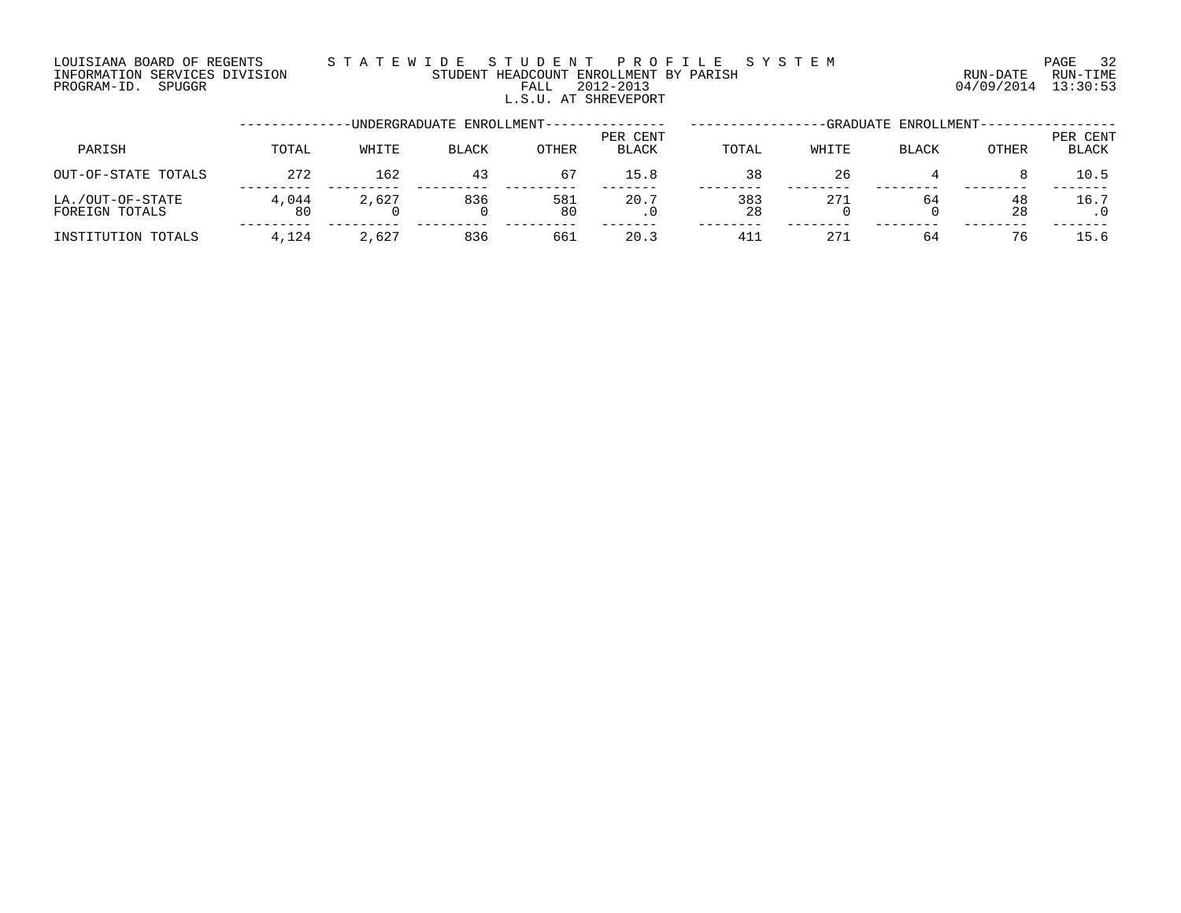LOUISIANA BOARD OF REGENTS — STATEWIDE STUDENT PROFILE SYSTEM
INFORMATION SERVICES DIVISION — STUDENT HEADCOUNT ENROLLMENT BY PARISH — RUN-DATE 04/09/2014 RUN-TIME 13:30:53
PROGRAM-ID. SPUGGR — FALL 2012-2013

## L.S.U. AT SHREVEPORT

| PARISH | UNDERGRADUATE ENROLLMENT TOTAL | WHITE | BLACK | OTHER | PER CENT BLACK | GRADUATE ENROLLMENT TOTAL | WHITE | BLACK | OTHER | PER CENT BLACK |
|---|---|---|---|---|---|---|---|---|---|---|
| OUT-OF-STATE TOTALS | 272 | 162 | 43 | 67 | 15.8 | 38 | 26 | 4 | 8 | 10.5 |
| LA./OUT-OF-STATE | 4,044 | 2,627 | 836 | 581 | 20.7 | 383 | 271 | 64 | 48 | 16.7 |
| FOREIGN TOTALS | 80 | 0 | 0 | 80 | .0 | 28 | 0 | 0 | 28 | .0 |
| INSTITUTION TOTALS | 4,124 | 2,627 | 836 | 661 | 20.3 | 411 | 271 | 64 | 76 | 15.6 |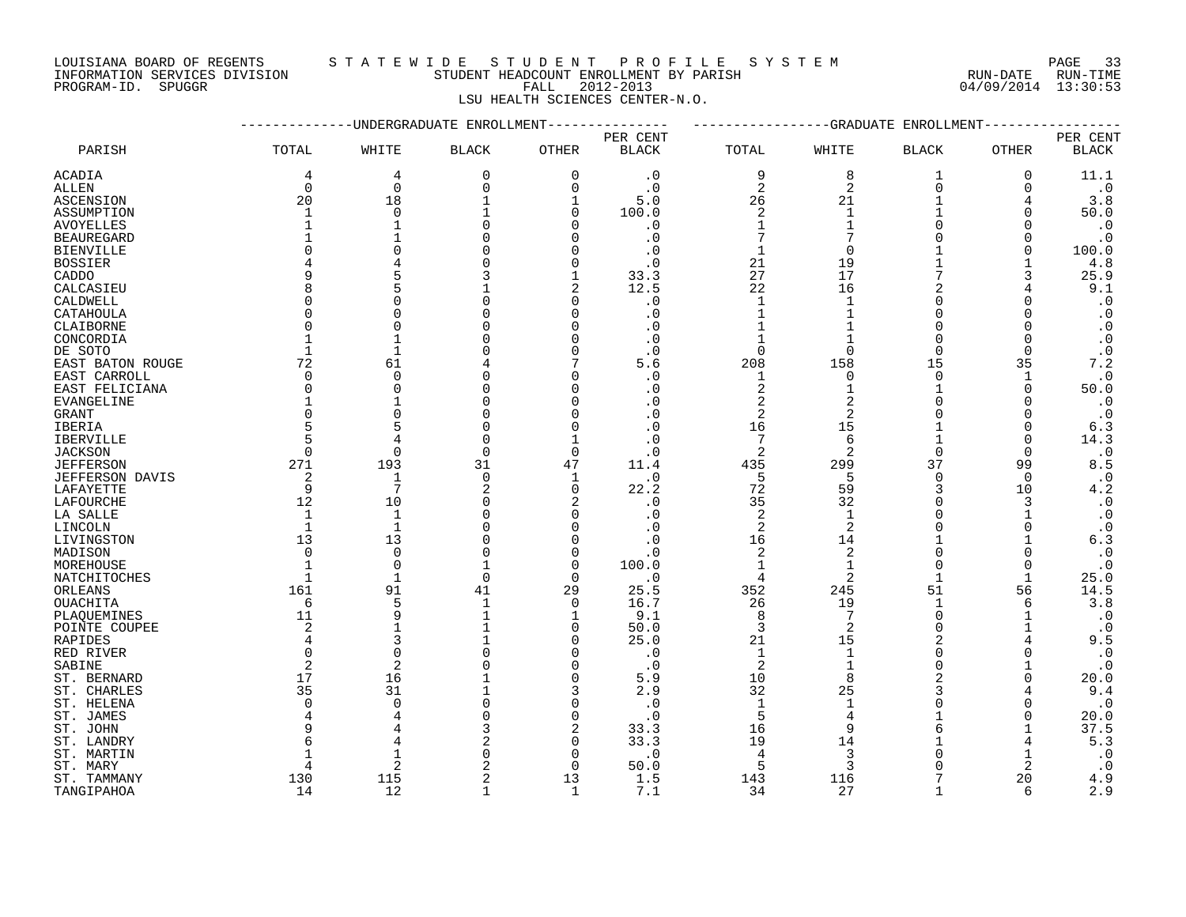LOUISIANA BOARD OF REGENTS — STATEWIDE STUDENT PROFILE SYSTEM
INFORMATION SERVICES DIVISION — STUDENT HEADCOUNT ENROLLMENT BY PARISH — RUN-DATE 04/09/2014 RUN-TIME 13:30:53
PROGRAM-ID. SPUGGR — FALL 2012-2013

## LSU HEALTH SCIENCES CENTER-N.O.

| PARISH | UNDERGRADUATE ENROLLMENT TOTAL | WHITE | BLACK | OTHER | PER CENT BLACK | GRADUATE ENROLLMENT TOTAL | WHITE | BLACK | OTHER | PER CENT BLACK |
|---|---|---|---|---|---|---|---|---|---|---|
| ACADIA | 4 | 4 | 0 | 0 | .0 | 9 | 8 | 1 | 0 | 11.1 |
| ALLEN | 0 | 0 | 0 | 0 | .0 | 2 | 2 | 0 | 0 | .0 |
| ASCENSION | 20 | 18 | 1 | 1 | 5.0 | 26 | 21 | 1 | 4 | 3.8 |
| ASSUMPTION | 1 | 0 | 1 | 0 | 100.0 | 2 | 1 | 1 | 0 | 50.0 |
| AVOYELLES | 1 | 1 | 0 | 0 | .0 | 1 | 1 | 0 | 0 | .0 |
| BEAUREGARD | 1 | 1 | 0 | 0 | .0 | 7 | 7 | 0 | 0 | .0 |
| BIENVILLE | 0 | 0 | 0 | 0 | .0 | 1 | 0 | 1 | 0 | 100.0 |
| BOSSIER | 4 | 4 | 0 | 0 | .0 | 21 | 19 | 1 | 1 | 4.8 |
| CADDO | 9 | 5 | 3 | 1 | 33.3 | 27 | 17 | 7 | 3 | 25.9 |
| CALCASIEU | 8 | 5 | 1 | 2 | 12.5 | 22 | 16 | 2 | 4 | 9.1 |
| CALDWELL | 0 | 0 | 0 | 0 | .0 | 1 | 1 | 0 | 0 | .0 |
| CATAHOULA | 0 | 0 | 0 | 0 | .0 | 1 | 1 | 0 | 0 | .0 |
| CLAIBORNE | 0 | 0 | 0 | 0 | .0 | 1 | 1 | 0 | 0 | .0 |
| CONCORDIA | 1 | 1 | 0 | 0 | .0 | 1 | 1 | 0 | 0 | .0 |
| DE SOTO | 1 | 1 | 0 | 0 | .0 | 0 | 0 | 0 | 0 | .0 |
| EAST BATON ROUGE | 72 | 61 | 4 | 7 | 5.6 | 208 | 158 | 15 | 35 | 7.2 |
| EAST CARROLL | 0 | 0 | 0 | 0 | .0 | 1 | 0 | 0 | 1 | .0 |
| EAST FELICIANA | 0 | 0 | 0 | 0 | .0 | 2 | 1 | 1 | 0 | 50.0 |
| EVANGELINE | 1 | 1 | 0 | 0 | .0 | 2 | 2 | 0 | 0 | .0 |
| GRANT | 0 | 0 | 0 | 0 | .0 | 2 | 2 | 0 | 0 | .0 |
| IBERIA | 5 | 5 | 0 | 0 | .0 | 16 | 15 | 1 | 0 | 6.3 |
| IBERVILLE | 5 | 4 | 0 | 1 | .0 | 7 | 6 | 1 | 0 | 14.3 |
| JACKSON | 0 | 0 | 0 | 0 | .0 | 2 | 2 | 0 | 0 | .0 |
| JEFFERSON | 271 | 193 | 31 | 47 | 11.4 | 435 | 299 | 37 | 99 | 8.5 |
| JEFFERSON DAVIS | 2 | 1 | 0 | 1 | .0 | 5 | 5 | 0 | 0 | .0 |
| LAFAYETTE | 9 | 7 | 2 | 0 | 22.2 | 72 | 59 | 3 | 10 | 4.2 |
| LAFOURCHE | 12 | 10 | 0 | 2 | .0 | 35 | 32 | 0 | 3 | .0 |
| LA SALLE | 1 | 1 | 0 | 0 | .0 | 2 | 1 | 0 | 1 | .0 |
| LINCOLN | 1 | 1 | 0 | 0 | .0 | 2 | 2 | 0 | 0 | .0 |
| LIVINGSTON | 13 | 13 | 0 | 0 | .0 | 16 | 14 | 1 | 1 | 6.3 |
| MADISON | 0 | 0 | 0 | 0 | .0 | 2 | 2 | 0 | 0 | .0 |
| MOREHOUSE | 1 | 0 | 1 | 0 | 100.0 | 1 | 1 | 0 | 0 | .0 |
| NATCHITOCHES | 1 | 1 | 0 | 0 | .0 | 4 | 2 | 1 | 1 | 25.0 |
| ORLEANS | 161 | 91 | 41 | 29 | 25.5 | 352 | 245 | 51 | 56 | 14.5 |
| OUACHITA | 6 | 5 | 1 | 0 | 16.7 | 26 | 19 | 1 | 6 | 3.8 |
| PLAQUEMINES | 11 | 9 | 1 | 1 | 9.1 | 8 | 7 | 0 | 1 | .0 |
| POINTE COUPEE | 2 | 1 | 1 | 0 | 50.0 | 3 | 2 | 0 | 1 | .0 |
| RAPIDES | 4 | 3 | 1 | 0 | 25.0 | 21 | 15 | 2 | 4 | 9.5 |
| RED RIVER | 0 | 0 | 0 | 0 | .0 | 1 | 1 | 0 | 0 | .0 |
| SABINE | 2 | 2 | 0 | 0 | .0 | 2 | 1 | 0 | 1 | .0 |
| ST. BERNARD | 17 | 16 | 1 | 0 | 5.9 | 10 | 8 | 2 | 0 | 20.0 |
| ST. CHARLES | 35 | 31 | 1 | 3 | 2.9 | 32 | 25 | 3 | 4 | 9.4 |
| ST. HELENA | 0 | 0 | 0 | 0 | .0 | 1 | 1 | 0 | 0 | .0 |
| ST. JAMES | 4 | 4 | 0 | 0 | .0 | 5 | 4 | 1 | 0 | 20.0 |
| ST. JOHN | 9 | 4 | 3 | 2 | 33.3 | 16 | 9 | 6 | 1 | 37.5 |
| ST. LANDRY | 6 | 4 | 2 | 0 | 33.3 | 19 | 14 | 1 | 4 | 5.3 |
| ST. MARTIN | 1 | 1 | 0 | 0 | .0 | 4 | 3 | 0 | 1 | .0 |
| ST. MARY | 4 | 2 | 2 | 0 | 50.0 | 5 | 3 | 0 | 2 | .0 |
| ST. TAMMANY | 130 | 115 | 2 | 13 | 1.5 | 143 | 116 | 7 | 20 | 4.9 |
| TANGIPAHOA | 14 | 12 | 1 | 1 | 7.1 | 34 | 27 | 1 | 6 | 2.9 |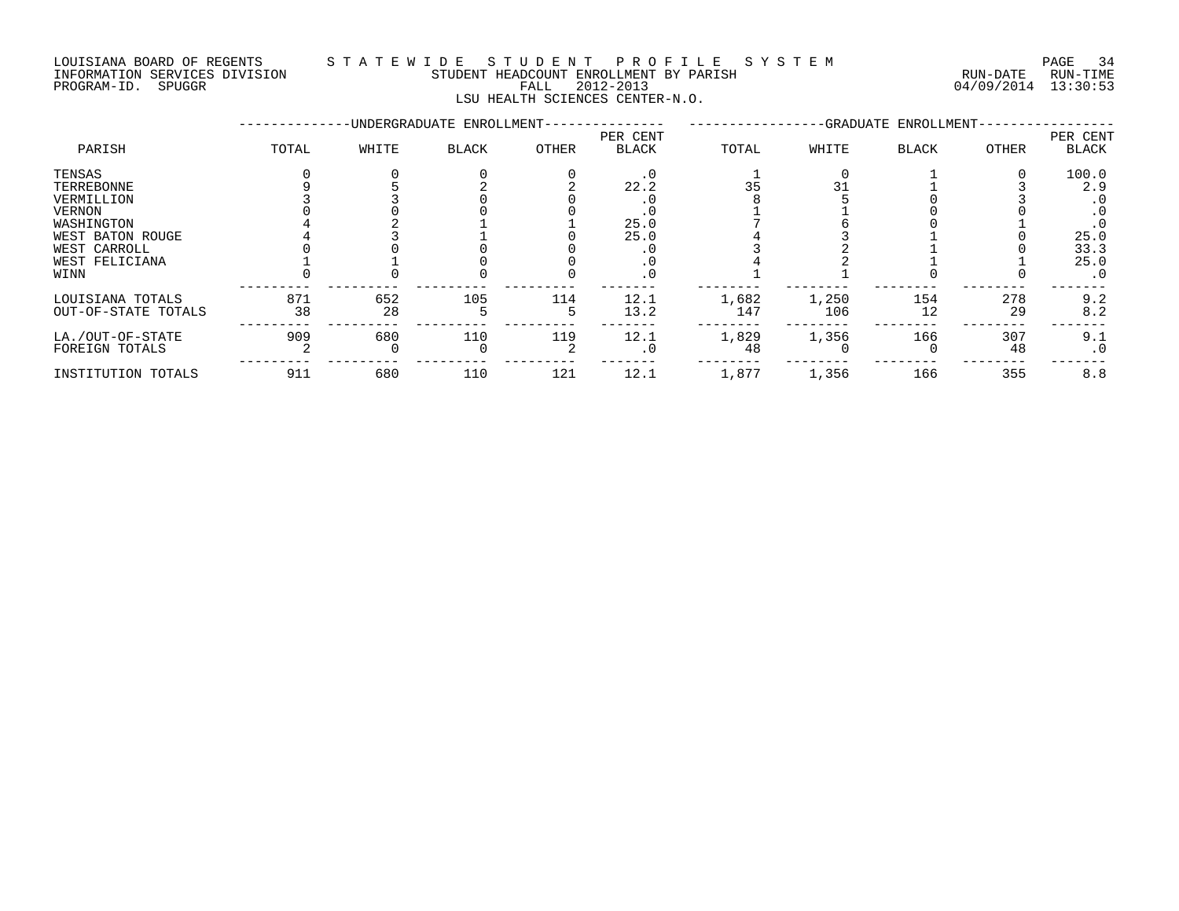LOUISIANA BOARD OF REGENTS — STATEWIDE STUDENT PROFILE SYSTEM
INFORMATION SERVICES DIVISION — STUDENT HEADCOUNT ENROLLMENT BY PARISH — RUN-DATE 04/09/2014 RUN-TIME 13:30:53
PROGRAM-ID. SPUGGR — FALL 2012-2013

LSU HEALTH SCIENCES CENTER-N.O.

| PARISH | UNDERGRADUATE ENROLLMENT TOTAL | WHITE | BLACK | OTHER | PER CENT BLACK | GRADUATE ENROLLMENT TOTAL | WHITE | BLACK | OTHER | PER CENT BLACK |
|---|---|---|---|---|---|---|---|---|---|---|
| TENSAS | 0 | 0 | 0 | 0 | .0 | 1 | 0 | 1 | 0 | 100.0 |
| TERREBONNE | 9 | 5 | 2 | 2 | 22.2 | 35 | 31 | 1 | 3 | 2.9 |
| VERMILLION | 3 | 3 | 0 | 0 | .0 | 8 | 5 | 0 | 3 | .0 |
| VERNON | 0 | 0 | 0 | 0 | .0 | 1 | 1 | 0 | 0 | .0 |
| WASHINGTON | 4 | 2 | 1 | 1 | 25.0 | 7 | 6 | 0 | 1 | .0 |
| WEST BATON ROUGE | 4 | 3 | 1 | 0 | 25.0 | 4 | 3 | 1 | 0 | 25.0 |
| WEST CARROLL | 0 | 0 | 0 | 0 | .0 | 3 | 2 | 1 | 0 | 33.3 |
| WEST FELICIANA | 1 | 1 | 0 | 0 | .0 | 4 | 2 | 1 | 1 | 25.0 |
| WINN | 0 | 0 | 0 | 0 | .0 | 1 | 1 | 0 | 0 | .0 |
| LOUISIANA TOTALS | 871 | 652 | 105 | 114 | 12.1 | 1,682 | 1,250 | 154 | 278 | 9.2 |
| OUT-OF-STATE TOTALS | 38 | 28 | 5 | 5 | 13.2 | 147 | 106 | 12 | 29 | 8.2 |
| LA./OUT-OF-STATE | 909 | 680 | 110 | 119 | 12.1 | 1,829 | 1,356 | 166 | 307 | 9.1 |
| FOREIGN TOTALS | 2 | 0 | 0 | 2 | .0 | 48 | 0 | 0 | 48 | .0 |
| INSTITUTION TOTALS | 911 | 680 | 110 | 121 | 12.1 | 1,877 | 1,356 | 166 | 355 | 8.8 |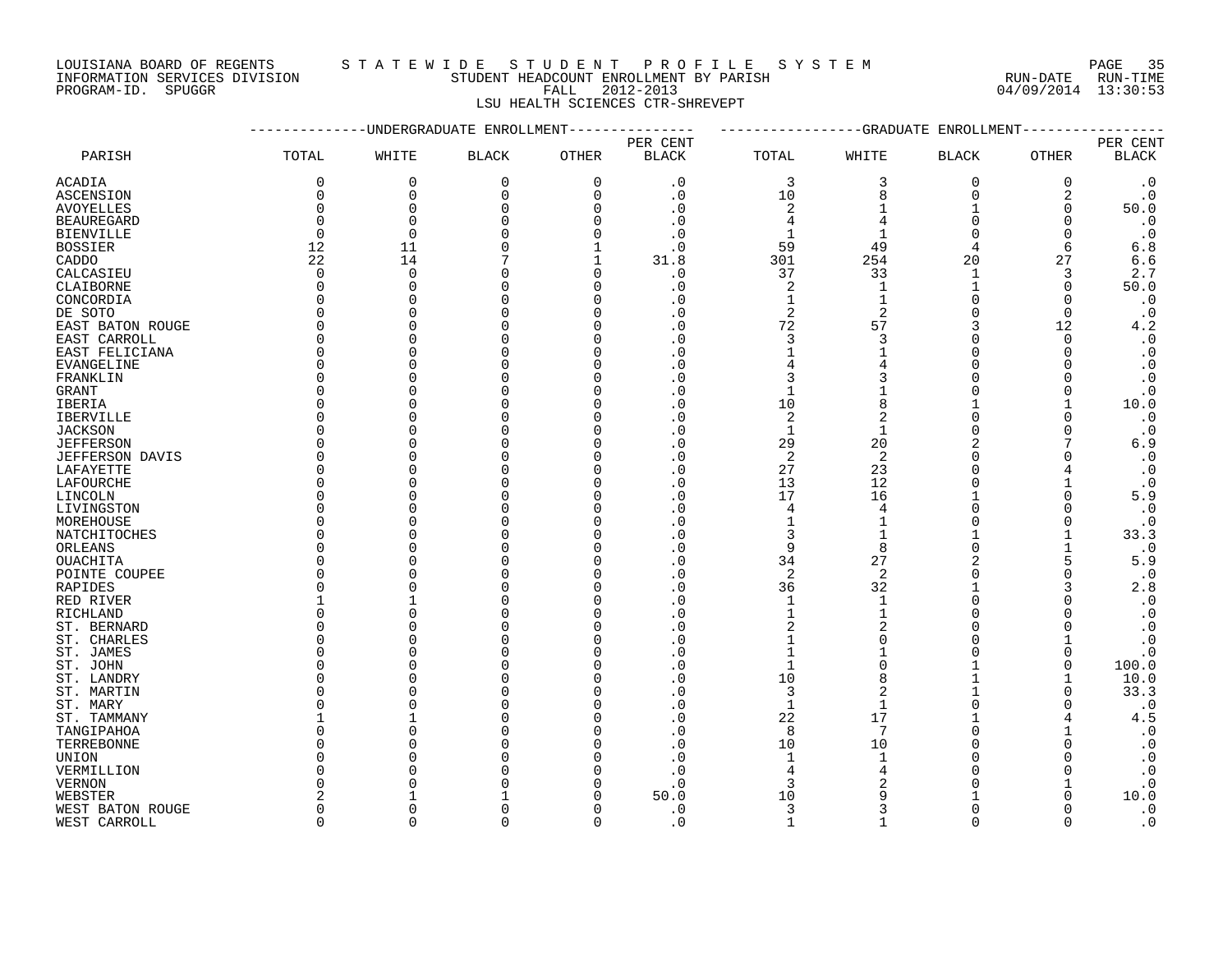LOUISIANA BOARD OF REGENTS — STATEWIDE STUDENT PROFILE SYSTEM
INFORMATION SERVICES DIVISION — STUDENT HEADCOUNT ENROLLMENT BY PARISH — RUN-DATE 04/09/2014 RUN-TIME 13:30:53
PROGRAM-ID. SPUGGR — FALL 2012-2013

LSU HEALTH SCIENCES CTR-SHREVEPT

| PARISH | UNDERGRADUATE ENROLLMENT TOTAL | WHITE | BLACK | OTHER | PER CENT BLACK | GRADUATE ENROLLMENT TOTAL | WHITE | BLACK | OTHER | PER CENT BLACK |
|---|---|---|---|---|---|---|---|---|---|---|
| ACADIA | 0 | 0 | 0 | 0 | .0 | 3 | 3 | 0 | 0 | .0 |
| ASCENSION | 0 | 0 | 0 | 0 | .0 | 10 | 8 | 0 | 2 | .0 |
| AVOYELLES | 0 | 0 | 0 | 0 | .0 | 2 | 1 | 1 | 0 | 50.0 |
| BEAUREGARD | 0 | 0 | 0 | 0 | .0 | 4 | 4 | 0 | 0 | .0 |
| BIENVILLE | 0 | 0 | 0 | 0 | .0 | 1 | 1 | 0 | 0 | .0 |
| BOSSIER | 12 | 11 | 0 | 1 | .0 | 59 | 49 | 4 | 6 | 6.8 |
| CADDO | 22 | 14 | 7 | 1 | 31.8 | 301 | 254 | 20 | 27 | 6.6 |
| CALCASIEU | 0 | 0 | 0 | 0 | .0 | 37 | 33 | 1 | 3 | 2.7 |
| CLAIBORNE | 0 | 0 | 0 | 0 | .0 | 2 | 1 | 1 | 0 | 50.0 |
| CONCORDIA | 0 | 0 | 0 | 0 | .0 | 1 | 1 | 0 | 0 | .0 |
| DE SOTO | 0 | 0 | 0 | 0 | .0 | 2 | 2 | 0 | 0 | .0 |
| EAST BATON ROUGE | 0 | 0 | 0 | 0 | .0 | 72 | 57 | 3 | 12 | 4.2 |
| EAST CARROLL | 0 | 0 | 0 | 0 | .0 | 3 | 3 | 0 | 0 | .0 |
| EAST FELICIANA | 0 | 0 | 0 | 0 | .0 | 1 | 1 | 0 | 0 | .0 |
| EVANGELINE | 0 | 0 | 0 | 0 | .0 | 4 | 4 | 0 | 0 | .0 |
| FRANKLIN | 0 | 0 | 0 | 0 | .0 | 3 | 3 | 0 | 0 | .0 |
| GRANT | 0 | 0 | 0 | 0 | .0 | 1 | 1 | 0 | 0 | .0 |
| IBERIA | 0 | 0 | 0 | 0 | .0 | 10 | 8 | 1 | 1 | 10.0 |
| IBERVILLE | 0 | 0 | 0 | 0 | .0 | 2 | 2 | 0 | 0 | .0 |
| JACKSON | 0 | 0 | 0 | 0 | .0 | 1 | 1 | 0 | 0 | .0 |
| JEFFERSON | 0 | 0 | 0 | 0 | .0 | 29 | 20 | 2 | 7 | 6.9 |
| JEFFERSON DAVIS | 0 | 0 | 0 | 0 | .0 | 2 | 2 | 0 | 0 | .0 |
| LAFAYETTE | 0 | 0 | 0 | 0 | .0 | 27 | 23 | 0 | 4 | .0 |
| LAFOURCHE | 0 | 0 | 0 | 0 | .0 | 13 | 12 | 0 | 1 | .0 |
| LINCOLN | 0 | 0 | 0 | 0 | .0 | 17 | 16 | 1 | 0 | 5.9 |
| LIVINGSTON | 0 | 0 | 0 | 0 | .0 | 4 | 4 | 0 | 0 | .0 |
| MOREHOUSE | 0 | 0 | 0 | 0 | .0 | 1 | 1 | 0 | 0 | .0 |
| NATCHITOCHES | 0 | 0 | 0 | 0 | .0 | 3 | 1 | 1 | 1 | 33.3 |
| ORLEANS | 0 | 0 | 0 | 0 | .0 | 9 | 8 | 0 | 1 | .0 |
| OUACHITA | 0 | 0 | 0 | 0 | .0 | 34 | 27 | 2 | 5 | 5.9 |
| POINTE COUPEE | 0 | 0 | 0 | 0 | .0 | 2 | 2 | 0 | 0 | .0 |
| RAPIDES | 0 | 0 | 0 | 0 | .0 | 36 | 32 | 1 | 3 | 2.8 |
| RED RIVER | 1 | 1 | 0 | 0 | .0 | 1 | 1 | 0 | 0 | .0 |
| RICHLAND | 0 | 0 | 0 | 0 | .0 | 1 | 1 | 0 | 0 | .0 |
| ST. BERNARD | 0 | 0 | 0 | 0 | .0 | 2 | 2 | 0 | 0 | .0 |
| ST. CHARLES | 0 | 0 | 0 | 0 | .0 | 1 | 0 | 0 | 1 | .0 |
| ST. JAMES | 0 | 0 | 0 | 0 | .0 | 1 | 1 | 0 | 0 | .0 |
| ST. JOHN | 0 | 0 | 0 | 0 | .0 | 1 | 0 | 1 | 0 | 100.0 |
| ST. LANDRY | 0 | 0 | 0 | 0 | .0 | 10 | 8 | 1 | 1 | 10.0 |
| ST. MARTIN | 0 | 0 | 0 | 0 | .0 | 3 | 2 | 1 | 0 | 33.3 |
| ST. MARY | 0 | 0 | 0 | 0 | .0 | 1 | 1 | 0 | 0 | .0 |
| ST. TAMMANY | 1 | 1 | 0 | 0 | .0 | 22 | 17 | 1 | 4 | 4.5 |
| TANGIPAHOA | 0 | 0 | 0 | 0 | .0 | 8 | 7 | 0 | 1 | .0 |
| TERREBONNE | 0 | 0 | 0 | 0 | .0 | 10 | 10 | 0 | 0 | .0 |
| UNION | 0 | 0 | 0 | 0 | .0 | 1 | 1 | 0 | 0 | .0 |
| VERMILLION | 0 | 0 | 0 | 0 | .0 | 4 | 4 | 0 | 0 | .0 |
| VERNON | 0 | 0 | 0 | 0 | .0 | 3 | 2 | 0 | 1 | .0 |
| WEBSTER | 2 | 1 | 1 | 0 | 50.0 | 10 | 9 | 1 | 0 | 10.0 |
| WEST BATON ROUGE | 0 | 0 | 0 | 0 | .0 | 3 | 3 | 0 | 0 | .0 |
| WEST CARROLL | 0 | 0 | 0 | 0 | .0 | 1 | 1 | 0 | 0 | .0 |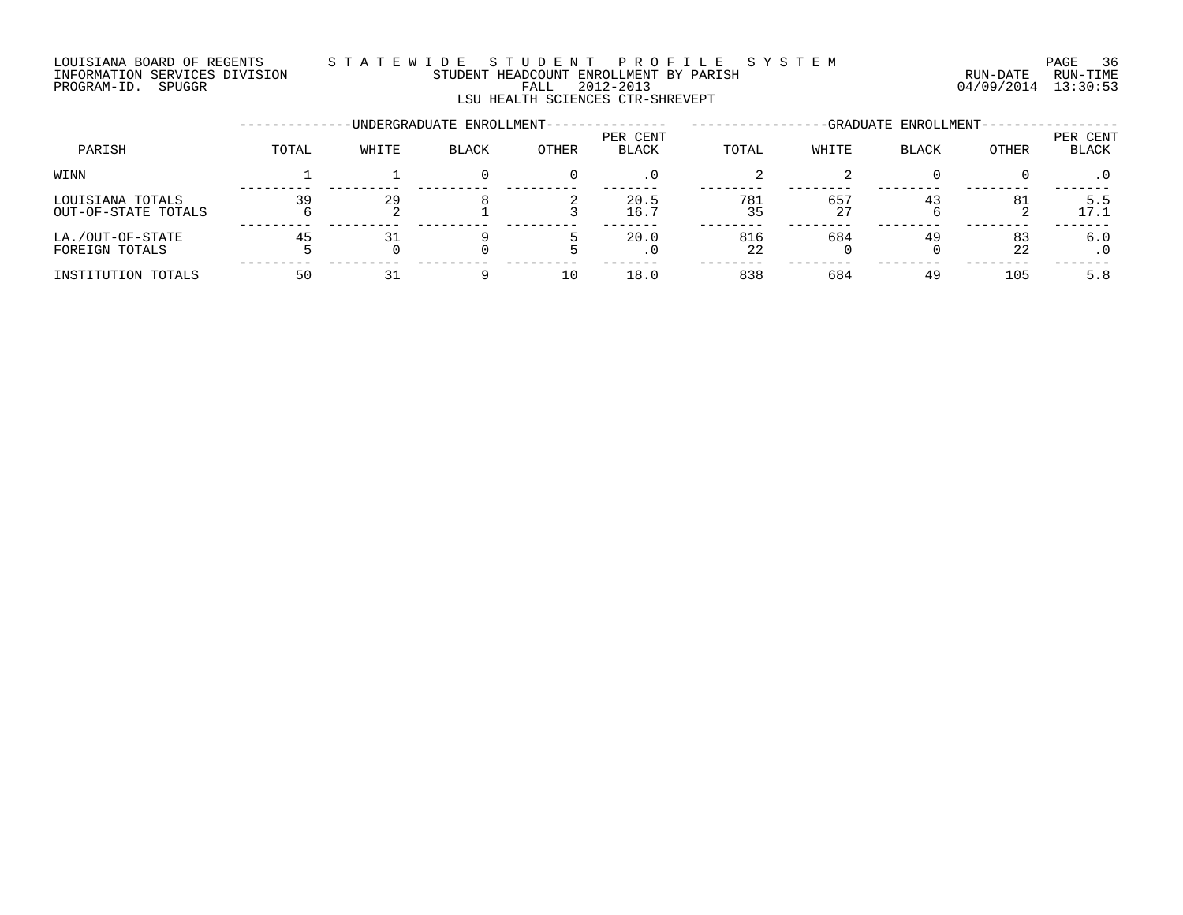LOUISIANA BOARD OF REGENTS
INFORMATION SERVICES DIVISION
PROGRAM-ID. SPUGGR

STATEWIDE STUDENT PROFILE SYSTEM
STUDENT HEADCOUNT ENROLLMENT BY PARISH
FALL 2012-2013
LSU HEALTH SCIENCES CTR-SHREVEPT

RUN-DATE 04/09/2014 RUN-TIME 13:30:53

| PARISH | UNDERGRADUATE ENROLLMENT | | | | | GRADUATE ENROLLMENT | | | | |
|---|---|---|---|---|---|---|---|---|---|---|
| | TOTAL | WHITE | BLACK | OTHER | PER CENT BLACK | TOTAL | WHITE | BLACK | OTHER | PER CENT BLACK |
| WINN | 1 | 1 | 0 | 0 | .0 | 2 | 2 | 0 | 0 | .0 |
| LOUISIANA TOTALS | 39 | 29 | 8 | 2 | 20.5 | 781 | 657 | 43 | 81 | 5.5 |
| OUT-OF-STATE TOTALS | 6 | 2 | 1 | 3 | 16.7 | 35 | 27 | 6 | 2 | 17.1 |
| LA./OUT-OF-STATE | 45 | 31 | 9 | 5 | 20.0 | 816 | 684 | 49 | 83 | 6.0 |
| FOREIGN TOTALS | 5 | 0 | 0 | 5 | .0 | 22 | 0 | 0 | 22 | .0 |
| INSTITUTION TOTALS | 50 | 31 | 9 | 10 | 18.0 | 838 | 684 | 49 | 105 | 5.8 |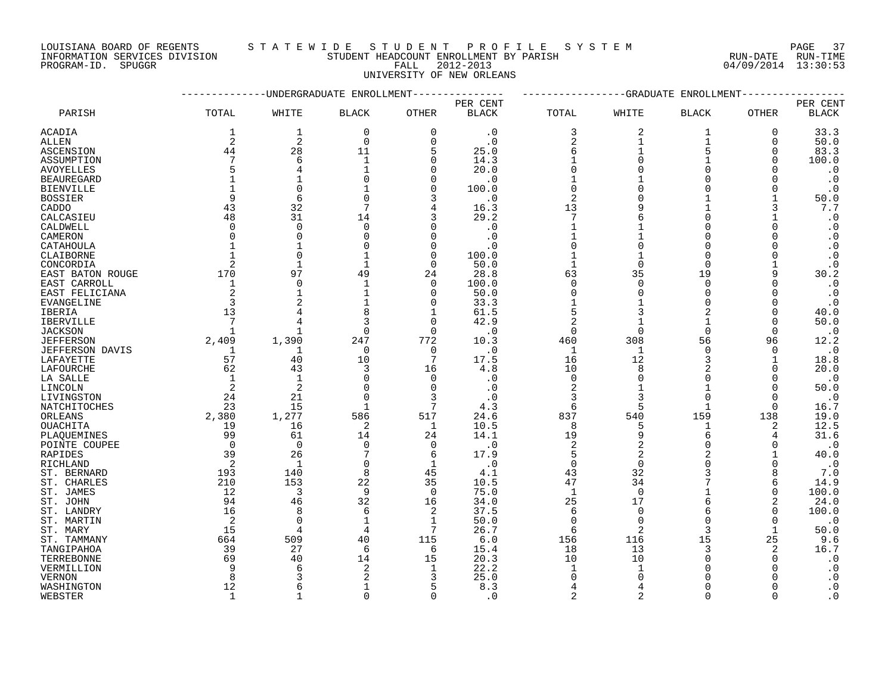LOUISIANA BOARD OF REGENTS
INFORMATION SERVICES DIVISION
PROGRAM-ID. SPUGGR

# STATEWIDE STUDENT PROFILE SYSTEM

STUDENT HEADCOUNT ENROLLMENT BY PARISH
FALL 2012-2013
UNIVERSITY OF NEW ORLEANS

RUN-DATE 04/09/2014 RUN-TIME 13:30:53

| PARISH | UNDERGRADUATE ENROLLMENT TOTAL | WHITE | BLACK | OTHER | PER CENT BLACK | GRADUATE ENROLLMENT TOTAL | WHITE | BLACK | OTHER | PER CENT BLACK |
|---|---|---|---|---|---|---|---|---|---|---|
| ACADIA | 1 | 1 | 0 | 0 | .0 | 3 | 2 | 1 | 0 | 33.3 |
| ALLEN | 2 | 2 | 0 | 0 | .0 | 2 | 1 | 1 | 0 | 50.0 |
| ASCENSION | 44 | 28 | 11 | 5 | 25.0 | 6 | 1 | 5 | 0 | 83.3 |
| ASSUMPTION | 7 | 6 | 1 | 0 | 14.3 | 1 | 0 | 1 | 0 | 100.0 |
| AVOYELLES | 5 | 4 | 1 | 0 | 20.0 | 0 | 0 | 0 | 0 | .0 |
| BEAUREGARD | 1 | 1 | 0 | 0 | .0 | 1 | 1 | 0 | 0 | .0 |
| BIENVILLE | 1 | 0 | 1 | 0 | 100.0 | 0 | 0 | 0 | 0 | .0 |
| BOSSIER | 9 | 6 | 0 | 3 | .0 | 2 | 0 | 1 | 1 | 50.0 |
| CADDO | 43 | 32 | 7 | 4 | 16.3 | 13 | 9 | 1 | 3 | 7.7 |
| CALCASIEU | 48 | 31 | 14 | 3 | 29.2 | 7 | 6 | 0 | 1 | .0 |
| CALDWELL | 0 | 0 | 0 | 0 | .0 | 1 | 1 | 0 | 0 | .0 |
| CAMERON | 0 | 0 | 0 | 0 | .0 | 1 | 1 | 0 | 0 | .0 |
| CATAHOULA | 1 | 1 | 0 | 0 | .0 | 0 | 0 | 0 | 0 | .0 |
| CLAIBORNE | 1 | 0 | 1 | 0 | 100.0 | 1 | 1 | 0 | 0 | .0 |
| CONCORDIA | 2 | 1 | 1 | 0 | 50.0 | 1 | 0 | 0 | 1 | .0 |
| EAST BATON ROUGE | 170 | 97 | 49 | 24 | 28.8 | 63 | 35 | 19 | 9 | 30.2 |
| EAST CARROLL | 1 | 0 | 1 | 0 | 100.0 | 0 | 0 | 0 | 0 | .0 |
| EAST FELICIANA | 2 | 1 | 1 | 0 | 50.0 | 0 | 0 | 0 | 0 | .0 |
| EVANGELINE | 3 | 2 | 1 | 0 | 33.3 | 1 | 1 | 0 | 0 | .0 |
| IBERIA | 13 | 4 | 8 | 1 | 61.5 | 5 | 3 | 2 | 0 | 40.0 |
| IBERVILLE | 7 | 4 | 3 | 0 | 42.9 | 2 | 1 | 1 | 0 | 50.0 |
| JACKSON | 1 | 1 | 0 | 0 | .0 | 0 | 0 | 0 | 0 | .0 |
| JEFFERSON | 2,409 | 1,390 | 247 | 772 | 10.3 | 460 | 308 | 56 | 96 | 12.2 |
| JEFFERSON DAVIS | 1 | 1 | 0 | 0 | .0 | 1 | 1 | 0 | 0 | .0 |
| LAFAYETTE | 57 | 40 | 10 | 7 | 17.5 | 16 | 12 | 3 | 1 | 18.8 |
| LAFOURCHE | 62 | 43 | 3 | 16 | 4.8 | 10 | 8 | 2 | 0 | 20.0 |
| LA SALLE | 1 | 1 | 0 | 0 | .0 | 0 | 0 | 0 | 0 | .0 |
| LINCOLN | 2 | 2 | 0 | 0 | .0 | 2 | 1 | 1 | 0 | 50.0 |
| LIVINGSTON | 24 | 21 | 0 | 3 | .0 | 3 | 3 | 0 | 0 | .0 |
| NATCHITOCHES | 23 | 15 | 1 | 7 | 4.3 | 6 | 5 | 1 | 0 | 16.7 |
| ORLEANS | 2,380 | 1,277 | 586 | 517 | 24.6 | 837 | 540 | 159 | 138 | 19.0 |
| OUACHITA | 19 | 16 | 2 | 1 | 10.5 | 8 | 5 | 1 | 2 | 12.5 |
| PLAQUEMINES | 99 | 61 | 14 | 24 | 14.1 | 19 | 9 | 6 | 4 | 31.6 |
| POINTE COUPEE | 0 | 0 | 0 | 0 | .0 | 2 | 2 | 0 | 0 | .0 |
| RAPIDES | 39 | 26 | 7 | 6 | 17.9 | 5 | 2 | 2 | 1 | 40.0 |
| RICHLAND | 2 | 1 | 0 | 1 | .0 | 0 | 0 | 0 | 0 | .0 |
| ST. BERNARD | 193 | 140 | 8 | 45 | 4.1 | 43 | 32 | 3 | 8 | 7.0 |
| ST. CHARLES | 210 | 153 | 22 | 35 | 10.5 | 47 | 34 | 7 | 6 | 14.9 |
| ST. JAMES | 12 | 3 | 9 | 0 | 75.0 | 1 | 0 | 1 | 0 | 100.0 |
| ST. JOHN | 94 | 46 | 32 | 16 | 34.0 | 25 | 17 | 6 | 2 | 24.0 |
| ST. LANDRY | 16 | 8 | 6 | 2 | 37.5 | 6 | 0 | 6 | 0 | 100.0 |
| ST. MARTIN | 2 | 0 | 1 | 1 | 50.0 | 0 | 0 | 0 | 0 | .0 |
| ST. MARY | 15 | 4 | 4 | 7 | 26.7 | 6 | 2 | 3 | 1 | 50.0 |
| ST. TAMMANY | 664 | 509 | 40 | 115 | 6.0 | 156 | 116 | 15 | 25 | 9.6 |
| TANGIPAHOA | 39 | 27 | 6 | 6 | 15.4 | 18 | 13 | 3 | 2 | 16.7 |
| TERREBONNE | 69 | 40 | 14 | 15 | 20.3 | 10 | 10 | 0 | 0 | .0 |
| VERMILLION | 9 | 6 | 2 | 1 | 22.2 | 1 | 1 | 0 | 0 | .0 |
| VERNON | 8 | 3 | 2 | 3 | 25.0 | 0 | 0 | 0 | 0 | .0 |
| WASHINGTON | 12 | 6 | 1 | 5 | 8.3 | 4 | 4 | 0 | 0 | .0 |
| WEBSTER | 1 | 1 | 0 | 0 | .0 | 2 | 2 | 0 | 0 | .0 |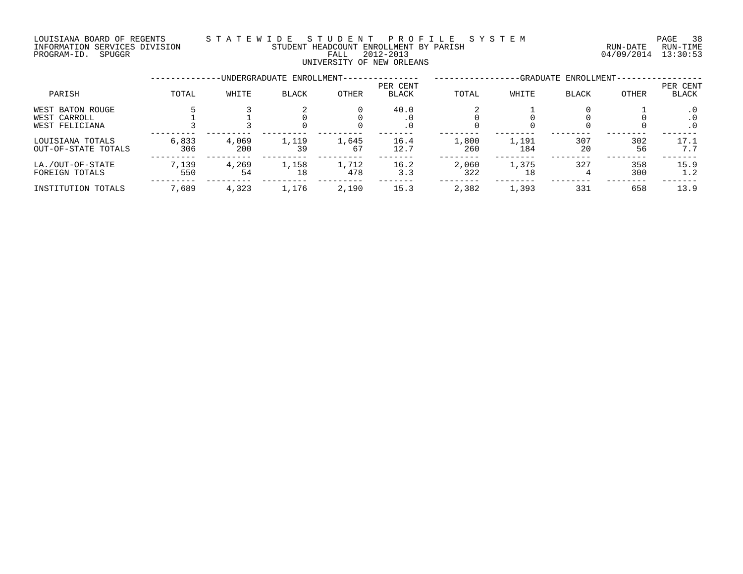LOUISIANA BOARD OF REGENTS
INFORMATION SERVICES DIVISION
PROGRAM-ID. SPUGGR

# STATEWIDE STUDENT PROFILE SYSTEM

## STUDENT HEADCOUNT ENROLLMENT BY PARISH

FALL 2012-2013

UNIVERSITY OF NEW ORLEANS

RUN-DATE 04/09/2014 RUN-TIME 13:30:53

| PARISH | UNDERGRADUATE ENROLLMENT | | | | | GRADUATE ENROLLMENT | | | | |
|---|---|---|---|---|---|---|---|---|---|---|
| | TOTAL | WHITE | BLACK | OTHER | PER CENT BLACK | TOTAL | WHITE | BLACK | OTHER | PER CENT BLACK |
| WEST BATON ROUGE | 5 | 3 | 2 | 0 | 40.0 | 2 | 1 | 0 | 1 | .0 |
| WEST CARROLL | 1 | 1 | 0 | 0 | .0 | 0 | 0 | 0 | 0 | .0 |
| WEST FELICIANA | 3 | 3 | 0 | 0 | .0 | 0 | 0 | 0 | 0 | .0 |
| LOUISIANA TOTALS | 6,833 | 4,069 | 1,119 | 1,645 | 16.4 | 1,800 | 1,191 | 307 | 302 | 17.1 |
| OUT-OF-STATE TOTALS | 306 | 200 | 39 | 67 | 12.7 | 260 | 184 | 20 | 56 | 7.7 |
| LA./OUT-OF-STATE | 7,139 | 4,269 | 1,158 | 1,712 | 16.2 | 2,060 | 1,375 | 327 | 358 | 15.9 |
| FOREIGN TOTALS | 550 | 54 | 18 | 478 | 3.3 | 322 | 18 | 4 | 300 | 1.2 |
| INSTITUTION TOTALS | 7,689 | 4,323 | 1,176 | 2,190 | 15.3 | 2,382 | 1,393 | 331 | 658 | 13.9 |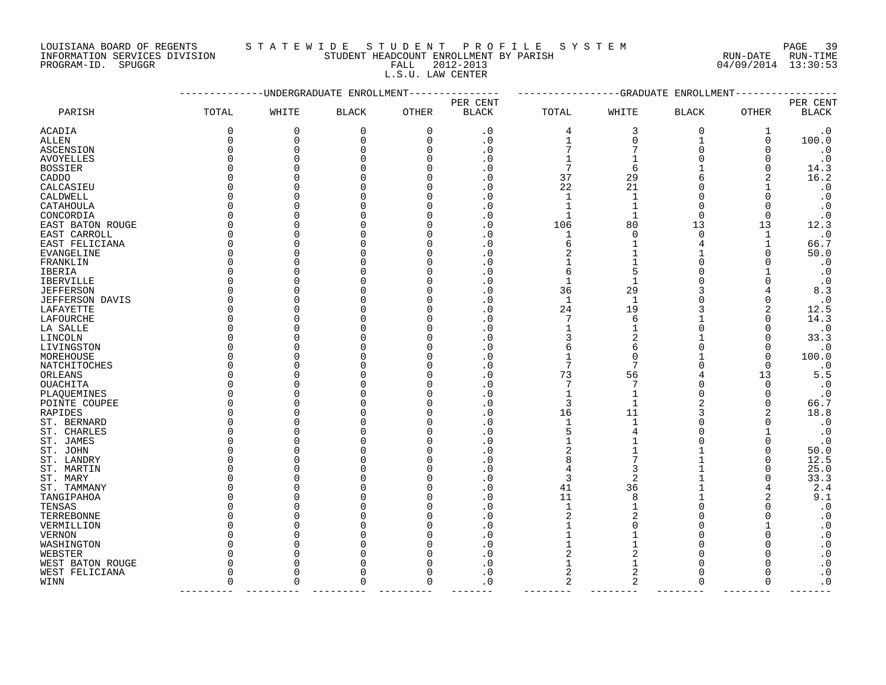LOUISIANA BOARD OF REGENTS — STATEWIDE STUDENT PROFILE SYSTEM
INFORMATION SERVICES DIVISION — STUDENT HEADCOUNT ENROLLMENT BY PARISH — RUN-DATE 04/09/2014 RUN-TIME 13:30:53
PROGRAM-ID. SPUGGR — FALL 2012-2013

L.S.U. LAW CENTER

| PARISH | UNDERGRADUATE ENROLLMENT TOTAL | WHITE | BLACK | OTHER | PER CENT BLACK | GRADUATE ENROLLMENT TOTAL | WHITE | BLACK | OTHER | PER CENT BLACK |
|---|---|---|---|---|---|---|---|---|---|---|
| ACADIA | 0 | 0 | 0 | 0 | .0 | 4 | 3 | 0 | 1 | .0 |
| ALLEN | 0 | 0 | 0 | 0 | .0 | 1 | 0 | 1 | 0 | 100.0 |
| ASCENSION | 0 | 0 | 0 | 0 | .0 | 7 | 7 | 0 | 0 | .0 |
| AVOYELLES | 0 | 0 | 0 | 0 | .0 | 1 | 1 | 0 | 0 | .0 |
| BOSSIER | 0 | 0 | 0 | 0 | .0 | 7 | 6 | 1 | 0 | 14.3 |
| CADDO | 0 | 0 | 0 | 0 | .0 | 37 | 29 | 6 | 2 | 16.2 |
| CALCASIEU | 0 | 0 | 0 | 0 | .0 | 22 | 21 | 0 | 1 | .0 |
| CALDWELL | 0 | 0 | 0 | 0 | .0 | 1 | 1 | 0 | 0 | .0 |
| CATAHOULA | 0 | 0 | 0 | 0 | .0 | 1 | 1 | 0 | 0 | .0 |
| CONCORDIA | 0 | 0 | 0 | 0 | .0 | 1 | 1 | 0 | 0 | .0 |
| EAST BATON ROUGE | 0 | 0 | 0 | 0 | .0 | 106 | 80 | 13 | 13 | 12.3 |
| EAST CARROLL | 0 | 0 | 0 | 0 | .0 | 1 | 0 | 0 | 1 | .0 |
| EAST FELICIANA | 0 | 0 | 0 | 0 | .0 | 6 | 1 | 4 | 1 | 66.7 |
| EVANGELINE | 0 | 0 | 0 | 0 | .0 | 2 | 1 | 1 | 0 | 50.0 |
| FRANKLIN | 0 | 0 | 0 | 0 | .0 | 1 | 1 | 0 | 0 | .0 |
| IBERIA | 0 | 0 | 0 | 0 | .0 | 6 | 5 | 0 | 1 | .0 |
| IBERVILLE | 0 | 0 | 0 | 0 | .0 | 1 | 1 | 0 | 0 | .0 |
| JEFFERSON | 0 | 0 | 0 | 0 | .0 | 36 | 29 | 3 | 4 | 8.3 |
| JEFFERSON DAVIS | 0 | 0 | 0 | 0 | .0 | 1 | 1 | 0 | 0 | .0 |
| LAFAYETTE | 0 | 0 | 0 | 0 | .0 | 24 | 19 | 3 | 2 | 12.5 |
| LAFOURCHE | 0 | 0 | 0 | 0 | .0 | 7 | 6 | 1 | 0 | 14.3 |
| LA SALLE | 0 | 0 | 0 | 0 | .0 | 1 | 1 | 0 | 0 | .0 |
| LINCOLN | 0 | 0 | 0 | 0 | .0 | 3 | 2 | 1 | 0 | 33.3 |
| LIVINGSTON | 0 | 0 | 0 | 0 | .0 | 6 | 6 | 0 | 0 | .0 |
| MOREHOUSE | 0 | 0 | 0 | 0 | .0 | 1 | 0 | 1 | 0 | 100.0 |
| NATCHITOCHES | 0 | 0 | 0 | 0 | .0 | 7 | 7 | 0 | 0 | .0 |
| ORLEANS | 0 | 0 | 0 | 0 | .0 | 73 | 56 | 4 | 13 | 5.5 |
| OUACHITA | 0 | 0 | 0 | 0 | .0 | 7 | 7 | 0 | 0 | .0 |
| PLAQUEMINES | 0 | 0 | 0 | 0 | .0 | 1 | 1 | 0 | 0 | .0 |
| POINTE COUPEE | 0 | 0 | 0 | 0 | .0 | 3 | 1 | 2 | 0 | 66.7 |
| RAPIDES | 0 | 0 | 0 | 0 | .0 | 16 | 11 | 3 | 2 | 18.8 |
| ST. BERNARD | 0 | 0 | 0 | 0 | .0 | 1 | 1 | 0 | 0 | .0 |
| ST. CHARLES | 0 | 0 | 0 | 0 | .0 | 5 | 4 | 0 | 1 | .0 |
| ST. JAMES | 0 | 0 | 0 | 0 | .0 | 1 | 1 | 0 | 0 | .0 |
| ST. JOHN | 0 | 0 | 0 | 0 | .0 | 2 | 1 | 1 | 0 | 50.0 |
| ST. LANDRY | 0 | 0 | 0 | 0 | .0 | 8 | 7 | 1 | 0 | 12.5 |
| ST. MARTIN | 0 | 0 | 0 | 0 | .0 | 4 | 3 | 1 | 0 | 25.0 |
| ST. MARY | 0 | 0 | 0 | 0 | .0 | 3 | 2 | 1 | 0 | 33.3 |
| ST. TAMMANY | 0 | 0 | 0 | 0 | .0 | 41 | 36 | 1 | 4 | 2.4 |
| TANGIPAHOA | 0 | 0 | 0 | 0 | .0 | 11 | 8 | 1 | 2 | 9.1 |
| TENSAS | 0 | 0 | 0 | 0 | .0 | 1 | 1 | 0 | 0 | .0 |
| TERREBONNE | 0 | 0 | 0 | 0 | .0 | 2 | 2 | 0 | 0 | .0 |
| VERMILLION | 0 | 0 | 0 | 0 | .0 | 1 | 0 | 0 | 1 | .0 |
| VERNON | 0 | 0 | 0 | 0 | .0 | 1 | 1 | 0 | 0 | .0 |
| WASHINGTON | 0 | 0 | 0 | 0 | .0 | 1 | 1 | 0 | 0 | .0 |
| WEBSTER | 0 | 0 | 0 | 0 | .0 | 2 | 2 | 0 | 0 | .0 |
| WEST BATON ROUGE | 0 | 0 | 0 | 0 | .0 | 1 | 1 | 0 | 0 | .0 |
| WEST FELICIANA | 0 | 0 | 0 | 0 | .0 | 2 | 2 | 0 | 0 | .0 |
| WINN | 0 | 0 | 0 | 0 | .0 | 2 | 2 | 0 | 0 | .0 |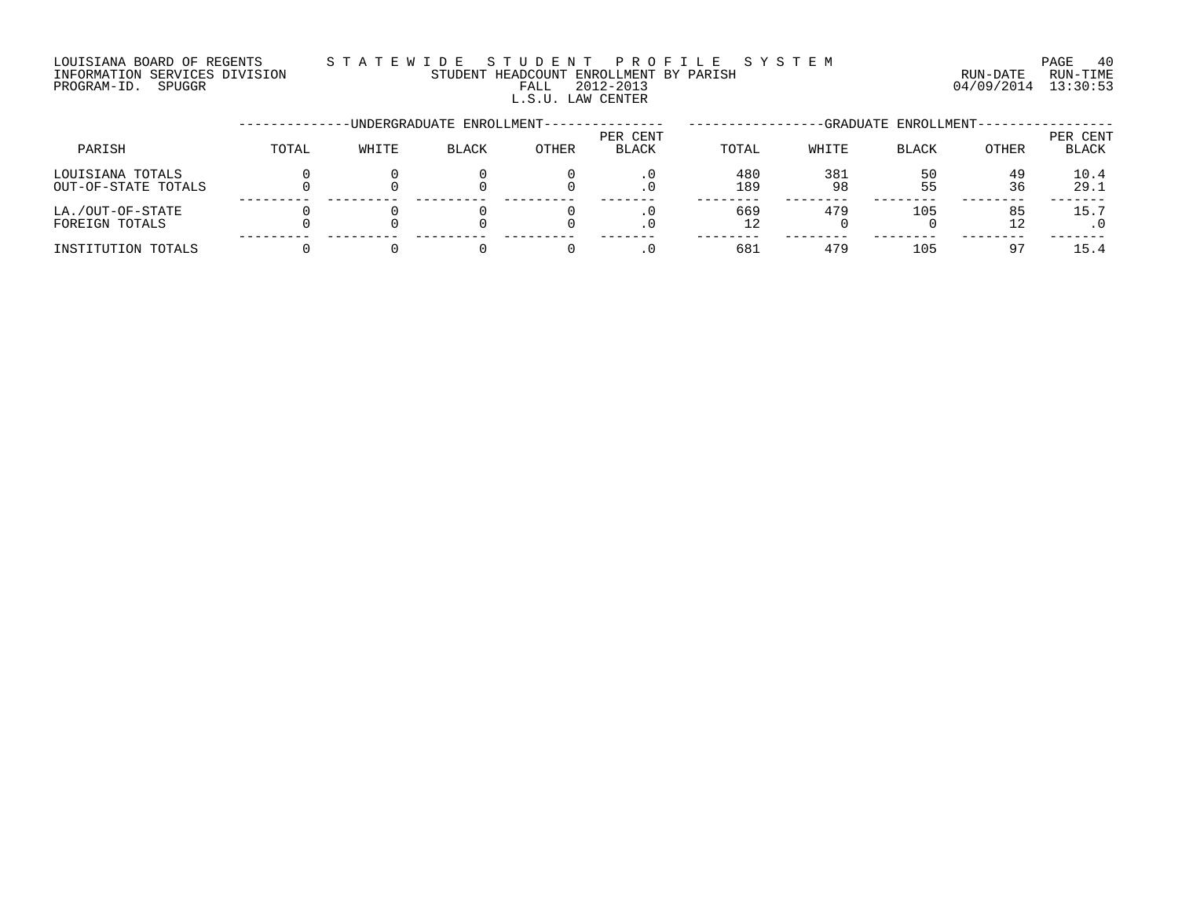LOUISIANA BOARD OF REGENTS — STATEWIDE STUDENT PROFILE SYSTEM
INFORMATION SERVICES DIVISION — STUDENT HEADCOUNT ENROLLMENT BY PARISH
PROGRAM-ID. SPUGGR — FALL 2012-2013

RUN-DATE 04/09/2014 RUN-TIME 13:30:53

## L.S.U. LAW CENTER

| PARISH | UNDERGRADUATE ENROLLMENT | | | | | GRADUATE ENROLLMENT | | | | |
|---|---|---|---|---|---|---|---|---|---|---|
| | TOTAL | WHITE | BLACK | OTHER | PER CENT BLACK | TOTAL | WHITE | BLACK | OTHER | PER CENT BLACK |
| LOUISIANA TOTALS | 0 | 0 | 0 | 0 | .0 | 480 | 381 | 50 | 49 | 10.4 |
| OUT-OF-STATE TOTALS | 0 | 0 | 0 | 0 | .0 | 189 | 98 | 55 | 36 | 29.1 |
| LA./OUT-OF-STATE | 0 | 0 | 0 | 0 | .0 | 669 | 479 | 105 | 85 | 15.7 |
| FOREIGN TOTALS | 0 | 0 | 0 | 0 | .0 | 12 | 0 | 0 | 12 | .0 |
| INSTITUTION TOTALS | 0 | 0 | 0 | 0 | .0 | 681 | 479 | 105 | 97 | 15.4 |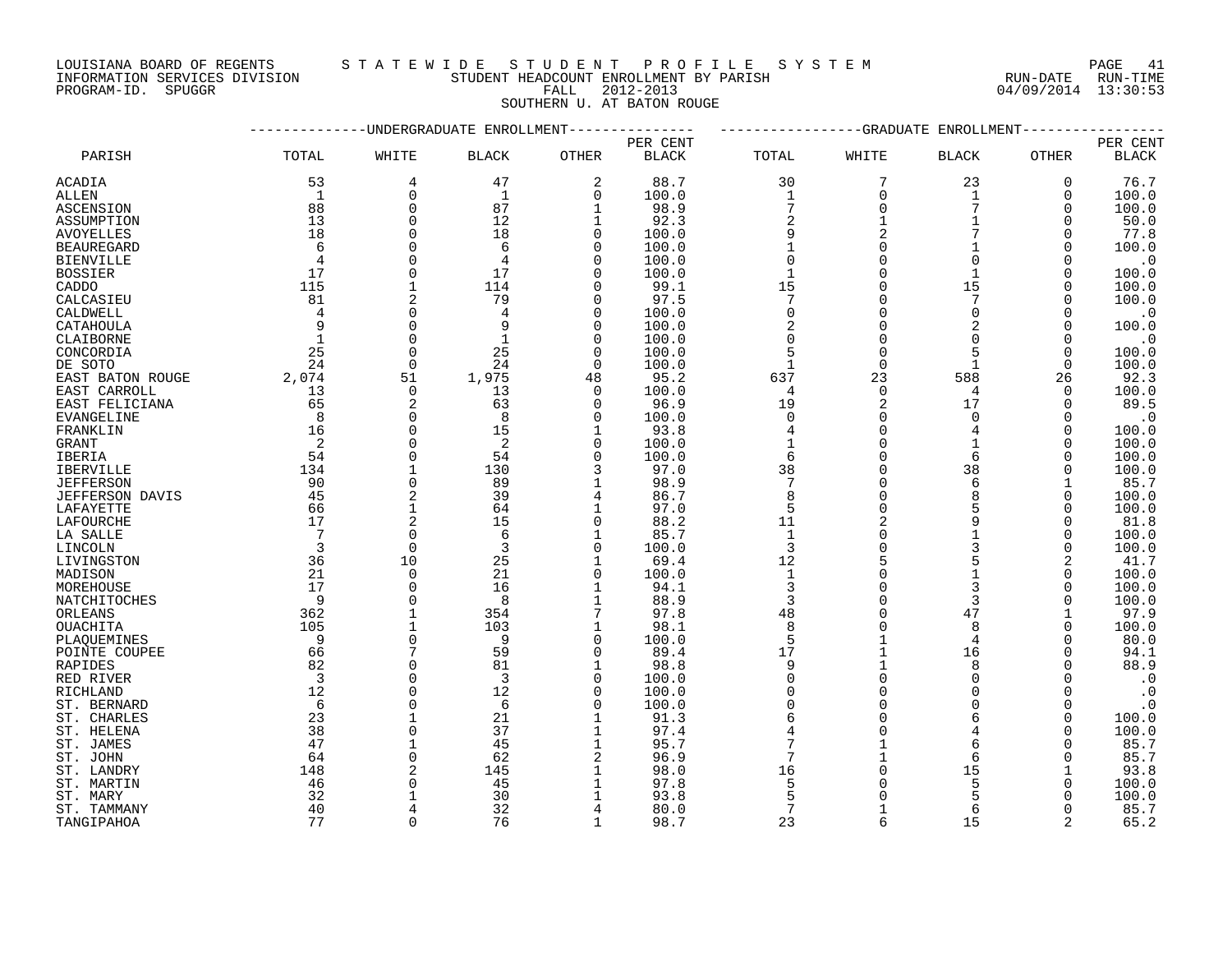LOUISIANA BOARD OF REGENTS — STATEWIDE STUDENT PROFILE SYSTEM
INFORMATION SERVICES DIVISION — STUDENT HEADCOUNT ENROLLMENT BY PARISH — RUN-DATE 04/09/2014 RUN-TIME 13:30:53
PROGRAM-ID. SPUGGR — FALL 2012-2013

SOUTHERN U. AT BATON ROUGE

| PARISH | UNDERGRADUATE ENROLLMENT TOTAL | WHITE | BLACK | OTHER | PER CENT BLACK | GRADUATE ENROLLMENT TOTAL | WHITE | BLACK | OTHER | PER CENT BLACK |
|---|---|---|---|---|---|---|---|---|---|---|
| ACADIA | 53 | 4 | 47 | 2 | 88.7 | 30 | 7 | 23 | 0 | 76.7 |
| ALLEN | 1 | 0 | 1 | 0 | 100.0 | 1 | 0 | 1 | 0 | 100.0 |
| ASCENSION | 88 | 0 | 87 | 1 | 98.9 | 7 | 0 | 7 | 0 | 100.0 |
| ASSUMPTION | 13 | 0 | 12 | 1 | 92.3 | 2 | 1 | 1 | 0 | 50.0 |
| AVOYELLES | 18 | 0 | 18 | 0 | 100.0 | 9 | 2 | 7 | 0 | 77.8 |
| BEAUREGARD | 6 | 0 | 6 | 0 | 100.0 | 1 | 0 | 1 | 0 | 100.0 |
| BIENVILLE | 4 | 0 | 4 | 0 | 100.0 | 0 | 0 | 0 | 0 | .0 |
| BOSSIER | 17 | 0 | 17 | 0 | 100.0 | 1 | 0 | 1 | 0 | 100.0 |
| CADDO | 115 | 1 | 114 | 0 | 99.1 | 15 | 0 | 15 | 0 | 100.0 |
| CALCASIEU | 81 | 2 | 79 | 0 | 97.5 | 7 | 0 | 7 | 0 | 100.0 |
| CALDWELL | 4 | 0 | 4 | 0 | 100.0 | 0 | 0 | 0 | 0 | .0 |
| CATAHOULA | 9 | 0 | 9 | 0 | 100.0 | 2 | 0 | 2 | 0 | 100.0 |
| CLAIBORNE | 1 | 0 | 1 | 0 | 100.0 | 0 | 0 | 0 | 0 | .0 |
| CONCORDIA | 25 | 0 | 25 | 0 | 100.0 | 5 | 0 | 5 | 0 | 100.0 |
| DE SOTO | 24 | 0 | 24 | 0 | 100.0 | 1 | 0 | 1 | 0 | 100.0 |
| EAST BATON ROUGE | 2,074 | 51 | 1,975 | 48 | 95.2 | 637 | 23 | 588 | 26 | 92.3 |
| EAST CARROLL | 13 | 0 | 13 | 0 | 100.0 | 4 | 0 | 4 | 0 | 100.0 |
| EAST FELICIANA | 65 | 2 | 63 | 0 | 96.9 | 19 | 2 | 17 | 0 | 89.5 |
| EVANGELINE | 8 | 0 | 8 | 0 | 100.0 | 0 | 0 | 0 | 0 | .0 |
| FRANKLIN | 16 | 0 | 15 | 1 | 93.8 | 4 | 0 | 4 | 0 | 100.0 |
| GRANT | 2 | 0 | 2 | 0 | 100.0 | 1 | 0 | 1 | 0 | 100.0 |
| IBERIA | 54 | 0 | 54 | 0 | 100.0 | 6 | 0 | 6 | 0 | 100.0 |
| IBERVILLE | 134 | 1 | 130 | 3 | 97.0 | 38 | 0 | 38 | 0 | 100.0 |
| JEFFERSON | 90 | 0 | 89 | 1 | 98.9 | 7 | 0 | 6 | 1 | 85.7 |
| JEFFERSON DAVIS | 45 | 2 | 39 | 4 | 86.7 | 8 | 0 | 8 | 0 | 100.0 |
| LAFAYETTE | 66 | 1 | 64 | 1 | 97.0 | 5 | 0 | 5 | 0 | 100.0 |
| LAFOURCHE | 17 | 2 | 15 | 0 | 88.2 | 11 | 2 | 9 | 0 | 81.8 |
| LA SALLE | 7 | 0 | 6 | 1 | 85.7 | 1 | 0 | 1 | 0 | 100.0 |
| LINCOLN | 3 | 0 | 3 | 0 | 100.0 | 3 | 0 | 3 | 0 | 100.0 |
| LIVINGSTON | 36 | 10 | 25 | 1 | 69.4 | 12 | 5 | 5 | 2 | 41.7 |
| MADISON | 21 | 0 | 21 | 0 | 100.0 | 1 | 0 | 1 | 0 | 100.0 |
| MOREHOUSE | 17 | 0 | 16 | 1 | 94.1 | 3 | 0 | 3 | 0 | 100.0 |
| NATCHITOCHES | 9 | 0 | 8 | 1 | 88.9 | 3 | 0 | 3 | 0 | 100.0 |
| ORLEANS | 362 | 1 | 354 | 7 | 97.8 | 48 | 0 | 47 | 1 | 97.9 |
| OUACHITA | 105 | 1 | 103 | 1 | 98.1 | 8 | 0 | 8 | 0 | 100.0 |
| PLAQUEMINES | 9 | 0 | 9 | 0 | 100.0 | 5 | 1 | 4 | 0 | 80.0 |
| POINTE COUPEE | 66 | 7 | 59 | 0 | 89.4 | 17 | 1 | 16 | 0 | 94.1 |
| RAPIDES | 82 | 0 | 81 | 1 | 98.8 | 9 | 1 | 8 | 0 | 88.9 |
| RED RIVER | 3 | 0 | 3 | 0 | 100.0 | 0 | 0 | 0 | 0 | .0 |
| RICHLAND | 12 | 0 | 12 | 0 | 100.0 | 0 | 0 | 0 | 0 | .0 |
| ST. BERNARD | 6 | 0 | 6 | 0 | 100.0 | 0 | 0 | 0 | 0 | .0 |
| ST. CHARLES | 23 | 1 | 21 | 1 | 91.3 | 6 | 0 | 6 | 0 | 100.0 |
| ST. HELENA | 38 | 0 | 37 | 1 | 97.4 | 4 | 0 | 4 | 0 | 100.0 |
| ST. JAMES | 47 | 1 | 45 | 1 | 95.7 | 7 | 1 | 6 | 0 | 85.7 |
| ST. JOHN | 64 | 0 | 62 | 2 | 96.9 | 7 | 1 | 6 | 0 | 85.7 |
| ST. LANDRY | 148 | 2 | 145 | 1 | 98.0 | 16 | 0 | 15 | 1 | 93.8 |
| ST. MARTIN | 46 | 0 | 45 | 1 | 97.8 | 5 | 0 | 5 | 0 | 100.0 |
| ST. MARY | 32 | 1 | 30 | 1 | 93.8 | 5 | 0 | 5 | 0 | 100.0 |
| ST. TAMMANY | 40 | 4 | 32 | 4 | 80.0 | 7 | 1 | 6 | 0 | 85.7 |
| TANGIPAHOA | 77 | 0 | 76 | 1 | 98.7 | 23 | 6 | 15 | 2 | 65.2 |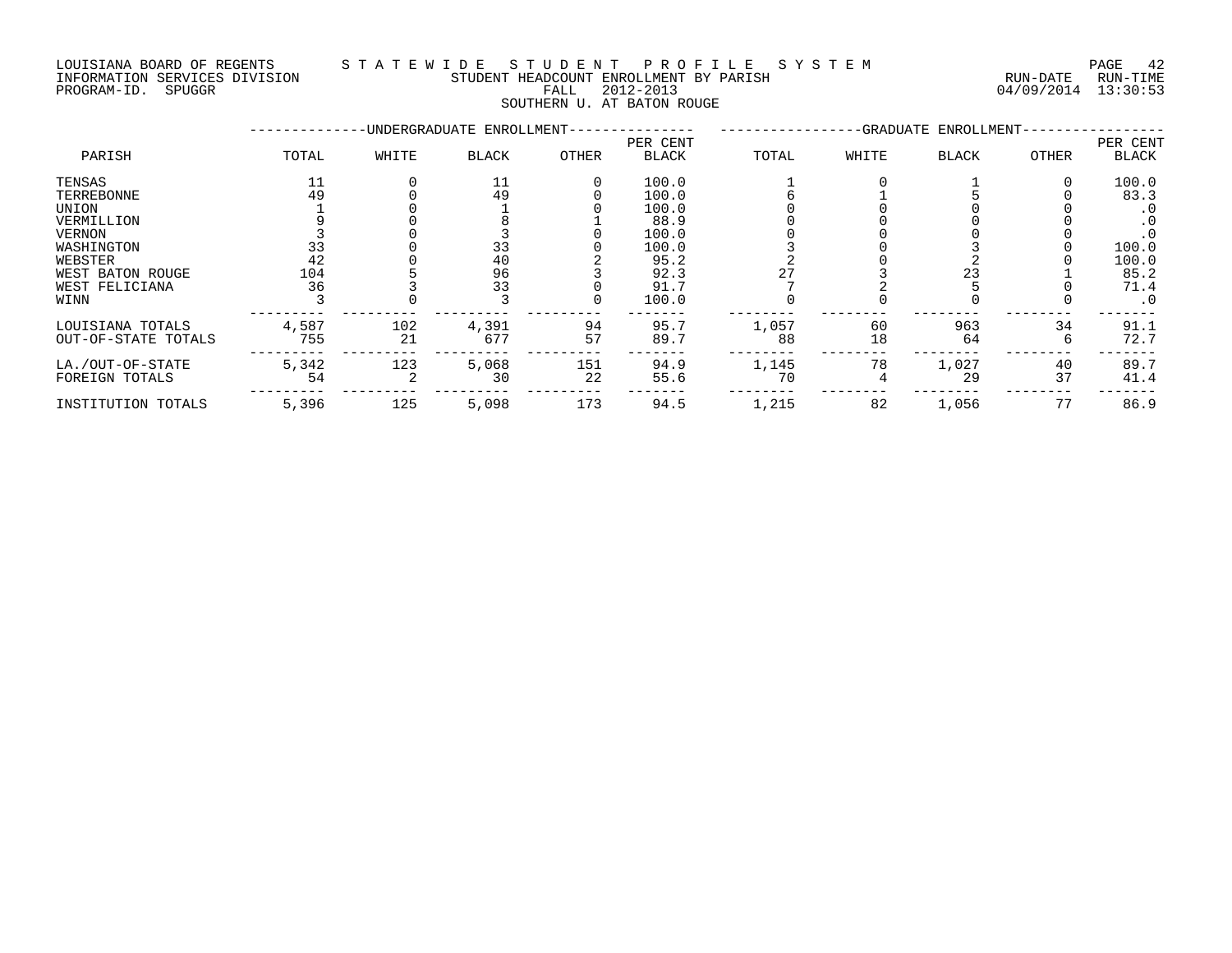LOUISIANA BOARD OF REGENTS — STATEWIDE STUDENT PROFILE SYSTEM
INFORMATION SERVICES DIVISION — STUDENT HEADCOUNT ENROLLMENT BY PARISH — RUN-DATE 04/09/2014 RUN-TIME 13:30:53
PROGRAM-ID. SPUGGR — FALL 2012-2013

SOUTHERN U. AT BATON ROUGE

| PARISH | UNDERGRADUATE ENROLLMENT | | | | | GRADUATE ENROLLMENT | | | | |
|---|---|---|---|---|---|---|---|---|---|---|
| | TOTAL | WHITE | BLACK | OTHER | PER CENT BLACK | TOTAL | WHITE | BLACK | OTHER | PER CENT BLACK |
| TENSAS | 11 | 0 | 11 | 0 | 100.0 | 1 | 0 | 1 | 0 | 100.0 |
| TERREBONNE | 49 | 0 | 49 | 0 | 100.0 | 6 | 1 | 5 | 0 | 83.3 |
| UNION | 1 | 0 | 1 | 0 | 100.0 | 0 | 0 | 0 | 0 | .0 |
| VERMILLION | 9 | 0 | 8 | 1 | 88.9 | 0 | 0 | 0 | 0 | .0 |
| VERNON | 3 | 0 | 3 | 0 | 100.0 | 0 | 0 | 0 | 0 | .0 |
| WASHINGTON | 33 | 0 | 33 | 0 | 100.0 | 3 | 0 | 3 | 0 | 100.0 |
| WEBSTER | 42 | 0 | 40 | 2 | 95.2 | 2 | 0 | 2 | 0 | 100.0 |
| WEST BATON ROUGE | 104 | 5 | 96 | 3 | 92.3 | 27 | 3 | 23 | 1 | 85.2 |
| WEST FELICIANA | 36 | 3 | 33 | 0 | 91.7 | 7 | 2 | 5 | 0 | 71.4 |
| WINN | 3 | 0 | 3 | 0 | 100.0 | 0 | 0 | 0 | 0 | .0 |
| LOUISIANA TOTALS | 4,587 | 102 | 4,391 | 94 | 95.7 | 1,057 | 60 | 963 | 34 | 91.1 |
| OUT-OF-STATE TOTALS | 755 | 21 | 677 | 57 | 89.7 | 88 | 18 | 64 | 6 | 72.7 |
| LA./OUT-OF-STATE | 5,342 | 123 | 5,068 | 151 | 94.9 | 1,145 | 78 | 1,027 | 40 | 89.7 |
| FOREIGN TOTALS | 54 | 2 | 30 | 22 | 55.6 | 70 | 4 | 29 | 37 | 41.4 |
| INSTITUTION TOTALS | 5,396 | 125 | 5,098 | 173 | 94.5 | 1,215 | 82 | 1,056 | 77 | 86.9 |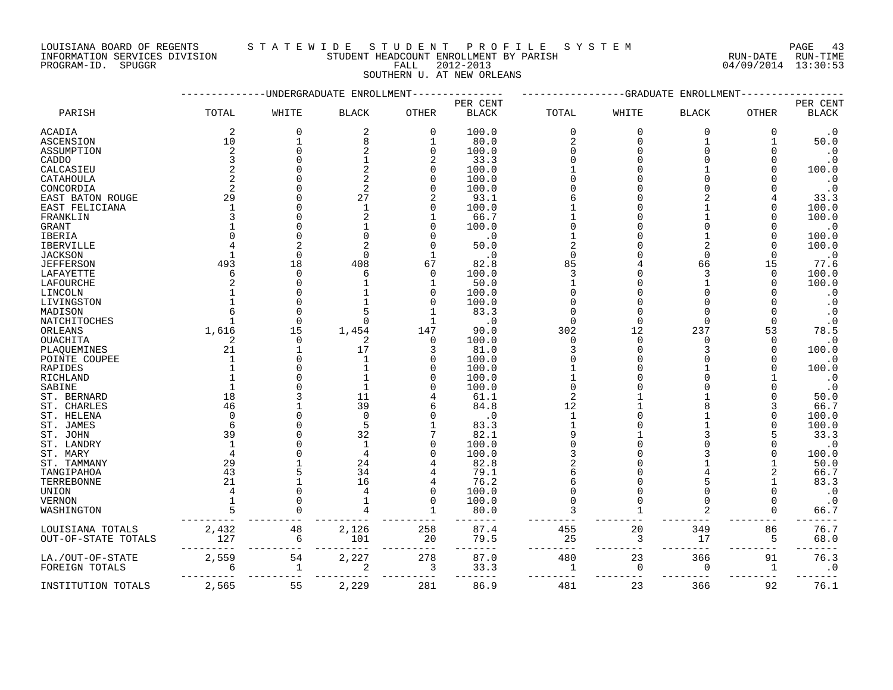LOUISIANA BOARD OF REGENTS — STATEWIDE STUDENT PROFILE SYSTEM
INFORMATION SERVICES DIVISION — STUDENT HEADCOUNT ENROLLMENT BY PARISH — RUN-DATE 04/09/2014 RUN-TIME 13:30:53
PROGRAM-ID. SPUGGR — FALL 2012-2013

## SOUTHERN U. AT NEW ORLEANS

| PARISH | UNDERGRADUATE ENROLLMENT TOTAL | WHITE | BLACK | OTHER | PER CENT BLACK | GRADUATE ENROLLMENT TOTAL | WHITE | BLACK | OTHER | PER CENT BLACK |
|---|---|---|---|---|---|---|---|---|---|---|
| ACADIA | 2 | 0 | 2 | 0 | 100.0 | 0 | 0 | 0 | 0 | .0 |
| ASCENSION | 10 | 1 | 8 | 1 | 80.0 | 2 | 0 | 1 | 1 | 50.0 |
| ASSUMPTION | 2 | 0 | 2 | 0 | 100.0 | 0 | 0 | 0 | 0 | .0 |
| CADDO | 3 | 0 | 1 | 2 | 33.3 | 0 | 0 | 0 | 0 | .0 |
| CALCASIEU | 2 | 0 | 2 | 0 | 100.0 | 1 | 0 | 1 | 0 | 100.0 |
| CATAHOULA | 2 | 0 | 2 | 0 | 100.0 | 0 | 0 | 0 | 0 | .0 |
| CONCORDIA | 2 | 0 | 2 | 0 | 100.0 | 0 | 0 | 0 | 0 | .0 |
| EAST BATON ROUGE | 29 | 0 | 27 | 2 | 93.1 | 6 | 0 | 2 | 4 | 33.3 |
| EAST FELICIANA | 1 | 0 | 1 | 0 | 100.0 | 1 | 0 | 1 | 0 | 100.0 |
| FRANKLIN | 3 | 0 | 2 | 1 | 66.7 | 1 | 0 | 1 | 0 | 100.0 |
| GRANT | 1 | 0 | 1 | 0 | 100.0 | 0 | 0 | 0 | 0 | .0 |
| IBERIA | 0 | 0 | 0 | 0 | .0 | 1 | 0 | 1 | 0 | 100.0 |
| IBERVILLE | 4 | 2 | 2 | 0 | 50.0 | 2 | 0 | 2 | 0 | 100.0 |
| JACKSON | 1 | 0 | 0 | 1 | .0 | 0 | 0 | 0 | 0 | .0 |
| JEFFERSON | 493 | 18 | 408 | 67 | 82.8 | 85 | 4 | 66 | 15 | 77.6 |
| LAFAYETTE | 6 | 0 | 6 | 0 | 100.0 | 3 | 0 | 3 | 0 | 100.0 |
| LAFOURCHE | 2 | 0 | 1 | 1 | 50.0 | 1 | 0 | 1 | 0 | 100.0 |
| LINCOLN | 1 | 0 | 1 | 0 | 100.0 | 0 | 0 | 0 | 0 | .0 |
| LIVINGSTON | 1 | 0 | 1 | 0 | 100.0 | 0 | 0 | 0 | 0 | .0 |
| MADISON | 6 | 0 | 5 | 1 | 83.3 | 0 | 0 | 0 | 0 | .0 |
| NATCHITOCHES | 1 | 0 | 0 | 1 | .0 | 0 | 0 | 0 | 0 | .0 |
| ORLEANS | 1,616 | 15 | 1,454 | 147 | 90.0 | 302 | 12 | 237 | 53 | 78.5 |
| OUACHITA | 2 | 0 | 2 | 0 | 100.0 | 0 | 0 | 0 | 0 | .0 |
| PLAQUEMINES | 21 | 1 | 17 | 3 | 81.0 | 3 | 0 | 3 | 0 | 100.0 |
| POINTE COUPEE | 1 | 0 | 1 | 0 | 100.0 | 0 | 0 | 0 | 0 | .0 |
| RAPIDES | 1 | 0 | 1 | 0 | 100.0 | 1 | 0 | 1 | 0 | 100.0 |
| RICHLAND | 1 | 0 | 1 | 0 | 100.0 | 1 | 0 | 0 | 1 | .0 |
| SABINE | 1 | 0 | 1 | 0 | 100.0 | 0 | 0 | 0 | 0 | .0 |
| ST. BERNARD | 18 | 3 | 11 | 4 | 61.1 | 2 | 1 | 1 | 0 | 50.0 |
| ST. CHARLES | 46 | 1 | 39 | 6 | 84.8 | 12 | 1 | 8 | 3 | 66.7 |
| ST. HELENA | 0 | 0 | 0 | 0 | .0 | 1 | 0 | 1 | 0 | 100.0 |
| ST. JAMES | 6 | 0 | 5 | 1 | 83.3 | 1 | 0 | 1 | 0 | 100.0 |
| ST. JOHN | 39 | 0 | 32 | 7 | 82.1 | 9 | 1 | 3 | 5 | 33.3 |
| ST. LANDRY | 1 | 0 | 1 | 0 | 100.0 | 0 | 0 | 0 | 0 | .0 |
| ST. MARY | 4 | 0 | 4 | 0 | 100.0 | 3 | 0 | 3 | 0 | 100.0 |
| ST. TAMMANY | 29 | 1 | 24 | 4 | 82.8 | 2 | 0 | 1 | 1 | 50.0 |
| TANGIPAHOA | 43 | 5 | 34 | 4 | 79.1 | 6 | 0 | 4 | 2 | 66.7 |
| TERREBONNE | 21 | 1 | 16 | 4 | 76.2 | 6 | 0 | 5 | 1 | 83.3 |
| UNION | 4 | 0 | 4 | 0 | 100.0 | 0 | 0 | 0 | 0 | .0 |
| VERNON | 1 | 0 | 1 | 0 | 100.0 | 0 | 0 | 0 | 0 | .0 |
| WASHINGTON | 5 | 0 | 4 | 1 | 80.0 | 3 | 1 | 2 | 0 | 66.7 |
| LOUISIANA TOTALS | 2,432 | 48 | 2,126 | 258 | 87.4 | 455 | 20 | 349 | 86 | 76.7 |
| OUT-OF-STATE TOTALS | 127 | 6 | 101 | 20 | 79.5 | 25 | 3 | 17 | 5 | 68.0 |
| LA./OUT-OF-STATE | 2,559 | 54 | 2,227 | 278 | 87.0 | 480 | 23 | 366 | 91 | 76.3 |
| FOREIGN TOTALS | 6 | 1 | 2 | 3 | 33.3 | 1 | 0 | 0 | 1 | .0 |
| INSTITUTION TOTALS | 2,565 | 55 | 2,229 | 281 | 86.9 | 481 | 23 | 366 | 92 | 76.1 |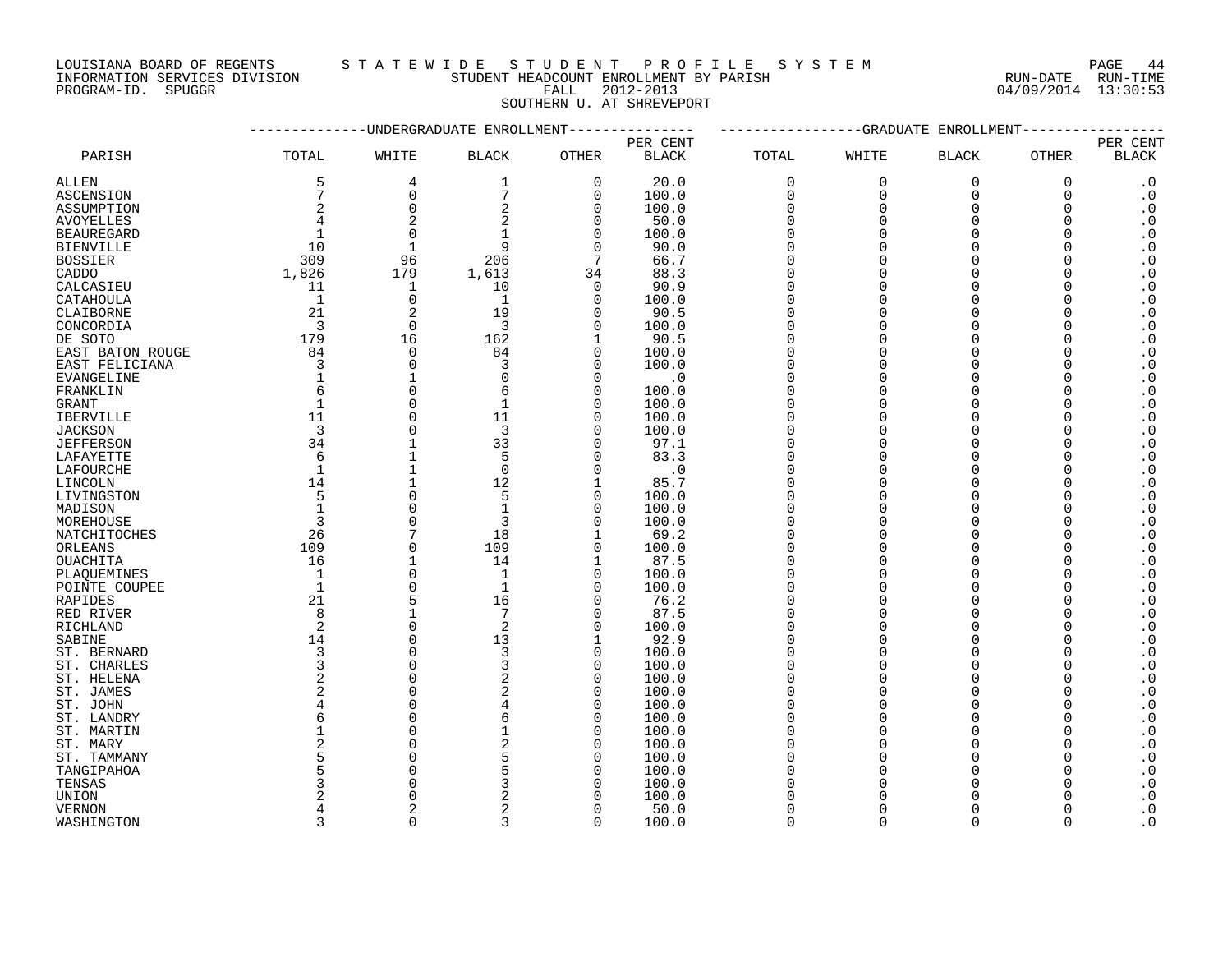LOUISIANA BOARD OF REGENTS — STATEWIDE STUDENT PROFILE SYSTEM
INFORMATION SERVICES DIVISION — STUDENT HEADCOUNT ENROLLMENT BY PARISH — RUN-DATE 04/09/2014 RUN-TIME 13:30:53
PROGRAM-ID. SPUGGR — FALL 2012-2013

SOUTHERN U. AT SHREVEPORT

| PARISH | UNDERGRADUATE ENROLLMENT TOTAL | WHITE | BLACK | OTHER | PER CENT BLACK | GRADUATE ENROLLMENT TOTAL | WHITE | BLACK | OTHER | PER CENT BLACK |
|---|---|---|---|---|---|---|---|---|---|---|
| ALLEN | 5 | 4 | 1 | 0 | 20.0 | 0 | 0 | 0 | 0 | .0 |
| ASCENSION | 7 | 0 | 7 | 0 | 100.0 | 0 | 0 | 0 | 0 | .0 |
| ASSUMPTION | 2 | 0 | 2 | 0 | 100.0 | 0 | 0 | 0 | 0 | .0 |
| AVOYELLES | 4 | 2 | 2 | 0 | 50.0 | 0 | 0 | 0 | 0 | .0 |
| BEAUREGARD | 1 | 0 | 1 | 0 | 100.0 | 0 | 0 | 0 | 0 | .0 |
| BIENVILLE | 10 | 1 | 9 | 0 | 90.0 | 0 | 0 | 0 | 0 | .0 |
| BOSSIER | 309 | 96 | 206 | 7 | 66.7 | 0 | 0 | 0 | 0 | .0 |
| CADDO | 1,826 | 179 | 1,613 | 34 | 88.3 | 0 | 0 | 0 | 0 | .0 |
| CALCASIEU | 11 | 1 | 10 | 0 | 90.9 | 0 | 0 | 0 | 0 | .0 |
| CATAHOULA | 1 | 0 | 1 | 0 | 100.0 | 0 | 0 | 0 | 0 | .0 |
| CLAIBORNE | 21 | 2 | 19 | 0 | 90.5 | 0 | 0 | 0 | 0 | .0 |
| CONCORDIA | 3 | 0 | 3 | 0 | 100.0 | 0 | 0 | 0 | 0 | .0 |
| DE SOTO | 179 | 16 | 162 | 1 | 90.5 | 0 | 0 | 0 | 0 | .0 |
| EAST BATON ROUGE | 84 | 0 | 84 | 0 | 100.0 | 0 | 0 | 0 | 0 | .0 |
| EAST FELICIANA | 3 | 0 | 3 | 0 | 100.0 | 0 | 0 | 0 | 0 | .0 |
| EVANGELINE | 1 | 1 | 0 | 0 | .0 | 0 | 0 | 0 | 0 | .0 |
| FRANKLIN | 6 | 0 | 6 | 0 | 100.0 | 0 | 0 | 0 | 0 | .0 |
| GRANT | 1 | 0 | 1 | 0 | 100.0 | 0 | 0 | 0 | 0 | .0 |
| IBERVILLE | 11 | 0 | 11 | 0 | 100.0 | 0 | 0 | 0 | 0 | .0 |
| JACKSON | 3 | 0 | 3 | 0 | 100.0 | 0 | 0 | 0 | 0 | .0 |
| JEFFERSON | 34 | 1 | 33 | 0 | 97.1 | 0 | 0 | 0 | 0 | .0 |
| LAFAYETTE | 6 | 1 | 5 | 0 | 83.3 | 0 | 0 | 0 | 0 | .0 |
| LAFOURCHE | 1 | 1 | 0 | 0 | .0 | 0 | 0 | 0 | 0 | .0 |
| LINCOLN | 14 | 1 | 12 | 1 | 85.7 | 0 | 0 | 0 | 0 | .0 |
| LIVINGSTON | 5 | 0 | 5 | 0 | 100.0 | 0 | 0 | 0 | 0 | .0 |
| MADISON | 1 | 0 | 1 | 0 | 100.0 | 0 | 0 | 0 | 0 | .0 |
| MOREHOUSE | 3 | 0 | 3 | 0 | 100.0 | 0 | 0 | 0 | 0 | .0 |
| NATCHITOCHES | 26 | 7 | 18 | 1 | 69.2 | 0 | 0 | 0 | 0 | .0 |
| ORLEANS | 109 | 0 | 109 | 0 | 100.0 | 0 | 0 | 0 | 0 | .0 |
| OUACHITA | 16 | 1 | 14 | 1 | 87.5 | 0 | 0 | 0 | 0 | .0 |
| PLAQUEMINES | 1 | 0 | 1 | 0 | 100.0 | 0 | 0 | 0 | 0 | .0 |
| POINTE COUPEE | 1 | 0 | 1 | 0 | 100.0 | 0 | 0 | 0 | 0 | .0 |
| RAPIDES | 21 | 5 | 16 | 0 | 76.2 | 0 | 0 | 0 | 0 | .0 |
| RED RIVER | 8 | 1 | 7 | 0 | 87.5 | 0 | 0 | 0 | 0 | .0 |
| RICHLAND | 2 | 0 | 2 | 0 | 100.0 | 0 | 0 | 0 | 0 | .0 |
| SABINE | 14 | 0 | 13 | 1 | 92.9 | 0 | 0 | 0 | 0 | .0 |
| ST. BERNARD | 3 | 0 | 3 | 0 | 100.0 | 0 | 0 | 0 | 0 | .0 |
| ST. CHARLES | 3 | 0 | 3 | 0 | 100.0 | 0 | 0 | 0 | 0 | .0 |
| ST. HELENA | 2 | 0 | 2 | 0 | 100.0 | 0 | 0 | 0 | 0 | .0 |
| ST. JAMES | 2 | 0 | 2 | 0 | 100.0 | 0 | 0 | 0 | 0 | .0 |
| ST. JOHN | 4 | 0 | 4 | 0 | 100.0 | 0 | 0 | 0 | 0 | .0 |
| ST. LANDRY | 6 | 0 | 6 | 0 | 100.0 | 0 | 0 | 0 | 0 | .0 |
| ST. MARTIN | 1 | 0 | 1 | 0 | 100.0 | 0 | 0 | 0 | 0 | .0 |
| ST. MARY | 2 | 0 | 2 | 0 | 100.0 | 0 | 0 | 0 | 0 | .0 |
| ST. TAMMANY | 5 | 0 | 5 | 0 | 100.0 | 0 | 0 | 0 | 0 | .0 |
| TANGIPAHOA | 5 | 0 | 5 | 0 | 100.0 | 0 | 0 | 0 | 0 | .0 |
| TENSAS | 3 | 0 | 3 | 0 | 100.0 | 0 | 0 | 0 | 0 | .0 |
| UNION | 2 | 0 | 2 | 0 | 100.0 | 0 | 0 | 0 | 0 | .0 |
| VERNON | 4 | 2 | 2 | 0 | 50.0 | 0 | 0 | 0 | 0 | .0 |
| WASHINGTON | 3 | 0 | 3 | 0 | 100.0 | 0 | 0 | 0 | 0 | .0 |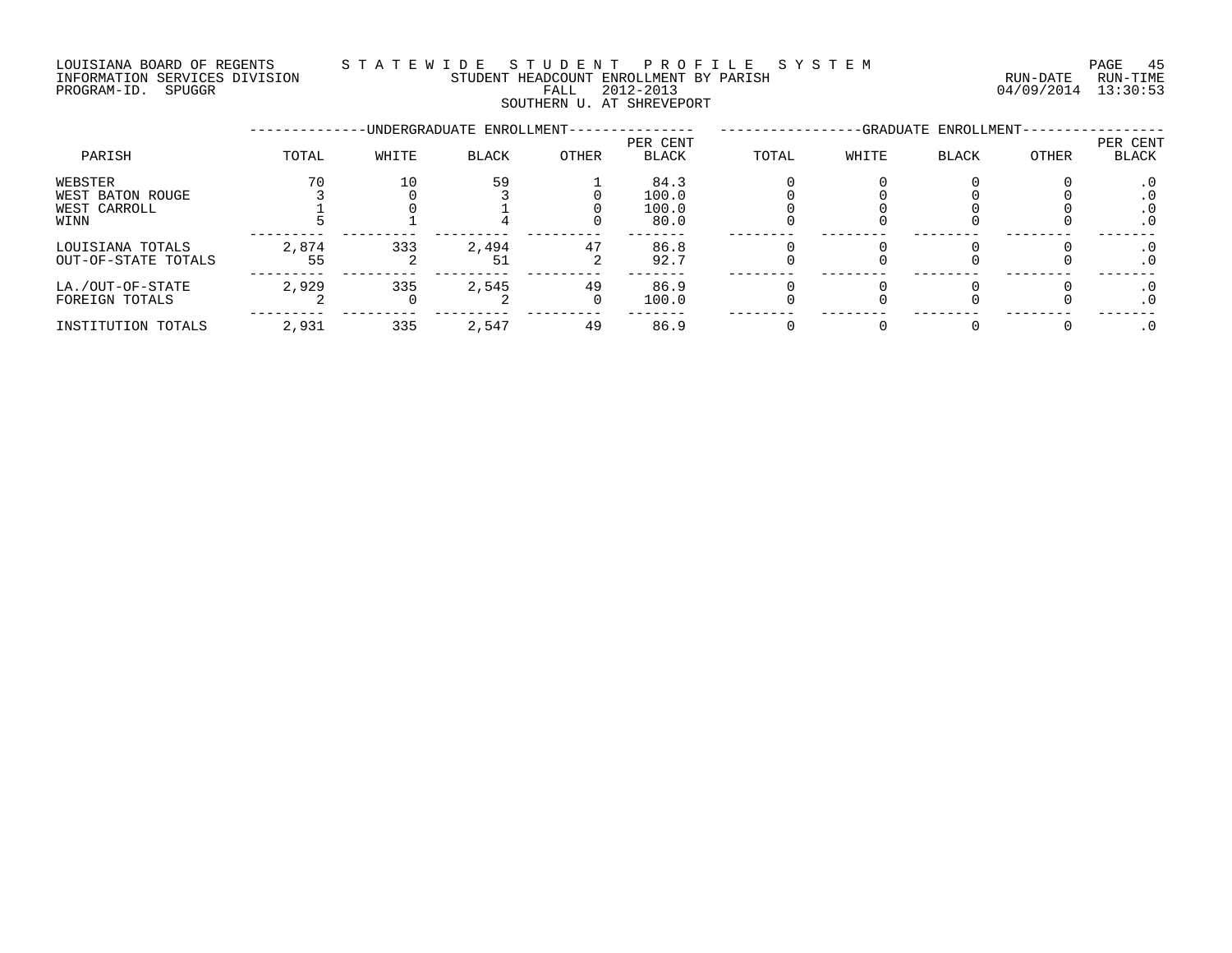LOUISIANA BOARD OF REGENTS — STATEWIDE STUDENT PROFILE SYSTEM
INFORMATION SERVICES DIVISION — STUDENT HEADCOUNT ENROLLMENT BY PARISH
PROGRAM-ID. SPUGGR — FALL 2012-2013
RUN-DATE 04/09/2014 RUN-TIME 13:30:53

SOUTHERN U. AT SHREVEPORT

| PARISH | UNDERGRADUATE ENROLLMENT TOTAL | WHITE | BLACK | OTHER | PER CENT BLACK | GRADUATE ENROLLMENT TOTAL | WHITE | BLACK | OTHER | PER CENT BLACK |
|---|---|---|---|---|---|---|---|---|---|---|
| WEBSTER | 70 | 10 | 59 | 1 | 84.3 | 0 | 0 | 0 | 0 | .0 |
| WEST BATON ROUGE | 3 | 0 | 3 | 0 | 100.0 | 0 | 0 | 0 | 0 | .0 |
| WEST CARROLL | 1 | 0 | 1 | 0 | 100.0 | 0 | 0 | 0 | 0 | .0 |
| WINN | 5 | 1 | 4 | 0 | 80.0 | 0 | 0 | 0 | 0 | .0 |
| LOUISIANA TOTALS | 2,874 | 333 | 2,494 | 47 | 86.8 | 0 | 0 | 0 | 0 | .0 |
| OUT-OF-STATE TOTALS | 55 | 2 | 51 | 2 | 92.7 | 0 | 0 | 0 | 0 | .0 |
| LA./OUT-OF-STATE | 2,929 | 335 | 2,545 | 49 | 86.9 | 0 | 0 | 0 | 0 | .0 |
| FOREIGN TOTALS | 2 | 0 | 2 | 0 | 100.0 | 0 | 0 | 0 | 0 | .0 |
| INSTITUTION TOTALS | 2,931 | 335 | 2,547 | 49 | 86.9 | 0 | 0 | 0 | 0 | .0 |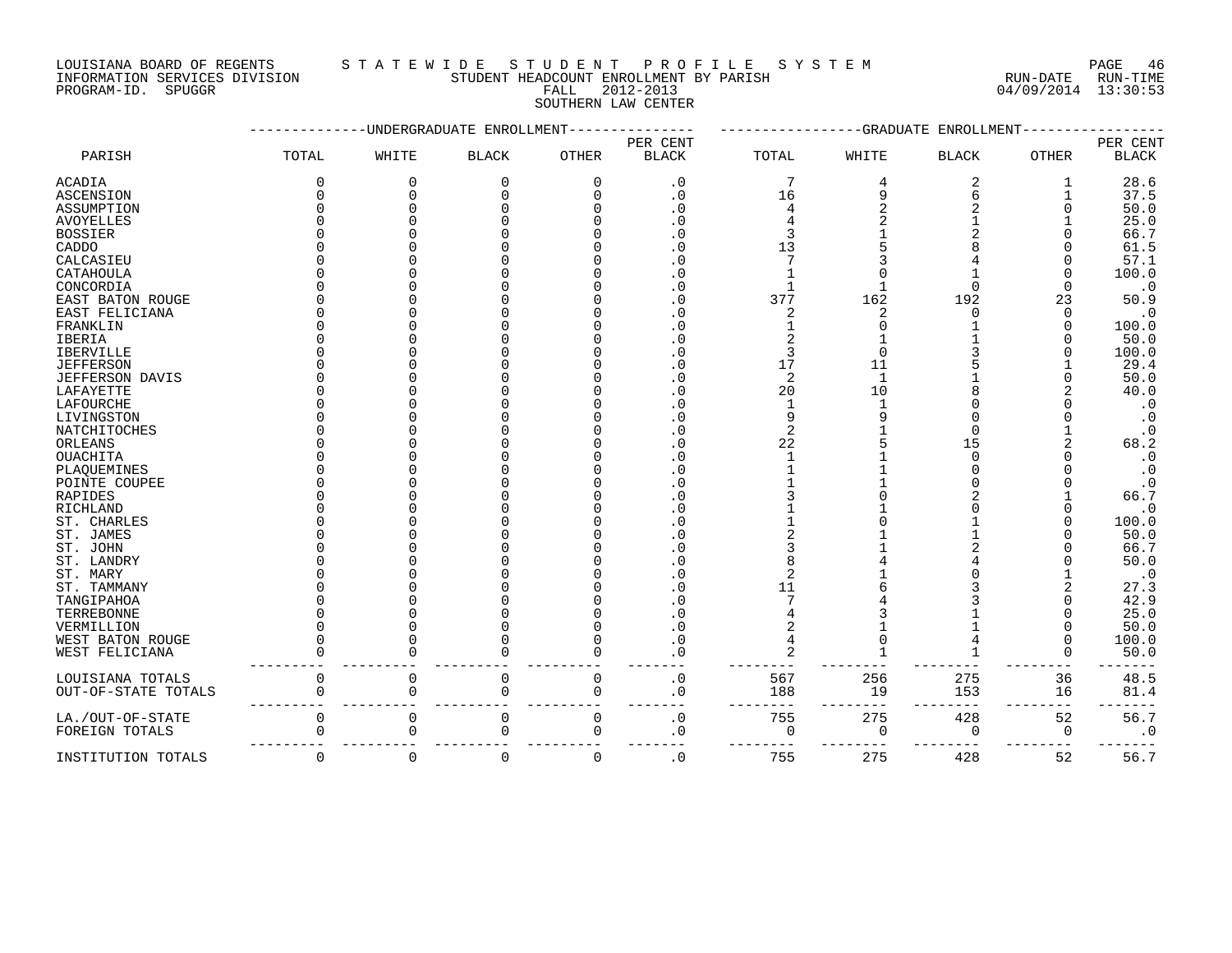LOUISIANA BOARD OF REGENTS
INFORMATION SERVICES DIVISION
PROGRAM-ID. SPUGGR

STATEWIDE STUDENT PROFILE SYSTEM
STUDENT HEADCOUNT ENROLLMENT BY PARISH
FALL 2012-2013
SOUTHERN LAW CENTER

RUN-DATE 04/09/2014 RUN-TIME 13:30:53

| PARISH | UNDERGRADUATE ENROLLMENT TOTAL | WHITE | BLACK | OTHER | PER CENT BLACK | GRADUATE ENROLLMENT TOTAL | WHITE | BLACK | OTHER | PER CENT BLACK |
|---|---|---|---|---|---|---|---|---|---|---|
| ACADIA | 0 | 0 | 0 | 0 | .0 | 7 | 4 | 2 | 1 | 28.6 |
| ASCENSION | 0 | 0 | 0 | 0 | .0 | 16 | 9 | 6 | 1 | 37.5 |
| ASSUMPTION | 0 | 0 | 0 | 0 | .0 | 4 | 2 | 2 | 0 | 50.0 |
| AVOYELLES | 0 | 0 | 0 | 0 | .0 | 4 | 2 | 1 | 1 | 25.0 |
| BOSSIER | 0 | 0 | 0 | 0 | .0 | 3 | 1 | 2 | 0 | 66.7 |
| CADDO | 0 | 0 | 0 | 0 | .0 | 13 | 5 | 8 | 0 | 61.5 |
| CALCASIEU | 0 | 0 | 0 | 0 | .0 | 7 | 3 | 4 | 0 | 57.1 |
| CATAHOULA | 0 | 0 | 0 | 0 | .0 | 1 | 0 | 1 | 0 | 100.0 |
| CONCORDIA | 0 | 0 | 0 | 0 | .0 | 1 | 1 | 0 | 0 | .0 |
| EAST BATON ROUGE | 0 | 0 | 0 | 0 | .0 | 377 | 162 | 192 | 23 | 50.9 |
| EAST FELICIANA | 0 | 0 | 0 | 0 | .0 | 2 | 2 | 0 | 0 | .0 |
| FRANKLIN | 0 | 0 | 0 | 0 | .0 | 1 | 0 | 1 | 0 | 100.0 |
| IBERIA | 0 | 0 | 0 | 0 | .0 | 2 | 1 | 1 | 0 | 50.0 |
| IBERVILLE | 0 | 0 | 0 | 0 | .0 | 3 | 0 | 3 | 0 | 100.0 |
| JEFFERSON | 0 | 0 | 0 | 0 | .0 | 17 | 11 | 5 | 1 | 29.4 |
| JEFFERSON DAVIS | 0 | 0 | 0 | 0 | .0 | 2 | 1 | 1 | 0 | 50.0 |
| LAFAYETTE | 0 | 0 | 0 | 0 | .0 | 20 | 10 | 8 | 2 | 40.0 |
| LAFOURCHE | 0 | 0 | 0 | 0 | .0 | 1 | 1 | 0 | 0 | .0 |
| LIVINGSTON | 0 | 0 | 0 | 0 | .0 | 9 | 9 | 0 | 0 | .0 |
| NATCHITOCHES | 0 | 0 | 0 | 0 | .0 | 2 | 1 | 0 | 1 | .0 |
| ORLEANS | 0 | 0 | 0 | 0 | .0 | 22 | 5 | 15 | 2 | 68.2 |
| OUACHITA | 0 | 0 | 0 | 0 | .0 | 1 | 1 | 0 | 0 | .0 |
| PLAQUEMINES | 0 | 0 | 0 | 0 | .0 | 1 | 1 | 0 | 0 | .0 |
| POINTE COUPEE | 0 | 0 | 0 | 0 | .0 | 1 | 1 | 0 | 0 | .0 |
| RAPIDES | 0 | 0 | 0 | 0 | .0 | 3 | 0 | 2 | 1 | 66.7 |
| RICHLAND | 0 | 0 | 0 | 0 | .0 | 1 | 1 | 0 | 0 | .0 |
| ST. CHARLES | 0 | 0 | 0 | 0 | .0 | 1 | 0 | 1 | 0 | 100.0 |
| ST. JAMES | 0 | 0 | 0 | 0 | .0 | 2 | 1 | 1 | 0 | 50.0 |
| ST. JOHN | 0 | 0 | 0 | 0 | .0 | 3 | 1 | 2 | 0 | 66.7 |
| ST. LANDRY | 0 | 0 | 0 | 0 | .0 | 8 | 4 | 4 | 0 | 50.0 |
| ST. MARY | 0 | 0 | 0 | 0 | .0 | 2 | 1 | 0 | 1 | .0 |
| ST. TAMMANY | 0 | 0 | 0 | 0 | .0 | 11 | 6 | 3 | 2 | 27.3 |
| TANGIPAHOA | 0 | 0 | 0 | 0 | .0 | 7 | 4 | 3 | 0 | 42.9 |
| TERREBONNE | 0 | 0 | 0 | 0 | .0 | 4 | 3 | 1 | 0 | 25.0 |
| VERMILLION | 0 | 0 | 0 | 0 | .0 | 2 | 1 | 1 | 0 | 50.0 |
| WEST BATON ROUGE | 0 | 0 | 0 | 0 | .0 | 4 | 0 | 4 | 0 | 100.0 |
| WEST FELICIANA | 0 | 0 | 0 | 0 | .0 | 2 | 1 | 1 | 0 | 50.0 |
| LOUISIANA TOTALS | 0 | 0 | 0 | 0 | .0 | 567 | 256 | 275 | 36 | 48.5 |
| OUT-OF-STATE TOTALS | 0 | 0 | 0 | 0 | .0 | 188 | 19 | 153 | 16 | 81.4 |
| LA./OUT-OF-STATE | 0 | 0 | 0 | 0 | .0 | 755 | 275 | 428 | 52 | 56.7 |
| FOREIGN TOTALS | 0 | 0 | 0 | 0 | .0 | 0 | 0 | 0 | 0 | .0 |
| INSTITUTION TOTALS | 0 | 0 | 0 | 0 | .0 | 755 | 275 | 428 | 52 | 56.7 |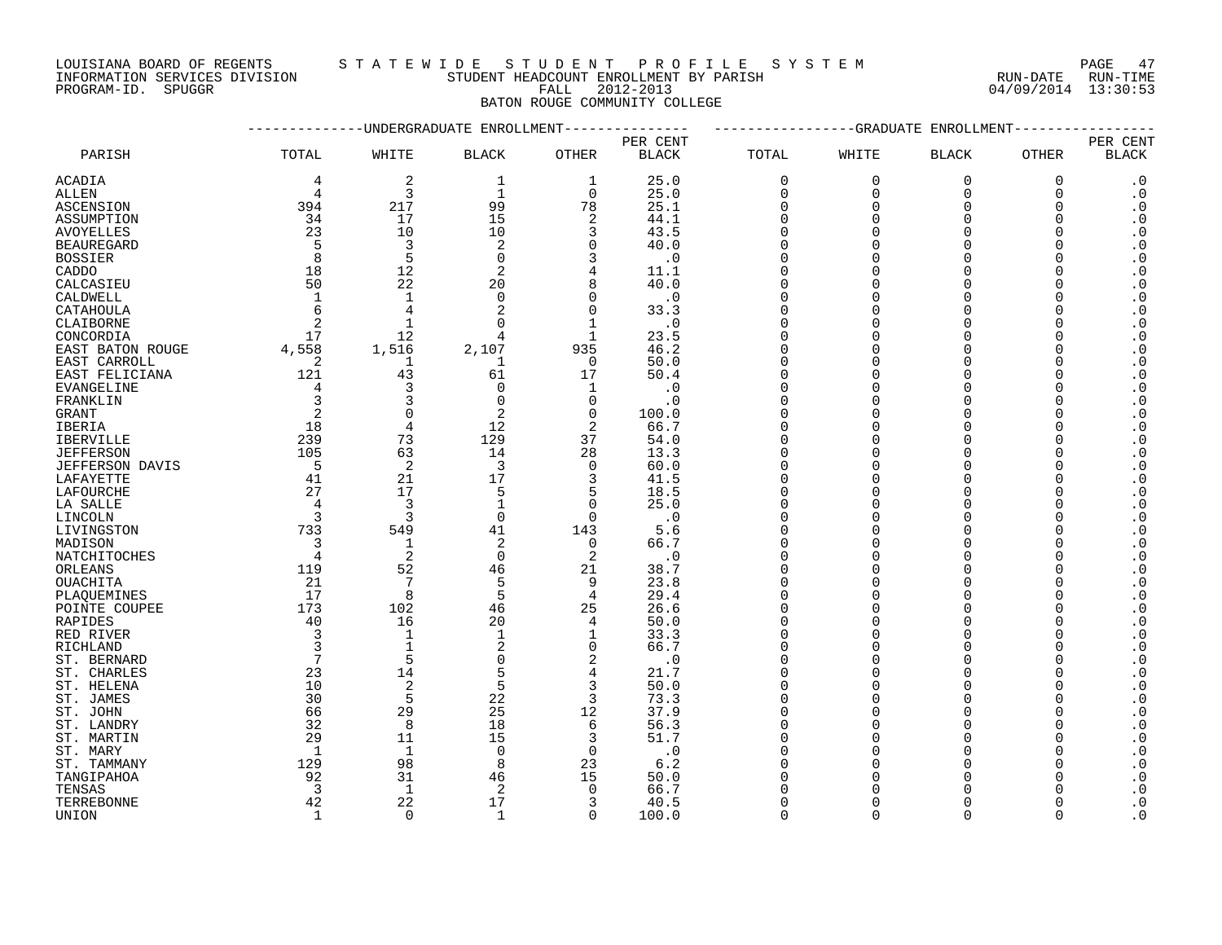LOUISIANA BOARD OF REGENTS — STATEWIDE STUDENT PROFILE SYSTEM

INFORMATION SERVICES DIVISION — STUDENT HEADCOUNT ENROLLMENT BY PARISH — RUN-DATE 04/09/2014 RUN-TIME 13:30:53

PROGRAM-ID. SPUGGR — FALL 2012-2013

BATON ROUGE COMMUNITY COLLEGE

| PARISH | UNDERGRADUATE ENROLLMENT TOTAL | WHITE | BLACK | OTHER | PER CENT BLACK | GRADUATE ENROLLMENT TOTAL | WHITE | BLACK | OTHER | PER CENT BLACK |
|---|---|---|---|---|---|---|---|---|---|---|
| ACADIA | 4 | 2 | 1 | 1 | 25.0 | 0 | 0 | 0 | 0 | .0 |
| ALLEN | 4 | 3 | 1 | 0 | 25.0 | 0 | 0 | 0 | 0 | .0 |
| ASCENSION | 394 | 217 | 99 | 78 | 25.1 | 0 | 0 | 0 | 0 | .0 |
| ASSUMPTION | 34 | 17 | 15 | 2 | 44.1 | 0 | 0 | 0 | 0 | .0 |
| AVOYELLES | 23 | 10 | 10 | 3 | 43.5 | 0 | 0 | 0 | 0 | .0 |
| BEAUREGARD | 5 | 3 | 2 | 0 | 40.0 | 0 | 0 | 0 | 0 | .0 |
| BOSSIER | 8 | 5 | 0 | 3 | .0 | 0 | 0 | 0 | 0 | .0 |
| CADDO | 18 | 12 | 2 | 4 | 11.1 | 0 | 0 | 0 | 0 | .0 |
| CALCASIEU | 50 | 22 | 20 | 8 | 40.0 | 0 | 0 | 0 | 0 | .0 |
| CALDWELL | 1 | 1 | 0 | 0 | .0 | 0 | 0 | 0 | 0 | .0 |
| CATAHOULA | 6 | 4 | 2 | 0 | 33.3 | 0 | 0 | 0 | 0 | .0 |
| CLAIBORNE | 2 | 1 | 0 | 1 | .0 | 0 | 0 | 0 | 0 | .0 |
| CONCORDIA | 17 | 12 | 4 | 1 | 23.5 | 0 | 0 | 0 | 0 | .0 |
| EAST BATON ROUGE | 4,558 | 1,516 | 2,107 | 935 | 46.2 | 0 | 0 | 0 | 0 | .0 |
| EAST CARROLL | 2 | 1 | 1 | 0 | 50.0 | 0 | 0 | 0 | 0 | .0 |
| EAST FELICIANA | 121 | 43 | 61 | 17 | 50.4 | 0 | 0 | 0 | 0 | .0 |
| EVANGELINE | 4 | 3 | 0 | 1 | .0 | 0 | 0 | 0 | 0 | .0 |
| FRANKLIN | 3 | 3 | 0 | 0 | .0 | 0 | 0 | 0 | 0 | .0 |
| GRANT | 2 | 0 | 2 | 0 | 100.0 | 0 | 0 | 0 | 0 | .0 |
| IBERIA | 18 | 4 | 12 | 2 | 66.7 | 0 | 0 | 0 | 0 | .0 |
| IBERVILLE | 239 | 73 | 129 | 37 | 54.0 | 0 | 0 | 0 | 0 | .0 |
| JEFFERSON | 105 | 63 | 14 | 28 | 13.3 | 0 | 0 | 0 | 0 | .0 |
| JEFFERSON DAVIS | 5 | 2 | 3 | 0 | 60.0 | 0 | 0 | 0 | 0 | .0 |
| LAFAYETTE | 41 | 21 | 17 | 3 | 41.5 | 0 | 0 | 0 | 0 | .0 |
| LAFOURCHE | 27 | 17 | 5 | 5 | 18.5 | 0 | 0 | 0 | 0 | .0 |
| LA SALLE | 4 | 3 | 1 | 0 | 25.0 | 0 | 0 | 0 | 0 | .0 |
| LINCOLN | 3 | 3 | 0 | 0 | .0 | 0 | 0 | 0 | 0 | .0 |
| LIVINGSTON | 733 | 549 | 41 | 143 | 5.6 | 0 | 0 | 0 | 0 | .0 |
| MADISON | 3 | 1 | 2 | 0 | 66.7 | 0 | 0 | 0 | 0 | .0 |
| NATCHITOCHES | 4 | 2 | 0 | 2 | .0 | 0 | 0 | 0 | 0 | .0 |
| ORLEANS | 119 | 52 | 46 | 21 | 38.7 | 0 | 0 | 0 | 0 | .0 |
| OUACHITA | 21 | 7 | 5 | 9 | 23.8 | 0 | 0 | 0 | 0 | .0 |
| PLAQUEMINES | 17 | 8 | 5 | 4 | 29.4 | 0 | 0 | 0 | 0 | .0 |
| POINTE COUPEE | 173 | 102 | 46 | 25 | 26.6 | 0 | 0 | 0 | 0 | .0 |
| RAPIDES | 40 | 16 | 20 | 4 | 50.0 | 0 | 0 | 0 | 0 | .0 |
| RED RIVER | 3 | 1 | 1 | 1 | 33.3 | 0 | 0 | 0 | 0 | .0 |
| RICHLAND | 3 | 1 | 2 | 0 | 66.7 | 0 | 0 | 0 | 0 | .0 |
| ST. BERNARD | 7 | 5 | 0 | 2 | .0 | 0 | 0 | 0 | 0 | .0 |
| ST. CHARLES | 23 | 14 | 5 | 4 | 21.7 | 0 | 0 | 0 | 0 | .0 |
| ST. HELENA | 10 | 2 | 5 | 3 | 50.0 | 0 | 0 | 0 | 0 | .0 |
| ST. JAMES | 30 | 5 | 22 | 3 | 73.3 | 0 | 0 | 0 | 0 | .0 |
| ST. JOHN | 66 | 29 | 25 | 12 | 37.9 | 0 | 0 | 0 | 0 | .0 |
| ST. LANDRY | 32 | 8 | 18 | 6 | 56.3 | 0 | 0 | 0 | 0 | .0 |
| ST. MARTIN | 29 | 11 | 15 | 3 | 51.7 | 0 | 0 | 0 | 0 | .0 |
| ST. MARY | 1 | 1 | 0 | 0 | .0 | 0 | 0 | 0 | 0 | .0 |
| ST. TAMMANY | 129 | 98 | 8 | 23 | 6.2 | 0 | 0 | 0 | 0 | .0 |
| TANGIPAHOA | 92 | 31 | 46 | 15 | 50.0 | 0 | 0 | 0 | 0 | .0 |
| TENSAS | 3 | 1 | 2 | 0 | 66.7 | 0 | 0 | 0 | 0 | .0 |
| TERREBONNE | 42 | 22 | 17 | 3 | 40.5 | 0 | 0 | 0 | 0 | .0 |
| UNION | 1 | 0 | 1 | 0 | 100.0 | 0 | 0 | 0 | 0 | .0 |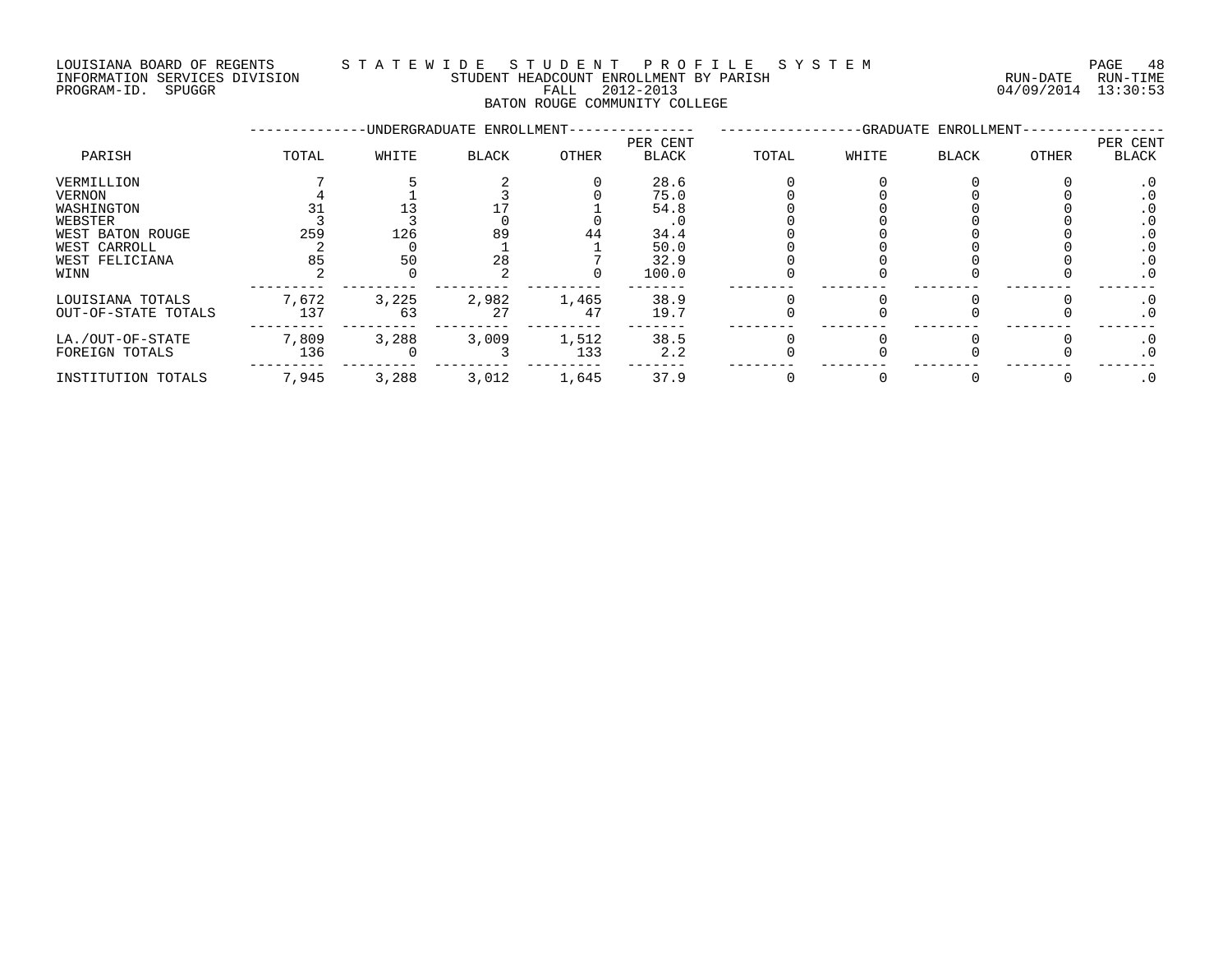LOUISIANA BOARD OF REGENTS — STATEWIDE STUDENT PROFILE SYSTEM
INFORMATION SERVICES DIVISION — STUDENT HEADCOUNT ENROLLMENT BY PARISH — RUN-DATE 04/09/2014 RUN-TIME 13:30:53
PROGRAM-ID. SPUGGR — FALL 2012-2013

BATON ROUGE COMMUNITY COLLEGE

| PARISH | UNDERGRADUATE ENROLLMENT TOTAL | WHITE | BLACK | OTHER | PER CENT BLACK | GRADUATE ENROLLMENT TOTAL | WHITE | BLACK | OTHER | PER CENT BLACK |
|---|---|---|---|---|---|---|---|---|---|---|
| VERMILLION | 7 | 5 | 2 | 0 | 28.6 | 0 | 0 | 0 | 0 | .0 |
| VERNON | 4 | 1 | 3 | 0 | 75.0 | 0 | 0 | 0 | 0 | .0 |
| WASHINGTON | 31 | 13 | 17 | 1 | 54.8 | 0 | 0 | 0 | 0 | .0 |
| WEBSTER | 3 | 3 | 0 | 0 | .0 | 0 | 0 | 0 | 0 | .0 |
| WEST BATON ROUGE | 259 | 126 | 89 | 44 | 34.4 | 0 | 0 | 0 | 0 | .0 |
| WEST CARROLL | 2 | 0 | 1 | 1 | 50.0 | 0 | 0 | 0 | 0 | .0 |
| WEST FELICIANA | 85 | 50 | 28 | 7 | 32.9 | 0 | 0 | 0 | 0 | .0 |
| WINN | 2 | 0 | 2 | 0 | 100.0 | 0 | 0 | 0 | 0 | .0 |
| LOUISIANA TOTALS | 7,672 | 3,225 | 2,982 | 1,465 | 38.9 | 0 | 0 | 0 | 0 | .0 |
| OUT-OF-STATE TOTALS | 137 | 63 | 27 | 47 | 19.7 | 0 | 0 | 0 | 0 | .0 |
| LA./OUT-OF-STATE | 7,809 | 3,288 | 3,009 | 1,512 | 38.5 | 0 | 0 | 0 | 0 | .0 |
| FOREIGN TOTALS | 136 | 0 | 3 | 133 | 2.2 | 0 | 0 | 0 | 0 | .0 |
| INSTITUTION TOTALS | 7,945 | 3,288 | 3,012 | 1,645 | 37.9 | 0 | 0 | 0 | 0 | .0 |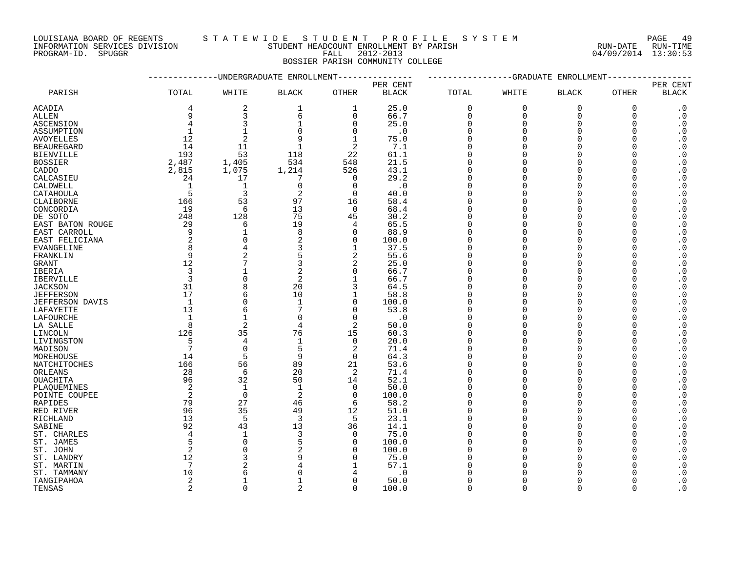LOUISIANA BOARD OF REGENTS — STATEWIDE STUDENT PROFILE SYSTEM
INFORMATION SERVICES DIVISION — STUDENT HEADCOUNT ENROLLMENT BY PARISH — RUN-DATE 04/09/2014 RUN-TIME 13:30:53
PROGRAM-ID. SPUGGR — FALL 2012-2013

## BOSSIER PARISH COMMUNITY COLLEGE

| PARISH | UNDERGRADUATE ENROLLMENT TOTAL | WHITE | BLACK | OTHER | PER CENT BLACK | GRADUATE ENROLLMENT TOTAL | WHITE | BLACK | OTHER | PER CENT BLACK |
|---|---|---|---|---|---|---|---|---|---|---|
| ACADIA | 4 | 2 | 1 | 1 | 25.0 | 0 | 0 | 0 | 0 | .0 |
| ALLEN | 9 | 3 | 6 | 0 | 66.7 | 0 | 0 | 0 | 0 | .0 |
| ASCENSION | 4 | 3 | 1 | 0 | 25.0 | 0 | 0 | 0 | 0 | .0 |
| ASSUMPTION | 1 | 1 | 0 | 0 | .0 | 0 | 0 | 0 | 0 | .0 |
| AVOYELLES | 12 | 2 | 9 | 1 | 75.0 | 0 | 0 | 0 | 0 | .0 |
| BEAUREGARD | 14 | 11 | 1 | 2 | 7.1 | 0 | 0 | 0 | 0 | .0 |
| BIENVILLE | 193 | 53 | 118 | 22 | 61.1 | 0 | 0 | 0 | 0 | .0 |
| BOSSIER | 2,487 | 1,405 | 534 | 548 | 21.5 | 0 | 0 | 0 | 0 | .0 |
| CADDO | 2,815 | 1,075 | 1,214 | 526 | 43.1 | 0 | 0 | 0 | 0 | .0 |
| CALCASIEU | 24 | 17 | 7 | 0 | 29.2 | 0 | 0 | 0 | 0 | .0 |
| CALDWELL | 1 | 1 | 0 | 0 | .0 | 0 | 0 | 0 | 0 | .0 |
| CATAHOULA | 5 | 3 | 2 | 0 | 40.0 | 0 | 0 | 0 | 0 | .0 |
| CLAIBORNE | 166 | 53 | 97 | 16 | 58.4 | 0 | 0 | 0 | 0 | .0 |
| CONCORDIA | 19 | 6 | 13 | 0 | 68.4 | 0 | 0 | 0 | 0 | .0 |
| DE SOTO | 248 | 128 | 75 | 45 | 30.2 | 0 | 0 | 0 | 0 | .0 |
| EAST BATON ROUGE | 29 | 6 | 19 | 4 | 65.5 | 0 | 0 | 0 | 0 | .0 |
| EAST CARROLL | 9 | 1 | 8 | 0 | 88.9 | 0 | 0 | 0 | 0 | .0 |
| EAST FELICIANA | 2 | 0 | 2 | 0 | 100.0 | 0 | 0 | 0 | 0 | .0 |
| EVANGELINE | 8 | 4 | 3 | 1 | 37.5 | 0 | 0 | 0 | 0 | .0 |
| FRANKLIN | 9 | 2 | 5 | 2 | 55.6 | 0 | 0 | 0 | 0 | .0 |
| GRANT | 12 | 7 | 3 | 2 | 25.0 | 0 | 0 | 0 | 0 | .0 |
| IBERIA | 3 | 1 | 2 | 0 | 66.7 | 0 | 0 | 0 | 0 | .0 |
| IBERVILLE | 3 | 0 | 2 | 1 | 66.7 | 0 | 0 | 0 | 0 | .0 |
| JACKSON | 31 | 8 | 20 | 3 | 64.5 | 0 | 0 | 0 | 0 | .0 |
| JEFFERSON | 17 | 6 | 10 | 1 | 58.8 | 0 | 0 | 0 | 0 | .0 |
| JEFFERSON DAVIS | 1 | 0 | 1 | 0 | 100.0 | 0 | 0 | 0 | 0 | .0 |
| LAFAYETTE | 13 | 6 | 7 | 0 | 53.8 | 0 | 0 | 0 | 0 | .0 |
| LAFOURCHE | 1 | 1 | 0 | 0 | .0 | 0 | 0 | 0 | 0 | .0 |
| LA SALLE | 8 | 2 | 4 | 2 | 50.0 | 0 | 0 | 0 | 0 | .0 |
| LINCOLN | 126 | 35 | 76 | 15 | 60.3 | 0 | 0 | 0 | 0 | .0 |
| LIVINGSTON | 5 | 4 | 1 | 0 | 20.0 | 0 | 0 | 0 | 0 | .0 |
| MADISON | 7 | 0 | 5 | 2 | 71.4 | 0 | 0 | 0 | 0 | .0 |
| MOREHOUSE | 14 | 5 | 9 | 0 | 64.3 | 0 | 0 | 0 | 0 | .0 |
| NATCHITOCHES | 166 | 56 | 89 | 21 | 53.6 | 0 | 0 | 0 | 0 | .0 |
| ORLEANS | 28 | 6 | 20 | 2 | 71.4 | 0 | 0 | 0 | 0 | .0 |
| OUACHITA | 96 | 32 | 50 | 14 | 52.1 | 0 | 0 | 0 | 0 | .0 |
| PLAQUEMINES | 2 | 1 | 1 | 0 | 50.0 | 0 | 0 | 0 | 0 | .0 |
| POINTE COUPEE | 2 | 0 | 2 | 0 | 100.0 | 0 | 0 | 0 | 0 | .0 |
| RAPIDES | 79 | 27 | 46 | 6 | 58.2 | 0 | 0 | 0 | 0 | .0 |
| RED RIVER | 96 | 35 | 49 | 12 | 51.0 | 0 | 0 | 0 | 0 | .0 |
| RICHLAND | 13 | 5 | 3 | 5 | 23.1 | 0 | 0 | 0 | 0 | .0 |
| SABINE | 92 | 43 | 13 | 36 | 14.1 | 0 | 0 | 0 | 0 | .0 |
| ST. CHARLES | 4 | 1 | 3 | 0 | 75.0 | 0 | 0 | 0 | 0 | .0 |
| ST. JAMES | 5 | 0 | 5 | 0 | 100.0 | 0 | 0 | 0 | 0 | .0 |
| ST. JOHN | 2 | 0 | 2 | 0 | 100.0 | 0 | 0 | 0 | 0 | .0 |
| ST. LANDRY | 12 | 3 | 9 | 0 | 75.0 | 0 | 0 | 0 | 0 | .0 |
| ST. MARTIN | 7 | 2 | 4 | 1 | 57.1 | 0 | 0 | 0 | 0 | .0 |
| ST. TAMMANY | 10 | 6 | 0 | 4 | .0 | 0 | 0 | 0 | 0 | .0 |
| TANGIPAHOA | 2 | 1 | 1 | 0 | 50.0 | 0 | 0 | 0 | 0 | .0 |
| TENSAS | 2 | 0 | 2 | 0 | 100.0 | 0 | 0 | 0 | 0 | .0 |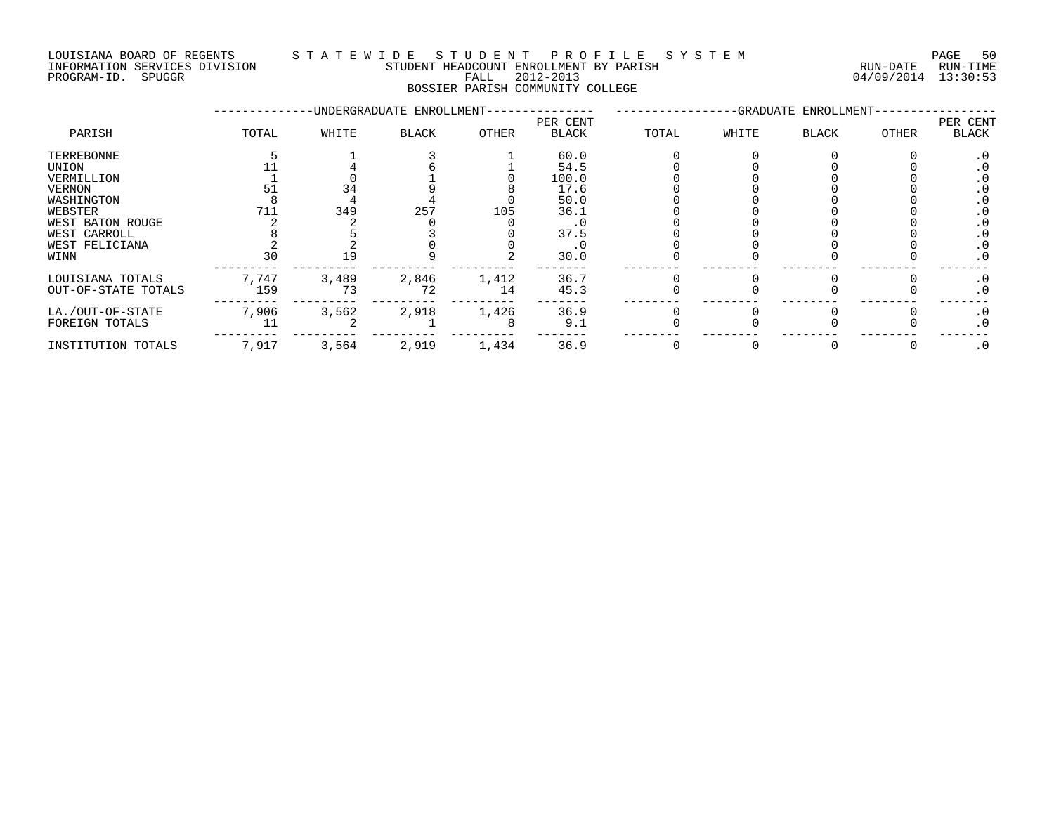LOUISIANA BOARD OF REGENTS — STATEWIDE STUDENT PROFILE SYSTEM
INFORMATION SERVICES DIVISION — STUDENT HEADCOUNT ENROLLMENT BY PARISH — RUN-DATE 04/09/2014 RUN-TIME 13:30:53
PROGRAM-ID. SPUGGR — FALL 2012-2013

BOSSIER PARISH COMMUNITY COLLEGE

| PARISH | UNDERGRADUATE ENROLLMENT TOTAL | WHITE | BLACK | OTHER | PER CENT BLACK | GRADUATE ENROLLMENT TOTAL | WHITE | BLACK | OTHER | PER CENT BLACK |
|---|---|---|---|---|---|---|---|---|---|---|
| TERREBONNE | 5 | 1 | 3 | 1 | 60.0 | 0 | 0 | 0 | 0 | .0 |
| UNION | 11 | 4 | 6 | 1 | 54.5 | 0 | 0 | 0 | 0 | .0 |
| VERMILLION | 1 | 0 | 1 | 0 | 100.0 | 0 | 0 | 0 | 0 | .0 |
| VERNON | 51 | 34 | 9 | 8 | 17.6 | 0 | 0 | 0 | 0 | .0 |
| WASHINGTON | 8 | 4 | 4 | 0 | 50.0 | 0 | 0 | 0 | 0 | .0 |
| WEBSTER | 711 | 349 | 257 | 105 | 36.1 | 0 | 0 | 0 | 0 | .0 |
| WEST BATON ROUGE | 2 | 2 | 0 | 0 | .0 | 0 | 0 | 0 | 0 | .0 |
| WEST CARROLL | 8 | 5 | 3 | 0 | 37.5 | 0 | 0 | 0 | 0 | .0 |
| WEST FELICIANA | 2 | 2 | 0 | 0 | .0 | 0 | 0 | 0 | 0 | .0 |
| WINN | 30 | 19 | 9 | 2 | 30.0 | 0 | 0 | 0 | 0 | .0 |
| LOUISIANA TOTALS | 7,747 | 3,489 | 2,846 | 1,412 | 36.7 | 0 | 0 | 0 | 0 | .0 |
| OUT-OF-STATE TOTALS | 159 | 73 | 72 | 14 | 45.3 | 0 | 0 | 0 | 0 | .0 |
| LA./OUT-OF-STATE | 7,906 | 3,562 | 2,918 | 1,426 | 36.9 | 0 | 0 | 0 | 0 | .0 |
| FOREIGN TOTALS | 11 | 2 | 1 | 8 | 9.1 | 0 | 0 | 0 | 0 | .0 |
| INSTITUTION TOTALS | 7,917 | 3,564 | 2,919 | 1,434 | 36.9 | 0 | 0 | 0 | 0 | .0 |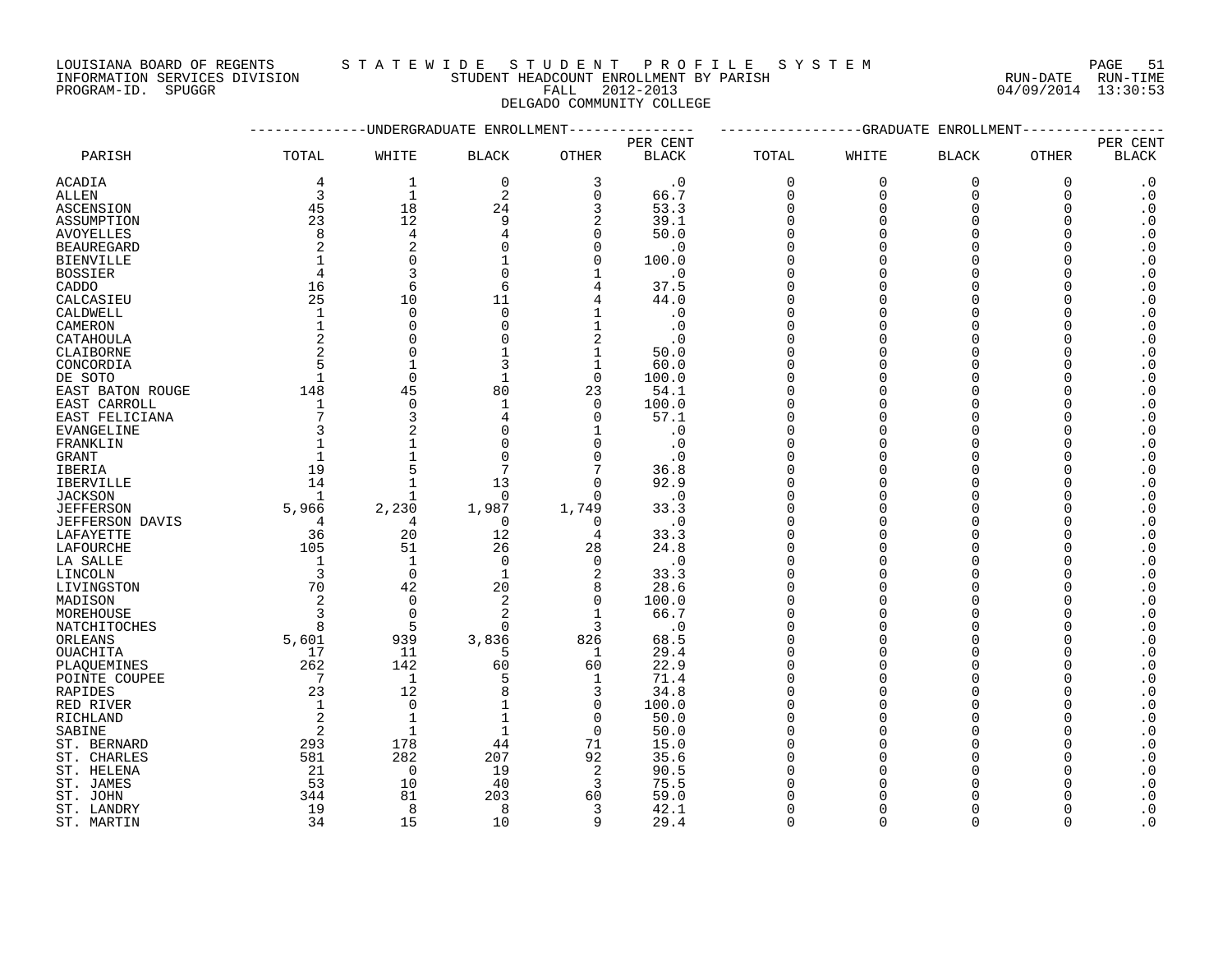LOUISIANA BOARD OF REGENTS — STATEWIDE STUDENT PROFILE SYSTEM
INFORMATION SERVICES DIVISION — STUDENT HEADCOUNT ENROLLMENT BY PARISH — RUN-DATE 04/09/2014 RUN-TIME 13:30:53
PROGRAM-ID. SPUGGR — FALL 2012-2013

DELGADO COMMUNITY COLLEGE

| PARISH | UNDERGRADUATE ENROLLMENT TOTAL | WHITE | BLACK | OTHER | PER CENT BLACK | GRADUATE ENROLLMENT TOTAL | WHITE | BLACK | OTHER | PER CENT BLACK |
|---|---|---|---|---|---|---|---|---|---|---|
| ACADIA | 4 | 1 | 0 | 3 | .0 | 0 | 0 | 0 | 0 | .0 |
| ALLEN | 3 | 1 | 2 | 0 | 66.7 | 0 | 0 | 0 | 0 | .0 |
| ASCENSION | 45 | 18 | 24 | 3 | 53.3 | 0 | 0 | 0 | 0 | .0 |
| ASSUMPTION | 23 | 12 | 9 | 2 | 39.1 | 0 | 0 | 0 | 0 | .0 |
| AVOYELLES | 8 | 4 | 4 | 0 | 50.0 | 0 | 0 | 0 | 0 | .0 |
| BEAUREGARD | 2 | 2 | 0 | 0 | .0 | 0 | 0 | 0 | 0 | .0 |
| BIENVILLE | 1 | 0 | 1 | 0 | 100.0 | 0 | 0 | 0 | 0 | .0 |
| BOSSIER | 4 | 3 | 0 | 1 | .0 | 0 | 0 | 0 | 0 | .0 |
| CADDO | 16 | 6 | 6 | 4 | 37.5 | 0 | 0 | 0 | 0 | .0 |
| CALCASIEU | 25 | 10 | 11 | 4 | 44.0 | 0 | 0 | 0 | 0 | .0 |
| CALDWELL | 1 | 0 | 0 | 1 | .0 | 0 | 0 | 0 | 0 | .0 |
| CAMERON | 1 | 0 | 0 | 1 | .0 | 0 | 0 | 0 | 0 | .0 |
| CATAHOULA | 2 | 0 | 0 | 2 | .0 | 0 | 0 | 0 | 0 | .0 |
| CLAIBORNE | 2 | 0 | 1 | 1 | 50.0 | 0 | 0 | 0 | 0 | .0 |
| CONCORDIA | 5 | 1 | 3 | 1 | 60.0 | 0 | 0 | 0 | 0 | .0 |
| DE SOTO | 1 | 0 | 1 | 0 | 100.0 | 0 | 0 | 0 | 0 | .0 |
| EAST BATON ROUGE | 148 | 45 | 80 | 23 | 54.1 | 0 | 0 | 0 | 0 | .0 |
| EAST CARROLL | 1 | 0 | 1 | 0 | 100.0 | 0 | 0 | 0 | 0 | .0 |
| EAST FELICIANA | 7 | 3 | 4 | 0 | 57.1 | 0 | 0 | 0 | 0 | .0 |
| EVANGELINE | 3 | 2 | 0 | 1 | .0 | 0 | 0 | 0 | 0 | .0 |
| FRANKLIN | 1 | 1 | 0 | 0 | .0 | 0 | 0 | 0 | 0 | .0 |
| GRANT | 1 | 1 | 0 | 0 | .0 | 0 | 0 | 0 | 0 | .0 |
| IBERIA | 19 | 5 | 7 | 7 | 36.8 | 0 | 0 | 0 | 0 | .0 |
| IBERVILLE | 14 | 1 | 13 | 0 | 92.9 | 0 | 0 | 0 | 0 | .0 |
| JACKSON | 1 | 1 | 0 | 0 | .0 | 0 | 0 | 0 | 0 | .0 |
| JEFFERSON | 5,966 | 2,230 | 1,987 | 1,749 | 33.3 | 0 | 0 | 0 | 0 | .0 |
| JEFFERSON DAVIS | 4 | 4 | 0 | 0 | .0 | 0 | 0 | 0 | 0 | .0 |
| LAFAYETTE | 36 | 20 | 12 | 4 | 33.3 | 0 | 0 | 0 | 0 | .0 |
| LAFOURCHE | 105 | 51 | 26 | 28 | 24.8 | 0 | 0 | 0 | 0 | .0 |
| LA SALLE | 1 | 1 | 0 | 0 | .0 | 0 | 0 | 0 | 0 | .0 |
| LINCOLN | 3 | 0 | 1 | 2 | 33.3 | 0 | 0 | 0 | 0 | .0 |
| LIVINGSTON | 70 | 42 | 20 | 8 | 28.6 | 0 | 0 | 0 | 0 | .0 |
| MADISON | 2 | 0 | 2 | 0 | 100.0 | 0 | 0 | 0 | 0 | .0 |
| MOREHOUSE | 3 | 0 | 2 | 1 | 66.7 | 0 | 0 | 0 | 0 | .0 |
| NATCHITOCHES | 8 | 5 | 0 | 3 | .0 | 0 | 0 | 0 | 0 | .0 |
| ORLEANS | 5,601 | 939 | 3,836 | 826 | 68.5 | 0 | 0 | 0 | 0 | .0 |
| OUACHITA | 17 | 11 | 5 | 1 | 29.4 | 0 | 0 | 0 | 0 | .0 |
| PLAQUEMINES | 262 | 142 | 60 | 60 | 22.9 | 0 | 0 | 0 | 0 | .0 |
| POINTE COUPEE | 7 | 1 | 5 | 1 | 71.4 | 0 | 0 | 0 | 0 | .0 |
| RAPIDES | 23 | 12 | 8 | 3 | 34.8 | 0 | 0 | 0 | 0 | .0 |
| RED RIVER | 1 | 0 | 1 | 0 | 100.0 | 0 | 0 | 0 | 0 | .0 |
| RICHLAND | 2 | 1 | 1 | 0 | 50.0 | 0 | 0 | 0 | 0 | .0 |
| SABINE | 2 | 1 | 1 | 0 | 50.0 | 0 | 0 | 0 | 0 | .0 |
| ST. BERNARD | 293 | 178 | 44 | 71 | 15.0 | 0 | 0 | 0 | 0 | .0 |
| ST. CHARLES | 581 | 282 | 207 | 92 | 35.6 | 0 | 0 | 0 | 0 | .0 |
| ST. HELENA | 21 | 0 | 19 | 2 | 90.5 | 0 | 0 | 0 | 0 | .0 |
| ST. JAMES | 53 | 10 | 40 | 3 | 75.5 | 0 | 0 | 0 | 0 | .0 |
| ST. JOHN | 344 | 81 | 203 | 60 | 59.0 | 0 | 0 | 0 | 0 | .0 |
| ST. LANDRY | 19 | 8 | 8 | 3 | 42.1 | 0 | 0 | 0 | 0 | .0 |
| ST. MARTIN | 34 | 15 | 10 | 9 | 29.4 | 0 | 0 | 0 | 0 | .0 |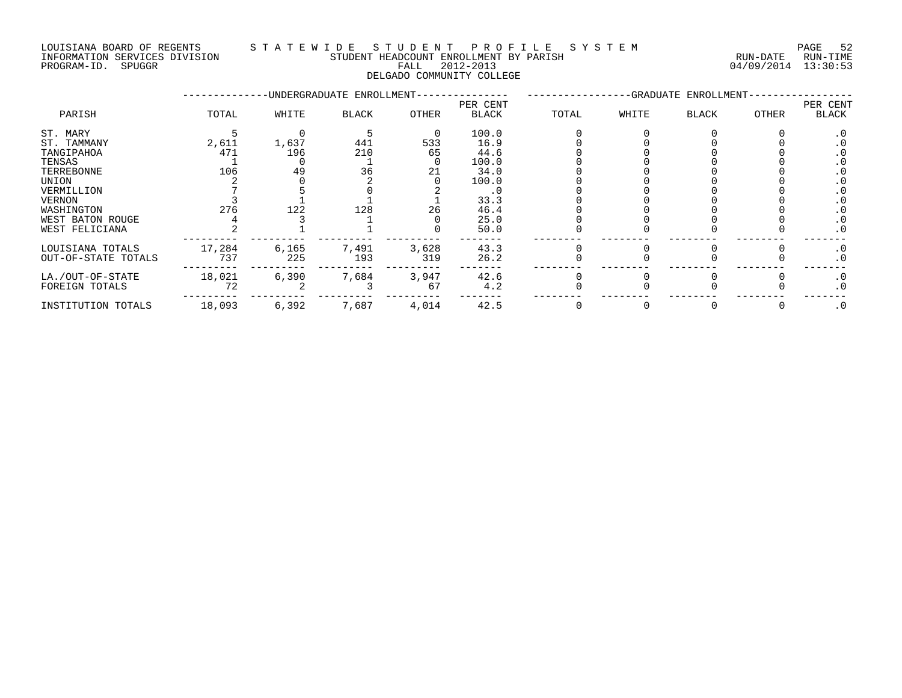LOUISIANA BOARD OF REGENTS — STATEWIDE STUDENT PROFILE SYSTEM
INFORMATION SERVICES DIVISION — STUDENT HEADCOUNT ENROLLMENT BY PARISH — RUN-DATE 04/09/2014 RUN-TIME 13:30:53
PROGRAM-ID. SPUGGR — FALL 2012-2013

# DELGADO COMMUNITY COLLEGE

| PARISH | UNDERGRADUATE ENROLLMENT | | | | | GRADUATE ENROLLMENT | | | | |
|---|---|---|---|---|---|---|---|---|---|---|
| | TOTAL | WHITE | BLACK | OTHER | PER CENT BLACK | TOTAL | WHITE | BLACK | OTHER | PER CENT BLACK |
| ST. MARY | 5 | 0 | 5 | 0 | 100.0 | 0 | 0 | 0 | 0 | .0 |
| ST. TAMMANY | 2,611 | 1,637 | 441 | 533 | 16.9 | 0 | 0 | 0 | 0 | .0 |
| TANGIPAHOA | 471 | 196 | 210 | 65 | 44.6 | 0 | 0 | 0 | 0 | .0 |
| TENSAS | 1 | 0 | 1 | 0 | 100.0 | 0 | 0 | 0 | 0 | .0 |
| TERREBONNE | 106 | 49 | 36 | 21 | 34.0 | 0 | 0 | 0 | 0 | .0 |
| UNION | 2 | 0 | 2 | 0 | 100.0 | 0 | 0 | 0 | 0 | .0 |
| VERMILLION | 7 | 5 | 0 | 2 | .0 | 0 | 0 | 0 | 0 | .0 |
| VERNON | 3 | 1 | 1 | 1 | 33.3 | 0 | 0 | 0 | 0 | .0 |
| WASHINGTON | 276 | 122 | 128 | 26 | 46.4 | 0 | 0 | 0 | 0 | .0 |
| WEST BATON ROUGE | 4 | 3 | 1 | 0 | 25.0 | 0 | 0 | 0 | 0 | .0 |
| WEST FELICIANA | 2 | 1 | 1 | 0 | 50.0 | 0 | 0 | 0 | 0 | .0 |
| LOUISIANA TOTALS | 17,284 | 6,165 | 7,491 | 3,628 | 43.3 | 0 | 0 | 0 | 0 | .0 |
| OUT-OF-STATE TOTALS | 737 | 225 | 193 | 319 | 26.2 | 0 | 0 | 0 | 0 | .0 |
| LA./OUT-OF-STATE | 18,021 | 6,390 | 7,684 | 3,947 | 42.6 | 0 | 0 | 0 | 0 | .0 |
| FOREIGN TOTALS | 72 | 2 | 3 | 67 | 4.2 | 0 | 0 | 0 | 0 | .0 |
| INSTITUTION TOTALS | 18,093 | 6,392 | 7,687 | 4,014 | 42.5 | 0 | 0 | 0 | 0 | .0 |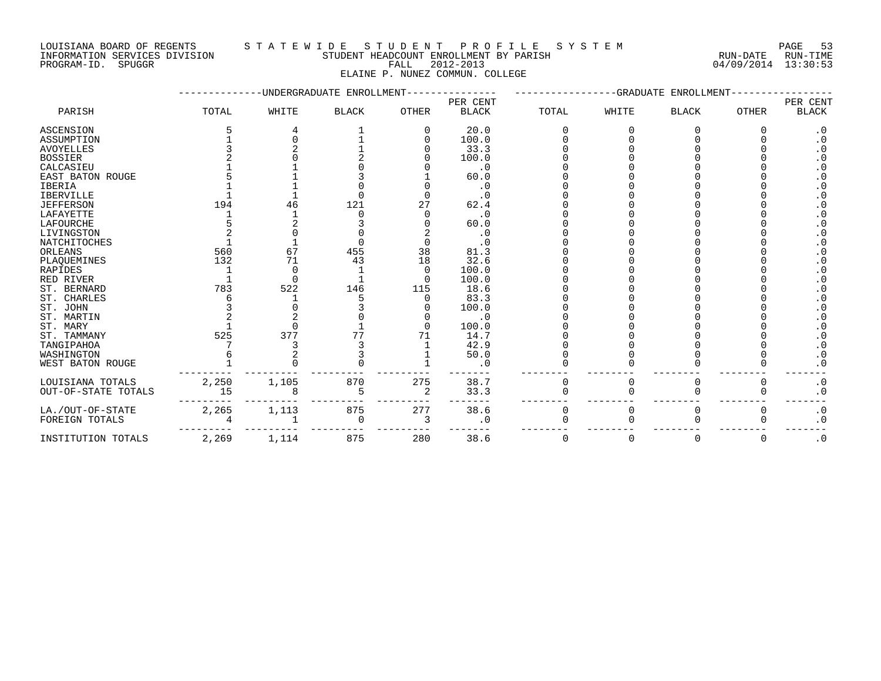LOUISIANA BOARD OF REGENTS — STATEWIDE STUDENT PROFILE SYSTEM
INFORMATION SERVICES DIVISION — STUDENT HEADCOUNT ENROLLMENT BY PARISH — RUN-DATE 04/09/2014 RUN-TIME 13:30:53
PROGRAM-ID. SPUGGR — FALL 2012-2013

ELAINE P. NUNEZ COMMUN. COLLEGE

| PARISH | UNDERGRADUATE ENROLLMENT TOTAL | WHITE | BLACK | OTHER | PER CENT BLACK | GRADUATE ENROLLMENT TOTAL | WHITE | BLACK | OTHER | PER CENT BLACK |
|---|---|---|---|---|---|---|---|---|---|---|
| ASCENSION | 5 | 4 | 1 | 0 | 20.0 | 0 | 0 | 0 | 0 | .0 |
| ASSUMPTION | 1 | 0 | 1 | 0 | 100.0 | 0 | 0 | 0 | 0 | .0 |
| AVOYELLES | 3 | 2 | 1 | 0 | 33.3 | 0 | 0 | 0 | 0 | .0 |
| BOSSIER | 2 | 0 | 2 | 0 | 100.0 | 0 | 0 | 0 | 0 | .0 |
| CALCASIEU | 1 | 1 | 0 | 0 | .0 | 0 | 0 | 0 | 0 | .0 |
| EAST BATON ROUGE | 5 | 1 | 3 | 1 | 60.0 | 0 | 0 | 0 | 0 | .0 |
| IBERIA | 1 | 1 | 0 | 0 | .0 | 0 | 0 | 0 | 0 | .0 |
| IBERVILLE | 1 | 1 | 0 | 0 | .0 | 0 | 0 | 0 | 0 | .0 |
| JEFFERSON | 194 | 46 | 121 | 27 | 62.4 | 0 | 0 | 0 | 0 | .0 |
| LAFAYETTE | 1 | 1 | 0 | 0 | .0 | 0 | 0 | 0 | 0 | .0 |
| LAFOURCHE | 5 | 2 | 3 | 0 | 60.0 | 0 | 0 | 0 | 0 | .0 |
| LIVINGSTON | 2 | 0 | 0 | 2 | .0 | 0 | 0 | 0 | 0 | .0 |
| NATCHITOCHES | 1 | 1 | 0 | 0 | .0 | 0 | 0 | 0 | 0 | .0 |
| ORLEANS | 560 | 67 | 455 | 38 | 81.3 | 0 | 0 | 0 | 0 | .0 |
| PLAQUEMINES | 132 | 71 | 43 | 18 | 32.6 | 0 | 0 | 0 | 0 | .0 |
| RAPIDES | 1 | 0 | 1 | 0 | 100.0 | 0 | 0 | 0 | 0 | .0 |
| RED RIVER | 1 | 0 | 1 | 0 | 100.0 | 0 | 0 | 0 | 0 | .0 |
| ST. BERNARD | 783 | 522 | 146 | 115 | 18.6 | 0 | 0 | 0 | 0 | .0 |
| ST. CHARLES | 6 | 1 | 5 | 0 | 83.3 | 0 | 0 | 0 | 0 | .0 |
| ST. JOHN | 3 | 0 | 3 | 0 | 100.0 | 0 | 0 | 0 | 0 | .0 |
| ST. MARTIN | 2 | 2 | 0 | 0 | .0 | 0 | 0 | 0 | 0 | .0 |
| ST. MARY | 1 | 0 | 1 | 0 | 100.0 | 0 | 0 | 0 | 0 | .0 |
| ST. TAMMANY | 525 | 377 | 77 | 71 | 14.7 | 0 | 0 | 0 | 0 | .0 |
| TANGIPAHOA | 7 | 3 | 3 | 1 | 42.9 | 0 | 0 | 0 | 0 | .0 |
| WASHINGTON | 6 | 2 | 3 | 1 | 50.0 | 0 | 0 | 0 | 0 | .0 |
| WEST BATON ROUGE | 1 | 0 | 0 | 1 | .0 | 0 | 0 | 0 | 0 | .0 |
| LOUISIANA TOTALS | 2,250 | 1,105 | 870 | 275 | 38.7 | 0 | 0 | 0 | 0 | .0 |
| OUT-OF-STATE TOTALS | 15 | 8 | 5 | 2 | 33.3 | 0 | 0 | 0 | 0 | .0 |
| LA./OUT-OF-STATE | 2,265 | 1,113 | 875 | 277 | 38.6 | 0 | 0 | 0 | 0 | .0 |
| FOREIGN TOTALS | 4 | 1 | 0 | 3 | .0 | 0 | 0 | 0 | 0 | .0 |
| INSTITUTION TOTALS | 2,269 | 1,114 | 875 | 280 | 38.6 | 0 | 0 | 0 | 0 | .0 |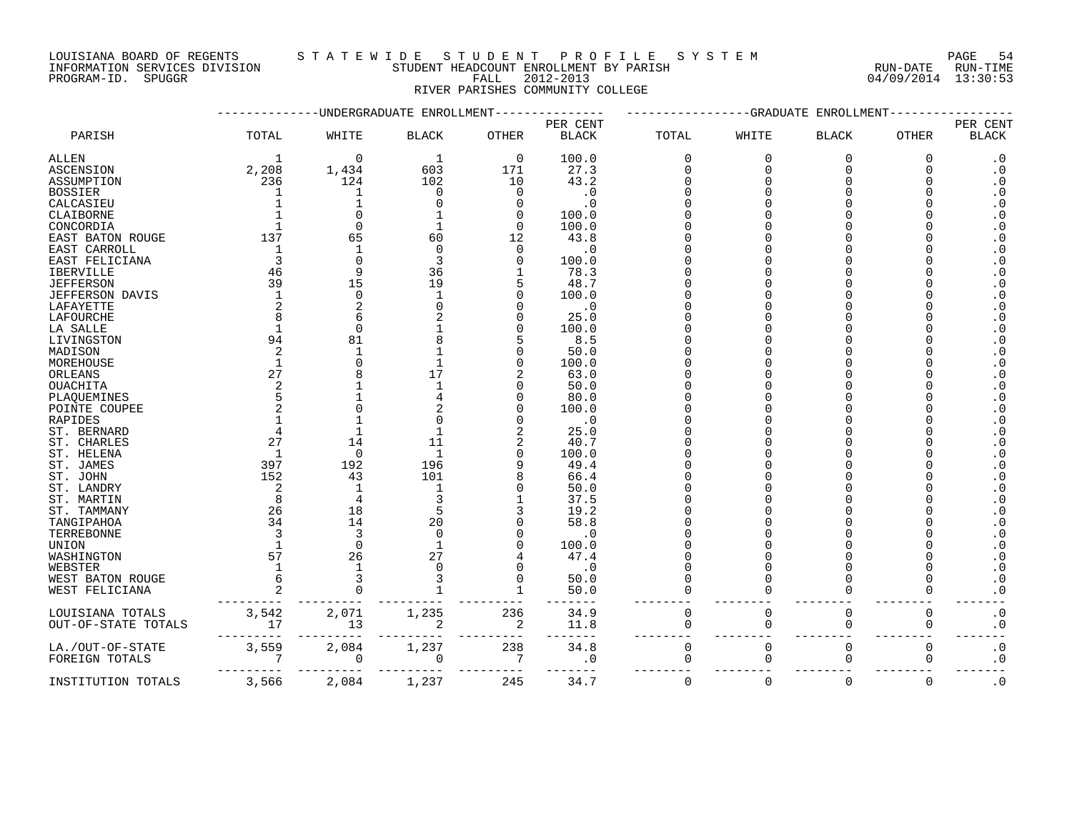LOUISIANA BOARD OF REGENTS — STATEWIDE STUDENT PROFILE SYSTEM
INFORMATION SERVICES DIVISION — STUDENT HEADCOUNT ENROLLMENT BY PARISH — RUN-DATE 04/09/2014 RUN-TIME 13:30:53
PROGRAM-ID. SPUGGR — FALL 2012-2013

RIVER PARISHES COMMUNITY COLLEGE

| PARISH | UNDERGRADUATE ENROLLMENT TOTAL | WHITE | BLACK | OTHER | PER CENT BLACK | GRADUATE ENROLLMENT TOTAL | WHITE | BLACK | OTHER | PER CENT BLACK |
|---|---|---|---|---|---|---|---|---|---|---|
| ALLEN | 1 | 0 | 1 | 0 | 100.0 | 0 | 0 | 0 | 0 | .0 |
| ASCENSION | 2,208 | 1,434 | 603 | 171 | 27.3 | 0 | 0 | 0 | 0 | .0 |
| ASSUMPTION | 236 | 124 | 102 | 10 | 43.2 | 0 | 0 | 0 | 0 | .0 |
| BOSSIER | 1 | 1 | 0 | 0 | .0 | 0 | 0 | 0 | 0 | .0 |
| CALCASIEU | 1 | 1 | 0 | 0 | .0 | 0 | 0 | 0 | 0 | .0 |
| CLAIBORNE | 1 | 0 | 1 | 0 | 100.0 | 0 | 0 | 0 | 0 | .0 |
| CONCORDIA | 1 | 0 | 1 | 0 | 100.0 | 0 | 0 | 0 | 0 | .0 |
| EAST BATON ROUGE | 137 | 65 | 60 | 12 | 43.8 | 0 | 0 | 0 | 0 | .0 |
| EAST CARROLL | 1 | 1 | 0 | 0 | .0 | 0 | 0 | 0 | 0 | .0 |
| EAST FELICIANA | 3 | 0 | 3 | 0 | 100.0 | 0 | 0 | 0 | 0 | .0 |
| IBERVILLE | 46 | 9 | 36 | 1 | 78.3 | 0 | 0 | 0 | 0 | .0 |
| JEFFERSON | 39 | 15 | 19 | 5 | 48.7 | 0 | 0 | 0 | 0 | .0 |
| JEFFERSON DAVIS | 1 | 0 | 1 | 0 | 100.0 | 0 | 0 | 0 | 0 | .0 |
| LAFAYETTE | 2 | 2 | 0 | 0 | .0 | 0 | 0 | 0 | 0 | .0 |
| LAFOURCHE | 8 | 6 | 2 | 0 | 25.0 | 0 | 0 | 0 | 0 | .0 |
| LA SALLE | 1 | 0 | 1 | 0 | 100.0 | 0 | 0 | 0 | 0 | .0 |
| LIVINGSTON | 94 | 81 | 8 | 5 | 8.5 | 0 | 0 | 0 | 0 | .0 |
| MADISON | 2 | 1 | 1 | 0 | 50.0 | 0 | 0 | 0 | 0 | .0 |
| MOREHOUSE | 1 | 0 | 1 | 0 | 100.0 | 0 | 0 | 0 | 0 | .0 |
| ORLEANS | 27 | 8 | 17 | 2 | 63.0 | 0 | 0 | 0 | 0 | .0 |
| OUACHITA | 2 | 1 | 1 | 0 | 50.0 | 0 | 0 | 0 | 0 | .0 |
| PLAQUEMINES | 5 | 1 | 4 | 0 | 80.0 | 0 | 0 | 0 | 0 | .0 |
| POINTE COUPEE | 2 | 0 | 2 | 0 | 100.0 | 0 | 0 | 0 | 0 | .0 |
| RAPIDES | 1 | 1 | 0 | 0 | .0 | 0 | 0 | 0 | 0 | .0 |
| ST. BERNARD | 4 | 1 | 1 | 2 | 25.0 | 0 | 0 | 0 | 0 | .0 |
| ST. CHARLES | 27 | 14 | 11 | 2 | 40.7 | 0 | 0 | 0 | 0 | .0 |
| ST. HELENA | 1 | 0 | 1 | 0 | 100.0 | 0 | 0 | 0 | 0 | .0 |
| ST. JAMES | 397 | 192 | 196 | 9 | 49.4 | 0 | 0 | 0 | 0 | .0 |
| ST. JOHN | 152 | 43 | 101 | 8 | 66.4 | 0 | 0 | 0 | 0 | .0 |
| ST. LANDRY | 2 | 1 | 1 | 0 | 50.0 | 0 | 0 | 0 | 0 | .0 |
| ST. MARTIN | 8 | 4 | 3 | 1 | 37.5 | 0 | 0 | 0 | 0 | .0 |
| ST. TAMMANY | 26 | 18 | 5 | 3 | 19.2 | 0 | 0 | 0 | 0 | .0 |
| TANGIPAHOA | 34 | 14 | 20 | 0 | 58.8 | 0 | 0 | 0 | 0 | .0 |
| TERREBONNE | 3 | 3 | 0 | 0 | .0 | 0 | 0 | 0 | 0 | .0 |
| UNION | 1 | 0 | 1 | 0 | 100.0 | 0 | 0 | 0 | 0 | .0 |
| WASHINGTON | 57 | 26 | 27 | 4 | 47.4 | 0 | 0 | 0 | 0 | .0 |
| WEBSTER | 1 | 1 | 0 | 0 | .0 | 0 | 0 | 0 | 0 | .0 |
| WEST BATON ROUGE | 6 | 3 | 3 | 0 | 50.0 | 0 | 0 | 0 | 0 | .0 |
| WEST FELICIANA | 2 | 0 | 1 | 1 | 50.0 | 0 | 0 | 0 | 0 | .0 |
| LOUISIANA TOTALS | 3,542 | 2,071 | 1,235 | 236 | 34.9 | 0 | 0 | 0 | 0 | .0 |
| OUT-OF-STATE TOTALS | 17 | 13 | 2 | 2 | 11.8 | 0 | 0 | 0 | 0 | .0 |
| LA./OUT-OF-STATE | 3,559 | 2,084 | 1,237 | 238 | 34.8 | 0 | 0 | 0 | 0 | .0 |
| FOREIGN TOTALS | 7 | 0 | 0 | 7 | .0 | 0 | 0 | 0 | 0 | .0 |
| INSTITUTION TOTALS | 3,566 | 2,084 | 1,237 | 245 | 34.7 | 0 | 0 | 0 | 0 | .0 |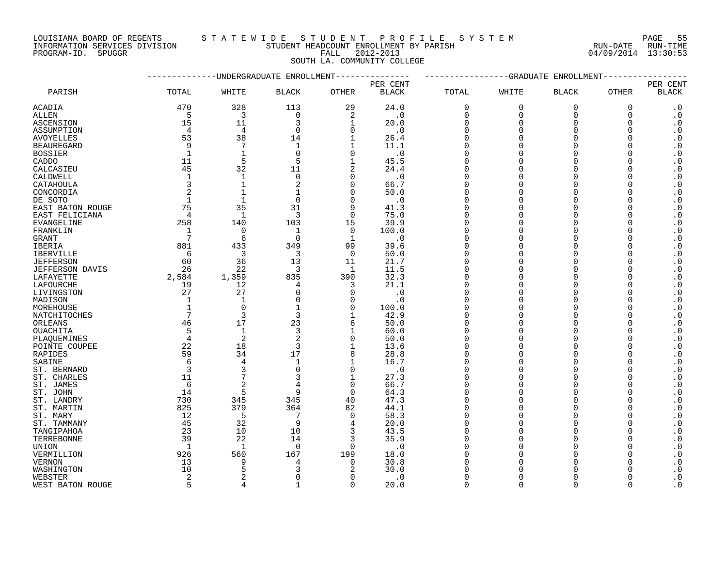LOUISIANA BOARD OF REGENTS — STATEWIDE STUDENT PROFILE SYSTEM

INFORMATION SERVICES DIVISION — STUDENT HEADCOUNT ENROLLMENT BY PARISH — RUN-DATE 04/09/2014 RUN-TIME 13:30:53

PROGRAM-ID. SPUGGR — FALL 2012-2013

SOUTH LA. COMMUNITY COLLEGE

| PARISH | UNDERGRADUATE ENROLLMENT TOTAL | WHITE | BLACK | OTHER | PER CENT BLACK | GRADUATE ENROLLMENT TOTAL | WHITE | BLACK | OTHER | PER CENT BLACK |
|---|---|---|---|---|---|---|---|---|---|---|
| ACADIA | 470 | 328 | 113 | 29 | 24.0 | 0 | 0 | 0 | 0 | .0 |
| ALLEN | 5 | 3 | 0 | 2 | .0 | 0 | 0 | 0 | 0 | .0 |
| ASCENSION | 15 | 11 | 3 | 1 | 20.0 | 0 | 0 | 0 | 0 | .0 |
| ASSUMPTION | 4 | 4 | 0 | 0 | .0 | 0 | 0 | 0 | 0 | .0 |
| AVOYELLES | 53 | 38 | 14 | 1 | 26.4 | 0 | 0 | 0 | 0 | .0 |
| BEAUREGARD | 9 | 7 | 1 | 1 | 11.1 | 0 | 0 | 0 | 0 | .0 |
| BOSSIER | 1 | 1 | 0 | 0 | .0 | 0 | 0 | 0 | 0 | .0 |
| CADDO | 11 | 5 | 5 | 1 | 45.5 | 0 | 0 | 0 | 0 | .0 |
| CALCASIEU | 45 | 32 | 11 | 2 | 24.4 | 0 | 0 | 0 | 0 | .0 |
| CALDWELL | 1 | 1 | 0 | 0 | .0 | 0 | 0 | 0 | 0 | .0 |
| CATAHOULA | 3 | 1 | 2 | 0 | 66.7 | 0 | 0 | 0 | 0 | .0 |
| CONCORDIA | 2 | 1 | 1 | 0 | 50.0 | 0 | 0 | 0 | 0 | .0 |
| DE SOTO | 1 | 1 | 0 | 0 | .0 | 0 | 0 | 0 | 0 | .0 |
| EAST BATON ROUGE | 75 | 35 | 31 | 9 | 41.3 | 0 | 0 | 0 | 0 | .0 |
| EAST FELICIANA | 4 | 1 | 3 | 0 | 75.0 | 0 | 0 | 0 | 0 | .0 |
| EVANGELINE | 258 | 140 | 103 | 15 | 39.9 | 0 | 0 | 0 | 0 | .0 |
| FRANKLIN | 1 | 0 | 1 | 0 | 100.0 | 0 | 0 | 0 | 0 | .0 |
| GRANT | 7 | 6 | 0 | 1 | .0 | 0 | 0 | 0 | 0 | .0 |
| IBERIA | 881 | 433 | 349 | 99 | 39.6 | 0 | 0 | 0 | 0 | .0 |
| IBERVILLE | 6 | 3 | 3 | 0 | 50.0 | 0 | 0 | 0 | 0 | .0 |
| JEFFERSON | 60 | 36 | 13 | 11 | 21.7 | 0 | 0 | 0 | 0 | .0 |
| JEFFERSON DAVIS | 26 | 22 | 3 | 1 | 11.5 | 0 | 0 | 0 | 0 | .0 |
| LAFAYETTE | 2,584 | 1,359 | 835 | 390 | 32.3 | 0 | 0 | 0 | 0 | .0 |
| LAFOURCHE | 19 | 12 | 4 | 3 | 21.1 | 0 | 0 | 0 | 0 | .0 |
| LIVINGSTON | 27 | 27 | 0 | 0 | .0 | 0 | 0 | 0 | 0 | .0 |
| MADISON | 1 | 1 | 0 | 0 | .0 | 0 | 0 | 0 | 0 | .0 |
| MOREHOUSE | 1 | 0 | 1 | 0 | 100.0 | 0 | 0 | 0 | 0 | .0 |
| NATCHITOCHES | 7 | 3 | 3 | 1 | 42.9 | 0 | 0 | 0 | 0 | .0 |
| ORLEANS | 46 | 17 | 23 | 6 | 50.0 | 0 | 0 | 0 | 0 | .0 |
| OUACHITA | 5 | 1 | 3 | 1 | 60.0 | 0 | 0 | 0 | 0 | .0 |
| PLAQUEMINES | 4 | 2 | 2 | 0 | 50.0 | 0 | 0 | 0 | 0 | .0 |
| POINTE COUPEE | 22 | 18 | 3 | 1 | 13.6 | 0 | 0 | 0 | 0 | .0 |
| RAPIDES | 59 | 34 | 17 | 8 | 28.8 | 0 | 0 | 0 | 0 | .0 |
| SABINE | 6 | 4 | 1 | 1 | 16.7 | 0 | 0 | 0 | 0 | .0 |
| ST. BERNARD | 3 | 3 | 0 | 0 | .0 | 0 | 0 | 0 | 0 | .0 |
| ST. CHARLES | 11 | 7 | 3 | 1 | 27.3 | 0 | 0 | 0 | 0 | .0 |
| ST. JAMES | 6 | 2 | 4 | 0 | 66.7 | 0 | 0 | 0 | 0 | .0 |
| ST. JOHN | 14 | 5 | 9 | 0 | 64.3 | 0 | 0 | 0 | 0 | .0 |
| ST. LANDRY | 730 | 345 | 345 | 40 | 47.3 | 0 | 0 | 0 | 0 | .0 |
| ST. MARTIN | 825 | 379 | 364 | 82 | 44.1 | 0 | 0 | 0 | 0 | .0 |
| ST. MARY | 12 | 5 | 7 | 0 | 58.3 | 0 | 0 | 0 | 0 | .0 |
| ST. TAMMANY | 45 | 32 | 9 | 4 | 20.0 | 0 | 0 | 0 | 0 | .0 |
| TANGIPAHOA | 23 | 10 | 10 | 3 | 43.5 | 0 | 0 | 0 | 0 | .0 |
| TERREBONNE | 39 | 22 | 14 | 3 | 35.9 | 0 | 0 | 0 | 0 | .0 |
| UNION | 1 | 1 | 0 | 0 | .0 | 0 | 0 | 0 | 0 | .0 |
| VERMILLION | 926 | 560 | 167 | 199 | 18.0 | 0 | 0 | 0 | 0 | .0 |
| VERNON | 13 | 9 | 4 | 0 | 30.8 | 0 | 0 | 0 | 0 | .0 |
| WASHINGTON | 10 | 5 | 3 | 2 | 30.0 | 0 | 0 | 0 | 0 | .0 |
| WEBSTER | 2 | 2 | 0 | 0 | .0 | 0 | 0 | 0 | 0 | .0 |
| WEST BATON ROUGE | 5 | 4 | 1 | 0 | 20.0 | 0 | 0 | 0 | 0 | .0 |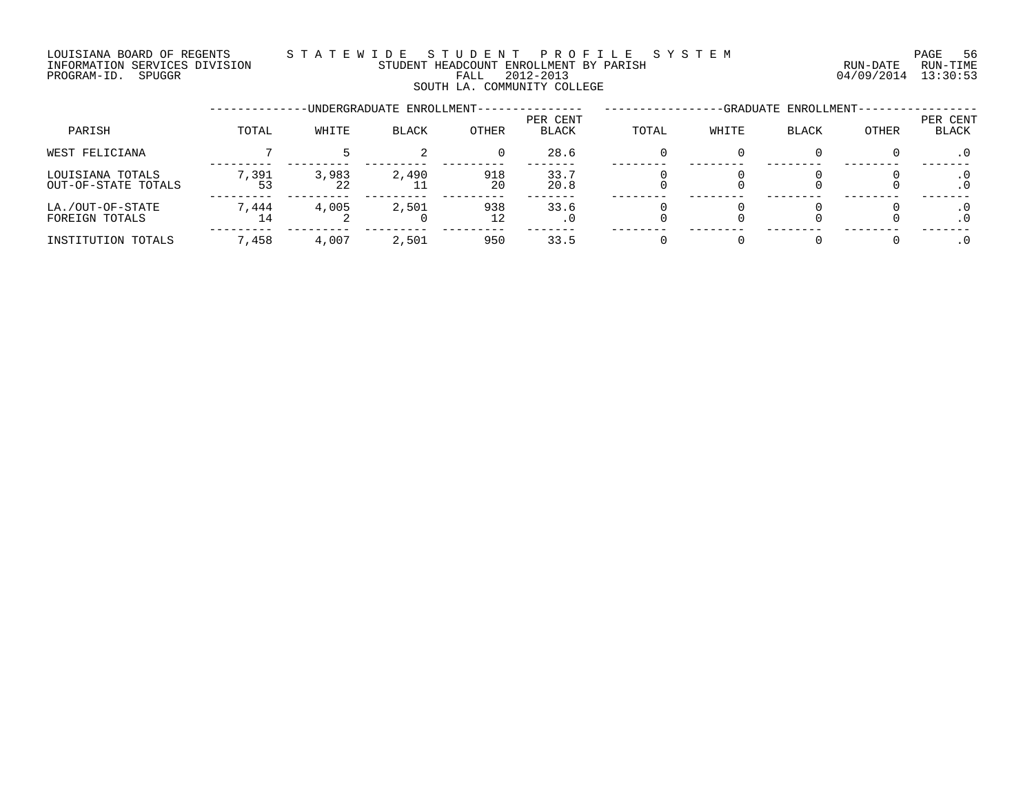LOUISIANA BOARD OF REGENTS — STATEWIDE STUDENT PROFILE SYSTEM
INFORMATION SERVICES DIVISION — STUDENT HEADCOUNT ENROLLMENT BY PARISH — RUN-DATE 04/09/2014 RUN-TIME 13:30:53
PROGRAM-ID. SPUGGR — FALL 2012-2013

SOUTH LA. COMMUNITY COLLEGE

| PARISH | UNDERGRADUATE ENROLLMENT TOTAL | WHITE | BLACK | OTHER | PER CENT BLACK | GRADUATE ENROLLMENT TOTAL | WHITE | BLACK | OTHER | PER CENT BLACK |
|---|---|---|---|---|---|---|---|---|---|---|
| WEST FELICIANA | 7 | 5 | 2 | 0 | 28.6 | 0 | 0 | 0 | 0 | .0 |
| LOUISIANA TOTALS | 7,391 | 3,983 | 2,490 | 918 | 33.7 | 0 | 0 | 0 | 0 | .0 |
| OUT-OF-STATE TOTALS | 53 | 22 | 11 | 20 | 20.8 | 0 | 0 | 0 | 0 | .0 |
| LA./OUT-OF-STATE | 7,444 | 4,005 | 2,501 | 938 | 33.6 | 0 | 0 | 0 | 0 | .0 |
| FOREIGN TOTALS | 14 | 2 | 0 | 12 | .0 | 0 | 0 | 0 | 0 | .0 |
| INSTITUTION TOTALS | 7,458 | 4,007 | 2,501 | 950 | 33.5 | 0 | 0 | 0 | 0 | .0 |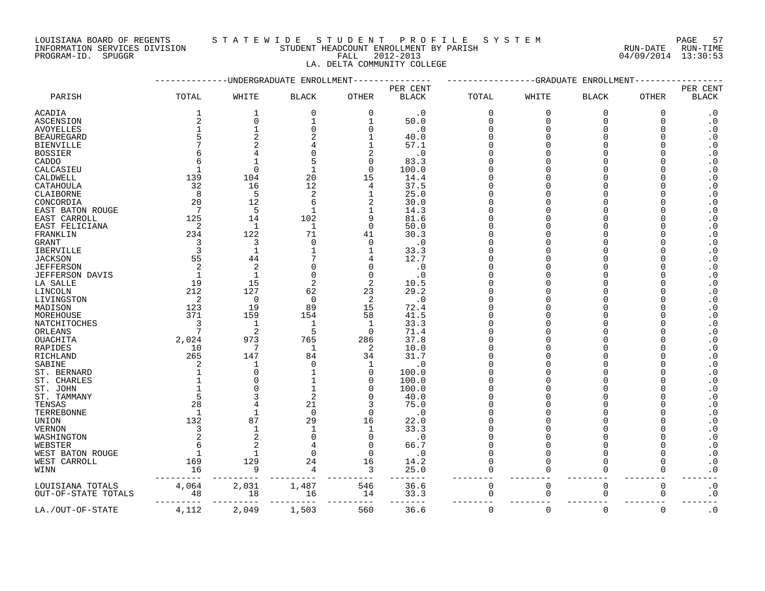LOUISIANA BOARD OF REGENTS
INFORMATION SERVICES DIVISION
PROGRAM-ID. SPUGGR

S T A T E W I D E   S T U D E N T   P R O F I L E   S Y S T E M
STUDENT HEADCOUNT ENROLLMENT BY PARISH
FALL 2012-2013
LA. DELTA COMMUNITY COLLEGE

RUN-DATE 04/09/2014 RUN-TIME 13:30:53

| PARISH | UNDERGRADUATE ENROLLMENT TOTAL | WHITE | BLACK | OTHER | PER CENT BLACK | GRADUATE ENROLLMENT TOTAL | WHITE | BLACK | OTHER | PER CENT BLACK |
|---|---|---|---|---|---|---|---|---|---|---|
| ACADIA | 1 | 1 | 0 | 0 | .0 | 0 | 0 | 0 | 0 | .0 |
| ASCENSION | 2 | 0 | 1 | 1 | 50.0 | 0 | 0 | 0 | 0 | .0 |
| AVOYELLES | 1 | 1 | 0 | 0 | .0 | 0 | 0 | 0 | 0 | .0 |
| BEAUREGARD | 5 | 2 | 2 | 1 | 40.0 | 0 | 0 | 0 | 0 | .0 |
| BIENVILLE | 7 | 2 | 4 | 1 | 57.1 | 0 | 0 | 0 | 0 | .0 |
| BOSSIER | 6 | 4 | 0 | 2 | .0 | 0 | 0 | 0 | 0 | .0 |
| CADDO | 6 | 1 | 5 | 0 | 83.3 | 0 | 0 | 0 | 0 | .0 |
| CALCASIEU | 1 | 0 | 1 | 0 | 100.0 | 0 | 0 | 0 | 0 | .0 |
| CALDWELL | 139 | 104 | 20 | 15 | 14.4 | 0 | 0 | 0 | 0 | .0 |
| CATAHOULA | 32 | 16 | 12 | 4 | 37.5 | 0 | 0 | 0 | 0 | .0 |
| CLAIBORNE | 8 | 5 | 2 | 1 | 25.0 | 0 | 0 | 0 | 0 | .0 |
| CONCORDIA | 20 | 12 | 6 | 2 | 30.0 | 0 | 0 | 0 | 0 | .0 |
| EAST BATON ROUGE | 7 | 5 | 1 | 1 | 14.3 | 0 | 0 | 0 | 0 | .0 |
| EAST CARROLL | 125 | 14 | 102 | 9 | 81.6 | 0 | 0 | 0 | 0 | .0 |
| EAST FELICIANA | 2 | 1 | 1 | 0 | 50.0 | 0 | 0 | 0 | 0 | .0 |
| FRANKLIN | 234 | 122 | 71 | 41 | 30.3 | 0 | 0 | 0 | 0 | .0 |
| GRANT | 3 | 3 | 0 | 0 | .0 | 0 | 0 | 0 | 0 | .0 |
| IBERVILLE | 3 | 1 | 1 | 1 | 33.3 | 0 | 0 | 0 | 0 | .0 |
| JACKSON | 55 | 44 | 7 | 4 | 12.7 | 0 | 0 | 0 | 0 | .0 |
| JEFFERSON | 2 | 2 | 0 | 0 | .0 | 0 | 0 | 0 | 0 | .0 |
| JEFFERSON DAVIS | 1 | 1 | 0 | 0 | .0 | 0 | 0 | 0 | 0 | .0 |
| LA SALLE | 19 | 15 | 2 | 2 | 10.5 | 0 | 0 | 0 | 0 | .0 |
| LINCOLN | 212 | 127 | 62 | 23 | 29.2 | 0 | 0 | 0 | 0 | .0 |
| LIVINGSTON | 2 | 0 | 0 | 2 | .0 | 0 | 0 | 0 | 0 | .0 |
| MADISON | 123 | 19 | 89 | 15 | 72.4 | 0 | 0 | 0 | 0 | .0 |
| MOREHOUSE | 371 | 159 | 154 | 58 | 41.5 | 0 | 0 | 0 | 0 | .0 |
| NATCHITOCHES | 3 | 1 | 1 | 1 | 33.3 | 0 | 0 | 0 | 0 | .0 |
| ORLEANS | 7 | 2 | 5 | 0 | 71.4 | 0 | 0 | 0 | 0 | .0 |
| OUACHITA | 2,024 | 973 | 765 | 286 | 37.8 | 0 | 0 | 0 | 0 | .0 |
| RAPIDES | 10 | 7 | 1 | 2 | 10.0 | 0 | 0 | 0 | 0 | .0 |
| RICHLAND | 265 | 147 | 84 | 34 | 31.7 | 0 | 0 | 0 | 0 | .0 |
| SABINE | 2 | 1 | 0 | 1 | .0 | 0 | 0 | 0 | 0 | .0 |
| ST. BERNARD | 1 | 0 | 1 | 0 | 100.0 | 0 | 0 | 0 | 0 | .0 |
| ST. CHARLES | 1 | 0 | 1 | 0 | 100.0 | 0 | 0 | 0 | 0 | .0 |
| ST. JOHN | 1 | 0 | 1 | 0 | 100.0 | 0 | 0 | 0 | 0 | .0 |
| ST. TAMMANY | 5 | 3 | 2 | 0 | 40.0 | 0 | 0 | 0 | 0 | .0 |
| TENSAS | 28 | 4 | 21 | 3 | 75.0 | 0 | 0 | 0 | 0 | .0 |
| TERREBONNE | 1 | 1 | 0 | 0 | .0 | 0 | 0 | 0 | 0 | .0 |
| UNION | 132 | 87 | 29 | 16 | 22.0 | 0 | 0 | 0 | 0 | .0 |
| VERNON | 3 | 1 | 1 | 1 | 33.3 | 0 | 0 | 0 | 0 | .0 |
| WASHINGTON | 2 | 2 | 0 | 0 | .0 | 0 | 0 | 0 | 0 | .0 |
| WEBSTER | 6 | 2 | 4 | 0 | 66.7 | 0 | 0 | 0 | 0 | .0 |
| WEST BATON ROUGE | 1 | 1 | 0 | 0 | .0 | 0 | 0 | 0 | 0 | .0 |
| WEST CARROLL | 169 | 129 | 24 | 16 | 14.2 | 0 | 0 | 0 | 0 | .0 |
| WINN | 16 | 9 | 4 | 3 | 25.0 | 0 | 0 | 0 | 0 | .0 |
| LOUISIANA TOTALS | 4,064 | 2,031 | 1,487 | 546 | 36.6 | 0 | 0 | 0 | 0 | .0 |
| OUT-OF-STATE TOTALS | 48 | 18 | 16 | 14 | 33.3 | 0 | 0 | 0 | 0 | .0 |
| LA./OUT-OF-STATE | 4,112 | 2,049 | 1,503 | 560 | 36.6 | 0 | 0 | 0 | 0 | .0 |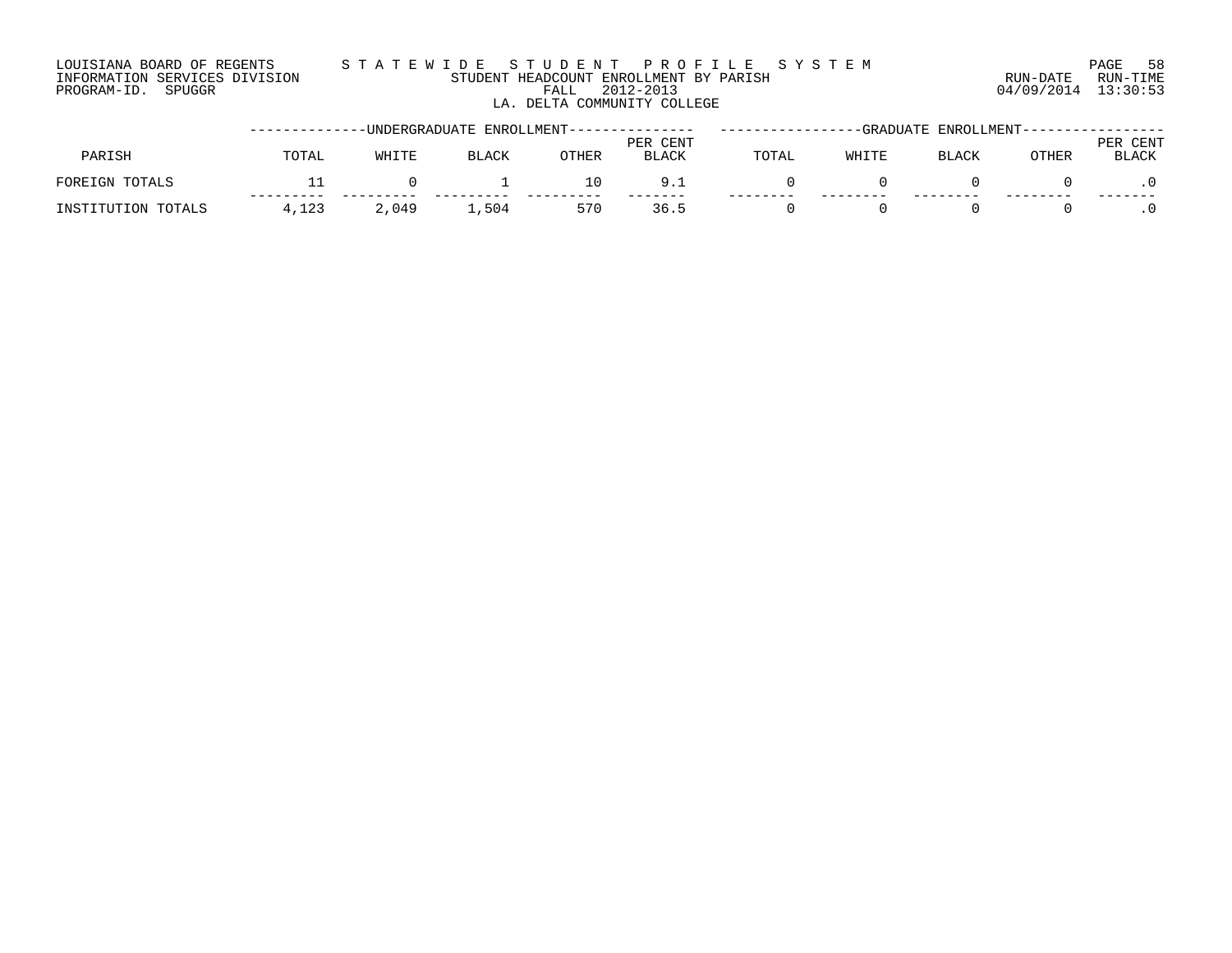LOUISIANA BOARD OF REGENTS
INFORMATION SERVICES DIVISION
PROGRAM-ID. SPUGGR

# STATEWIDE STUDENT PROFILE SYSTEM

STUDENT HEADCOUNT ENROLLMENT BY PARISH
FALL 2012-2013
LA. DELTA COMMUNITY COLLEGE

RUN-DATE 04/09/2014 RUN-TIME 13:30:53

| PARISH | UNDERGRADUATE ENROLLMENT | | | | | GRADUATE ENROLLMENT | | | | |
|---|---|---|---|---|---|---|---|---|---|---|
| | TOTAL | WHITE | BLACK | OTHER | PER CENT BLACK | TOTAL | WHITE | BLACK | OTHER | PER CENT BLACK |
| FOREIGN TOTALS | 11 | 0 | 1 | 10 | 9.1 | 0 | 0 | 0 | 0 | .0 |
| INSTITUTION TOTALS | 4,123 | 2,049 | 1,504 | 570 | 36.5 | 0 | 0 | 0 | 0 | .0 |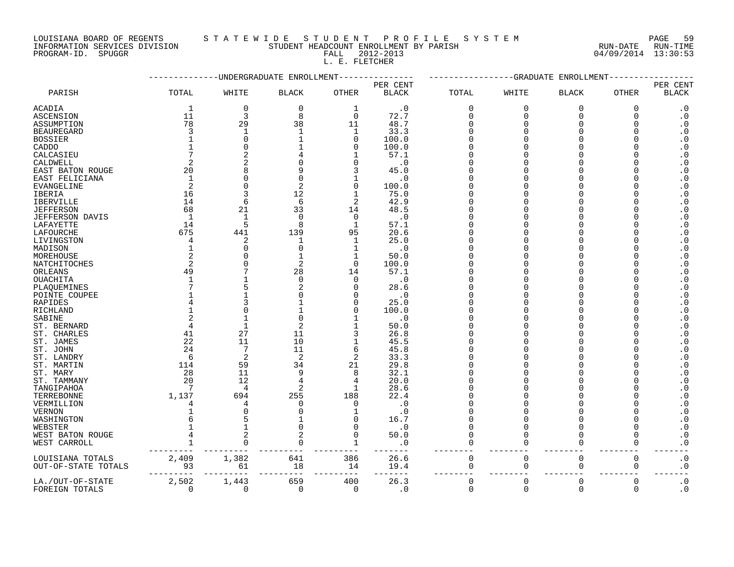LOUISIANA BOARD OF REGENTS — STATEWIDE STUDENT PROFILE SYSTEM
INFORMATION SERVICES DIVISION — STUDENT HEADCOUNT ENROLLMENT BY PARISH — RUN-DATE 04/09/2014 RUN-TIME 13:30:53
PROGRAM-ID. SPUGGR — FALL 2012-2013

L. E. FLETCHER

| PARISH | UNDERGRADUATE ENROLLMENT | | | | | GRADUATE ENROLLMENT | | | | |
|---|---|---|---|---|---|---|---|---|---|---|
| | TOTAL | WHITE | BLACK | OTHER | PER CENT BLACK | TOTAL | WHITE | BLACK | OTHER | PER CENT BLACK |
| ACADIA | 1 | 0 | 0 | 1 | .0 | 0 | 0 | 0 | 0 | .0 |
| ASCENSION | 11 | 3 | 8 | 0 | 72.7 | 0 | 0 | 0 | 0 | .0 |
| ASSUMPTION | 78 | 29 | 38 | 11 | 48.7 | 0 | 0 | 0 | 0 | .0 |
| BEAUREGARD | 3 | 1 | 1 | 1 | 33.3 | 0 | 0 | 0 | 0 | .0 |
| BOSSIER | 1 | 0 | 1 | 0 | 100.0 | 0 | 0 | 0 | 0 | .0 |
| CADDO | 1 | 0 | 1 | 0 | 100.0 | 0 | 0 | 0 | 0 | .0 |
| CALCASIEU | 7 | 2 | 4 | 1 | 57.1 | 0 | 0 | 0 | 0 | .0 |
| CALDWELL | 2 | 2 | 0 | 0 | .0 | 0 | 0 | 0 | 0 | .0 |
| EAST BATON ROUGE | 20 | 8 | 9 | 3 | 45.0 | 0 | 0 | 0 | 0 | .0 |
| EAST FELICIANA | 1 | 0 | 0 | 1 | .0 | 0 | 0 | 0 | 0 | .0 |
| EVANGELINE | 2 | 0 | 2 | 0 | 100.0 | 0 | 0 | 0 | 0 | .0 |
| IBERIA | 16 | 3 | 12 | 1 | 75.0 | 0 | 0 | 0 | 0 | .0 |
| IBERVILLE | 14 | 6 | 6 | 2 | 42.9 | 0 | 0 | 0 | 0 | .0 |
| JEFFERSON | 68 | 21 | 33 | 14 | 48.5 | 0 | 0 | 0 | 0 | .0 |
| JEFFERSON DAVIS | 1 | 1 | 0 | 0 | .0 | 0 | 0 | 0 | 0 | .0 |
| LAFAYETTE | 14 | 5 | 8 | 1 | 57.1 | 0 | 0 | 0 | 0 | .0 |
| LAFOURCHE | 675 | 441 | 139 | 95 | 20.6 | 0 | 0 | 0 | 0 | .0 |
| LIVINGSTON | 4 | 2 | 1 | 1 | 25.0 | 0 | 0 | 0 | 0 | .0 |
| MADISON | 1 | 0 | 0 | 1 | .0 | 0 | 0 | 0 | 0 | .0 |
| MOREHOUSE | 2 | 0 | 1 | 1 | 50.0 | 0 | 0 | 0 | 0 | .0 |
| NATCHITOCHES | 2 | 0 | 2 | 0 | 100.0 | 0 | 0 | 0 | 0 | .0 |
| ORLEANS | 49 | 7 | 28 | 14 | 57.1 | 0 | 0 | 0 | 0 | .0 |
| OUACHITA | 1 | 1 | 0 | 0 | .0 | 0 | 0 | 0 | 0 | .0 |
| PLAQUEMINES | 7 | 5 | 2 | 0 | 28.6 | 0 | 0 | 0 | 0 | .0 |
| POINTE COUPEE | 1 | 1 | 0 | 0 | .0 | 0 | 0 | 0 | 0 | .0 |
| RAPIDES | 4 | 3 | 1 | 0 | 25.0 | 0 | 0 | 0 | 0 | .0 |
| RICHLAND | 1 | 0 | 1 | 0 | 100.0 | 0 | 0 | 0 | 0 | .0 |
| SABINE | 2 | 1 | 0 | 1 | .0 | 0 | 0 | 0 | 0 | .0 |
| ST. BERNARD | 4 | 1 | 2 | 1 | 50.0 | 0 | 0 | 0 | 0 | .0 |
| ST. CHARLES | 41 | 27 | 11 | 3 | 26.8 | 0 | 0 | 0 | 0 | .0 |
| ST. JAMES | 22 | 11 | 10 | 1 | 45.5 | 0 | 0 | 0 | 0 | .0 |
| ST. JOHN | 24 | 7 | 11 | 6 | 45.8 | 0 | 0 | 0 | 0 | .0 |
| ST. LANDRY | 6 | 2 | 2 | 2 | 33.3 | 0 | 0 | 0 | 0 | .0 |
| ST. MARTIN | 114 | 59 | 34 | 21 | 29.8 | 0 | 0 | 0 | 0 | .0 |
| ST. MARY | 28 | 11 | 9 | 8 | 32.1 | 0 | 0 | 0 | 0 | .0 |
| ST. TAMMANY | 20 | 12 | 4 | 4 | 20.0 | 0 | 0 | 0 | 0 | .0 |
| TANGIPAHOA | 7 | 4 | 2 | 1 | 28.6 | 0 | 0 | 0 | 0 | .0 |
| TERREBONNE | 1,137 | 694 | 255 | 188 | 22.4 | 0 | 0 | 0 | 0 | .0 |
| VERMILLION | 4 | 4 | 0 | 0 | .0 | 0 | 0 | 0 | 0 | .0 |
| VERNON | 1 | 0 | 0 | 1 | .0 | 0 | 0 | 0 | 0 | .0 |
| WASHINGTON | 6 | 5 | 1 | 0 | 16.7 | 0 | 0 | 0 | 0 | .0 |
| WEBSTER | 1 | 1 | 0 | 0 | .0 | 0 | 0 | 0 | 0 | .0 |
| WEST BATON ROUGE | 4 | 2 | 2 | 0 | 50.0 | 0 | 0 | 0 | 0 | .0 |
| WEST CARROLL | 1 | 0 | 0 | 1 | .0 | 0 | 0 | 0 | 0 | .0 |
| LOUISIANA TOTALS | 2,409 | 1,382 | 641 | 386 | 26.6 | 0 | 0 | 0 | 0 | .0 |
| OUT-OF-STATE TOTALS | 93 | 61 | 18 | 14 | 19.4 | 0 | 0 | 0 | 0 | .0 |
| LA./OUT-OF-STATE | 2,502 | 1,443 | 659 | 400 | 26.3 | 0 | 0 | 0 | 0 | .0 |
| FOREIGN TOTALS | 0 | 0 | 0 | 0 | .0 | 0 | 0 | 0 | 0 | .0 |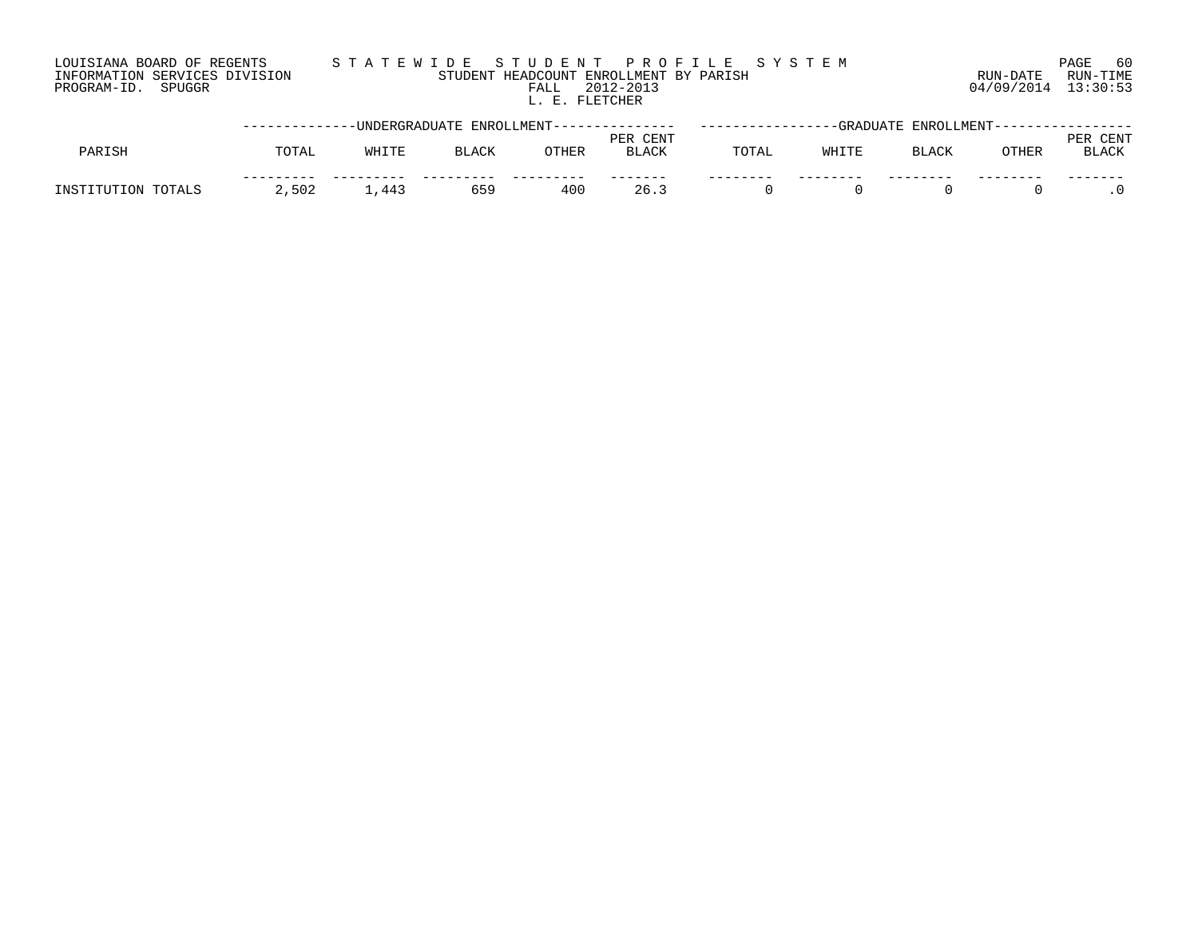LOUISIANA BOARD OF REGENTS
INFORMATION SERVICES DIVISION
PROGRAM-ID. SPUGGR

STATEWIDE STUDENT PROFILE SYSTEM
STUDENT HEADCOUNT ENROLLMENT BY PARISH
FALL 2012-2013
L. E. FLETCHER

RUN-DATE 04/09/2014 RUN-TIME 13:30:53

| | UNDERGRADUATE ENROLLMENT | | | | | GRADUATE ENROLLMENT | | | | |
|---|---|---|---|---|---|---|---|---|---|---|
| PARISH | TOTAL | WHITE | BLACK | OTHER | PER CENT BLACK | TOTAL | WHITE | BLACK | OTHER | PER CENT BLACK |
| INSTITUTION TOTALS | 2,502 | 1,443 | 659 | 400 | 26.3 | 0 | 0 | 0 | 0 | .0 |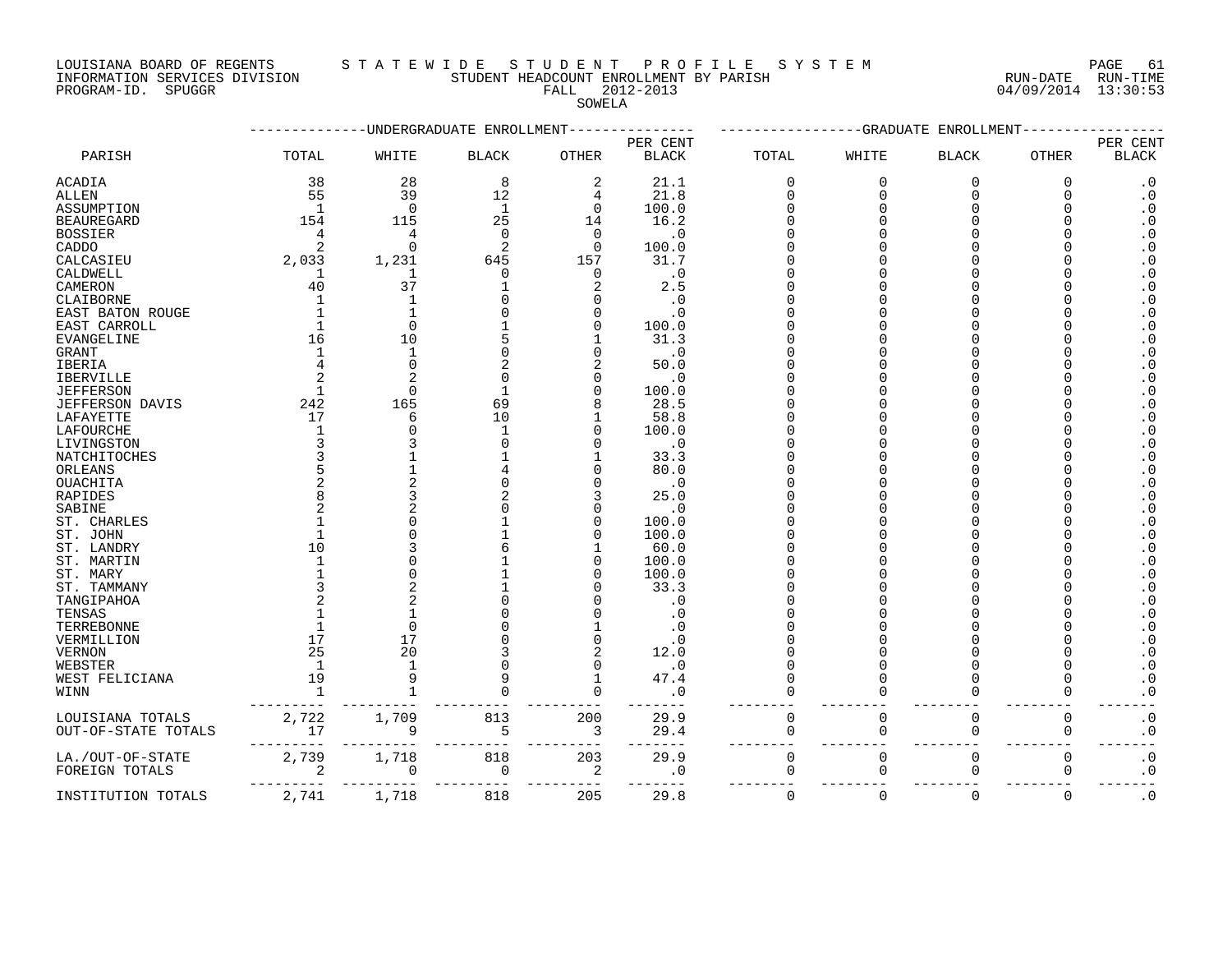LOUISIANA BOARD OF REGENTS — STATEWIDE STUDENT PROFILE SYSTEM
INFORMATION SERVICES DIVISION — STUDENT HEADCOUNT ENROLLMENT BY PARISH — RUN-DATE 04/09/2014 RUN-TIME 13:30:53
PROGRAM-ID. SPUGGR — FALL 2012-2013

SOWELA

| PARISH | UNDERGRADUATE ENROLLMENT TOTAL | WHITE | BLACK | OTHER | PER CENT BLACK | GRADUATE ENROLLMENT TOTAL | WHITE | BLACK | OTHER | PER CENT BLACK |
|---|---|---|---|---|---|---|---|---|---|---|
| ACADIA | 38 | 28 | 8 | 2 | 21.1 | 0 | 0 | 0 | 0 | .0 |
| ALLEN | 55 | 39 | 12 | 4 | 21.8 | 0 | 0 | 0 | 0 | .0 |
| ASSUMPTION | 1 | 0 | 1 | 0 | 100.0 | 0 | 0 | 0 | 0 | .0 |
| BEAUREGARD | 154 | 115 | 25 | 14 | 16.2 | 0 | 0 | 0 | 0 | .0 |
| BOSSIER | 4 | 4 | 0 | 0 | .0 | 0 | 0 | 0 | 0 | .0 |
| CADDO | 2 | 0 | 2 | 0 | 100.0 | 0 | 0 | 0 | 0 | .0 |
| CALCASIEU | 2,033 | 1,231 | 645 | 157 | 31.7 | 0 | 0 | 0 | 0 | .0 |
| CALDWELL | 1 | 1 | 0 | 0 | .0 | 0 | 0 | 0 | 0 | .0 |
| CAMERON | 40 | 37 | 1 | 2 | 2.5 | 0 | 0 | 0 | 0 | .0 |
| CLAIBORNE | 1 | 1 | 0 | 0 | .0 | 0 | 0 | 0 | 0 | .0 |
| EAST BATON ROUGE | 1 | 1 | 0 | 0 | .0 | 0 | 0 | 0 | 0 | .0 |
| EAST CARROLL | 1 | 0 | 1 | 0 | 100.0 | 0 | 0 | 0 | 0 | .0 |
| EVANGELINE | 16 | 10 | 5 | 1 | 31.3 | 0 | 0 | 0 | 0 | .0 |
| GRANT | 1 | 1 | 0 | 0 | .0 | 0 | 0 | 0 | 0 | .0 |
| IBERIA | 4 | 0 | 2 | 2 | 50.0 | 0 | 0 | 0 | 0 | .0 |
| IBERVILLE | 2 | 2 | 0 | 0 | .0 | 0 | 0 | 0 | 0 | .0 |
| JEFFERSON | 1 | 0 | 1 | 0 | 100.0 | 0 | 0 | 0 | 0 | .0 |
| JEFFERSON DAVIS | 242 | 165 | 69 | 8 | 28.5 | 0 | 0 | 0 | 0 | .0 |
| LAFAYETTE | 17 | 6 | 10 | 1 | 58.8 | 0 | 0 | 0 | 0 | .0 |
| LAFOURCHE | 1 | 0 | 1 | 0 | 100.0 | 0 | 0 | 0 | 0 | .0 |
| LIVINGSTON | 3 | 3 | 0 | 0 | .0 | 0 | 0 | 0 | 0 | .0 |
| NATCHITOCHES | 3 | 1 | 1 | 1 | 33.3 | 0 | 0 | 0 | 0 | .0 |
| ORLEANS | 5 | 1 | 4 | 0 | 80.0 | 0 | 0 | 0 | 0 | .0 |
| OUACHITA | 2 | 2 | 0 | 0 | .0 | 0 | 0 | 0 | 0 | .0 |
| RAPIDES | 8 | 3 | 2 | 3 | 25.0 | 0 | 0 | 0 | 0 | .0 |
| SABINE | 2 | 2 | 0 | 0 | .0 | 0 | 0 | 0 | 0 | .0 |
| ST. CHARLES | 1 | 0 | 1 | 0 | 100.0 | 0 | 0 | 0 | 0 | .0 |
| ST. JOHN | 1 | 0 | 1 | 0 | 100.0 | 0 | 0 | 0 | 0 | .0 |
| ST. LANDRY | 10 | 3 | 6 | 1 | 60.0 | 0 | 0 | 0 | 0 | .0 |
| ST. MARTIN | 1 | 0 | 1 | 0 | 100.0 | 0 | 0 | 0 | 0 | .0 |
| ST. MARY | 1 | 0 | 1 | 0 | 100.0 | 0 | 0 | 0 | 0 | .0 |
| ST. TAMMANY | 3 | 2 | 1 | 0 | 33.3 | 0 | 0 | 0 | 0 | .0 |
| TANGIPAHOA | 2 | 2 | 0 | 0 | .0 | 0 | 0 | 0 | 0 | .0 |
| TENSAS | 1 | 1 | 0 | 0 | .0 | 0 | 0 | 0 | 0 | .0 |
| TERREBONNE | 1 | 0 | 0 | 1 | .0 | 0 | 0 | 0 | 0 | .0 |
| VERMILLION | 17 | 17 | 0 | 0 | .0 | 0 | 0 | 0 | 0 | .0 |
| VERNON | 25 | 20 | 3 | 2 | 12.0 | 0 | 0 | 0 | 0 | .0 |
| WEBSTER | 1 | 1 | 0 | 0 | .0 | 0 | 0 | 0 | 0 | .0 |
| WEST FELICIANA | 19 | 9 | 9 | 1 | 47.4 | 0 | 0 | 0 | 0 | .0 |
| WINN | 1 | 1 | 0 | 0 | .0 | 0 | 0 | 0 | 0 | .0 |
| LOUISIANA TOTALS | 2,722 | 1,709 | 813 | 200 | 29.9 | 0 | 0 | 0 | 0 | .0 |
| OUT-OF-STATE TOTALS | 17 | 9 | 5 | 3 | 29.4 | 0 | 0 | 0 | 0 | .0 |
| LA./OUT-OF-STATE | 2,739 | 1,718 | 818 | 203 | 29.9 | 0 | 0 | 0 | 0 | .0 |
| FOREIGN TOTALS | 2 | 0 | 0 | 2 | .0 | 0 | 0 | 0 | 0 | .0 |
| INSTITUTION TOTALS | 2,741 | 1,718 | 818 | 205 | 29.8 | 0 | 0 | 0 | 0 | .0 |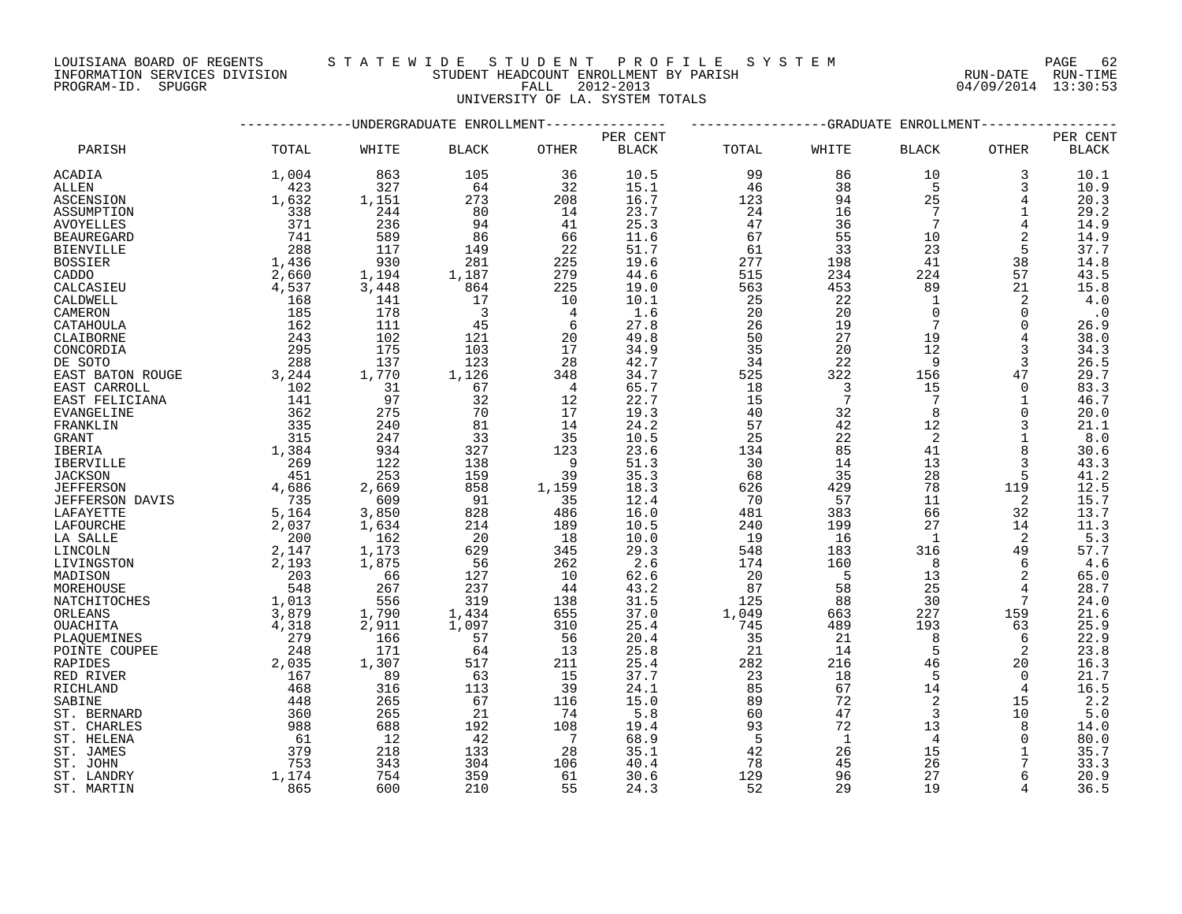LOUISIANA BOARD OF REGENTS — STATEWIDE STUDENT PROFILE SYSTEM
INFORMATION SERVICES DIVISION — STUDENT HEADCOUNT ENROLLMENT BY PARISH — RUN-DATE 04/09/2014 RUN-TIME 13:30:53
PROGRAM-ID. SPUGGR — FALL 2012-2013

UNIVERSITY OF LA. SYSTEM TOTALS

| PARISH | UNDERGRADUATE ENROLLMENT TOTAL | WHITE | BLACK | OTHER | PER CENT BLACK | GRADUATE ENROLLMENT TOTAL | WHITE | BLACK | OTHER | PER CENT BLACK |
|---|---|---|---|---|---|---|---|---|---|---|
| ACADIA | 1,004 | 863 | 105 | 36 | 10.5 | 99 | 86 | 10 | 3 | 10.1 |
| ALLEN | 423 | 327 | 64 | 32 | 15.1 | 46 | 38 | 5 | 3 | 10.9 |
| ASCENSION | 1,632 | 1,151 | 273 | 208 | 16.7 | 123 | 94 | 25 | 4 | 20.3 |
| ASSUMPTION | 338 | 244 | 80 | 14 | 23.7 | 24 | 16 | 7 | 1 | 29.2 |
| AVOYELLES | 371 | 236 | 94 | 41 | 25.3 | 47 | 36 | 7 | 4 | 14.9 |
| BEAUREGARD | 741 | 589 | 86 | 66 | 11.6 | 67 | 55 | 10 | 2 | 14.9 |
| BIENVILLE | 288 | 117 | 149 | 22 | 51.7 | 61 | 33 | 23 | 5 | 37.7 |
| BOSSIER | 1,436 | 930 | 281 | 225 | 19.6 | 277 | 198 | 41 | 38 | 14.8 |
| CADDO | 2,660 | 1,194 | 1,187 | 279 | 44.6 | 515 | 234 | 224 | 57 | 43.5 |
| CALCASIEU | 4,537 | 3,448 | 864 | 225 | 19.0 | 563 | 453 | 89 | 21 | 15.8 |
| CALDWELL | 168 | 141 | 17 | 10 | 10.1 | 25 | 22 | 1 | 2 | 4.0 |
| CAMERON | 185 | 178 | 3 | 4 | 1.6 | 20 | 20 | 0 | 0 | .0 |
| CATAHOULA | 162 | 111 | 45 | 6 | 27.8 | 26 | 19 | 7 | 0 | 26.9 |
| CLAIBORNE | 243 | 102 | 121 | 20 | 49.8 | 50 | 27 | 19 | 4 | 38.0 |
| CONCORDIA | 295 | 175 | 103 | 17 | 34.9 | 35 | 20 | 12 | 3 | 34.3 |
| DE SOTO | 288 | 137 | 123 | 28 | 42.7 | 34 | 22 | 9 | 3 | 26.5 |
| EAST BATON ROUGE | 3,244 | 1,770 | 1,126 | 348 | 34.7 | 525 | 322 | 156 | 47 | 29.7 |
| EAST CARROLL | 102 | 31 | 67 | 4 | 65.7 | 18 | 3 | 15 | 0 | 83.3 |
| EAST FELICIANA | 141 | 97 | 32 | 12 | 22.7 | 15 | 7 | 7 | 1 | 46.7 |
| EVANGELINE | 362 | 275 | 70 | 17 | 19.3 | 40 | 32 | 8 | 0 | 20.0 |
| FRANKLIN | 335 | 240 | 81 | 14 | 24.2 | 57 | 42 | 12 | 3 | 21.1 |
| GRANT | 315 | 247 | 33 | 35 | 10.5 | 25 | 22 | 2 | 1 | 8.0 |
| IBERIA | 1,384 | 934 | 327 | 123 | 23.6 | 134 | 85 | 41 | 8 | 30.6 |
| IBERVILLE | 269 | 122 | 138 | 9 | 51.3 | 30 | 14 | 13 | 3 | 43.3 |
| JACKSON | 451 | 253 | 159 | 39 | 35.3 | 68 | 35 | 28 | 5 | 41.2 |
| JEFFERSON | 4,686 | 2,669 | 858 | 1,159 | 18.3 | 626 | 429 | 78 | 119 | 12.5 |
| JEFFERSON DAVIS | 735 | 609 | 91 | 35 | 12.4 | 70 | 57 | 11 | 2 | 15.7 |
| LAFAYETTE | 5,164 | 3,850 | 828 | 486 | 16.0 | 481 | 383 | 66 | 32 | 13.7 |
| LAFOURCHE | 2,037 | 1,634 | 214 | 189 | 10.5 | 240 | 199 | 27 | 14 | 11.3 |
| LA SALLE | 200 | 162 | 20 | 18 | 10.0 | 19 | 16 | 1 | 2 | 5.3 |
| LINCOLN | 2,147 | 1,173 | 629 | 345 | 29.3 | 548 | 183 | 316 | 49 | 57.7 |
| LIVINGSTON | 2,193 | 1,875 | 56 | 262 | 2.6 | 174 | 160 | 8 | 6 | 4.6 |
| MADISON | 203 | 66 | 127 | 10 | 62.6 | 20 | 5 | 13 | 2 | 65.0 |
| MOREHOUSE | 548 | 267 | 237 | 44 | 43.2 | 87 | 58 | 25 | 4 | 28.7 |
| NATCHITOCHES | 1,013 | 556 | 319 | 138 | 31.5 | 125 | 88 | 30 | 7 | 24.0 |
| ORLEANS | 3,879 | 1,790 | 1,434 | 655 | 37.0 | 1,049 | 663 | 227 | 159 | 21.6 |
| OUACHITA | 4,318 | 2,911 | 1,097 | 310 | 25.4 | 745 | 489 | 193 | 63 | 25.9 |
| PLAQUEMINES | 279 | 166 | 57 | 56 | 20.4 | 35 | 21 | 8 | 6 | 22.9 |
| POINTE COUPEE | 248 | 171 | 64 | 13 | 25.8 | 21 | 14 | 5 | 2 | 23.8 |
| RAPIDES | 2,035 | 1,307 | 517 | 211 | 25.4 | 282 | 216 | 46 | 20 | 16.3 |
| RED RIVER | 167 | 89 | 63 | 15 | 37.7 | 23 | 18 | 5 | 0 | 21.7 |
| RICHLAND | 468 | 316 | 113 | 39 | 24.1 | 85 | 67 | 14 | 4 | 16.5 |
| SABINE | 448 | 265 | 67 | 116 | 15.0 | 89 | 72 | 2 | 15 | 2.2 |
| ST. BERNARD | 360 | 265 | 21 | 74 | 5.8 | 60 | 47 | 3 | 10 | 5.0 |
| ST. CHARLES | 988 | 688 | 192 | 108 | 19.4 | 93 | 72 | 13 | 8 | 14.0 |
| ST. HELENA | 61 | 12 | 42 | 7 | 68.9 | 5 | 1 | 4 | 0 | 80.0 |
| ST. JAMES | 379 | 218 | 133 | 28 | 35.1 | 42 | 26 | 15 | 1 | 35.7 |
| ST. JOHN | 753 | 343 | 304 | 106 | 40.4 | 78 | 45 | 26 | 7 | 33.3 |
| ST. LANDRY | 1,174 | 754 | 359 | 61 | 30.6 | 129 | 96 | 27 | 6 | 20.9 |
| ST. MARTIN | 865 | 600 | 210 | 55 | 24.3 | 52 | 29 | 19 | 4 | 36.5 |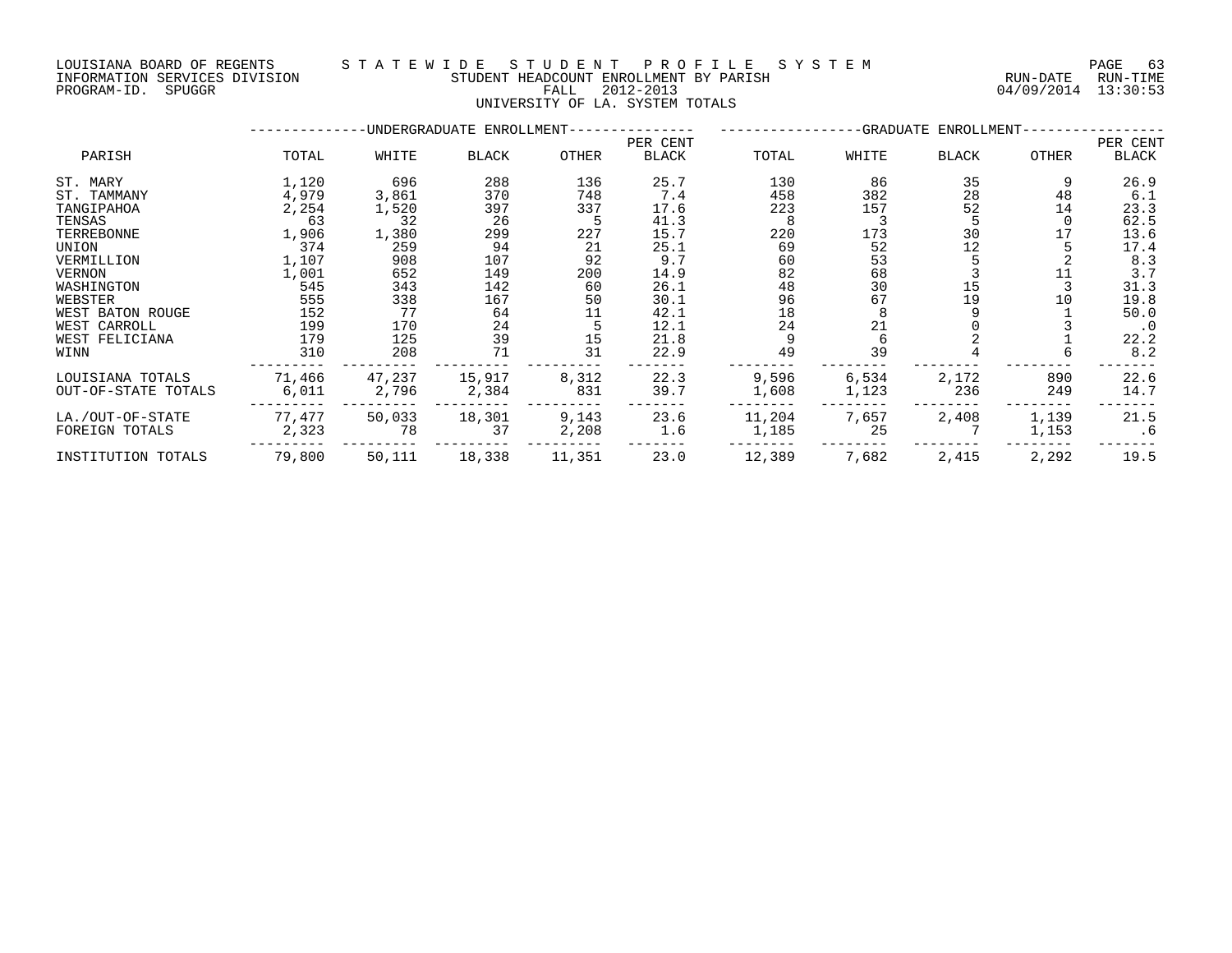LOUISIANA BOARD OF REGENTS
INFORMATION SERVICES DIVISION
PROGRAM-ID. SPUGGR

STATEWIDE STUDENT PROFILE SYSTEM
STUDENT HEADCOUNT ENROLLMENT BY PARISH
FALL 2012-2013
UNIVERSITY OF LA. SYSTEM TOTALS

RUN-DATE 04/09/2014 RUN-TIME 13:30:53

| PARISH | UNDERGRADUATE ENROLLMENT TOTAL | WHITE | BLACK | OTHER | PER CENT BLACK | GRADUATE ENROLLMENT TOTAL | WHITE | BLACK | OTHER | PER CENT BLACK |
|---|---|---|---|---|---|---|---|---|---|---|
| ST. MARY | 1,120 | 696 | 288 | 136 | 25.7 | 130 | 86 | 35 | 9 | 26.9 |
| ST. TAMMANY | 4,979 | 3,861 | 370 | 748 | 7.4 | 458 | 382 | 28 | 48 | 6.1 |
| TANGIPAHOA | 2,254 | 1,520 | 397 | 337 | 17.6 | 223 | 157 | 52 | 14 | 23.3 |
| TENSAS | 63 | 32 | 26 | 5 | 41.3 | 8 | 3 | 5 | 0 | 62.5 |
| TERREBONNE | 1,906 | 1,380 | 299 | 227 | 15.7 | 220 | 173 | 30 | 17 | 13.6 |
| UNION | 374 | 259 | 94 | 21 | 25.1 | 69 | 52 | 12 | 5 | 17.4 |
| VERMILLION | 1,107 | 908 | 107 | 92 | 9.7 | 60 | 53 | 5 | 2 | 8.3 |
| VERNON | 1,001 | 652 | 149 | 200 | 14.9 | 82 | 68 | 3 | 11 | 3.7 |
| WASHINGTON | 545 | 343 | 142 | 60 | 26.1 | 48 | 30 | 15 | 3 | 31.3 |
| WEBSTER | 555 | 338 | 167 | 50 | 30.1 | 96 | 67 | 19 | 10 | 19.8 |
| WEST BATON ROUGE | 152 | 77 | 64 | 11 | 42.1 | 18 | 8 | 9 | 1 | 50.0 |
| WEST CARROLL | 199 | 170 | 24 | 5 | 12.1 | 24 | 21 | 0 | 3 | .0 |
| WEST FELICIANA | 179 | 125 | 39 | 15 | 21.8 | 9 | 6 | 2 | 1 | 22.2 |
| WINN | 310 | 208 | 71 | 31 | 22.9 | 49 | 39 | 4 | 6 | 8.2 |
| LOUISIANA TOTALS | 71,466 | 47,237 | 15,917 | 8,312 | 22.3 | 9,596 | 6,534 | 2,172 | 890 | 22.6 |
| OUT-OF-STATE TOTALS | 6,011 | 2,796 | 2,384 | 831 | 39.7 | 1,608 | 1,123 | 236 | 249 | 14.7 |
| LA./OUT-OF-STATE | 77,477 | 50,033 | 18,301 | 9,143 | 23.6 | 11,204 | 7,657 | 2,408 | 1,139 | 21.5 |
| FOREIGN TOTALS | 2,323 | 78 | 37 | 2,208 | 1.6 | 1,185 | 25 | 7 | 1,153 | .6 |
| INSTITUTION TOTALS | 79,800 | 50,111 | 18,338 | 11,351 | 23.0 | 12,389 | 7,682 | 2,415 | 2,292 | 19.5 |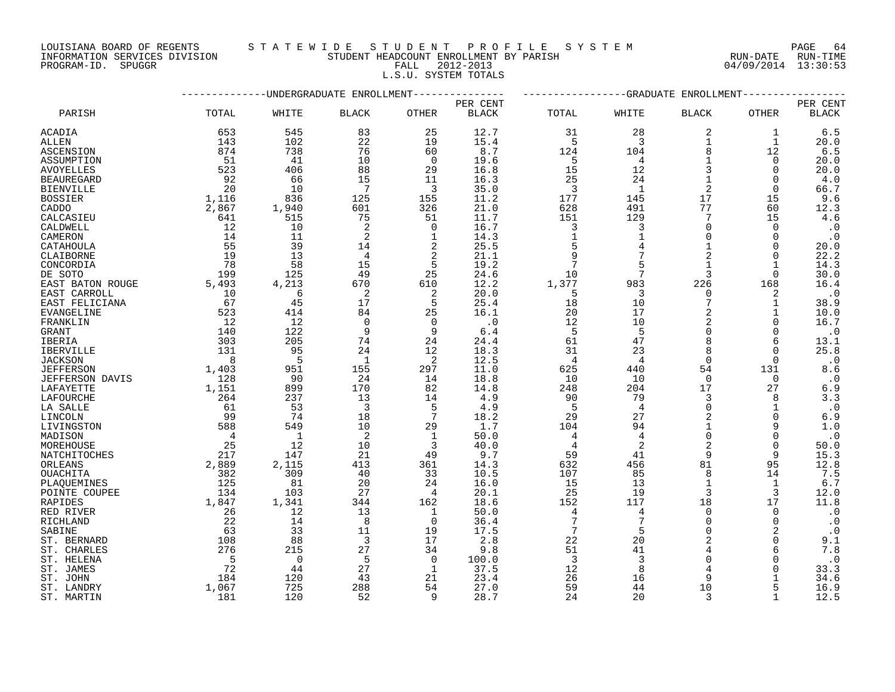LOUISIANA BOARD OF REGENTS — STATEWIDE STUDENT PROFILE SYSTEM
INFORMATION SERVICES DIVISION — STUDENT HEADCOUNT ENROLLMENT BY PARISH — RUN-DATE 04/09/2014 RUN-TIME 13:30:53
PROGRAM-ID. SPUGGR — FALL 2012-2013

L.S.U. SYSTEM TOTALS

| PARISH | UNDERGRADUATE ENROLLMENT TOTAL | WHITE | BLACK | OTHER | PER CENT BLACK | GRADUATE ENROLLMENT TOTAL | WHITE | BLACK | OTHER | PER CENT BLACK |
|---|---|---|---|---|---|---|---|---|---|---|
| ACADIA | 653 | 545 | 83 | 25 | 12.7 | 31 | 28 | 2 | 1 | 6.5 |
| ALLEN | 143 | 102 | 22 | 19 | 15.4 | 5 | 3 | 1 | 1 | 20.0 |
| ASCENSION | 874 | 738 | 76 | 60 | 8.7 | 124 | 104 | 8 | 12 | 6.5 |
| ASSUMPTION | 51 | 41 | 10 | 0 | 19.6 | 5 | 4 | 1 | 0 | 20.0 |
| AVOYELLES | 523 | 406 | 88 | 29 | 16.8 | 15 | 12 | 3 | 0 | 20.0 |
| BEAUREGARD | 92 | 66 | 15 | 11 | 16.3 | 25 | 24 | 1 | 0 | 4.0 |
| BIENVILLE | 20 | 10 | 7 | 3 | 35.0 | 3 | 1 | 2 | 0 | 66.7 |
| BOSSIER | 1,116 | 836 | 125 | 155 | 11.2 | 177 | 145 | 17 | 15 | 9.6 |
| CADDO | 2,867 | 1,940 | 601 | 326 | 21.0 | 628 | 491 | 77 | 60 | 12.3 |
| CALCASIEU | 641 | 515 | 75 | 51 | 11.7 | 151 | 129 | 7 | 15 | 4.6 |
| CALDWELL | 12 | 10 | 2 | 0 | 16.7 | 3 | 3 | 0 | 0 | .0 |
| CAMERON | 14 | 11 | 2 | 1 | 14.3 | 1 | 1 | 0 | 0 | .0 |
| CATAHOULA | 55 | 39 | 14 | 2 | 25.5 | 5 | 4 | 1 | 0 | 20.0 |
| CLAIBORNE | 19 | 13 | 4 | 2 | 21.1 | 9 | 7 | 2 | 0 | 22.2 |
| CONCORDIA | 78 | 58 | 15 | 5 | 19.2 | 7 | 5 | 1 | 1 | 14.3 |
| DE SOTO | 199 | 125 | 49 | 25 | 24.6 | 10 | 7 | 3 | 0 | 30.0 |
| EAST BATON ROUGE | 5,493 | 4,213 | 670 | 610 | 12.2 | 1,377 | 983 | 226 | 168 | 16.4 |
| EAST CARROLL | 10 | 6 | 2 | 2 | 20.0 | 5 | 3 | 0 | 2 | .0 |
| EAST FELICIANA | 67 | 45 | 17 | 5 | 25.4 | 18 | 10 | 7 | 1 | 38.9 |
| EVANGELINE | 523 | 414 | 84 | 25 | 16.1 | 20 | 17 | 2 | 1 | 10.0 |
| FRANKLIN | 12 | 12 | 0 | 0 | .0 | 12 | 10 | 2 | 0 | 16.7 |
| GRANT | 140 | 122 | 9 | 9 | 6.4 | 5 | 5 | 0 | 0 | .0 |
| IBERIA | 303 | 205 | 74 | 24 | 24.4 | 61 | 47 | 8 | 6 | 13.1 |
| IBERVILLE | 131 | 95 | 24 | 12 | 18.3 | 31 | 23 | 8 | 0 | 25.8 |
| JACKSON | 8 | 5 | 1 | 2 | 12.5 | 4 | 4 | 0 | 0 | .0 |
| JEFFERSON | 1,403 | 951 | 155 | 297 | 11.0 | 625 | 440 | 54 | 131 | 8.6 |
| JEFFERSON DAVIS | 128 | 90 | 24 | 14 | 18.8 | 10 | 10 | 0 | 0 | .0 |
| LAFAYETTE | 1,151 | 899 | 170 | 82 | 14.8 | 248 | 204 | 17 | 27 | 6.9 |
| LAFOURCHE | 264 | 237 | 13 | 14 | 4.9 | 90 | 79 | 3 | 8 | 3.3 |
| LA SALLE | 61 | 53 | 3 | 5 | 4.9 | 5 | 4 | 0 | 1 | .0 |
| LINCOLN | 99 | 74 | 18 | 7 | 18.2 | 29 | 27 | 2 | 0 | 6.9 |
| LIVINGSTON | 588 | 549 | 10 | 29 | 1.7 | 104 | 94 | 1 | 9 | 1.0 |
| MADISON | 4 | 1 | 2 | 1 | 50.0 | 4 | 4 | 0 | 0 | .0 |
| MOREHOUSE | 25 | 12 | 10 | 3 | 40.0 | 4 | 2 | 2 | 0 | 50.0 |
| NATCHITOCHES | 217 | 147 | 21 | 49 | 9.7 | 59 | 41 | 9 | 9 | 15.3 |
| ORLEANS | 2,889 | 2,115 | 413 | 361 | 14.3 | 632 | 456 | 81 | 95 | 12.8 |
| OUACHITA | 382 | 309 | 40 | 33 | 10.5 | 107 | 85 | 8 | 14 | 7.5 |
| PLAQUEMINES | 125 | 81 | 20 | 24 | 16.0 | 15 | 13 | 1 | 1 | 6.7 |
| POINTE COUPEE | 134 | 103 | 27 | 4 | 20.1 | 25 | 19 | 3 | 3 | 12.0 |
| RAPIDES | 1,847 | 1,341 | 344 | 162 | 18.6 | 152 | 117 | 18 | 17 | 11.8 |
| RED RIVER | 26 | 12 | 13 | 1 | 50.0 | 4 | 4 | 0 | 0 | .0 |
| RICHLAND | 22 | 14 | 8 | 0 | 36.4 | 7 | 7 | 0 | 0 | .0 |
| SABINE | 63 | 33 | 11 | 19 | 17.5 | 7 | 5 | 0 | 2 | .0 |
| ST. BERNARD | 108 | 88 | 3 | 17 | 2.8 | 22 | 20 | 2 | 0 | 9.1 |
| ST. CHARLES | 276 | 215 | 27 | 34 | 9.8 | 51 | 41 | 4 | 6 | 7.8 |
| ST. HELENA | 5 | 0 | 5 | 0 | 100.0 | 3 | 3 | 0 | 0 | .0 |
| ST. JAMES | 72 | 44 | 27 | 1 | 37.5 | 12 | 8 | 4 | 0 | 33.3 |
| ST. JOHN | 184 | 120 | 43 | 21 | 23.4 | 26 | 16 | 9 | 1 | 34.6 |
| ST. LANDRY | 1,067 | 725 | 288 | 54 | 27.0 | 59 | 44 | 10 | 5 | 16.9 |
| ST. MARTIN | 181 | 120 | 52 | 9 | 28.7 | 24 | 20 | 3 | 1 | 12.5 |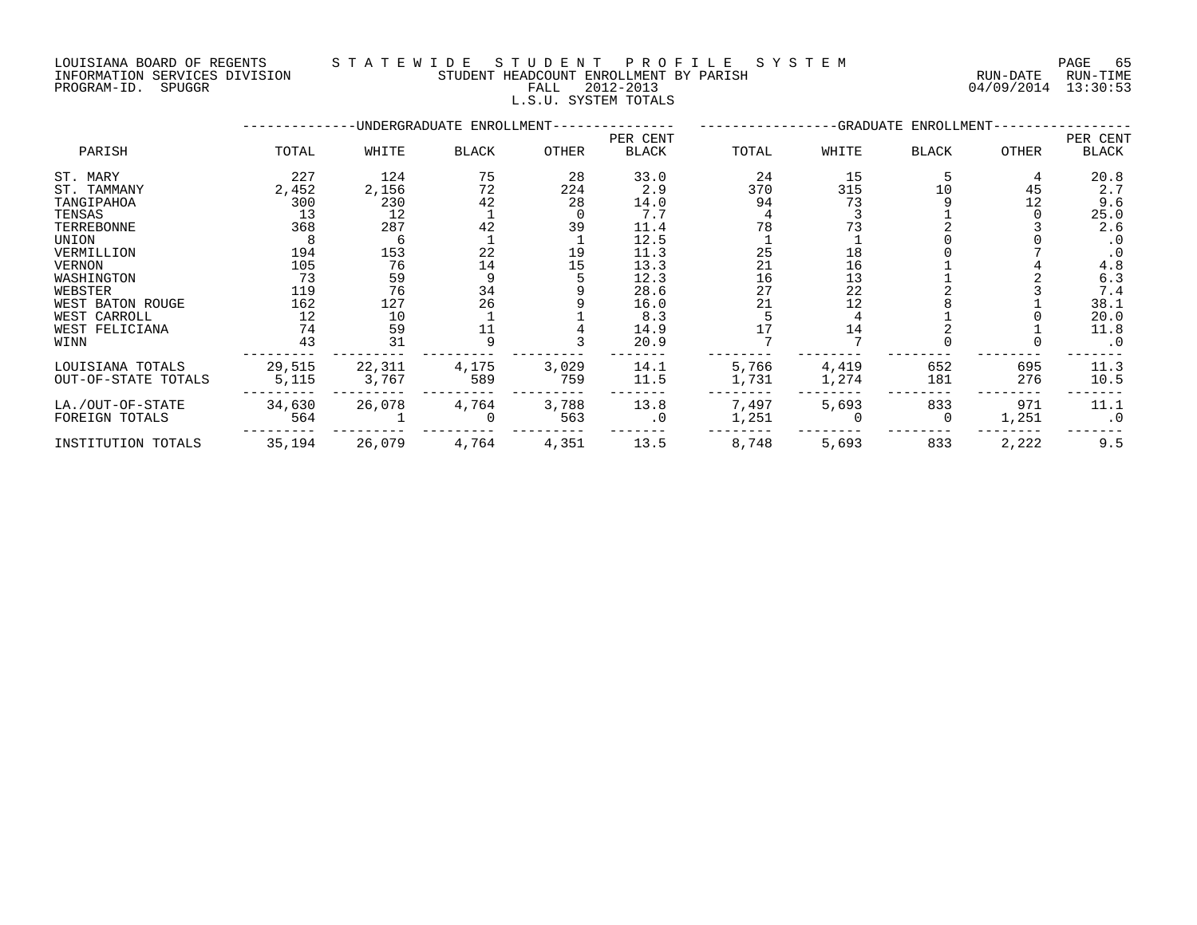LOUISIANA BOARD OF REGENTS — STATEWIDE STUDENT PROFILE SYSTEM
INFORMATION SERVICES DIVISION — STUDENT HEADCOUNT ENROLLMENT BY PARISH — RUN-DATE 04/09/2014 RUN-TIME 13:30:53
PROGRAM-ID. SPUGGR — FALL 2012-2013

L.S.U. SYSTEM TOTALS

| PARISH | UNDERGRADUATE ENROLLMENT TOTAL | WHITE | BLACK | OTHER | PER CENT BLACK | GRADUATE ENROLLMENT TOTAL | WHITE | BLACK | OTHER | PER CENT BLACK |
|---|---|---|---|---|---|---|---|---|---|---|
| ST. MARY | 227 | 124 | 75 | 28 | 33.0 | 24 | 15 | 5 | 4 | 20.8 |
| ST. TAMMANY | 2,452 | 2,156 | 72 | 224 | 2.9 | 370 | 315 | 10 | 45 | 2.7 |
| TANGIPAHOA | 300 | 230 | 42 | 28 | 14.0 | 94 | 73 | 9 | 12 | 9.6 |
| TENSAS | 13 | 12 | 1 | 0 | 7.7 | 4 | 3 | 1 | 0 | 25.0 |
| TERREBONNE | 368 | 287 | 42 | 39 | 11.4 | 78 | 73 | 2 | 3 | 2.6 |
| UNION | 8 | 6 | 1 | 1 | 12.5 | 1 | 1 | 0 | 0 | .0 |
| VERMILLION | 194 | 153 | 22 | 19 | 11.3 | 25 | 18 | 0 | 7 | .0 |
| VERNON | 105 | 76 | 14 | 15 | 13.3 | 21 | 16 | 1 | 4 | 4.8 |
| WASHINGTON | 73 | 59 | 9 | 5 | 12.3 | 16 | 13 | 1 | 2 | 6.3 |
| WEBSTER | 119 | 76 | 34 | 9 | 28.6 | 27 | 22 | 2 | 3 | 7.4 |
| WEST BATON ROUGE | 162 | 127 | 26 | 9 | 16.0 | 21 | 12 | 8 | 1 | 38.1 |
| WEST CARROLL | 12 | 10 | 1 | 1 | 8.3 | 5 | 4 | 1 | 0 | 20.0 |
| WEST FELICIANA | 74 | 59 | 11 | 4 | 14.9 | 17 | 14 | 2 | 1 | 11.8 |
| WINN | 43 | 31 | 9 | 3 | 20.9 | 7 | 7 | 0 | 0 | .0 |
| LOUISIANA TOTALS | 29,515 | 22,311 | 4,175 | 3,029 | 14.1 | 5,766 | 4,419 | 652 | 695 | 11.3 |
| OUT-OF-STATE TOTALS | 5,115 | 3,767 | 589 | 759 | 11.5 | 1,731 | 1,274 | 181 | 276 | 10.5 |
| LA./OUT-OF-STATE | 34,630 | 26,078 | 4,764 | 3,788 | 13.8 | 7,497 | 5,693 | 833 | 971 | 11.1 |
| FOREIGN TOTALS | 564 | 1 | 0 | 563 | .0 | 1,251 | 0 | 0 | 1,251 | .0 |
| INSTITUTION TOTALS | 35,194 | 26,079 | 4,764 | 4,351 | 13.5 | 8,748 | 5,693 | 833 | 2,222 | 9.5 |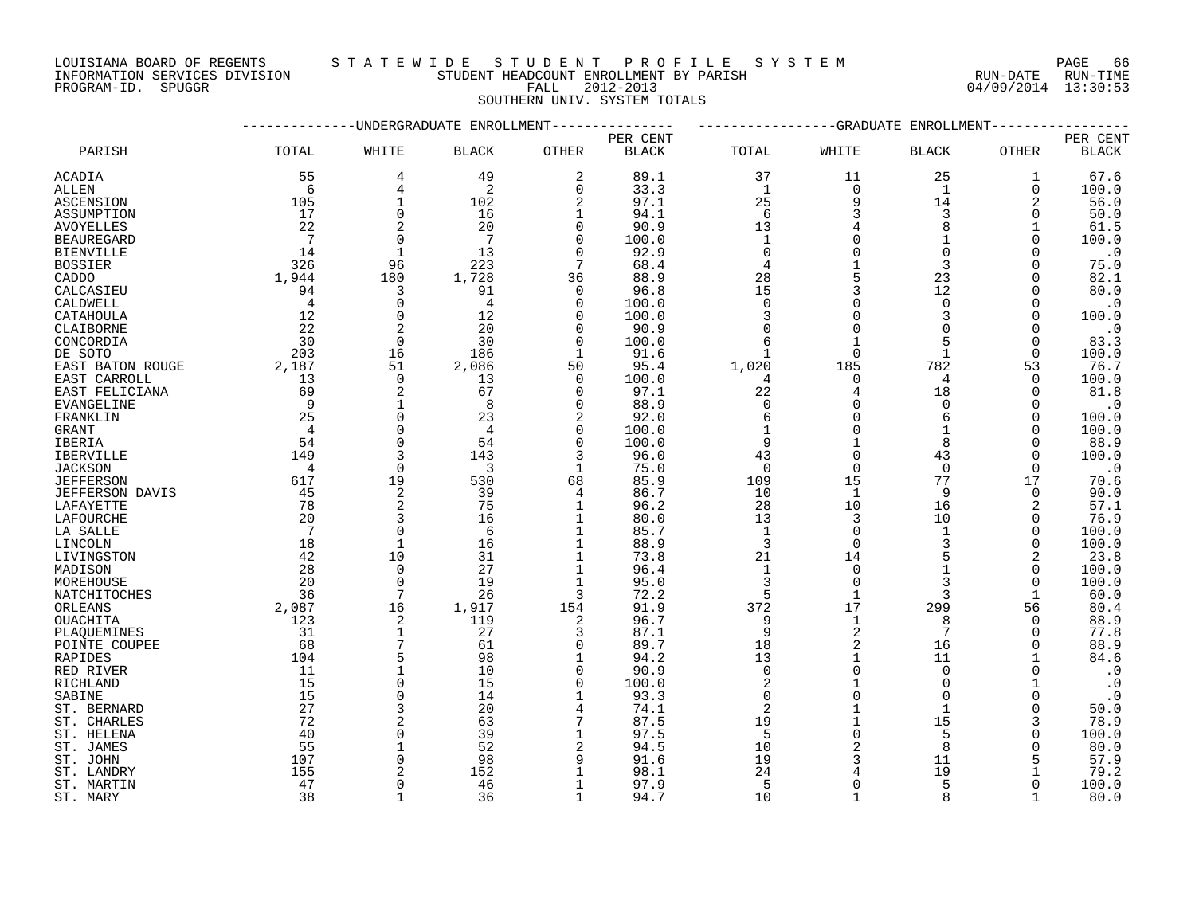LOUISIANA BOARD OF REGENTS — S T A T E W I D E   S T U D E N T   P R O F I L E   S Y S T E M

INFORMATION SERVICES DIVISION — STUDENT HEADCOUNT ENROLLMENT BY PARISH — RUN-DATE 04/09/2014 RUN-TIME 13:30:53

PROGRAM-ID. SPUGGR — FALL 2012-2013

SOUTHERN UNIV. SYSTEM TOTALS

| PARISH | UNDERGRADUATE ENROLLMENT TOTAL | WHITE | BLACK | OTHER | PER CENT BLACK | GRADUATE ENROLLMENT TOTAL | WHITE | BLACK | OTHER | PER CENT BLACK |
|---|---|---|---|---|---|---|---|---|---|---|
| ACADIA | 55 | 4 | 49 | 2 | 89.1 | 37 | 11 | 25 | 1 | 67.6 |
| ALLEN | 6 | 4 | 2 | 0 | 33.3 | 1 | 0 | 1 | 0 | 100.0 |
| ASCENSION | 105 | 1 | 102 | 2 | 97.1 | 25 | 9 | 14 | 2 | 56.0 |
| ASSUMPTION | 17 | 0 | 16 | 1 | 94.1 | 6 | 3 | 3 | 0 | 50.0 |
| AVOYELLES | 22 | 2 | 20 | 0 | 90.9 | 13 | 4 | 8 | 1 | 61.5 |
| BEAUREGARD | 7 | 0 | 7 | 0 | 100.0 | 1 | 0 | 1 | 0 | 100.0 |
| BIENVILLE | 14 | 1 | 13 | 0 | 92.9 | 0 | 0 | 0 | 0 | .0 |
| BOSSIER | 326 | 96 | 223 | 7 | 68.4 | 4 | 1 | 3 | 0 | 75.0 |
| CADDO | 1,944 | 180 | 1,728 | 36 | 88.9 | 28 | 5 | 23 | 0 | 82.1 |
| CALCASIEU | 94 | 3 | 91 | 0 | 96.8 | 15 | 3 | 12 | 0 | 80.0 |
| CALDWELL | 4 | 0 | 4 | 0 | 100.0 | 0 | 0 | 0 | 0 | .0 |
| CATAHOULA | 12 | 0 | 12 | 0 | 100.0 | 3 | 0 | 3 | 0 | 100.0 |
| CLAIBORNE | 22 | 2 | 20 | 0 | 90.9 | 0 | 0 | 0 | 0 | .0 |
| CONCORDIA | 30 | 0 | 30 | 0 | 100.0 | 6 | 1 | 5 | 0 | 83.3 |
| DE SOTO | 203 | 16 | 186 | 1 | 91.6 | 1 | 0 | 1 | 0 | 100.0 |
| EAST BATON ROUGE | 2,187 | 51 | 2,086 | 50 | 95.4 | 1,020 | 185 | 782 | 53 | 76.7 |
| EAST CARROLL | 13 | 0 | 13 | 0 | 100.0 | 4 | 0 | 4 | 0 | 100.0 |
| EAST FELICIANA | 69 | 2 | 67 | 0 | 97.1 | 22 | 4 | 18 | 0 | 81.8 |
| EVANGELINE | 9 | 1 | 8 | 0 | 88.9 | 0 | 0 | 0 | 0 | .0 |
| FRANKLIN | 25 | 0 | 23 | 2 | 92.0 | 6 | 0 | 6 | 0 | 100.0 |
| GRANT | 4 | 0 | 4 | 0 | 100.0 | 1 | 0 | 1 | 0 | 100.0 |
| IBERIA | 54 | 0 | 54 | 0 | 100.0 | 9 | 1 | 8 | 0 | 88.9 |
| IBERVILLE | 149 | 3 | 143 | 3 | 96.0 | 43 | 0 | 43 | 0 | 100.0 |
| JACKSON | 4 | 0 | 3 | 1 | 75.0 | 0 | 0 | 0 | 0 | .0 |
| JEFFERSON | 617 | 19 | 530 | 68 | 85.9 | 109 | 15 | 77 | 17 | 70.6 |
| JEFFERSON DAVIS | 45 | 2 | 39 | 4 | 86.7 | 10 | 1 | 9 | 0 | 90.0 |
| LAFAYETTE | 78 | 2 | 75 | 1 | 96.2 | 28 | 10 | 16 | 2 | 57.1 |
| LAFOURCHE | 20 | 3 | 16 | 1 | 80.0 | 13 | 3 | 10 | 0 | 76.9 |
| LA SALLE | 7 | 0 | 6 | 1 | 85.7 | 1 | 0 | 1 | 0 | 100.0 |
| LINCOLN | 18 | 1 | 16 | 1 | 88.9 | 3 | 0 | 3 | 0 | 100.0 |
| LIVINGSTON | 42 | 10 | 31 | 1 | 73.8 | 21 | 14 | 5 | 2 | 23.8 |
| MADISON | 28 | 0 | 27 | 1 | 96.4 | 1 | 0 | 1 | 0 | 100.0 |
| MOREHOUSE | 20 | 0 | 19 | 1 | 95.0 | 3 | 0 | 3 | 0 | 100.0 |
| NATCHITOCHES | 36 | 7 | 26 | 3 | 72.2 | 5 | 1 | 3 | 1 | 60.0 |
| ORLEANS | 2,087 | 16 | 1,917 | 154 | 91.9 | 372 | 17 | 299 | 56 | 80.4 |
| OUACHITA | 123 | 2 | 119 | 2 | 96.7 | 9 | 1 | 8 | 0 | 88.9 |
| PLAQUEMINES | 31 | 1 | 27 | 3 | 87.1 | 9 | 2 | 7 | 0 | 77.8 |
| POINTE COUPEE | 68 | 7 | 61 | 0 | 89.7 | 18 | 2 | 16 | 0 | 88.9 |
| RAPIDES | 104 | 5 | 98 | 1 | 94.2 | 13 | 1 | 11 | 1 | 84.6 |
| RED RIVER | 11 | 1 | 10 | 0 | 90.9 | 0 | 0 | 0 | 0 | .0 |
| RICHLAND | 15 | 0 | 15 | 0 | 100.0 | 2 | 1 | 0 | 1 | .0 |
| SABINE | 15 | 0 | 14 | 1 | 93.3 | 0 | 0 | 0 | 0 | .0 |
| ST. BERNARD | 27 | 3 | 20 | 4 | 74.1 | 2 | 1 | 1 | 0 | 50.0 |
| ST. CHARLES | 72 | 2 | 63 | 7 | 87.5 | 19 | 1 | 15 | 3 | 78.9 |
| ST. HELENA | 40 | 0 | 39 | 1 | 97.5 | 5 | 0 | 5 | 0 | 100.0 |
| ST. JAMES | 55 | 1 | 52 | 2 | 94.5 | 10 | 2 | 8 | 0 | 80.0 |
| ST. JOHN | 107 | 0 | 98 | 9 | 91.6 | 19 | 3 | 11 | 5 | 57.9 |
| ST. LANDRY | 155 | 2 | 152 | 1 | 98.1 | 24 | 4 | 19 | 1 | 79.2 |
| ST. MARTIN | 47 | 0 | 46 | 1 | 97.9 | 5 | 0 | 5 | 0 | 100.0 |
| ST. MARY | 38 | 1 | 36 | 1 | 94.7 | 10 | 1 | 8 | 1 | 80.0 |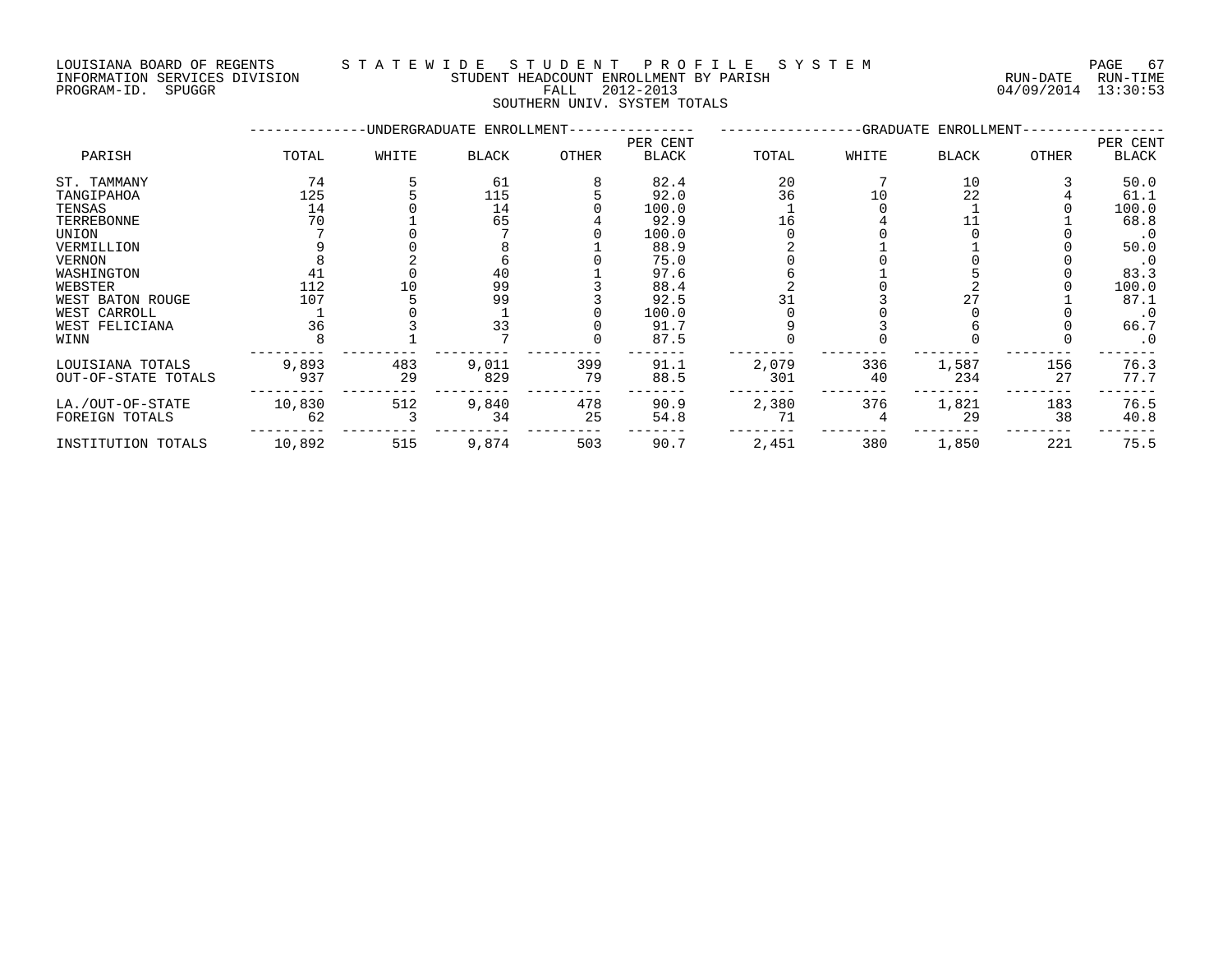LOUISIANA BOARD OF REGENTS — STATEWIDE STUDENT PROFILE SYSTEM
INFORMATION SERVICES DIVISION — STUDENT HEADCOUNT ENROLLMENT BY PARISH — RUN-DATE 04/09/2014 RUN-TIME 13:30:53
PROGRAM-ID. SPUGGR — FALL 2012-2013

SOUTHERN UNIV. SYSTEM TOTALS

| PARISH | UNDERGRADUATE ENROLLMENT TOTAL | WHITE | BLACK | OTHER | PER CENT BLACK | GRADUATE ENROLLMENT TOTAL | WHITE | BLACK | OTHER | PER CENT BLACK |
|---|---|---|---|---|---|---|---|---|---|---|
| ST. TAMMANY | 74 | 5 | 61 | 8 | 82.4 | 20 | 7 | 10 | 3 | 50.0 |
| TANGIPAHOA | 125 | 5 | 115 | 5 | 92.0 | 36 | 10 | 22 | 4 | 61.1 |
| TENSAS | 14 | 0 | 14 | 0 | 100.0 | 1 | 0 | 1 | 0 | 100.0 |
| TERREBONNE | 70 | 1 | 65 | 4 | 92.9 | 16 | 4 | 11 | 1 | 68.8 |
| UNION | 7 | 0 | 7 | 0 | 100.0 | 0 | 0 | 0 | 0 | .0 |
| VERMILLION | 9 | 0 | 8 | 1 | 88.9 | 2 | 1 | 1 | 0 | 50.0 |
| VERNON | 8 | 2 | 6 | 0 | 75.0 | 0 | 0 | 0 | 0 | .0 |
| WASHINGTON | 41 | 0 | 40 | 1 | 97.6 | 6 | 1 | 5 | 0 | 83.3 |
| WEBSTER | 112 | 10 | 99 | 3 | 88.4 | 2 | 0 | 2 | 0 | 100.0 |
| WEST BATON ROUGE | 107 | 5 | 99 | 3 | 92.5 | 31 | 3 | 27 | 1 | 87.1 |
| WEST CARROLL | 1 | 0 | 1 | 0 | 100.0 | 0 | 0 | 0 | 0 | .0 |
| WEST FELICIANA | 36 | 3 | 33 | 0 | 91.7 | 9 | 3 | 6 | 0 | 66.7 |
| WINN | 8 | 1 | 7 | 0 | 87.5 | 0 | 0 | 0 | 0 | .0 |
| LOUISIANA TOTALS | 9,893 | 483 | 9,011 | 399 | 91.1 | 2,079 | 336 | 1,587 | 156 | 76.3 |
| OUT-OF-STATE TOTALS | 937 | 29 | 829 | 79 | 88.5 | 301 | 40 | 234 | 27 | 77.7 |
| LA./OUT-OF-STATE | 10,830 | 512 | 9,840 | 478 | 90.9 | 2,380 | 376 | 1,821 | 183 | 76.5 |
| FOREIGN TOTALS | 62 | 3 | 34 | 25 | 54.8 | 71 | 4 | 29 | 38 | 40.8 |
| INSTITUTION TOTALS | 10,892 | 515 | 9,874 | 503 | 90.7 | 2,451 | 380 | 1,850 | 221 | 75.5 |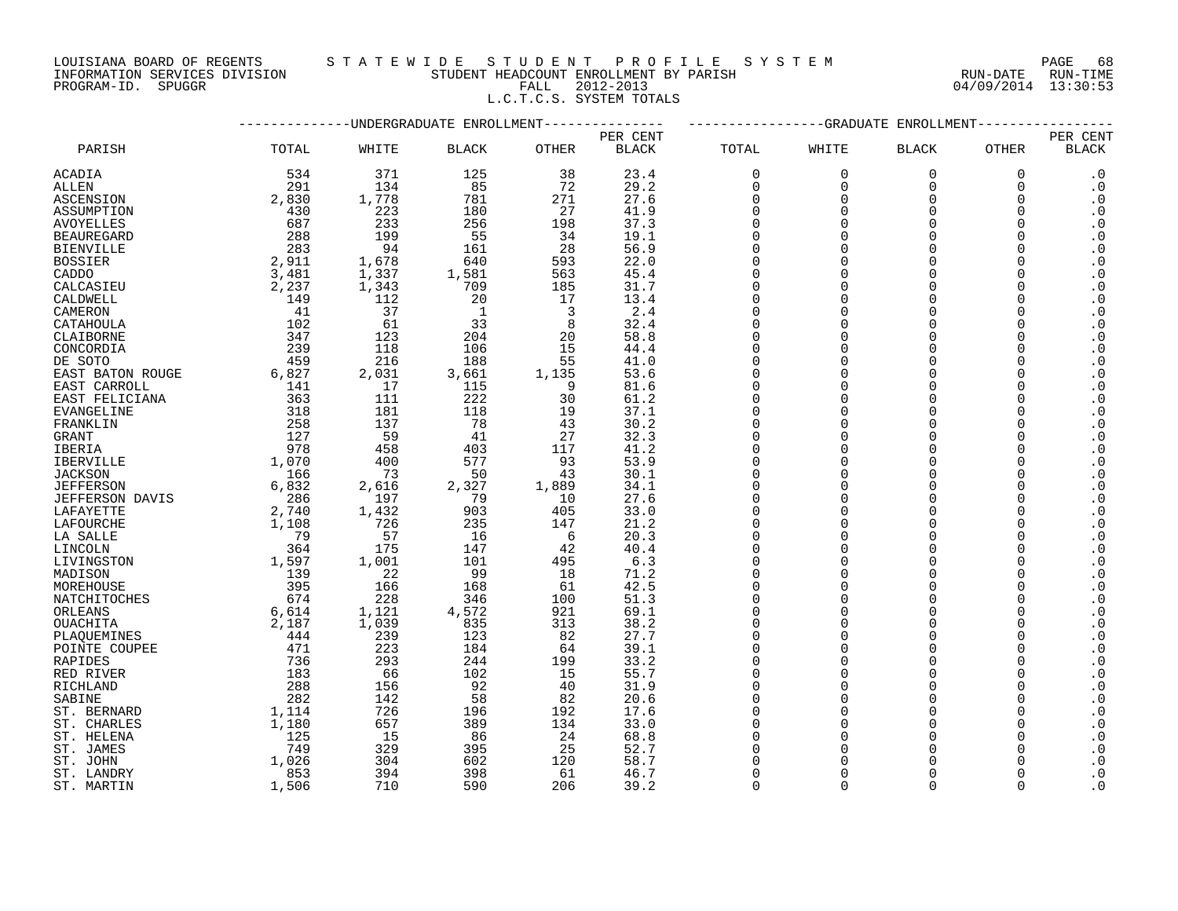LOUISIANA BOARD OF REGENTS
INFORMATION SERVICES DIVISION
PROGRAM-ID. SPUGGR

STATEWIDE STUDENT PROFILE SYSTEM
STUDENT HEADCOUNT ENROLLMENT BY PARISH
FALL 2012-2013
L.C.T.C.S. SYSTEM TOTALS

RUN-DATE RUN-TIME
04/09/2014 13:30:53

| PARISH | UNDERGRADUATE ENROLLMENT TOTAL | WHITE | BLACK | OTHER | PER CENT BLACK | GRADUATE ENROLLMENT TOTAL | WHITE | BLACK | OTHER | PER CENT BLACK |
|---|---|---|---|---|---|---|---|---|---|---|
| ACADIA | 534 | 371 | 125 | 38 | 23.4 | 0 | 0 | 0 | 0 | .0 |
| ALLEN | 291 | 134 | 85 | 72 | 29.2 | 0 | 0 | 0 | 0 | .0 |
| ASCENSION | 2,830 | 1,778 | 781 | 271 | 27.6 | 0 | 0 | 0 | 0 | .0 |
| ASSUMPTION | 430 | 223 | 180 | 27 | 41.9 | 0 | 0 | 0 | 0 | .0 |
| AVOYELLES | 687 | 233 | 256 | 198 | 37.3 | 0 | 0 | 0 | 0 | .0 |
| BEAUREGARD | 288 | 199 | 55 | 34 | 19.1 | 0 | 0 | 0 | 0 | .0 |
| BIENVILLE | 283 | 94 | 161 | 28 | 56.9 | 0 | 0 | 0 | 0 | .0 |
| BOSSIER | 2,911 | 1,678 | 640 | 593 | 22.0 | 0 | 0 | 0 | 0 | .0 |
| CADDO | 3,481 | 1,337 | 1,581 | 563 | 45.4 | 0 | 0 | 0 | 0 | .0 |
| CALCASIEU | 2,237 | 1,343 | 709 | 185 | 31.7 | 0 | 0 | 0 | 0 | .0 |
| CALDWELL | 149 | 112 | 20 | 17 | 13.4 | 0 | 0 | 0 | 0 | .0 |
| CAMERON | 41 | 37 | 1 | 3 | 2.4 | 0 | 0 | 0 | 0 | .0 |
| CATAHOULA | 102 | 61 | 33 | 8 | 32.4 | 0 | 0 | 0 | 0 | .0 |
| CLAIBORNE | 347 | 123 | 204 | 20 | 58.8 | 0 | 0 | 0 | 0 | .0 |
| CONCORDIA | 239 | 118 | 106 | 15 | 44.4 | 0 | 0 | 0 | 0 | .0 |
| DE SOTO | 459 | 216 | 188 | 55 | 41.0 | 0 | 0 | 0 | 0 | .0 |
| EAST BATON ROUGE | 6,827 | 2,031 | 3,661 | 1,135 | 53.6 | 0 | 0 | 0 | 0 | .0 |
| EAST CARROLL | 141 | 17 | 115 | 9 | 81.6 | 0 | 0 | 0 | 0 | .0 |
| EAST FELICIANA | 363 | 111 | 222 | 30 | 61.2 | 0 | 0 | 0 | 0 | .0 |
| EVANGELINE | 318 | 181 | 118 | 19 | 37.1 | 0 | 0 | 0 | 0 | .0 |
| FRANKLIN | 258 | 137 | 78 | 43 | 30.2 | 0 | 0 | 0 | 0 | .0 |
| GRANT | 127 | 59 | 41 | 27 | 32.3 | 0 | 0 | 0 | 0 | .0 |
| IBERIA | 978 | 458 | 403 | 117 | 41.2 | 0 | 0 | 0 | 0 | .0 |
| IBERVILLE | 1,070 | 400 | 577 | 93 | 53.9 | 0 | 0 | 0 | 0 | .0 |
| JACKSON | 166 | 73 | 50 | 43 | 30.1 | 0 | 0 | 0 | 0 | .0 |
| JEFFERSON | 6,832 | 2,616 | 2,327 | 1,889 | 34.1 | 0 | 0 | 0 | 0 | .0 |
| JEFFERSON DAVIS | 286 | 197 | 79 | 10 | 27.6 | 0 | 0 | 0 | 0 | .0 |
| LAFAYETTE | 2,740 | 1,432 | 903 | 405 | 33.0 | 0 | 0 | 0 | 0 | .0 |
| LAFOURCHE | 1,108 | 726 | 235 | 147 | 21.2 | 0 | 0 | 0 | 0 | .0 |
| LA SALLE | 79 | 57 | 16 | 6 | 20.3 | 0 | 0 | 0 | 0 | .0 |
| LINCOLN | 364 | 175 | 147 | 42 | 40.4 | 0 | 0 | 0 | 0 | .0 |
| LIVINGSTON | 1,597 | 1,001 | 101 | 495 | 6.3 | 0 | 0 | 0 | 0 | .0 |
| MADISON | 139 | 22 | 99 | 18 | 71.2 | 0 | 0 | 0 | 0 | .0 |
| MOREHOUSE | 395 | 166 | 168 | 61 | 42.5 | 0 | 0 | 0 | 0 | .0 |
| NATCHITOCHES | 674 | 228 | 346 | 100 | 51.3 | 0 | 0 | 0 | 0 | .0 |
| ORLEANS | 6,614 | 1,121 | 4,572 | 921 | 69.1 | 0 | 0 | 0 | 0 | .0 |
| OUACHITA | 2,187 | 1,039 | 835 | 313 | 38.2 | 0 | 0 | 0 | 0 | .0 |
| PLAQUEMINES | 444 | 239 | 123 | 82 | 27.7 | 0 | 0 | 0 | 0 | .0 |
| POINTE COUPEE | 471 | 223 | 184 | 64 | 39.1 | 0 | 0 | 0 | 0 | .0 |
| RAPIDES | 736 | 293 | 244 | 199 | 33.2 | 0 | 0 | 0 | 0 | .0 |
| RED RIVER | 183 | 66 | 102 | 15 | 55.7 | 0 | 0 | 0 | 0 | .0 |
| RICHLAND | 288 | 156 | 92 | 40 | 31.9 | 0 | 0 | 0 | 0 | .0 |
| SABINE | 282 | 142 | 58 | 82 | 20.6 | 0 | 0 | 0 | 0 | .0 |
| ST. BERNARD | 1,114 | 726 | 196 | 192 | 17.6 | 0 | 0 | 0 | 0 | .0 |
| ST. CHARLES | 1,180 | 657 | 389 | 134 | 33.0 | 0 | 0 | 0 | 0 | .0 |
| ST. HELENA | 125 | 15 | 86 | 24 | 68.8 | 0 | 0 | 0 | 0 | .0 |
| ST. JAMES | 749 | 329 | 395 | 25 | 52.7 | 0 | 0 | 0 | 0 | .0 |
| ST. JOHN | 1,026 | 304 | 602 | 120 | 58.7 | 0 | 0 | 0 | 0 | .0 |
| ST. LANDRY | 853 | 394 | 398 | 61 | 46.7 | 0 | 0 | 0 | 0 | .0 |
| ST. MARTIN | 1,506 | 710 | 590 | 206 | 39.2 | 0 | 0 | 0 | 0 | .0 |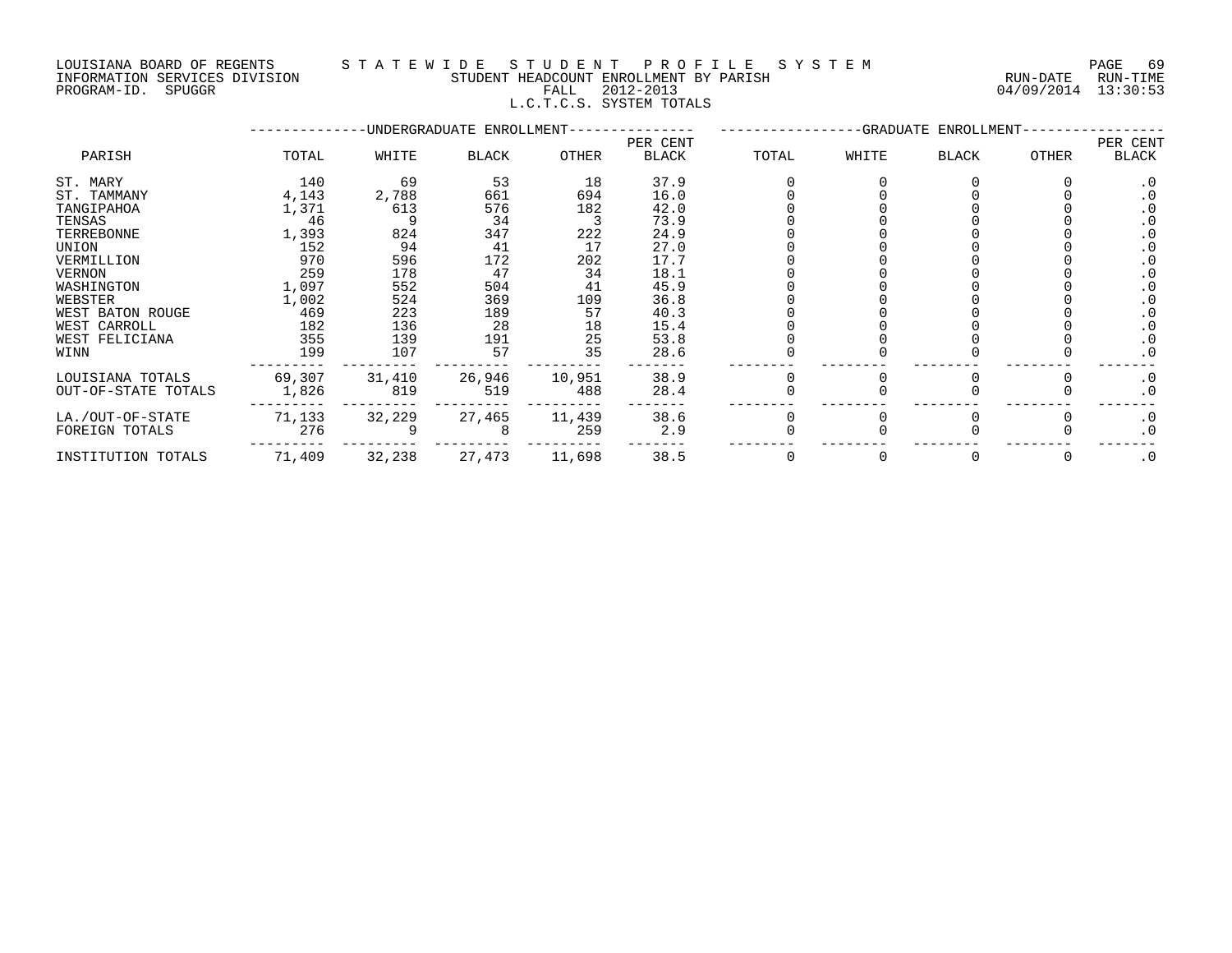LOUISIANA BOARD OF REGENTS — STATEWIDE STUDENT PROFILE SYSTEM
INFORMATION SERVICES DIVISION — STUDENT HEADCOUNT ENROLLMENT BY PARISH — RUN-DATE 04/09/2014 RUN-TIME 13:30:53
PROGRAM-ID. SPUGGR — FALL 2012-2013

L.C.T.C.S. SYSTEM TOTALS

| PARISH | UNDERGRADUATE ENROLLMENT | | | | | GRADUATE ENROLLMENT | | | | |
|---|---|---|---|---|---|---|---|---|---|---|
| | TOTAL | WHITE | BLACK | OTHER | PER CENT BLACK | TOTAL | WHITE | BLACK | OTHER | PER CENT BLACK |
| ST. MARY | 140 | 69 | 53 | 18 | 37.9 | 0 | 0 | 0 | 0 | .0 |
| ST. TAMMANY | 4,143 | 2,788 | 661 | 694 | 16.0 | 0 | 0 | 0 | 0 | .0 |
| TANGIPAHOA | 1,371 | 613 | 576 | 182 | 42.0 | 0 | 0 | 0 | 0 | .0 |
| TENSAS | 46 | 9 | 34 | 3 | 73.9 | 0 | 0 | 0 | 0 | .0 |
| TERREBONNE | 1,393 | 824 | 347 | 222 | 24.9 | 0 | 0 | 0 | 0 | .0 |
| UNION | 152 | 94 | 41 | 17 | 27.0 | 0 | 0 | 0 | 0 | .0 |
| VERMILLION | 970 | 596 | 172 | 202 | 17.7 | 0 | 0 | 0 | 0 | .0 |
| VERNON | 259 | 178 | 47 | 34 | 18.1 | 0 | 0 | 0 | 0 | .0 |
| WASHINGTON | 1,097 | 552 | 504 | 41 | 45.9 | 0 | 0 | 0 | 0 | .0 |
| WEBSTER | 1,002 | 524 | 369 | 109 | 36.8 | 0 | 0 | 0 | 0 | .0 |
| WEST BATON ROUGE | 469 | 223 | 189 | 57 | 40.3 | 0 | 0 | 0 | 0 | .0 |
| WEST CARROLL | 182 | 136 | 28 | 18 | 15.4 | 0 | 0 | 0 | 0 | .0 |
| WEST FELICIANA | 355 | 139 | 191 | 25 | 53.8 | 0 | 0 | 0 | 0 | .0 |
| WINN | 199 | 107 | 57 | 35 | 28.6 | 0 | 0 | 0 | 0 | .0 |
| LOUISIANA TOTALS | 69,307 | 31,410 | 26,946 | 10,951 | 38.9 | 0 | 0 | 0 | 0 | .0 |
| OUT-OF-STATE TOTALS | 1,826 | 819 | 519 | 488 | 28.4 | 0 | 0 | 0 | 0 | .0 |
| LA./OUT-OF-STATE | 71,133 | 32,229 | 27,465 | 11,439 | 38.6 | 0 | 0 | 0 | 0 | .0 |
| FOREIGN TOTALS | 276 | 9 | 8 | 259 | 2.9 | 0 | 0 | 0 | 0 | .0 |
| INSTITUTION TOTALS | 71,409 | 32,238 | 27,473 | 11,698 | 38.5 | 0 | 0 | 0 | 0 | .0 |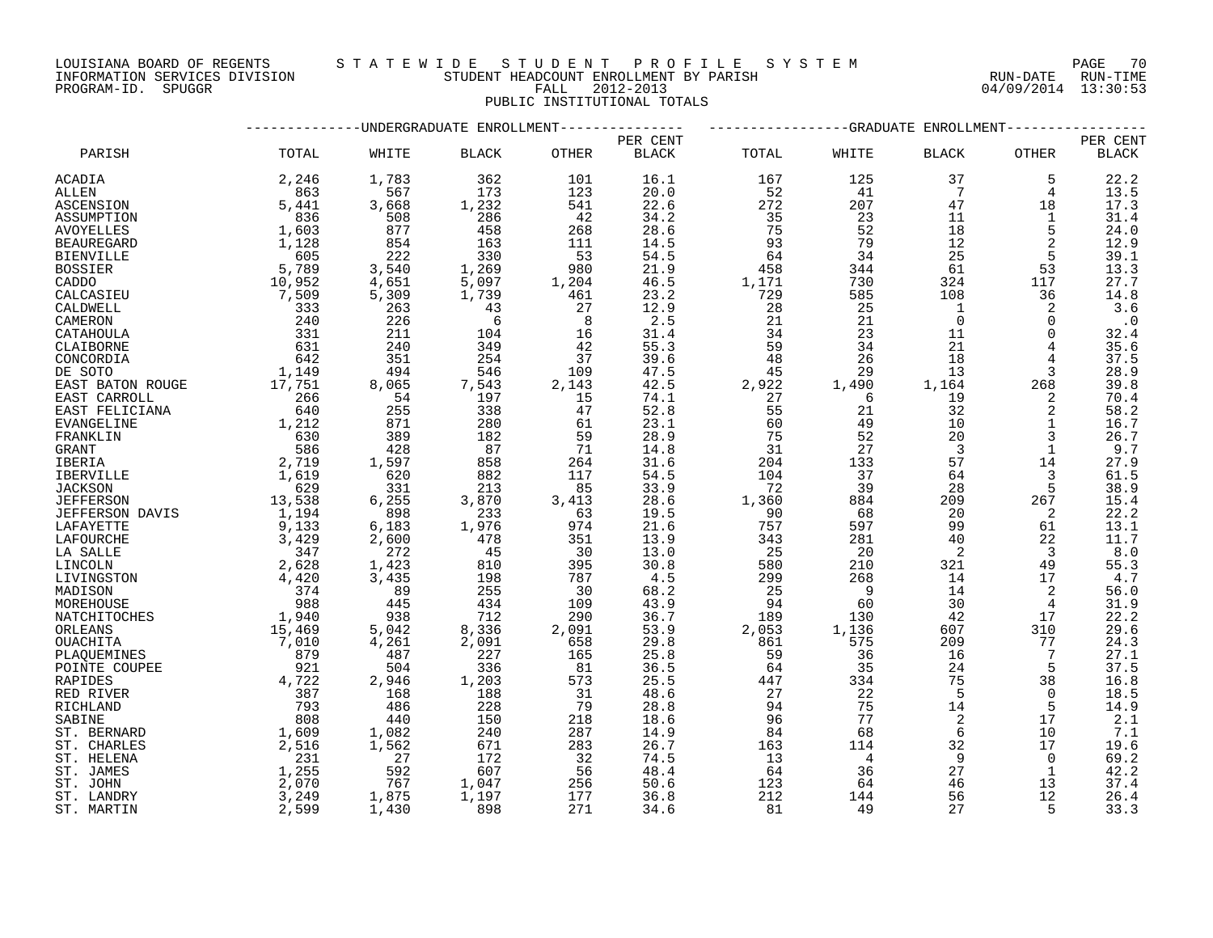LOUISIANA BOARD OF REGENTS — INFORMATION SERVICES DIVISION — PROGRAM-ID. SPUGGR

# STATEWIDE STUDENT PROFILE SYSTEM

STUDENT HEADCOUNT ENROLLMENT BY PARISH
FALL 2012-2013
PUBLIC INSTITUTIONAL TOTALS

RUN-DATE 04/09/2014 RUN-TIME 13:30:53

| | UNDERGRADUATE ENROLLMENT | | | | | GRADUATE ENROLLMENT | | | | |
|---|---|---|---|---|---|---|---|---|---|---|
| PARISH | TOTAL | WHITE | BLACK | OTHER | PER CENT BLACK | TOTAL | WHITE | BLACK | OTHER | PER CENT BLACK |
| ACADIA | 2,246 | 1,783 | 362 | 101 | 16.1 | 167 | 125 | 37 | 5 | 22.2 |
| ALLEN | 863 | 567 | 173 | 123 | 20.0 | 52 | 41 | 7 | 4 | 13.5 |
| ASCENSION | 5,441 | 3,668 | 1,232 | 541 | 22.6 | 272 | 207 | 47 | 18 | 17.3 |
| ASSUMPTION | 836 | 508 | 286 | 42 | 34.2 | 35 | 23 | 11 | 1 | 31.4 |
| AVOYELLES | 1,603 | 877 | 458 | 268 | 28.6 | 75 | 52 | 18 | 5 | 24.0 |
| BEAUREGARD | 1,128 | 854 | 163 | 111 | 14.5 | 93 | 79 | 12 | 2 | 12.9 |
| BIENVILLE | 605 | 222 | 330 | 53 | 54.5 | 64 | 34 | 25 | 5 | 39.1 |
| BOSSIER | 5,789 | 3,540 | 1,269 | 980 | 21.9 | 458 | 344 | 61 | 53 | 13.3 |
| CADDO | 10,952 | 4,651 | 5,097 | 1,204 | 46.5 | 1,171 | 730 | 324 | 117 | 27.7 |
| CALCASIEU | 7,509 | 5,309 | 1,739 | 461 | 23.2 | 729 | 585 | 108 | 36 | 14.8 |
| CALDWELL | 333 | 263 | 43 | 27 | 12.9 | 28 | 25 | 1 | 2 | 3.6 |
| CAMERON | 240 | 226 | 6 | 8 | 2.5 | 21 | 21 | 0 | 0 | .0 |
| CATAHOULA | 331 | 211 | 104 | 16 | 31.4 | 34 | 23 | 11 | 0 | 32.4 |
| CLAIBORNE | 631 | 240 | 349 | 42 | 55.3 | 59 | 34 | 21 | 4 | 35.6 |
| CONCORDIA | 642 | 351 | 254 | 37 | 39.6 | 48 | 26 | 18 | 4 | 37.5 |
| DE SOTO | 1,149 | 494 | 546 | 109 | 47.5 | 45 | 29 | 13 | 3 | 28.9 |
| EAST BATON ROUGE | 17,751 | 8,065 | 7,543 | 2,143 | 42.5 | 2,922 | 1,490 | 1,164 | 268 | 39.8 |
| EAST CARROLL | 266 | 54 | 197 | 15 | 74.1 | 27 | 6 | 19 | 2 | 70.4 |
| EAST FELICIANA | 640 | 255 | 338 | 47 | 52.8 | 55 | 21 | 32 | 2 | 58.2 |
| EVANGELINE | 1,212 | 871 | 280 | 61 | 23.1 | 60 | 49 | 10 | 1 | 16.7 |
| FRANKLIN | 630 | 389 | 182 | 59 | 28.9 | 75 | 52 | 20 | 3 | 26.7 |
| GRANT | 586 | 428 | 87 | 71 | 14.8 | 31 | 27 | 3 | 1 | 9.7 |
| IBERIA | 2,719 | 1,597 | 858 | 264 | 31.6 | 204 | 133 | 57 | 14 | 27.9 |
| IBERVILLE | 1,619 | 620 | 882 | 117 | 54.5 | 104 | 37 | 64 | 3 | 61.5 |
| JACKSON | 629 | 331 | 213 | 85 | 33.9 | 72 | 39 | 28 | 5 | 38.9 |
| JEFFERSON | 13,538 | 6,255 | 3,870 | 3,413 | 28.6 | 1,360 | 884 | 209 | 267 | 15.4 |
| JEFFERSON DAVIS | 1,194 | 898 | 233 | 63 | 19.5 | 90 | 68 | 20 | 2 | 22.2 |
| LAFAYETTE | 9,133 | 6,183 | 1,976 | 974 | 21.6 | 757 | 597 | 99 | 61 | 13.1 |
| LAFOURCHE | 3,429 | 2,600 | 478 | 351 | 13.9 | 343 | 281 | 40 | 22 | 11.7 |
| LA SALLE | 347 | 272 | 45 | 30 | 13.0 | 25 | 20 | 2 | 3 | 8.0 |
| LINCOLN | 2,628 | 1,423 | 810 | 395 | 30.8 | 580 | 210 | 321 | 49 | 55.3 |
| LIVINGSTON | 4,420 | 3,435 | 198 | 787 | 4.5 | 299 | 268 | 14 | 17 | 4.7 |
| MADISON | 374 | 89 | 255 | 30 | 68.2 | 25 | 9 | 14 | 2 | 56.0 |
| MOREHOUSE | 988 | 445 | 434 | 109 | 43.9 | 94 | 60 | 30 | 4 | 31.9 |
| NATCHITOCHES | 1,940 | 938 | 712 | 290 | 36.7 | 189 | 130 | 42 | 17 | 22.2 |
| ORLEANS | 15,469 | 5,042 | 8,336 | 2,091 | 53.9 | 2,053 | 1,136 | 607 | 310 | 29.6 |
| OUACHITA | 7,010 | 4,261 | 2,091 | 658 | 29.8 | 861 | 575 | 209 | 77 | 24.3 |
| PLAQUEMINES | 879 | 487 | 227 | 165 | 25.8 | 59 | 36 | 16 | 7 | 27.1 |
| POINTE COUPEE | 921 | 504 | 336 | 81 | 36.5 | 64 | 35 | 24 | 5 | 37.5 |
| RAPIDES | 4,722 | 2,946 | 1,203 | 573 | 25.5 | 447 | 334 | 75 | 38 | 16.8 |
| RED RIVER | 387 | 168 | 188 | 31 | 48.6 | 27 | 22 | 5 | 0 | 18.5 |
| RICHLAND | 793 | 486 | 228 | 79 | 28.8 | 94 | 75 | 14 | 5 | 14.9 |
| SABINE | 808 | 440 | 150 | 218 | 18.6 | 96 | 77 | 2 | 17 | 2.1 |
| ST. BERNARD | 1,609 | 1,082 | 240 | 287 | 14.9 | 84 | 68 | 6 | 10 | 7.1 |
| ST. CHARLES | 2,516 | 1,562 | 671 | 283 | 26.7 | 163 | 114 | 32 | 17 | 19.6 |
| ST. HELENA | 231 | 27 | 172 | 32 | 74.5 | 13 | 4 | 9 | 0 | 69.2 |
| ST. JAMES | 1,255 | 592 | 607 | 56 | 48.4 | 64 | 36 | 27 | 1 | 42.2 |
| ST. JOHN | 2,070 | 767 | 1,047 | 256 | 50.6 | 123 | 64 | 46 | 13 | 37.4 |
| ST. LANDRY | 3,249 | 1,875 | 1,197 | 177 | 36.8 | 212 | 144 | 56 | 12 | 26.4 |
| ST. MARTIN | 2,599 | 1,430 | 898 | 271 | 34.6 | 81 | 49 | 27 | 5 | 33.3 |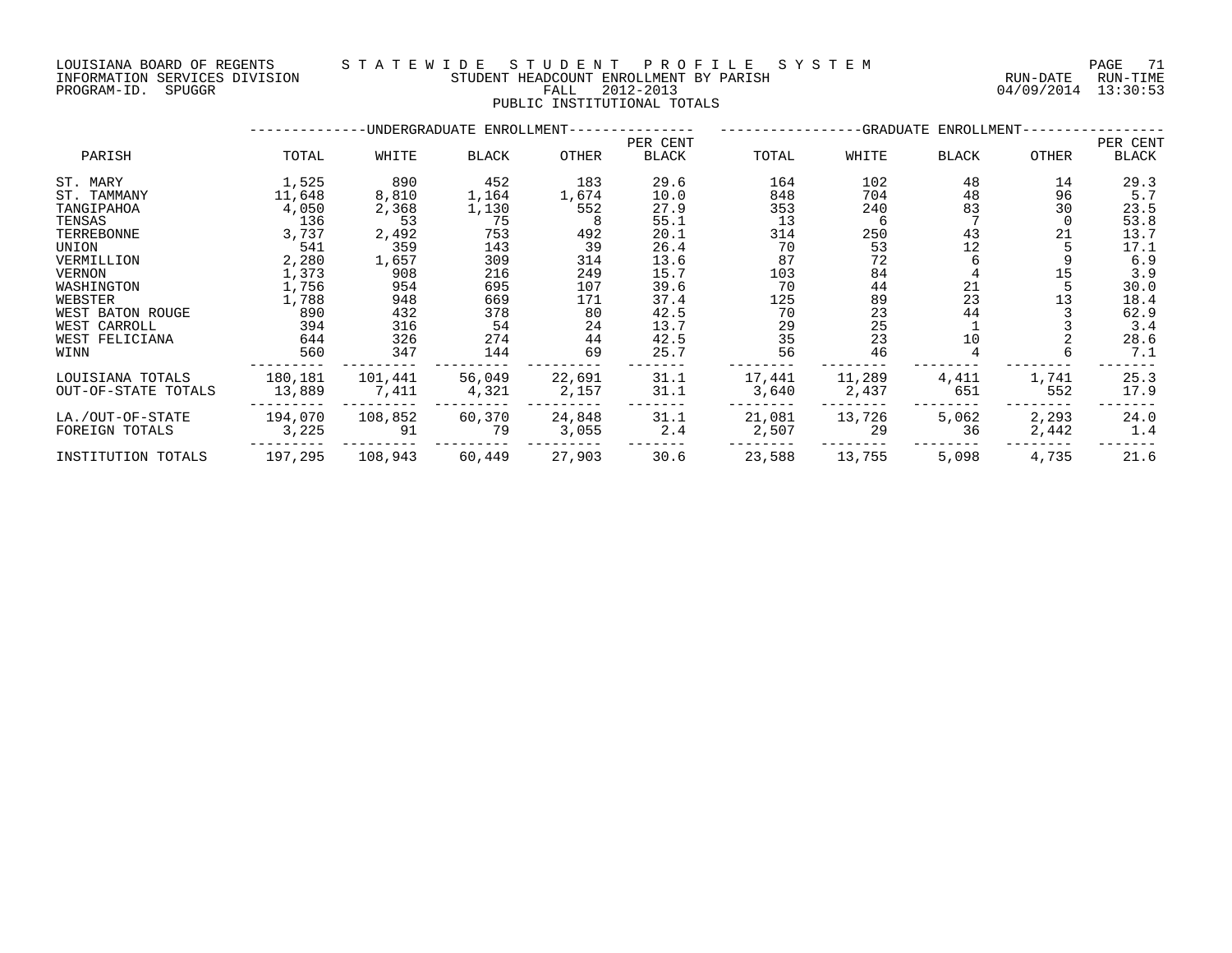LOUISIANA BOARD OF REGENTS — STATEWIDE STUDENT PROFILE SYSTEM
INFORMATION SERVICES DIVISION — STUDENT HEADCOUNT ENROLLMENT BY PARISH — RUN-DATE 04/09/2014 RUN-TIME 13:30:53
PROGRAM-ID. SPUGGR — FALL 2012-2013

PUBLIC INSTITUTIONAL TOTALS

| | UNDERGRADUATE ENROLLMENT | | | | | GRADUATE ENROLLMENT | | | | |
|---|---|---|---|---|---|---|---|---|---|---|
| PARISH | TOTAL | WHITE | BLACK | OTHER | PER CENT BLACK | TOTAL | WHITE | BLACK | OTHER | PER CENT BLACK |
| ST. MARY | 1,525 | 890 | 452 | 183 | 29.6 | 164 | 102 | 48 | 14 | 29.3 |
| ST. TAMMANY | 11,648 | 8,810 | 1,164 | 1,674 | 10.0 | 848 | 704 | 48 | 96 | 5.7 |
| TANGIPAHOA | 4,050 | 2,368 | 1,130 | 552 | 27.9 | 353 | 240 | 83 | 30 | 23.5 |
| TENSAS | 136 | 53 | 75 | 8 | 55.1 | 13 | 6 | 7 | 0 | 53.8 |
| TERREBONNE | 3,737 | 2,492 | 753 | 492 | 20.1 | 314 | 250 | 43 | 21 | 13.7 |
| UNION | 541 | 359 | 143 | 39 | 26.4 | 70 | 53 | 12 | 5 | 17.1 |
| VERMILLION | 2,280 | 1,657 | 309 | 314 | 13.6 | 87 | 72 | 6 | 9 | 6.9 |
| VERNON | 1,373 | 908 | 216 | 249 | 15.7 | 103 | 84 | 4 | 15 | 3.9 |
| WASHINGTON | 1,756 | 954 | 695 | 107 | 39.6 | 70 | 44 | 21 | 5 | 30.0 |
| WEBSTER | 1,788 | 948 | 669 | 171 | 37.4 | 125 | 89 | 23 | 13 | 18.4 |
| WEST BATON ROUGE | 890 | 432 | 378 | 80 | 42.5 | 70 | 23 | 44 | 3 | 62.9 |
| WEST CARROLL | 394 | 316 | 54 | 24 | 13.7 | 29 | 25 | 1 | 3 | 3.4 |
| WEST FELICIANA | 644 | 326 | 274 | 44 | 42.5 | 35 | 23 | 10 | 2 | 28.6 |
| WINN | 560 | 347 | 144 | 69 | 25.7 | 56 | 46 | 4 | 6 | 7.1 |
| LOUISIANA TOTALS | 180,181 | 101,441 | 56,049 | 22,691 | 31.1 | 17,441 | 11,289 | 4,411 | 1,741 | 25.3 |
| OUT-OF-STATE TOTALS | 13,889 | 7,411 | 4,321 | 2,157 | 31.1 | 3,640 | 2,437 | 651 | 552 | 17.9 |
| LA./OUT-OF-STATE | 194,070 | 108,852 | 60,370 | 24,848 | 31.1 | 21,081 | 13,726 | 5,062 | 2,293 | 24.0 |
| FOREIGN TOTALS | 3,225 | 91 | 79 | 3,055 | 2.4 | 2,507 | 29 | 36 | 2,442 | 1.4 |
| INSTITUTION TOTALS | 197,295 | 108,943 | 60,449 | 27,903 | 30.6 | 23,588 | 13,755 | 5,098 | 4,735 | 21.6 |